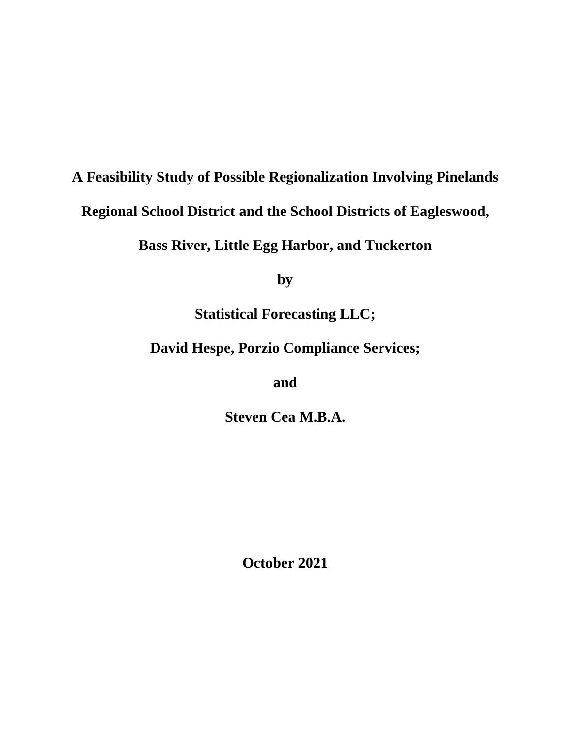# A Feasibility Study of Possible Regionalization Involving Pinelands Regional School District and the School Districts of Eagleswood, Bass River, Little Egg Harbor, and Tuckerton

**by**

**Statistical Forecasting LLC;**

**David Hespe, Porzio Compliance Services;**

**and**

**Steven Cea M.B.A.**

**October 2021**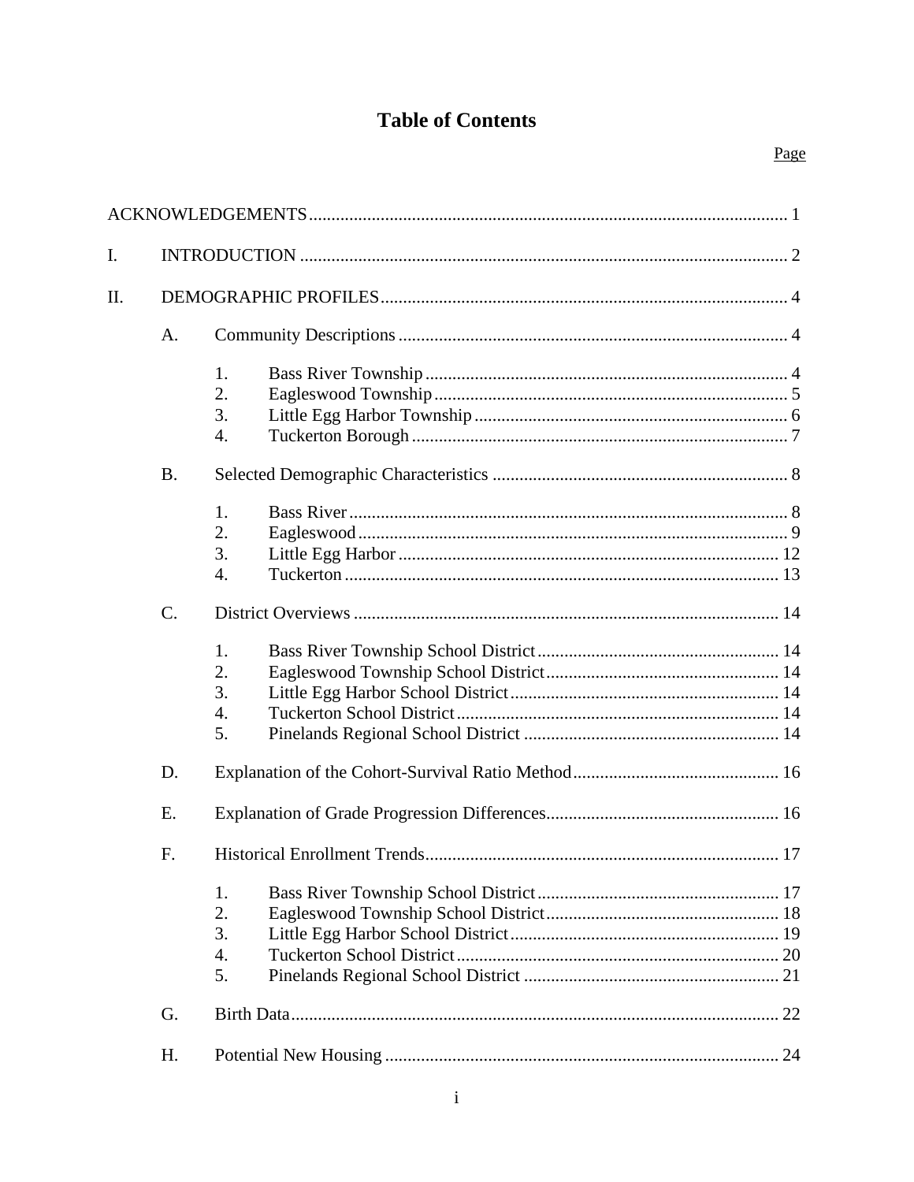# Table of Contents

Page

ACKNOWLEDGEMENTS .......... 1

I. INTRODUCTION .......... 2

II. DEMOGRAPHIC PROFILES .......... 4

- A. Community Descriptions .......... 4
  1. Bass River Township .......... 4
  2. Eagleswood Township .......... 5
  3. Little Egg Harbor Township .......... 6
  4. Tuckerton Borough .......... 7
- B. Selected Demographic Characteristics .......... 8
  1. Bass River .......... 8
  2. Eagleswood .......... 9
  3. Little Egg Harbor .......... 12
  4. Tuckerton .......... 13
- C. District Overviews .......... 14
  1. Bass River Township School District .......... 14
  2. Eagleswood Township School District .......... 14
  3. Little Egg Harbor School District .......... 14
  4. Tuckerton School District .......... 14
  5. Pinelands Regional School District .......... 14
- D. Explanation of the Cohort-Survival Ratio Method .......... 16
- E. Explanation of Grade Progression Differences .......... 16
- F. Historical Enrollment Trends .......... 17
  1. Bass River Township School District .......... 17
  2. Eagleswood Township School District .......... 18
  3. Little Egg Harbor School District .......... 19
  4. Tuckerton School District .......... 20
  5. Pinelands Regional School District .......... 21
- G. Birth Data .......... 22
- H. Potential New Housing .......... 24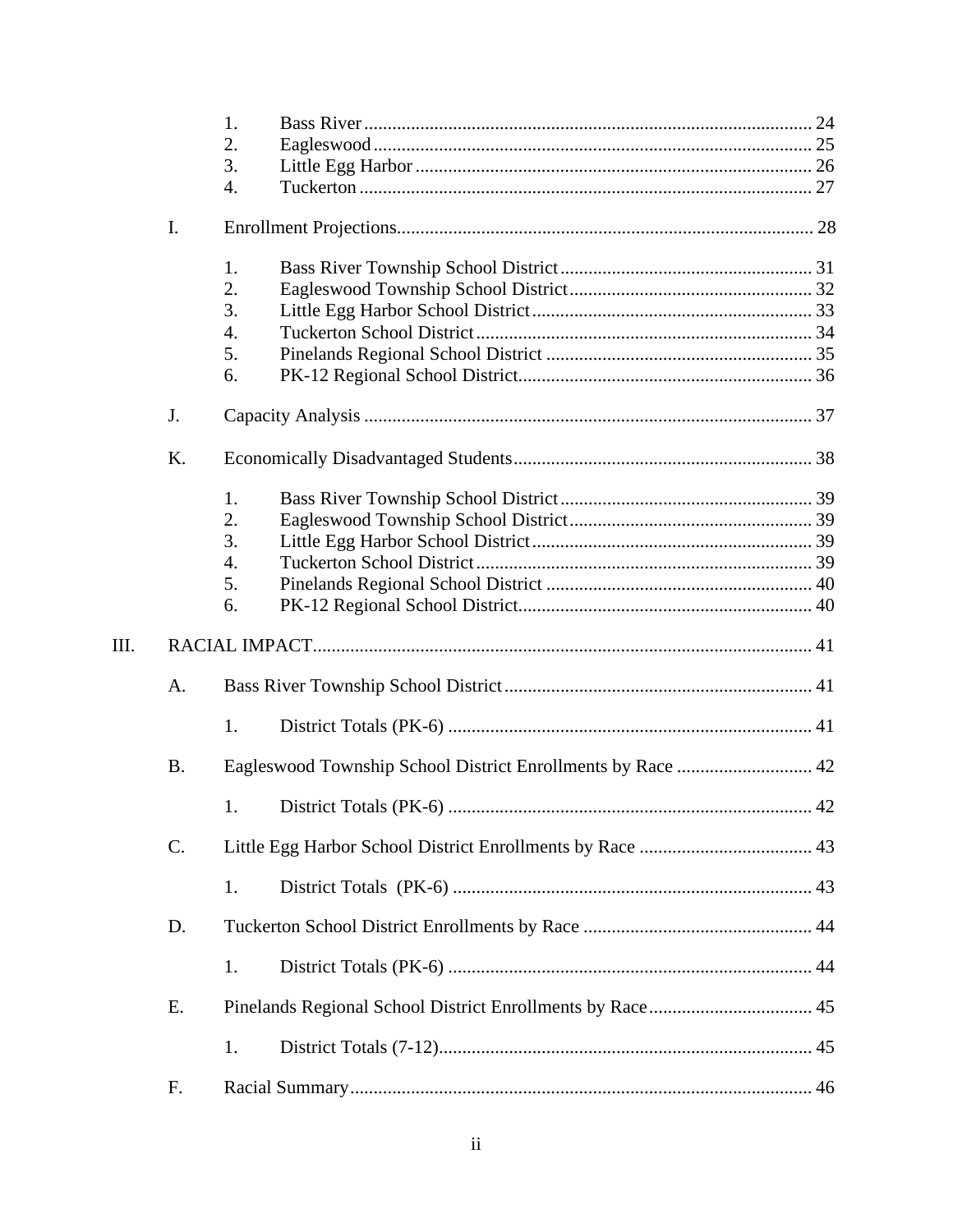1. Bass River ............................................................................................... 24
2. Eagleswood ............................................................................................. 25
3. Little Egg Harbor .................................................................................... 26
4. Tuckerton ................................................................................................ 27

I. Enrollment Projections........................................................................................ 28

1. Bass River Township School District ...................................................... 31
2. Eagleswood Township School District .................................................... 32
3. Little Egg Harbor School District ............................................................ 33
4. Tuckerton School District ........................................................................ 34
5. Pinelands Regional School District ......................................................... 35
6. PK-12 Regional School District............................................................... 36

J. Capacity Analysis ............................................................................................... 37

K. Economically Disadvantaged Students................................................................ 38

1. Bass River Township School District ...................................................... 39
2. Eagleswood Township School District .................................................... 39
3. Little Egg Harbor School District ............................................................ 39
4. Tuckerton School District ........................................................................ 39
5. Pinelands Regional School District ......................................................... 40
6. PK-12 Regional School District............................................................... 40

III. RACIAL IMPACT.......................................................................................................... 41

A. Bass River Township School District .................................................................. 41

1. District Totals (PK-6) .............................................................................. 41

B. Eagleswood Township School District Enrollments by Race ............................. 42

1. District Totals (PK-6) .............................................................................. 42

C. Little Egg Harbor School District Enrollments by Race ..................................... 43

1. District Totals (PK-6) .............................................................................. 43

D. Tuckerton School District Enrollments by Race ................................................. 44

1. District Totals (PK-6) .............................................................................. 44

E. Pinelands Regional School District Enrollments by Race................................... 45

1. District Totals (7-12)................................................................................ 45

F. Racial Summary................................................................................................... 46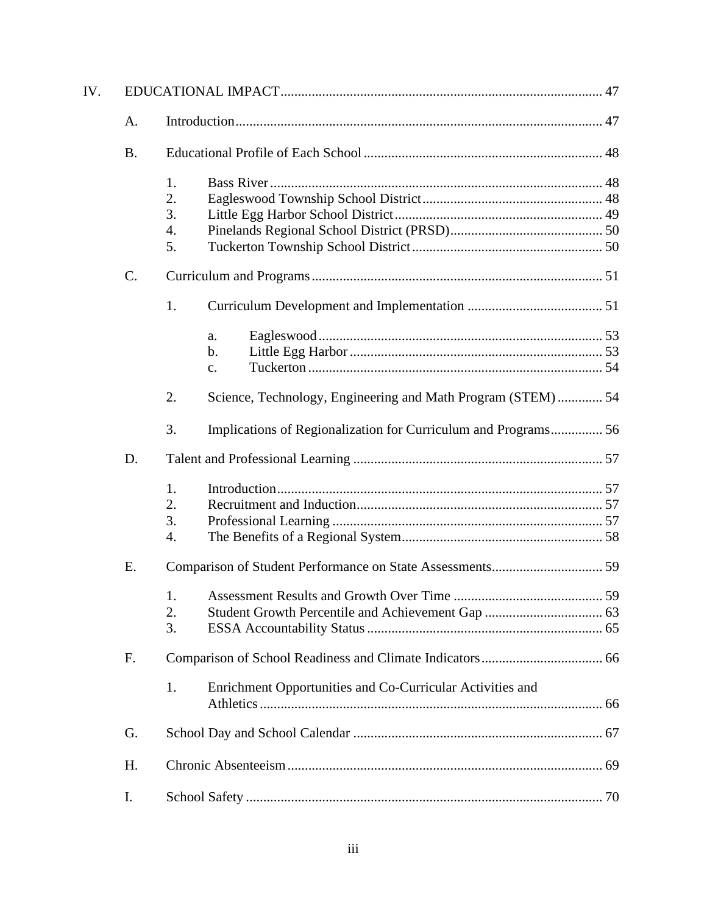IV. EDUCATIONAL IMPACT ... 47

- A. Introduction ... 47
- B. Educational Profile of Each School ... 48
  1. Bass River ... 48
  2. Eagleswood Township School District ... 48
  3. Little Egg Harbor School District ... 49
  4. Pinelands Regional School District (PRSD) ... 50
  5. Tuckerton Township School District ... 50
- C. Curriculum and Programs ... 51
  1. Curriculum Development and Implementation ... 51
     - a. Eagleswood ... 53
     - b. Little Egg Harbor ... 53
     - c. Tuckerton ... 54
  2. Science, Technology, Engineering and Math Program (STEM) ... 54
  3. Implications of Regionalization for Curriculum and Programs ... 56
- D. Talent and Professional Learning ... 57
  1. Introduction ... 57
  2. Recruitment and Induction ... 57
  3. Professional Learning ... 57
  4. The Benefits of a Regional System ... 58
- E. Comparison of Student Performance on State Assessments ... 59
  1. Assessment Results and Growth Over Time ... 59
  2. Student Growth Percentile and Achievement Gap ... 63
  3. ESSA Accountability Status ... 65
- F. Comparison of School Readiness and Climate Indicators ... 66
  1. Enrichment Opportunities and Co-Curricular Activities and Athletics ... 66
- G. School Day and School Calendar ... 67
- H. Chronic Absenteeism ... 69
- I. School Safety ... 70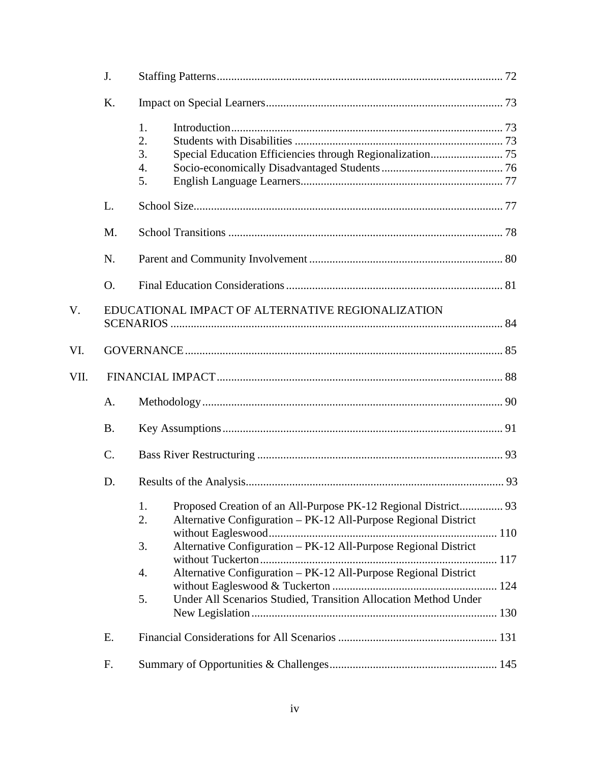J. Staffing Patterns ........................................ 72

K. Impact on Special Learners ........................................ 73

1. Introduction ........................................ 73
2. Students with Disabilities ........................................ 73
3. Special Education Efficiencies through Regionalization ........................................ 75
4. Socio-economically Disadvantaged Students ........................................ 76
5. English Language Learners ........................................ 77

L. School Size ........................................ 77

M. School Transitions ........................................ 78

N. Parent and Community Involvement ........................................ 80

O. Final Education Considerations ........................................ 81

V. EDUCATIONAL IMPACT OF ALTERNATIVE REGIONALIZATION SCENARIOS ........................................ 84

VI. GOVERNANCE ........................................ 85

VII. FINANCIAL IMPACT ........................................ 88

A. Methodology ........................................ 90

B. Key Assumptions ........................................ 91

C. Bass River Restructuring ........................................ 93

D. Results of the Analysis ........................................ 93

1. Proposed Creation of an All-Purpose PK-12 Regional District ........................................ 93
2. Alternative Configuration – PK-12 All-Purpose Regional District without Eagleswood ........................................ 110
3. Alternative Configuration – PK-12 All-Purpose Regional District without Tuckerton ........................................ 117
4. Alternative Configuration – PK-12 All-Purpose Regional District without Eagleswood & Tuckerton ........................................ 124
5. Under All Scenarios Studied, Transition Allocation Method Under New Legislation ........................................ 130

E. Financial Considerations for All Scenarios ........................................ 131

F. Summary of Opportunities & Challenges ........................................ 145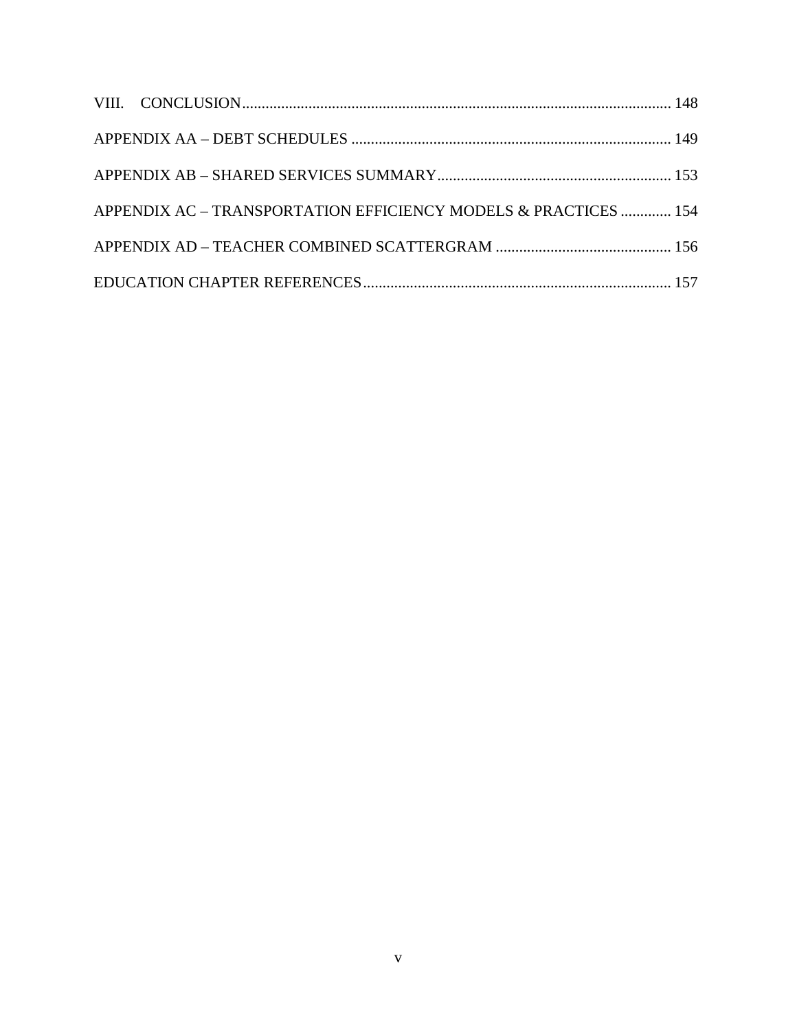VIII. CONCLUSION ........ 148

APPENDIX AA – DEBT SCHEDULES ........ 149

APPENDIX AB – SHARED SERVICES SUMMARY ........ 153

APPENDIX AC – TRANSPORTATION EFFICIENCY MODELS & PRACTICES ........ 154

APPENDIX AD – TEACHER COMBINED SCATTERGRAM ........ 156

EDUCATION CHAPTER REFERENCES ........ 157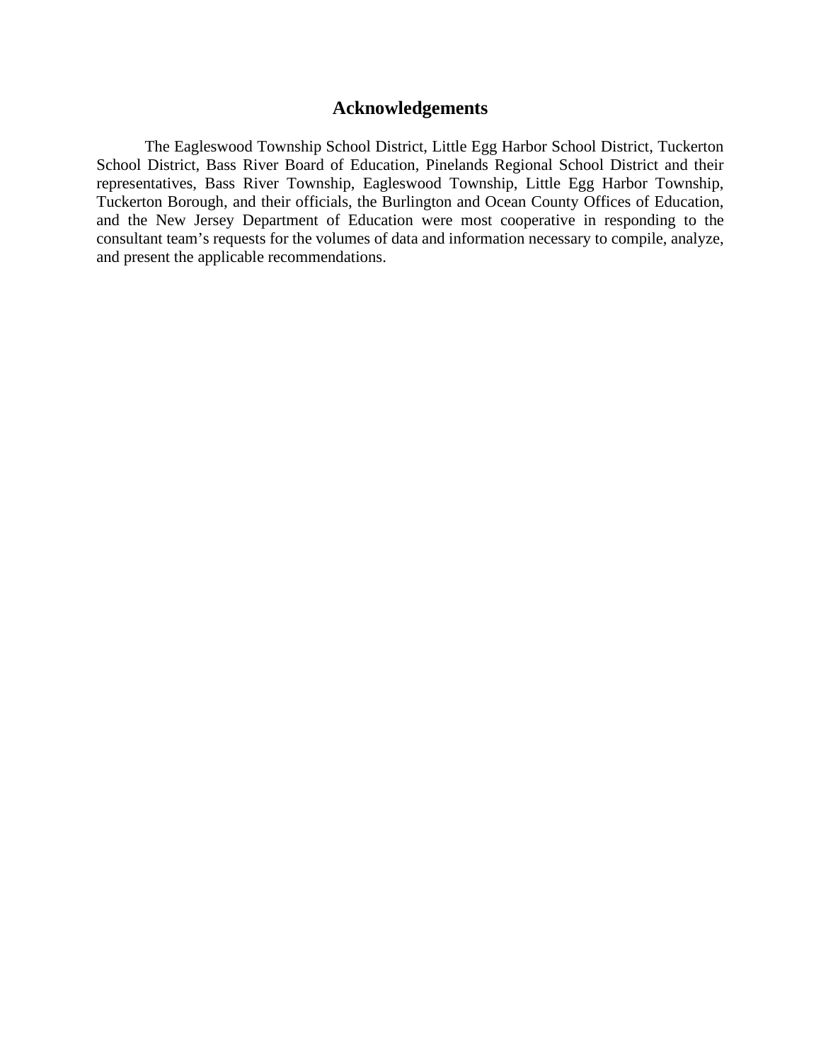# Acknowledgements

The Eagleswood Township School District, Little Egg Harbor School District, Tuckerton School District, Bass River Board of Education, Pinelands Regional School District and their representatives, Bass River Township, Eagleswood Township, Little Egg Harbor Township, Tuckerton Borough, and their officials, the Burlington and Ocean County Offices of Education, and the New Jersey Department of Education were most cooperative in responding to the consultant team's requests for the volumes of data and information necessary to compile, analyze, and present the applicable recommendations.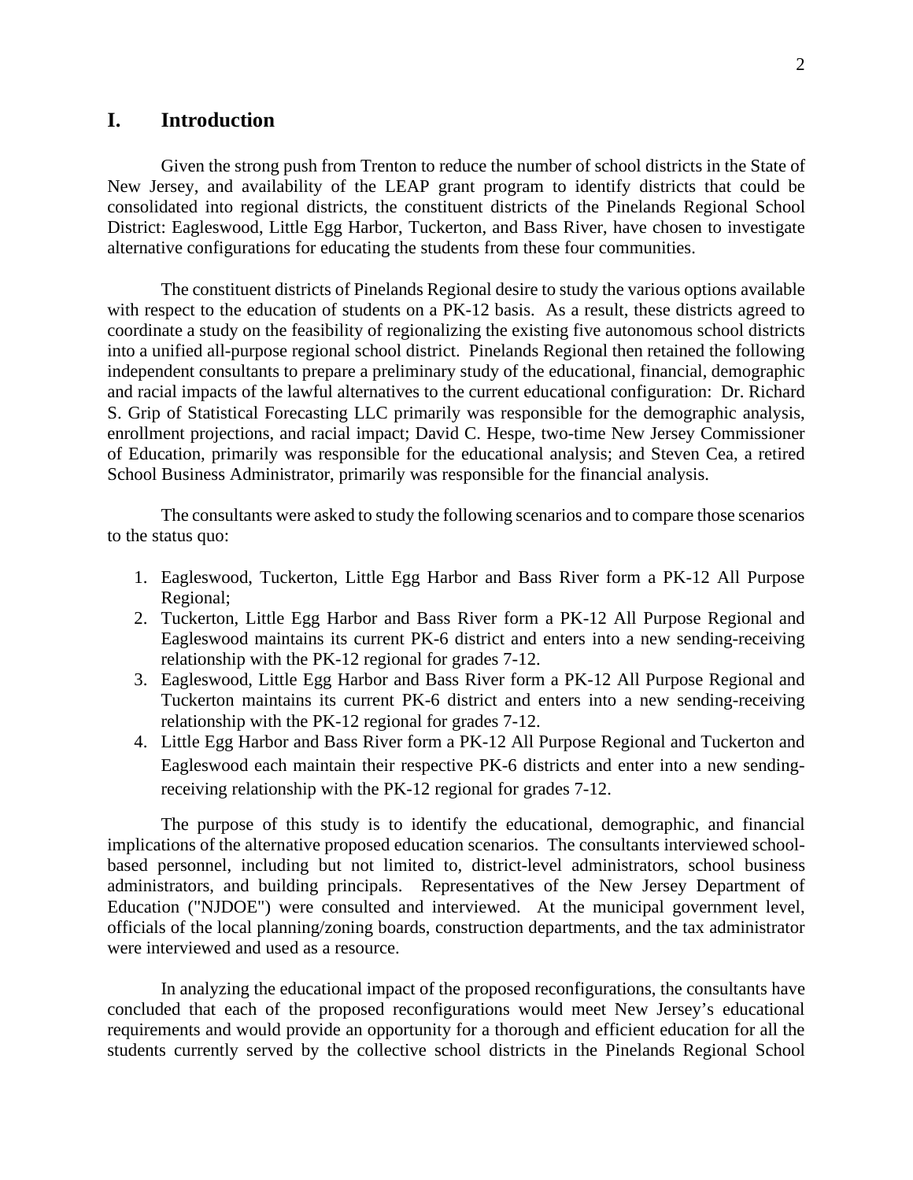# I. Introduction

Given the strong push from Trenton to reduce the number of school districts in the State of New Jersey, and availability of the LEAP grant program to identify districts that could be consolidated into regional districts, the constituent districts of the Pinelands Regional School District: Eagleswood, Little Egg Harbor, Tuckerton, and Bass River, have chosen to investigate alternative configurations for educating the students from these four communities.

The constituent districts of Pinelands Regional desire to study the various options available with respect to the education of students on a PK-12 basis. As a result, these districts agreed to coordinate a study on the feasibility of regionalizing the existing five autonomous school districts into a unified all-purpose regional school district. Pinelands Regional then retained the following independent consultants to prepare a preliminary study of the educational, financial, demographic and racial impacts of the lawful alternatives to the current educational configuration: Dr. Richard S. Grip of Statistical Forecasting LLC primarily was responsible for the demographic analysis, enrollment projections, and racial impact; David C. Hespe, two-time New Jersey Commissioner of Education, primarily was responsible for the educational analysis; and Steven Cea, a retired School Business Administrator, primarily was responsible for the financial analysis.

The consultants were asked to study the following scenarios and to compare those scenarios to the status quo:

1. Eagleswood, Tuckerton, Little Egg Harbor and Bass River form a PK-12 All Purpose Regional;
2. Tuckerton, Little Egg Harbor and Bass River form a PK-12 All Purpose Regional and Eagleswood maintains its current PK-6 district and enters into a new sending-receiving relationship with the PK-12 regional for grades 7-12.
3. Eagleswood, Little Egg Harbor and Bass River form a PK-12 All Purpose Regional and Tuckerton maintains its current PK-6 district and enters into a new sending-receiving relationship with the PK-12 regional for grades 7-12.
4. Little Egg Harbor and Bass River form a PK-12 All Purpose Regional and Tuckerton and Eagleswood each maintain their respective PK-6 districts and enter into a new sending-receiving relationship with the PK-12 regional for grades 7-12.

The purpose of this study is to identify the educational, demographic, and financial implications of the alternative proposed education scenarios. The consultants interviewed school-based personnel, including but not limited to, district-level administrators, school business administrators, and building principals. Representatives of the New Jersey Department of Education ("NJDOE") were consulted and interviewed. At the municipal government level, officials of the local planning/zoning boards, construction departments, and the tax administrator were interviewed and used as a resource.

In analyzing the educational impact of the proposed reconfigurations, the consultants have concluded that each of the proposed reconfigurations would meet New Jersey's educational requirements and would provide an opportunity for a thorough and efficient education for all the students currently served by the collective school districts in the Pinelands Regional School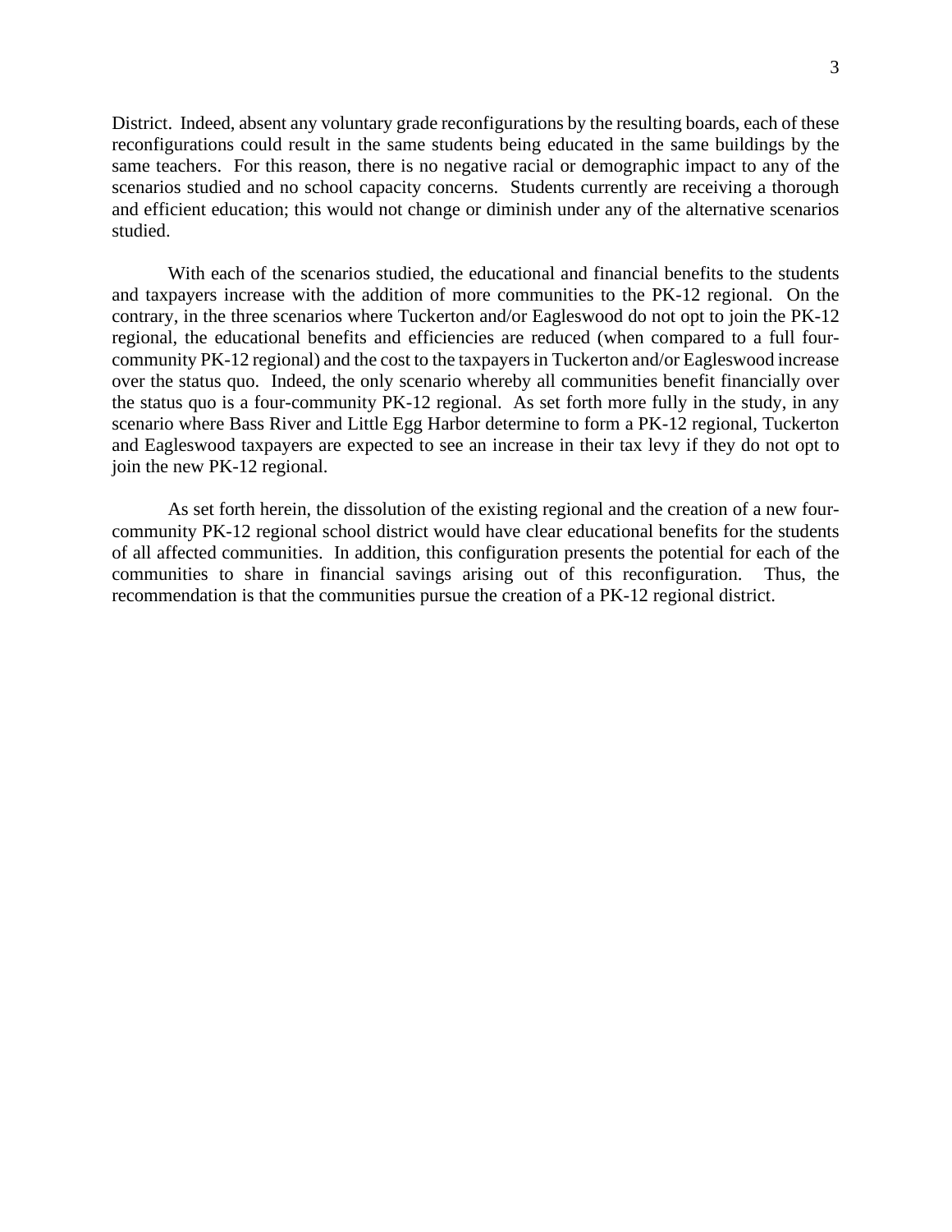District. Indeed, absent any voluntary grade reconfigurations by the resulting boards, each of these reconfigurations could result in the same students being educated in the same buildings by the same teachers. For this reason, there is no negative racial or demographic impact to any of the scenarios studied and no school capacity concerns. Students currently are receiving a thorough and efficient education; this would not change or diminish under any of the alternative scenarios studied.

With each of the scenarios studied, the educational and financial benefits to the students and taxpayers increase with the addition of more communities to the PK-12 regional. On the contrary, in the three scenarios where Tuckerton and/or Eagleswood do not opt to join the PK-12 regional, the educational benefits and efficiencies are reduced (when compared to a full four-community PK-12 regional) and the cost to the taxpayers in Tuckerton and/or Eagleswood increase over the status quo. Indeed, the only scenario whereby all communities benefit financially over the status quo is a four-community PK-12 regional. As set forth more fully in the study, in any scenario where Bass River and Little Egg Harbor determine to form a PK-12 regional, Tuckerton and Eagleswood taxpayers are expected to see an increase in their tax levy if they do not opt to join the new PK-12 regional.

As set forth herein, the dissolution of the existing regional and the creation of a new four-community PK-12 regional school district would have clear educational benefits for the students of all affected communities. In addition, this configuration presents the potential for each of the communities to share in financial savings arising out of this reconfiguration. Thus, the recommendation is that the communities pursue the creation of a PK-12 regional district.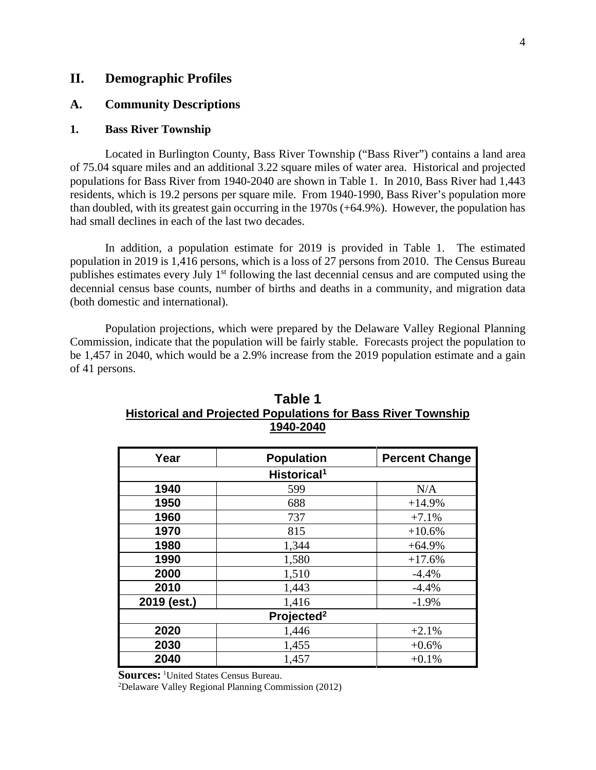## II. Demographic Profiles

### A. Community Descriptions

#### 1. Bass River Township

Located in Burlington County, Bass River Township ("Bass River") contains a land area of 75.04 square miles and an additional 3.22 square miles of water area. Historical and projected populations for Bass River from 1940-2040 are shown in Table 1. In 2010, Bass River had 1,443 residents, which is 19.2 persons per square mile. From 1940-1990, Bass River's population more than doubled, with its greatest gain occurring in the 1970s (+64.9%). However, the population has had small declines in each of the last two decades.

In addition, a population estimate for 2019 is provided in Table 1. The estimated population in 2019 is 1,416 persons, which is a loss of 27 persons from 2010. The Census Bureau publishes estimates every July 1st following the last decennial census and are computed using the decennial census base counts, number of births and deaths in a community, and migration data (both domestic and international).

Population projections, which were prepared by the Delaware Valley Regional Planning Commission, indicate that the population will be fairly stable. Forecasts project the population to be 1,457 in 2040, which would be a 2.9% increase from the 2019 population estimate and a gain of 41 persons.

**Table 1**
**Historical and Projected Populations for Bass River Township 1940-2040**

| Year | Population | Percent Change |
|---|---|---|
| **Historical[1]** | | |
| 1940 | 599 | N/A |
| 1950 | 688 | +14.9% |
| 1960 | 737 | +7.1% |
| 1970 | 815 | +10.6% |
| 1980 | 1,344 | +64.9% |
| 1990 | 1,580 | +17.6% |
| 2000 | 1,510 | -4.4% |
| 2010 | 1,443 | -4.4% |
| 2019 (est.) | 1,416 | -1.9% |
| **Projected[2]** | | |
| 2020 | 1,446 | +2.1% |
| 2030 | 1,455 | +0.6% |
| 2040 | 1,457 | +0.1% |

**Sources:** [1]United States Census Bureau.
[2]Delaware Valley Regional Planning Commission (2012)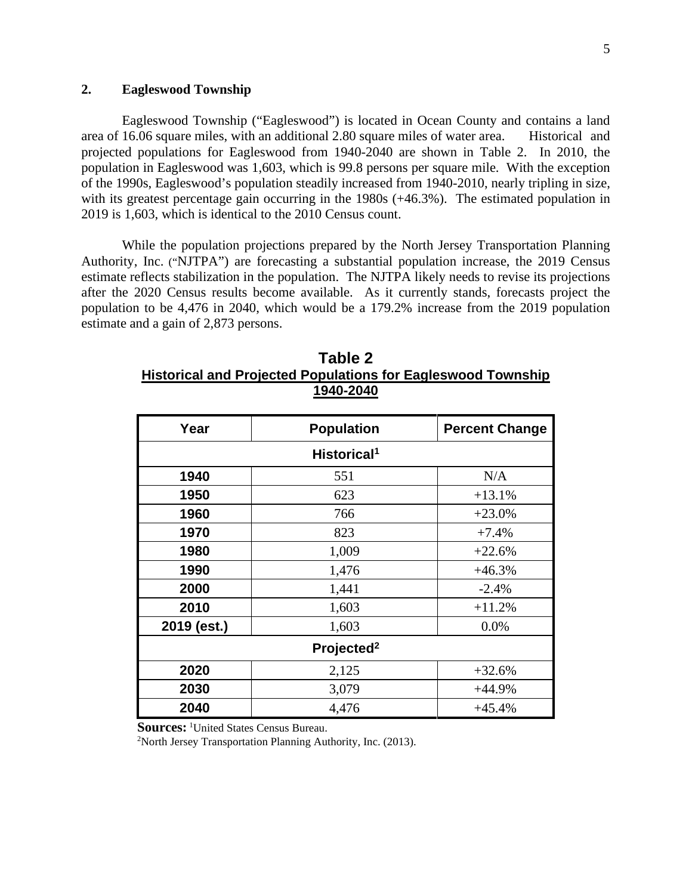## 2. Eagleswood Township

Eagleswood Township ("Eagleswood") is located in Ocean County and contains a land area of 16.06 square miles, with an additional 2.80 square miles of water area. Historical and projected populations for Eagleswood from 1940-2040 are shown in Table 2. In 2010, the population in Eagleswood was 1,603, which is 99.8 persons per square mile. With the exception of the 1990s, Eagleswood's population steadily increased from 1940-2010, nearly tripling in size, with its greatest percentage gain occurring in the 1980s (+46.3%). The estimated population in 2019 is 1,603, which is identical to the 2010 Census count.

While the population projections prepared by the North Jersey Transportation Planning Authority, Inc. ("NJTPA") are forecasting a substantial population increase, the 2019 Census estimate reflects stabilization in the population. The NJTPA likely needs to revise its projections after the 2020 Census results become available. As it currently stands, forecasts project the population to be 4,476 in 2040, which would be a 179.2% increase from the 2019 population estimate and a gain of 2,873 persons.

**Table 2**
**Historical and Projected Populations for Eagleswood Township**
**1940-2040**

| Year | Population | Percent Change |
|---|---|---|
| **Historical[1]** | | |
| **1940** | 551 | N/A |
| **1950** | 623 | +13.1% |
| **1960** | 766 | +23.0% |
| **1970** | 823 | +7.4% |
| **1980** | 1,009 | +22.6% |
| **1990** | 1,476 | +46.3% |
| **2000** | 1,441 | -2.4% |
| **2010** | 1,603 | +11.2% |
| **2019 (est.)** | 1,603 | 0.0% |
| **Projected[2]** | | |
| **2020** | 2,125 | +32.6% |
| **2030** | 3,079 | +44.9% |
| **2040** | 4,476 | +45.4% |

**Sources:** [1]United States Census Bureau.
[2]North Jersey Transportation Planning Authority, Inc. (2013).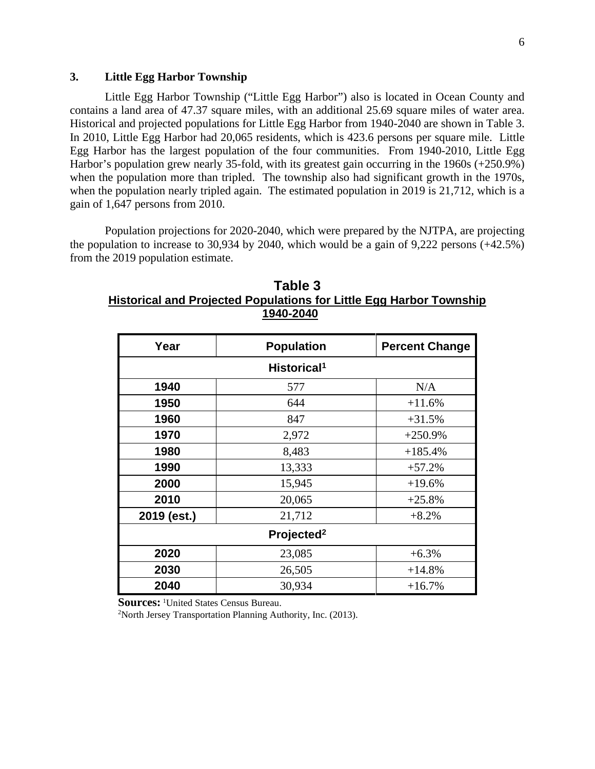### 3. Little Egg Harbor Township

Little Egg Harbor Township ("Little Egg Harbor") also is located in Ocean County and contains a land area of 47.37 square miles, with an additional 25.69 square miles of water area. Historical and projected populations for Little Egg Harbor from 1940-2040 are shown in Table 3. In 2010, Little Egg Harbor had 20,065 residents, which is 423.6 persons per square mile. Little Egg Harbor has the largest population of the four communities. From 1940-2010, Little Egg Harbor's population grew nearly 35-fold, with its greatest gain occurring in the 1960s (+250.9%) when the population more than tripled. The township also had significant growth in the 1970s, when the population nearly tripled again. The estimated population in 2019 is 21,712, which is a gain of 1,647 persons from 2010.

Population projections for 2020-2040, which were prepared by the NJTPA, are projecting the population to increase to 30,934 by 2040, which would be a gain of 9,222 persons (+42.5%) from the 2019 population estimate.

**Table 3**
**Historical and Projected Populations for Little Egg Harbor Township 1940-2040**

| Year | Population | Percent Change |
|---|---|---|
| **Historical[1]** | | |
| 1940 | 577 | N/A |
| 1950 | 644 | +11.6% |
| 1960 | 847 | +31.5% |
| 1970 | 2,972 | +250.9% |
| 1980 | 8,483 | +185.4% |
| 1990 | 13,333 | +57.2% |
| 2000 | 15,945 | +19.6% |
| 2010 | 20,065 | +25.8% |
| 2019 (est.) | 21,712 | +8.2% |
| **Projected[2]** | | |
| 2020 | 23,085 | +6.3% |
| 2030 | 26,505 | +14.8% |
| 2040 | 30,934 | +16.7% |

**Sources:** [1]United States Census Bureau.
[2]North Jersey Transportation Planning Authority, Inc. (2013).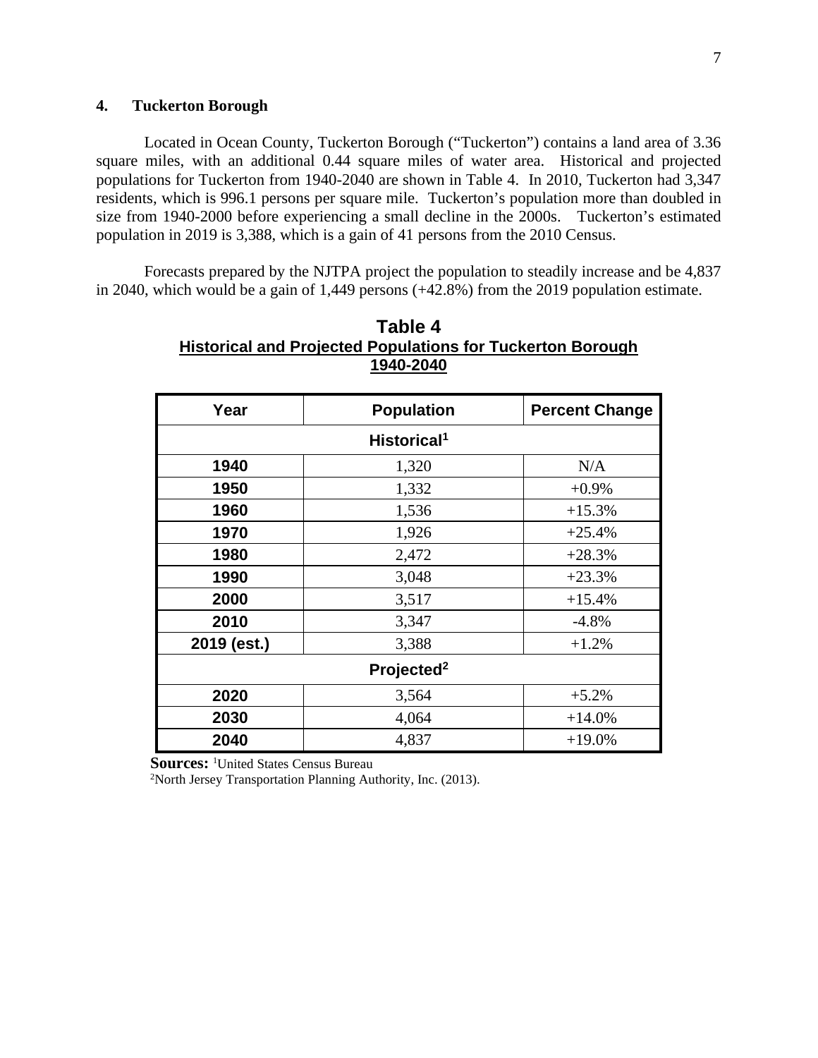### 4. Tuckerton Borough

Located in Ocean County, Tuckerton Borough ("Tuckerton") contains a land area of 3.36 square miles, with an additional 0.44 square miles of water area. Historical and projected populations for Tuckerton from 1940-2040 are shown in Table 4. In 2010, Tuckerton had 3,347 residents, which is 996.1 persons per square mile. Tuckerton's population more than doubled in size from 1940-2000 before experiencing a small decline in the 2000s. Tuckerton's estimated population in 2019 is 3,388, which is a gain of 41 persons from the 2010 Census.

Forecasts prepared by the NJTPA project the population to steadily increase and be 4,837 in 2040, which would be a gain of 1,449 persons (+42.8%) from the 2019 population estimate.

**Table 4**
**Historical and Projected Populations for Tuckerton Borough 1940-2040**

| Year | Population | Percent Change |
|---|---|---|
| **Historical[1]** | | |
| **1940** | 1,320 | N/A |
| **1950** | 1,332 | +0.9% |
| **1960** | 1,536 | +15.3% |
| **1970** | 1,926 | +25.4% |
| **1980** | 2,472 | +28.3% |
| **1990** | 3,048 | +23.3% |
| **2000** | 3,517 | +15.4% |
| **2010** | 3,347 | -4.8% |
| **2019 (est.)** | 3,388 | +1.2% |
| **Projected[2]** | | |
| **2020** | 3,564 | +5.2% |
| **2030** | 4,064 | +14.0% |
| **2040** | 4,837 | +19.0% |

**Sources:** [1]United States Census Bureau
[2]North Jersey Transportation Planning Authority, Inc. (2013).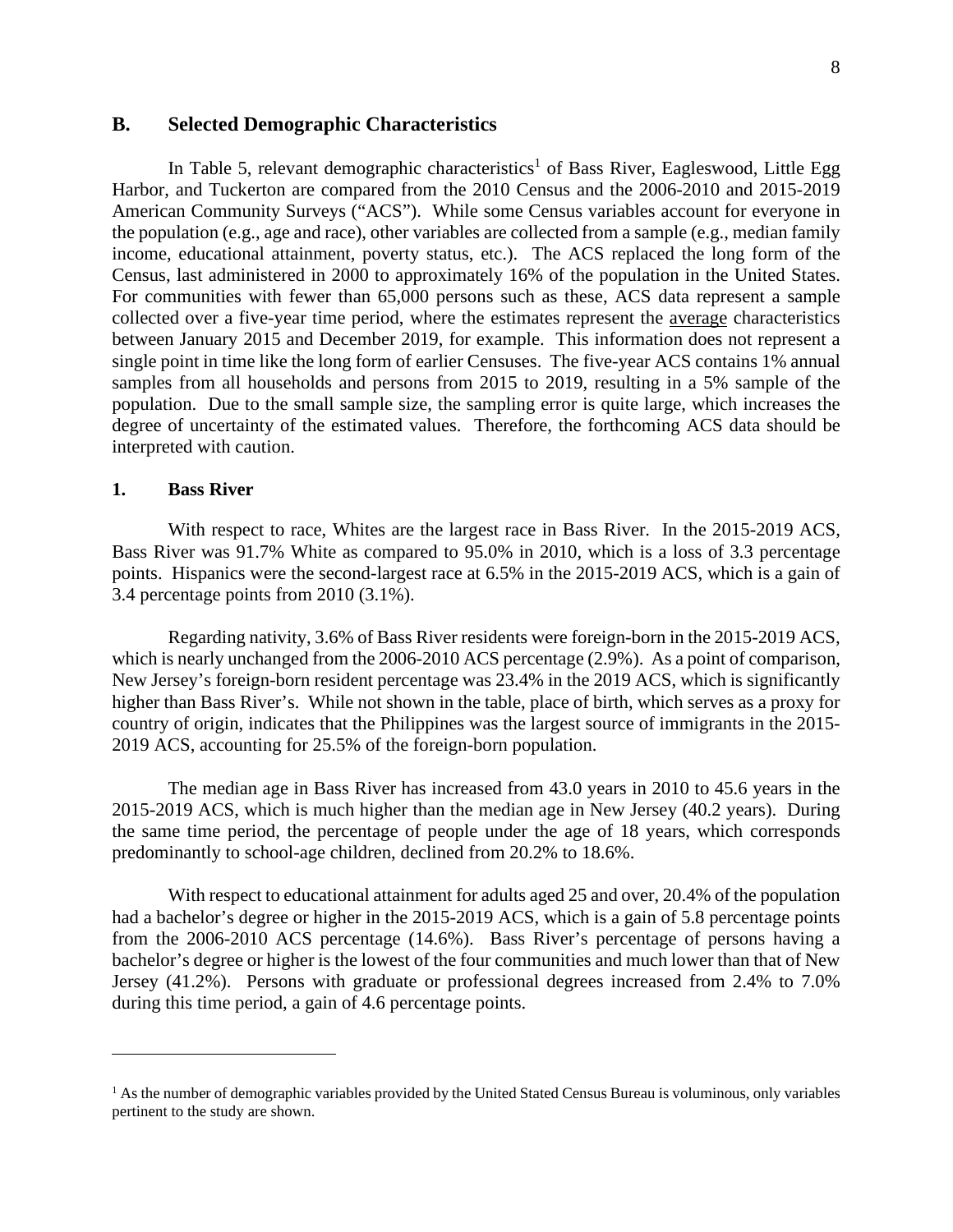## B. Selected Demographic Characteristics

In Table 5, relevant demographic characteristics[1] of Bass River, Eagleswood, Little Egg Harbor, and Tuckerton are compared from the 2010 Census and the 2006-2010 and 2015-2019 American Community Surveys ("ACS"). While some Census variables account for everyone in the population (e.g., age and race), other variables are collected from a sample (e.g., median family income, educational attainment, poverty status, etc.). The ACS replaced the long form of the Census, last administered in 2000 to approximately 16% of the population in the United States. For communities with fewer than 65,000 persons such as these, ACS data represent a sample collected over a five-year time period, where the estimates represent the <u>average</u> characteristics between January 2015 and December 2019, for example. This information does not represent a single point in time like the long form of earlier Censuses. The five-year ACS contains 1% annual samples from all households and persons from 2015 to 2019, resulting in a 5% sample of the population. Due to the small sample size, the sampling error is quite large, which increases the degree of uncertainty of the estimated values. Therefore, the forthcoming ACS data should be interpreted with caution.

### 1. Bass River

With respect to race, Whites are the largest race in Bass River. In the 2015-2019 ACS, Bass River was 91.7% White as compared to 95.0% in 2010, which is a loss of 3.3 percentage points. Hispanics were the second-largest race at 6.5% in the 2015-2019 ACS, which is a gain of 3.4 percentage points from 2010 (3.1%).

Regarding nativity, 3.6% of Bass River residents were foreign-born in the 2015-2019 ACS, which is nearly unchanged from the 2006-2010 ACS percentage (2.9%). As a point of comparison, New Jersey's foreign-born resident percentage was 23.4% in the 2019 ACS, which is significantly higher than Bass River's. While not shown in the table, place of birth, which serves as a proxy for country of origin, indicates that the Philippines was the largest source of immigrants in the 2015-2019 ACS, accounting for 25.5% of the foreign-born population.

The median age in Bass River has increased from 43.0 years in 2010 to 45.6 years in the 2015-2019 ACS, which is much higher than the median age in New Jersey (40.2 years). During the same time period, the percentage of people under the age of 18 years, which corresponds predominantly to school-age children, declined from 20.2% to 18.6%.

With respect to educational attainment for adults aged 25 and over, 20.4% of the population had a bachelor's degree or higher in the 2015-2019 ACS, which is a gain of 5.8 percentage points from the 2006-2010 ACS percentage (14.6%). Bass River's percentage of persons having a bachelor's degree or higher is the lowest of the four communities and much lower than that of New Jersey (41.2%). Persons with graduate or professional degrees increased from 2.4% to 7.0% during this time period, a gain of 4.6 percentage points.

---

[1] As the number of demographic variables provided by the United Stated Census Bureau is voluminous, only variables pertinent to the study are shown.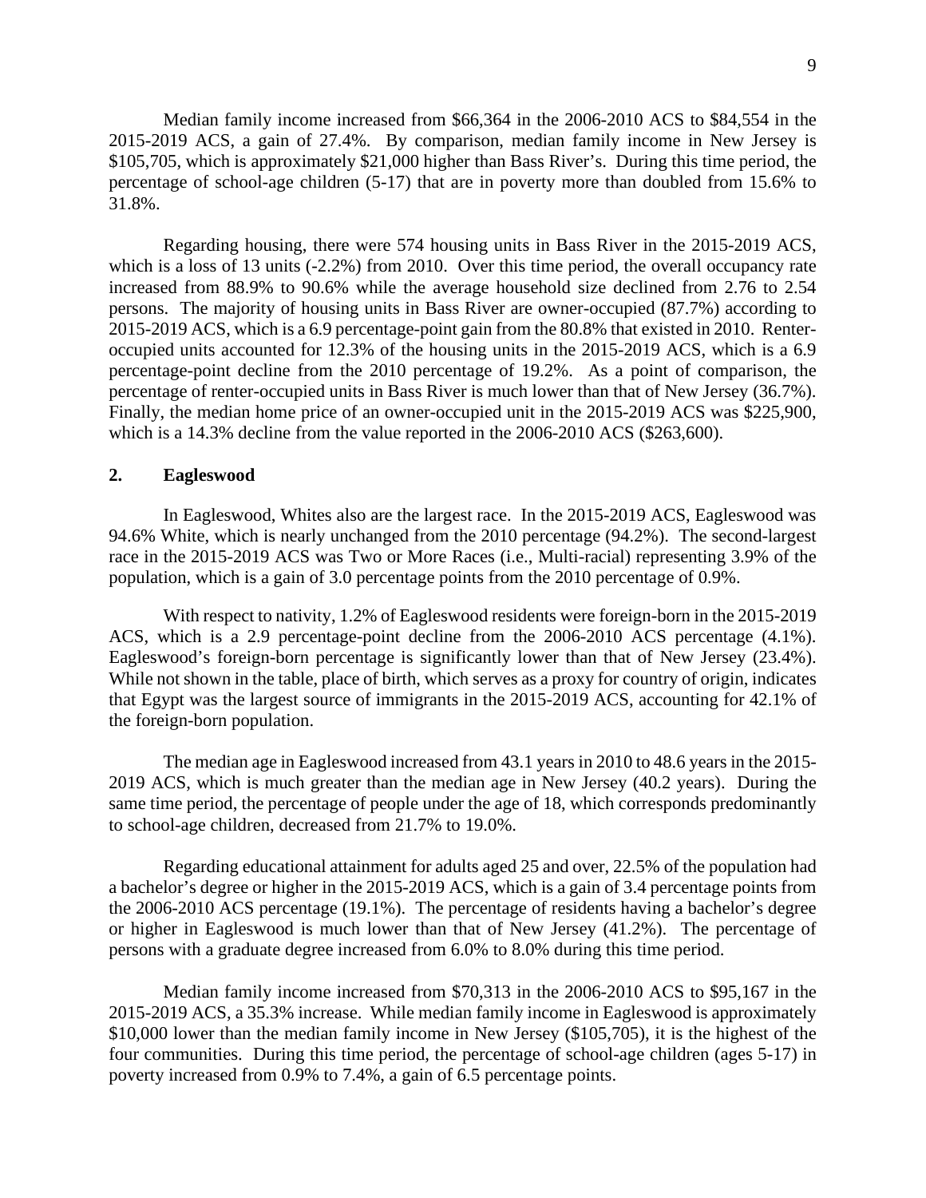Median family income increased from $66,364 in the 2006-2010 ACS to $84,554 in the 2015-2019 ACS, a gain of 27.4%. By comparison, median family income in New Jersey is $105,705, which is approximately $21,000 higher than Bass River's. During this time period, the percentage of school-age children (5-17) that are in poverty more than doubled from 15.6% to 31.8%.

Regarding housing, there were 574 housing units in Bass River in the 2015-2019 ACS, which is a loss of 13 units (-2.2%) from 2010. Over this time period, the overall occupancy rate increased from 88.9% to 90.6% while the average household size declined from 2.76 to 2.54 persons. The majority of housing units in Bass River are owner-occupied (87.7%) according to 2015-2019 ACS, which is a 6.9 percentage-point gain from the 80.8% that existed in 2010. Renter-occupied units accounted for 12.3% of the housing units in the 2015-2019 ACS, which is a 6.9 percentage-point decline from the 2010 percentage of 19.2%. As a point of comparison, the percentage of renter-occupied units in Bass River is much lower than that of New Jersey (36.7%). Finally, the median home price of an owner-occupied unit in the 2015-2019 ACS was $225,900, which is a 14.3% decline from the value reported in the 2006-2010 ACS ($263,600).

### 2. Eagleswood

In Eagleswood, Whites also are the largest race. In the 2015-2019 ACS, Eagleswood was 94.6% White, which is nearly unchanged from the 2010 percentage (94.2%). The second-largest race in the 2015-2019 ACS was Two or More Races (i.e., Multi-racial) representing 3.9% of the population, which is a gain of 3.0 percentage points from the 2010 percentage of 0.9%.

With respect to nativity, 1.2% of Eagleswood residents were foreign-born in the 2015-2019 ACS, which is a 2.9 percentage-point decline from the 2006-2010 ACS percentage (4.1%). Eagleswood's foreign-born percentage is significantly lower than that of New Jersey (23.4%). While not shown in the table, place of birth, which serves as a proxy for country of origin, indicates that Egypt was the largest source of immigrants in the 2015-2019 ACS, accounting for 42.1% of the foreign-born population.

The median age in Eagleswood increased from 43.1 years in 2010 to 48.6 years in the 2015-2019 ACS, which is much greater than the median age in New Jersey (40.2 years). During the same time period, the percentage of people under the age of 18, which corresponds predominantly to school-age children, decreased from 21.7% to 19.0%.

Regarding educational attainment for adults aged 25 and over, 22.5% of the population had a bachelor's degree or higher in the 2015-2019 ACS, which is a gain of 3.4 percentage points from the 2006-2010 ACS percentage (19.1%). The percentage of residents having a bachelor's degree or higher in Eagleswood is much lower than that of New Jersey (41.2%). The percentage of persons with a graduate degree increased from 6.0% to 8.0% during this time period.

Median family income increased from $70,313 in the 2006-2010 ACS to $95,167 in the 2015-2019 ACS, a 35.3% increase. While median family income in Eagleswood is approximately $10,000 lower than the median family income in New Jersey ($105,705), it is the highest of the four communities. During this time period, the percentage of school-age children (ages 5-17) in poverty increased from 0.9% to 7.4%, a gain of 6.5 percentage points.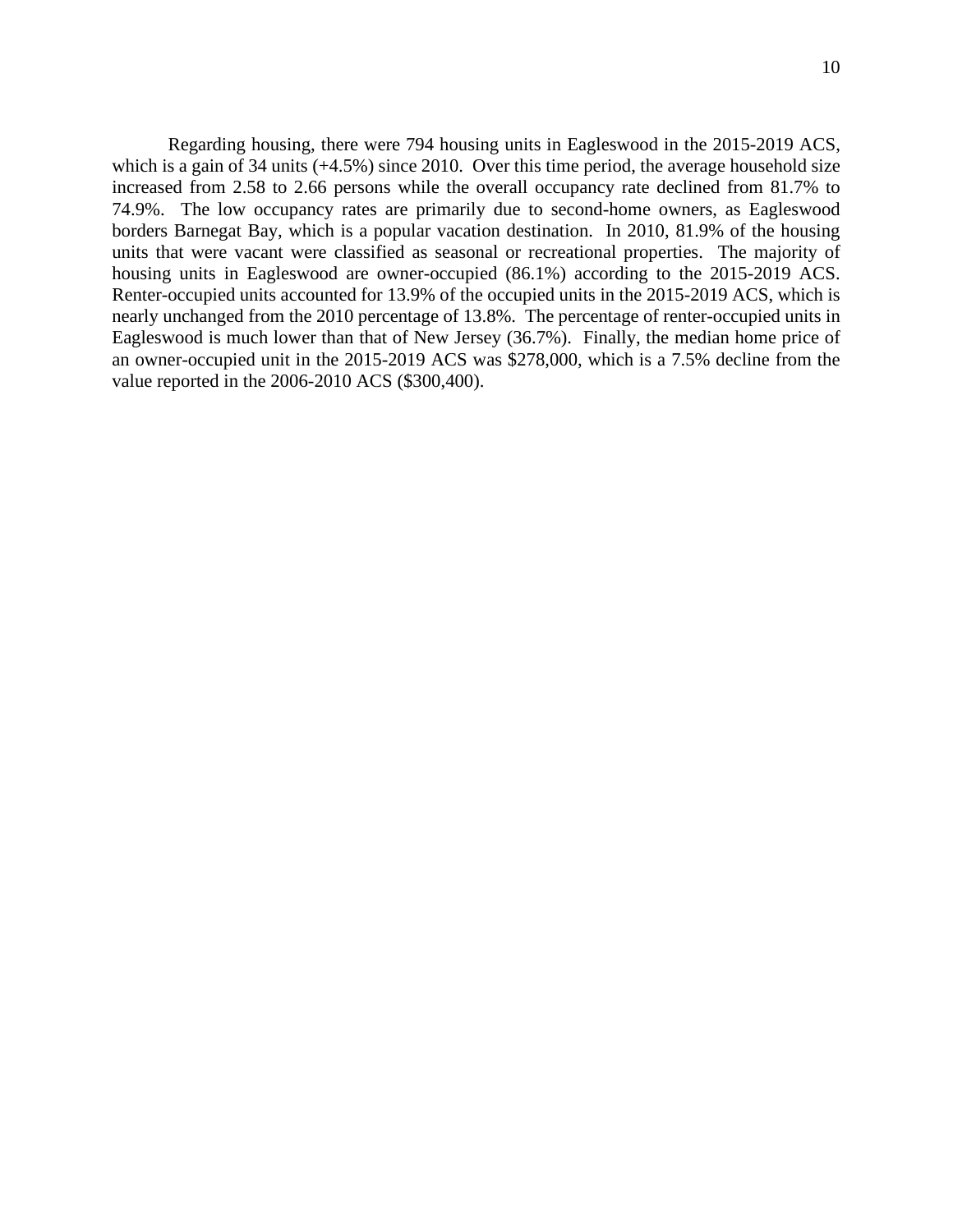Regarding housing, there were 794 housing units in Eagleswood in the 2015-2019 ACS, which is a gain of 34 units (+4.5%) since 2010. Over this time period, the average household size increased from 2.58 to 2.66 persons while the overall occupancy rate declined from 81.7% to 74.9%. The low occupancy rates are primarily due to second-home owners, as Eagleswood borders Barnegat Bay, which is a popular vacation destination. In 2010, 81.9% of the housing units that were vacant were classified as seasonal or recreational properties. The majority of housing units in Eagleswood are owner-occupied (86.1%) according to the 2015-2019 ACS. Renter-occupied units accounted for 13.9% of the occupied units in the 2015-2019 ACS, which is nearly unchanged from the 2010 percentage of 13.8%. The percentage of renter-occupied units in Eagleswood is much lower than that of New Jersey (36.7%). Finally, the median home price of an owner-occupied unit in the 2015-2019 ACS was $278,000, which is a 7.5% decline from the value reported in the 2006-2010 ACS ($300,400).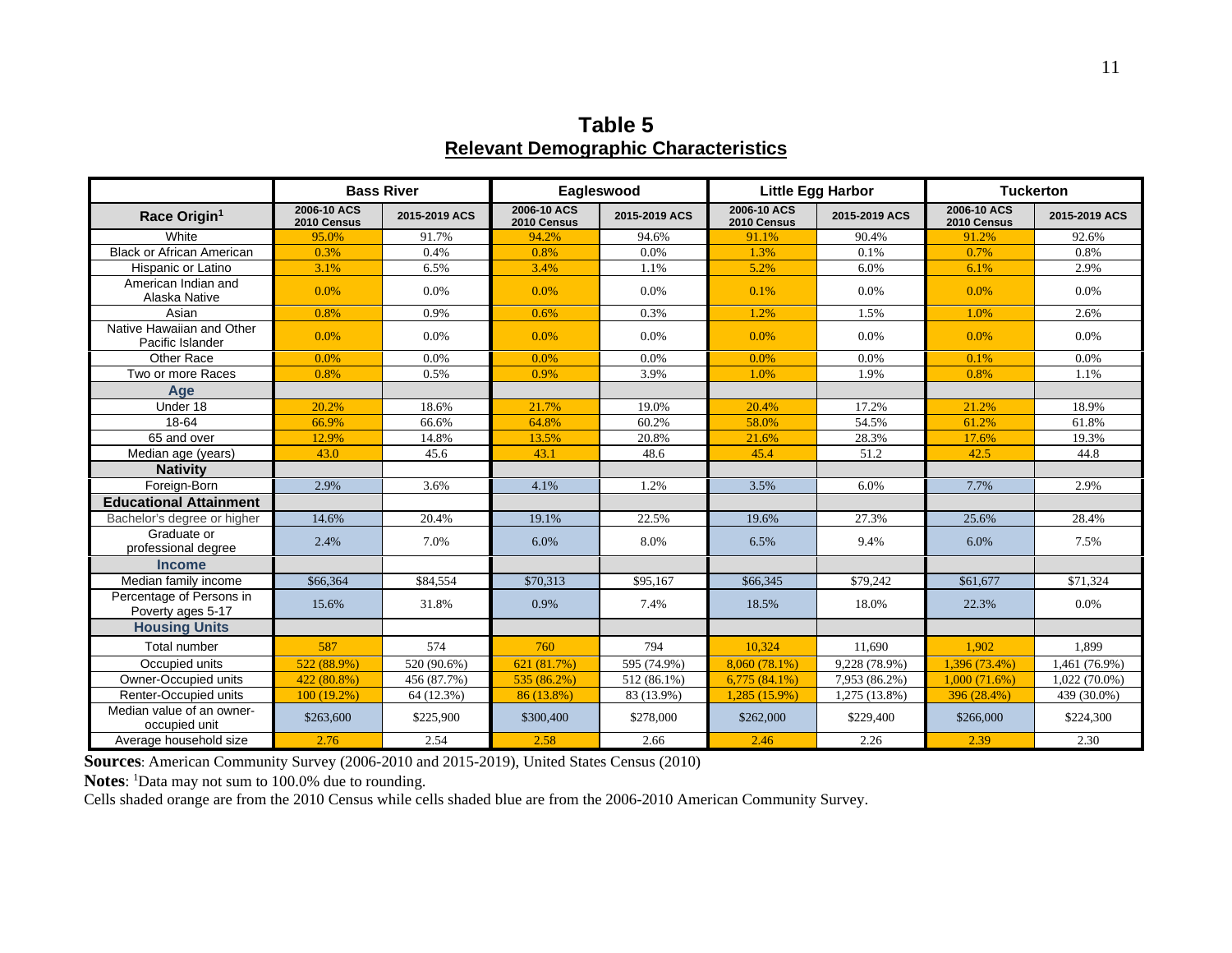## Table 5
**Relevant Demographic Characteristics**

| | Bass River | | Eagleswood | | Little Egg Harbor | | Tuckerton | |
|---|---|---|---|---|---|---|---|---|
| **Race Origin**[1] | 2006-10 ACS 2010 Census | 2015-2019 ACS | 2006-10 ACS 2010 Census | 2015-2019 ACS | 2006-10 ACS 2010 Census | 2015-2019 ACS | 2006-10 ACS 2010 Census | 2015-2019 ACS |
| White | 95.0% | 91.7% | 94.2% | 94.6% | 91.1% | 90.4% | 91.2% | 92.6% |
| Black or African American | 0.3% | 0.4% | 0.8% | 0.0% | 1.3% | 0.1% | 0.7% | 0.8% |
| Hispanic or Latino | 3.1% | 6.5% | 3.4% | 1.1% | 5.2% | 6.0% | 6.1% | 2.9% |
| American Indian and Alaska Native | 0.0% | 0.0% | 0.0% | 0.0% | 0.1% | 0.0% | 0.0% | 0.0% |
| Asian | 0.8% | 0.9% | 0.6% | 0.3% | 1.2% | 1.5% | 1.0% | 2.6% |
| Native Hawaiian and Other Pacific Islander | 0.0% | 0.0% | 0.0% | 0.0% | 0.0% | 0.0% | 0.0% | 0.0% |
| Other Race | 0.0% | 0.0% | 0.0% | 0.0% | 0.0% | 0.0% | 0.1% | 0.0% |
| Two or more Races | 0.8% | 0.5% | 0.9% | 3.9% | 1.0% | 1.9% | 0.8% | 1.1% |
| **Age** | | | | | | | | |
| Under 18 | 20.2% | 18.6% | 21.7% | 19.0% | 20.4% | 17.2% | 21.2% | 18.9% |
| 18-64 | 66.9% | 66.6% | 64.8% | 60.2% | 58.0% | 54.5% | 61.2% | 61.8% |
| 65 and over | 12.9% | 14.8% | 13.5% | 20.8% | 21.6% | 28.3% | 17.6% | 19.3% |
| Median age (years) | 43.0 | 45.6 | 43.1 | 48.6 | 45.4 | 51.2 | 42.5 | 44.8 |
| **Nativity** | | | | | | | | |
| Foreign-Born | 2.9% | 3.6% | 4.1% | 1.2% | 3.5% | 6.0% | 7.7% | 2.9% |
| **Educational Attainment** | | | | | | | | |
| Bachelor's degree or higher | 14.6% | 20.4% | 19.1% | 22.5% | 19.6% | 27.3% | 25.6% | 28.4% |
| Graduate or professional degree | 2.4% | 7.0% | 6.0% | 8.0% | 6.5% | 9.4% | 6.0% | 7.5% |
| **Income** | | | | | | | | |
| Median family income | $66,364 | $84,554 | $70,313 | $95,167 | $66,345 | $79,242 | $61,677 | $71,324 |
| Percentage of Persons in Poverty ages 5-17 | 15.6% | 31.8% | 0.9% | 7.4% | 18.5% | 18.0% | 22.3% | 0.0% |
| **Housing Units** | | | | | | | | |
| Total number | 587 | 574 | 760 | 794 | 10,324 | 11,690 | 1,902 | 1,899 |
| Occupied units | 522 (88.9%) | 520 (90.6%) | 621 (81.7%) | 595 (74.9%) | 8,060 (78.1%) | 9,228 (78.9%) | 1,396 (73.4%) | 1,461 (76.9%) |
| Owner-Occupied units | 422 (80.8%) | 456 (87.7%) | 535 (86.2%) | 512 (86.1%) | 6,775 (84.1%) | 7,953 (86.2%) | 1,000 (71.6%) | 1,022 (70.0%) |
| Renter-Occupied units | 100 (19.2%) | 64 (12.3%) | 86 (13.8%) | 83 (13.9%) | 1,285 (15.9%) | 1,275 (13.8%) | 396 (28.4%) | 439 (30.0%) |
| Median value of an owner-occupied unit | $263,600 | $225,900 | $300,400 | $278,000 | $262,000 | $229,400 | $266,000 | $224,300 |
| Average household size | 2.76 | 2.54 | 2.58 | 2.66 | 2.46 | 2.26 | 2.39 | 2.30 |

**Sources**: American Community Survey (2006-2010 and 2015-2019), United States Census (2010)

**Notes**: [1]Data may not sum to 100.0% due to rounding.

Cells shaded orange are from the 2010 Census while cells shaded blue are from the 2006-2010 American Community Survey.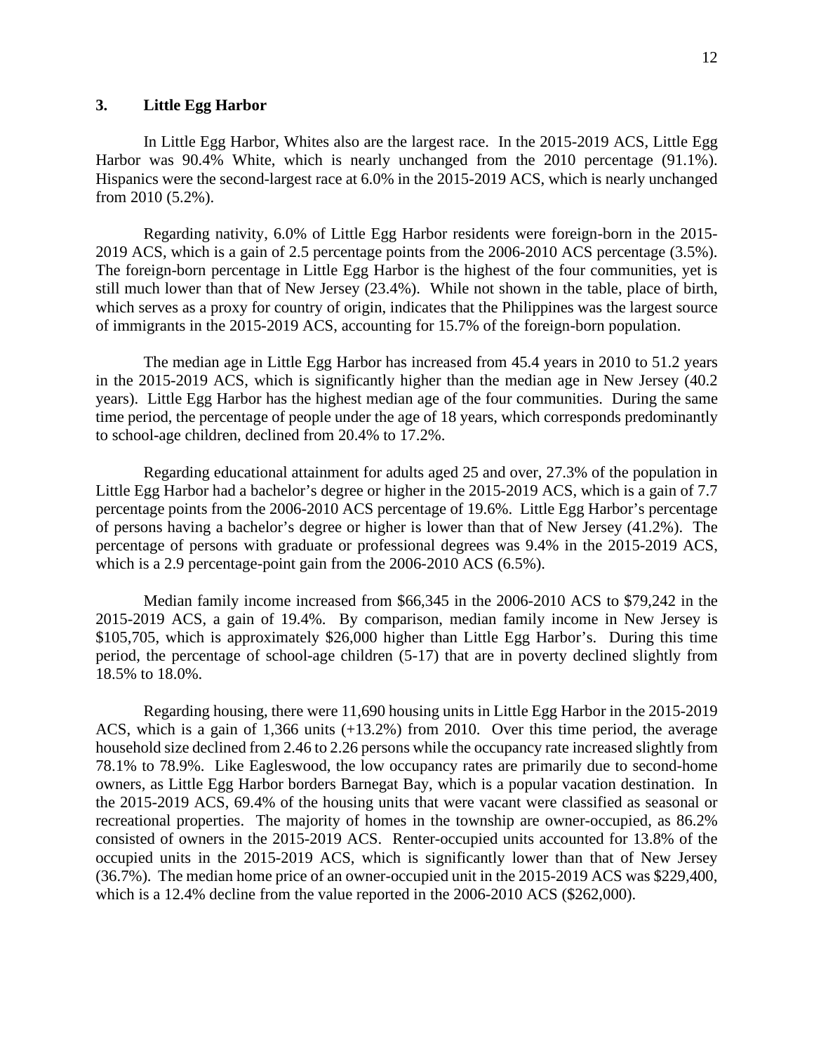### 3. Little Egg Harbor

In Little Egg Harbor, Whites also are the largest race. In the 2015-2019 ACS, Little Egg Harbor was 90.4% White, which is nearly unchanged from the 2010 percentage (91.1%). Hispanics were the second-largest race at 6.0% in the 2015-2019 ACS, which is nearly unchanged from 2010 (5.2%).

Regarding nativity, 6.0% of Little Egg Harbor residents were foreign-born in the 2015-2019 ACS, which is a gain of 2.5 percentage points from the 2006-2010 ACS percentage (3.5%). The foreign-born percentage in Little Egg Harbor is the highest of the four communities, yet is still much lower than that of New Jersey (23.4%). While not shown in the table, place of birth, which serves as a proxy for country of origin, indicates that the Philippines was the largest source of immigrants in the 2015-2019 ACS, accounting for 15.7% of the foreign-born population.

The median age in Little Egg Harbor has increased from 45.4 years in 2010 to 51.2 years in the 2015-2019 ACS, which is significantly higher than the median age in New Jersey (40.2 years). Little Egg Harbor has the highest median age of the four communities. During the same time period, the percentage of people under the age of 18 years, which corresponds predominantly to school-age children, declined from 20.4% to 17.2%.

Regarding educational attainment for adults aged 25 and over, 27.3% of the population in Little Egg Harbor had a bachelor's degree or higher in the 2015-2019 ACS, which is a gain of 7.7 percentage points from the 2006-2010 ACS percentage of 19.6%. Little Egg Harbor's percentage of persons having a bachelor's degree or higher is lower than that of New Jersey (41.2%). The percentage of persons with graduate or professional degrees was 9.4% in the 2015-2019 ACS, which is a 2.9 percentage-point gain from the 2006-2010 ACS (6.5%).

Median family income increased from $66,345 in the 2006-2010 ACS to $79,242 in the 2015-2019 ACS, a gain of 19.4%. By comparison, median family income in New Jersey is $105,705, which is approximately $26,000 higher than Little Egg Harbor's. During this time period, the percentage of school-age children (5-17) that are in poverty declined slightly from 18.5% to 18.0%.

Regarding housing, there were 11,690 housing units in Little Egg Harbor in the 2015-2019 ACS, which is a gain of 1,366 units (+13.2%) from 2010. Over this time period, the average household size declined from 2.46 to 2.26 persons while the occupancy rate increased slightly from 78.1% to 78.9%. Like Eagleswood, the low occupancy rates are primarily due to second-home owners, as Little Egg Harbor borders Barnegat Bay, which is a popular vacation destination. In the 2015-2019 ACS, 69.4% of the housing units that were vacant were classified as seasonal or recreational properties. The majority of homes in the township are owner-occupied, as 86.2% consisted of owners in the 2015-2019 ACS. Renter-occupied units accounted for 13.8% of the occupied units in the 2015-2019 ACS, which is significantly lower than that of New Jersey (36.7%). The median home price of an owner-occupied unit in the 2015-2019 ACS was $229,400, which is a 12.4% decline from the value reported in the 2006-2010 ACS ($262,000).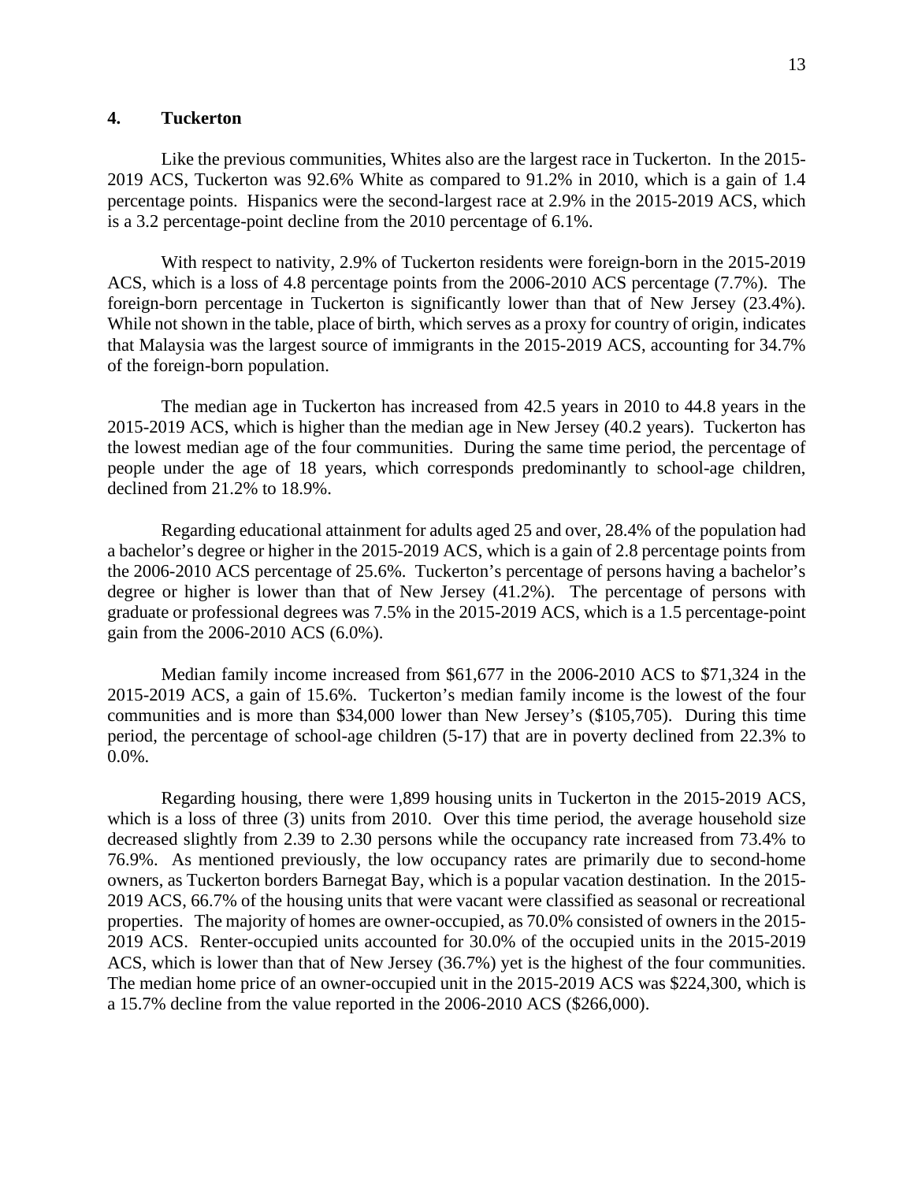### 4. Tuckerton

Like the previous communities, Whites also are the largest race in Tuckerton. In the 2015-2019 ACS, Tuckerton was 92.6% White as compared to 91.2% in 2010, which is a gain of 1.4 percentage points. Hispanics were the second-largest race at 2.9% in the 2015-2019 ACS, which is a 3.2 percentage-point decline from the 2010 percentage of 6.1%.

With respect to nativity, 2.9% of Tuckerton residents were foreign-born in the 2015-2019 ACS, which is a loss of 4.8 percentage points from the 2006-2010 ACS percentage (7.7%). The foreign-born percentage in Tuckerton is significantly lower than that of New Jersey (23.4%). While not shown in the table, place of birth, which serves as a proxy for country of origin, indicates that Malaysia was the largest source of immigrants in the 2015-2019 ACS, accounting for 34.7% of the foreign-born population.

The median age in Tuckerton has increased from 42.5 years in 2010 to 44.8 years in the 2015-2019 ACS, which is higher than the median age in New Jersey (40.2 years). Tuckerton has the lowest median age of the four communities. During the same time period, the percentage of people under the age of 18 years, which corresponds predominantly to school-age children, declined from 21.2% to 18.9%.

Regarding educational attainment for adults aged 25 and over, 28.4% of the population had a bachelor's degree or higher in the 2015-2019 ACS, which is a gain of 2.8 percentage points from the 2006-2010 ACS percentage of 25.6%. Tuckerton's percentage of persons having a bachelor's degree or higher is lower than that of New Jersey (41.2%). The percentage of persons with graduate or professional degrees was 7.5% in the 2015-2019 ACS, which is a 1.5 percentage-point gain from the 2006-2010 ACS (6.0%).

Median family income increased from $61,677 in the 2006-2010 ACS to $71,324 in the 2015-2019 ACS, a gain of 15.6%. Tuckerton's median family income is the lowest of the four communities and is more than $34,000 lower than New Jersey's ($105,705). During this time period, the percentage of school-age children (5-17) that are in poverty declined from 22.3% to 0.0%.

Regarding housing, there were 1,899 housing units in Tuckerton in the 2015-2019 ACS, which is a loss of three (3) units from 2010. Over this time period, the average household size decreased slightly from 2.39 to 2.30 persons while the occupancy rate increased from 73.4% to 76.9%. As mentioned previously, the low occupancy rates are primarily due to second-home owners, as Tuckerton borders Barnegat Bay, which is a popular vacation destination. In the 2015-2019 ACS, 66.7% of the housing units that were vacant were classified as seasonal or recreational properties. The majority of homes are owner-occupied, as 70.0% consisted of owners in the 2015-2019 ACS. Renter-occupied units accounted for 30.0% of the occupied units in the 2015-2019 ACS, which is lower than that of New Jersey (36.7%) yet is the highest of the four communities. The median home price of an owner-occupied unit in the 2015-2019 ACS was $224,300, which is a 15.7% decline from the value reported in the 2006-2010 ACS ($266,000).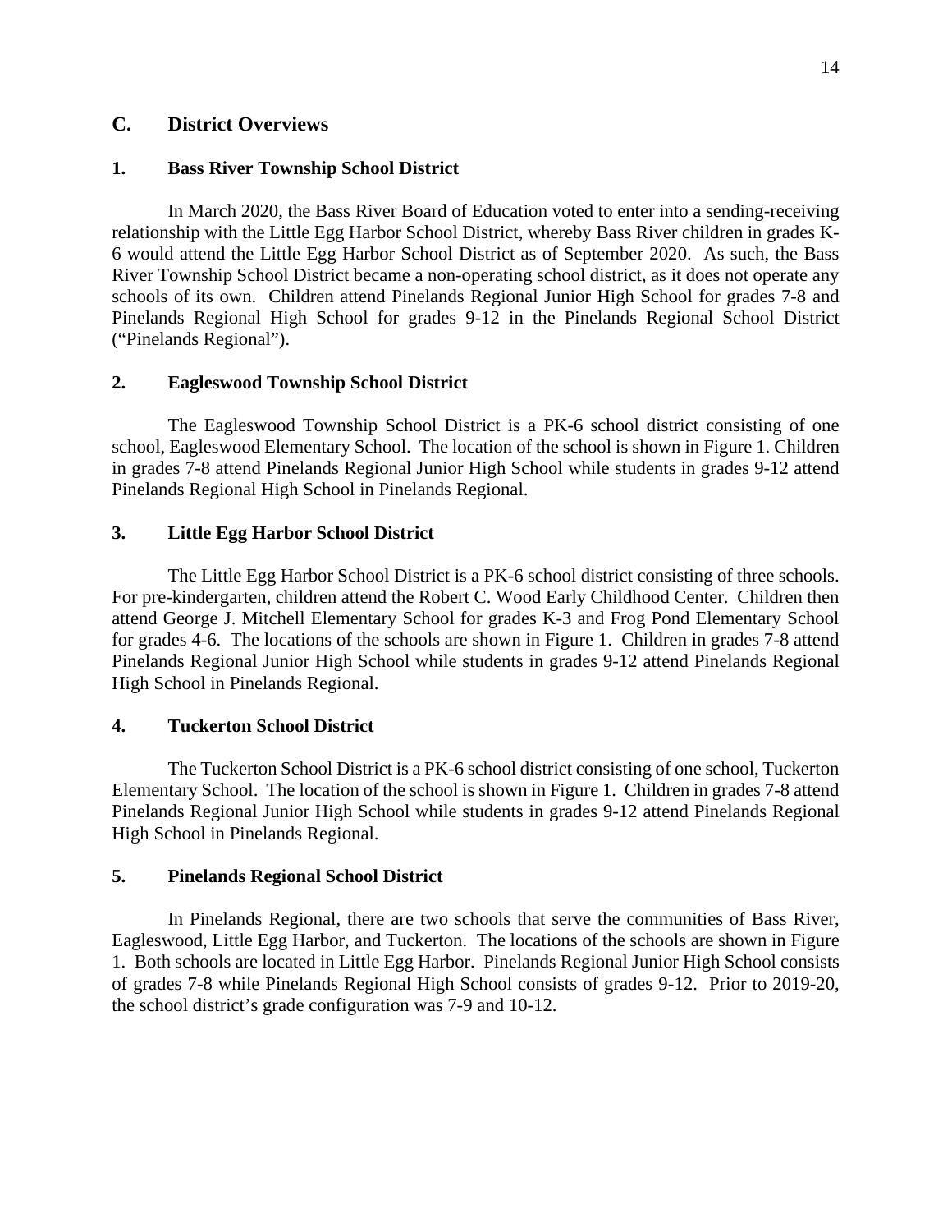## C. District Overviews

### 1. Bass River Township School District

In March 2020, the Bass River Board of Education voted to enter into a sending-receiving relationship with the Little Egg Harbor School District, whereby Bass River children in grades K-6 would attend the Little Egg Harbor School District as of September 2020. As such, the Bass River Township School District became a non-operating school district, as it does not operate any schools of its own. Children attend Pinelands Regional Junior High School for grades 7-8 and Pinelands Regional High School for grades 9-12 in the Pinelands Regional School District ("Pinelands Regional").

### 2. Eagleswood Township School District

The Eagleswood Township School District is a PK-6 school district consisting of one school, Eagleswood Elementary School. The location of the school is shown in Figure 1. Children in grades 7-8 attend Pinelands Regional Junior High School while students in grades 9-12 attend Pinelands Regional High School in Pinelands Regional.

### 3. Little Egg Harbor School District

The Little Egg Harbor School District is a PK-6 school district consisting of three schools. For pre-kindergarten, children attend the Robert C. Wood Early Childhood Center. Children then attend George J. Mitchell Elementary School for grades K-3 and Frog Pond Elementary School for grades 4-6. The locations of the schools are shown in Figure 1. Children in grades 7-8 attend Pinelands Regional Junior High School while students in grades 9-12 attend Pinelands Regional High School in Pinelands Regional.

### 4. Tuckerton School District

The Tuckerton School District is a PK-6 school district consisting of one school, Tuckerton Elementary School. The location of the school is shown in Figure 1. Children in grades 7-8 attend Pinelands Regional Junior High School while students in grades 9-12 attend Pinelands Regional High School in Pinelands Regional.

### 5. Pinelands Regional School District

In Pinelands Regional, there are two schools that serve the communities of Bass River, Eagleswood, Little Egg Harbor, and Tuckerton. The locations of the schools are shown in Figure 1. Both schools are located in Little Egg Harbor. Pinelands Regional Junior High School consists of grades 7-8 while Pinelands Regional High School consists of grades 9-12. Prior to 2019-20, the school district's grade configuration was 7-9 and 10-12.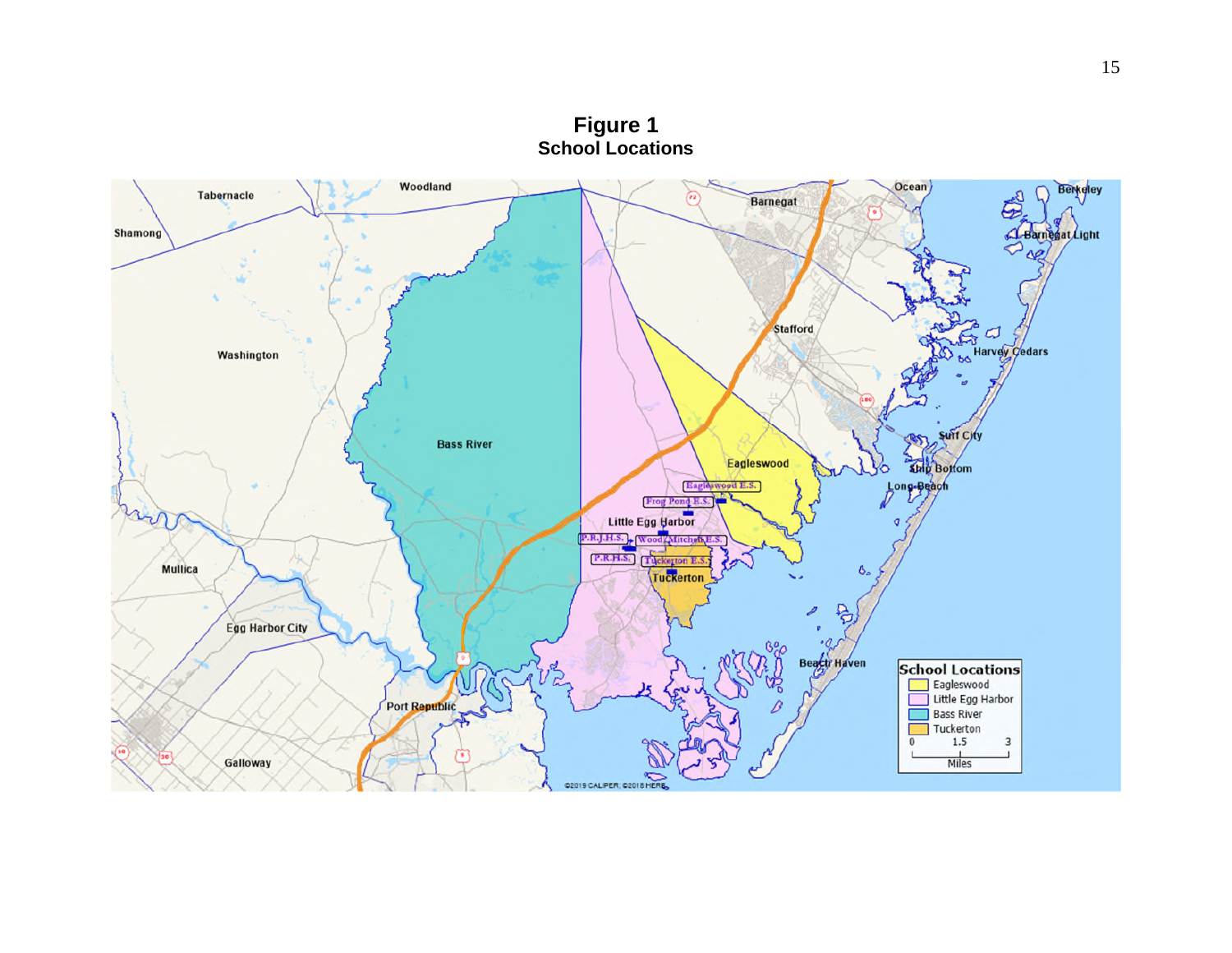**Figure 1**
**School Locations**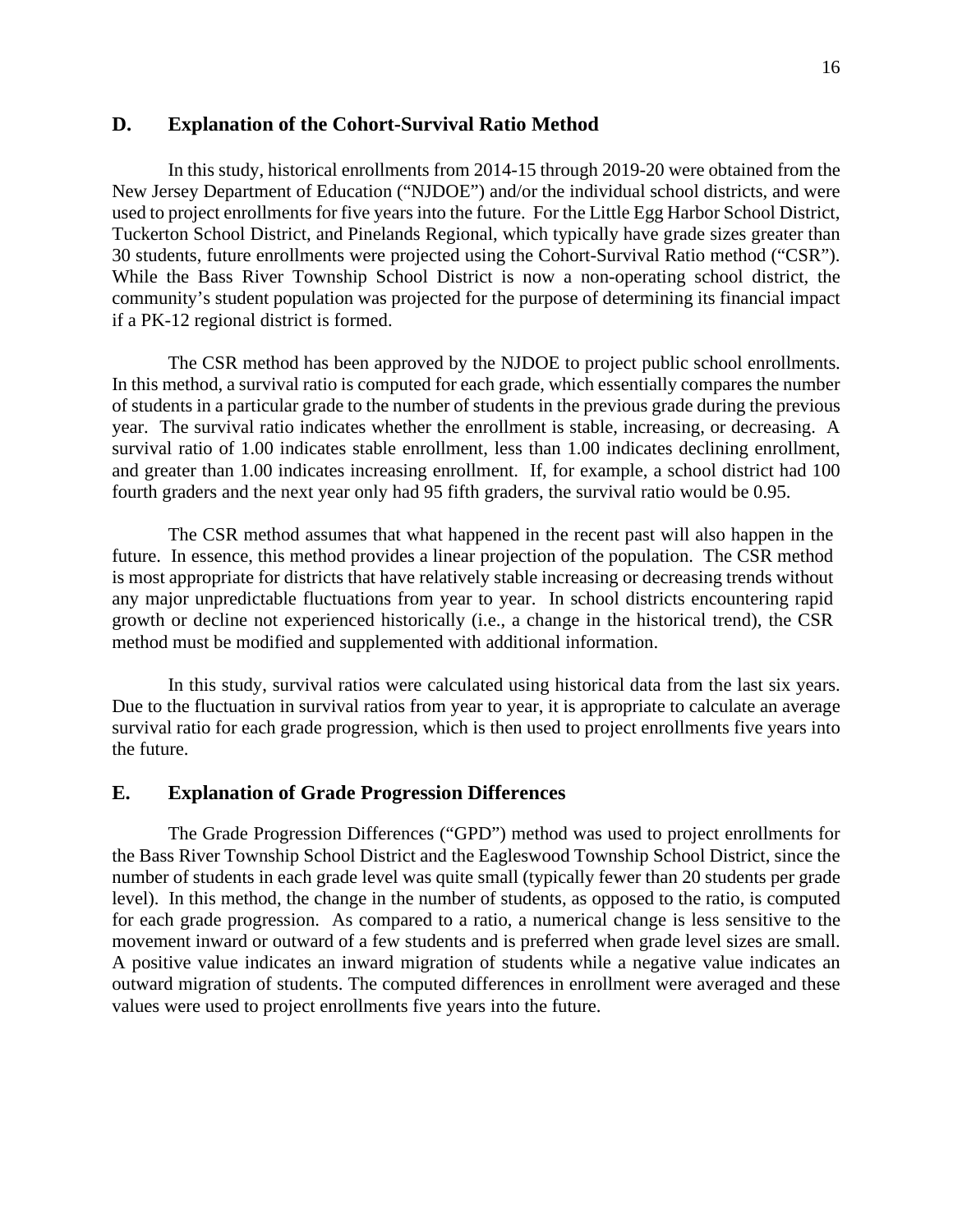## D. Explanation of the Cohort-Survival Ratio Method

In this study, historical enrollments from 2014-15 through 2019-20 were obtained from the New Jersey Department of Education ("NJDOE") and/or the individual school districts, and were used to project enrollments for five years into the future. For the Little Egg Harbor School District, Tuckerton School District, and Pinelands Regional, which typically have grade sizes greater than 30 students, future enrollments were projected using the Cohort-Survival Ratio method ("CSR"). While the Bass River Township School District is now a non-operating school district, the community's student population was projected for the purpose of determining its financial impact if a PK-12 regional district is formed.

The CSR method has been approved by the NJDOE to project public school enrollments. In this method, a survival ratio is computed for each grade, which essentially compares the number of students in a particular grade to the number of students in the previous grade during the previous year. The survival ratio indicates whether the enrollment is stable, increasing, or decreasing. A survival ratio of 1.00 indicates stable enrollment, less than 1.00 indicates declining enrollment, and greater than 1.00 indicates increasing enrollment. If, for example, a school district had 100 fourth graders and the next year only had 95 fifth graders, the survival ratio would be 0.95.

The CSR method assumes that what happened in the recent past will also happen in the future. In essence, this method provides a linear projection of the population. The CSR method is most appropriate for districts that have relatively stable increasing or decreasing trends without any major unpredictable fluctuations from year to year. In school districts encountering rapid growth or decline not experienced historically (i.e., a change in the historical trend), the CSR method must be modified and supplemented with additional information.

In this study, survival ratios were calculated using historical data from the last six years. Due to the fluctuation in survival ratios from year to year, it is appropriate to calculate an average survival ratio for each grade progression, which is then used to project enrollments five years into the future.

## E. Explanation of Grade Progression Differences

The Grade Progression Differences ("GPD") method was used to project enrollments for the Bass River Township School District and the Eagleswood Township School District, since the number of students in each grade level was quite small (typically fewer than 20 students per grade level). In this method, the change in the number of students, as opposed to the ratio, is computed for each grade progression. As compared to a ratio, a numerical change is less sensitive to the movement inward or outward of a few students and is preferred when grade level sizes are small. A positive value indicates an inward migration of students while a negative value indicates an outward migration of students. The computed differences in enrollment were averaged and these values were used to project enrollments five years into the future.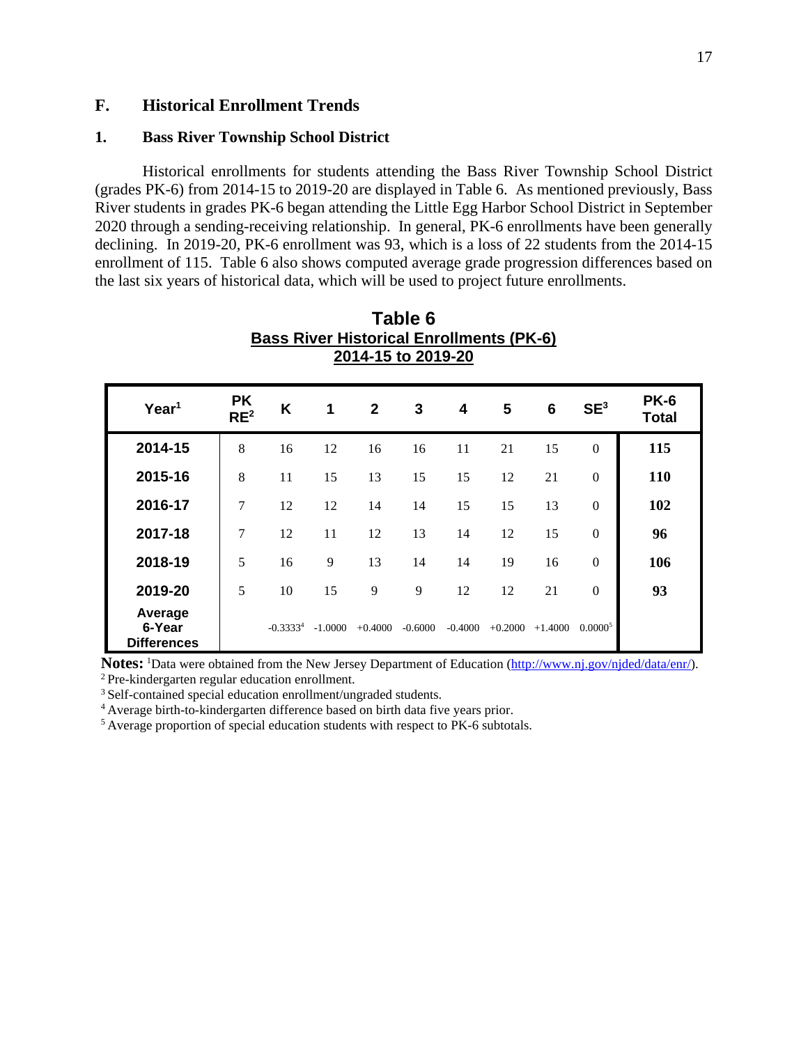## F. Historical Enrollment Trends

### 1. Bass River Township School District

Historical enrollments for students attending the Bass River Township School District (grades PK-6) from 2014-15 to 2019-20 are displayed in Table 6. As mentioned previously, Bass River students in grades PK-6 began attending the Little Egg Harbor School District in September 2020 through a sending-receiving relationship. In general, PK-6 enrollments have been generally declining. In 2019-20, PK-6 enrollment was 93, which is a loss of 22 students from the 2014-15 enrollment of 115. Table 6 also shows computed average grade progression differences based on the last six years of historical data, which will be used to project future enrollments.

**Table 6**
**Bass River Historical Enrollments (PK-6)**
**2014-15 to 2019-20**

| Year[1] | PK RE[2] | K | 1 | 2 | 3 | 4 | 5 | 6 | SE[3] | PK-6 Total |
|---|---|---|---|---|---|---|---|---|---|---|
| **2014-15** | 8 | 16 | 12 | 16 | 16 | 11 | 21 | 15 | 0 | **115** |
| **2015-16** | 8 | 11 | 15 | 13 | 15 | 15 | 12 | 21 | 0 | **110** |
| **2016-17** | 7 | 12 | 12 | 14 | 14 | 15 | 15 | 13 | 0 | **102** |
| **2017-18** | 7 | 12 | 11 | 12 | 13 | 14 | 12 | 15 | 0 | **96** |
| **2018-19** | 5 | 16 | 9 | 13 | 14 | 14 | 19 | 16 | 0 | **106** |
| **2019-20** | 5 | 10 | 15 | 9 | 9 | 12 | 12 | 21 | 0 | **93** |
| **Average 6-Year Differences** | | -0.3333[4] | -1.0000 | +0.4000 | -0.6000 | -0.4000 | +0.2000 | +1.4000 | 0.0000[5] | |

**Notes:** [1]Data were obtained from the New Jersey Department of Education (http://www.nj.gov/njded/data/enr/).
[2] Pre-kindergarten regular education enrollment.
[3] Self-contained special education enrollment/ungraded students.
[4] Average birth-to-kindergarten difference based on birth data five years prior.
[5] Average proportion of special education students with respect to PK-6 subtotals.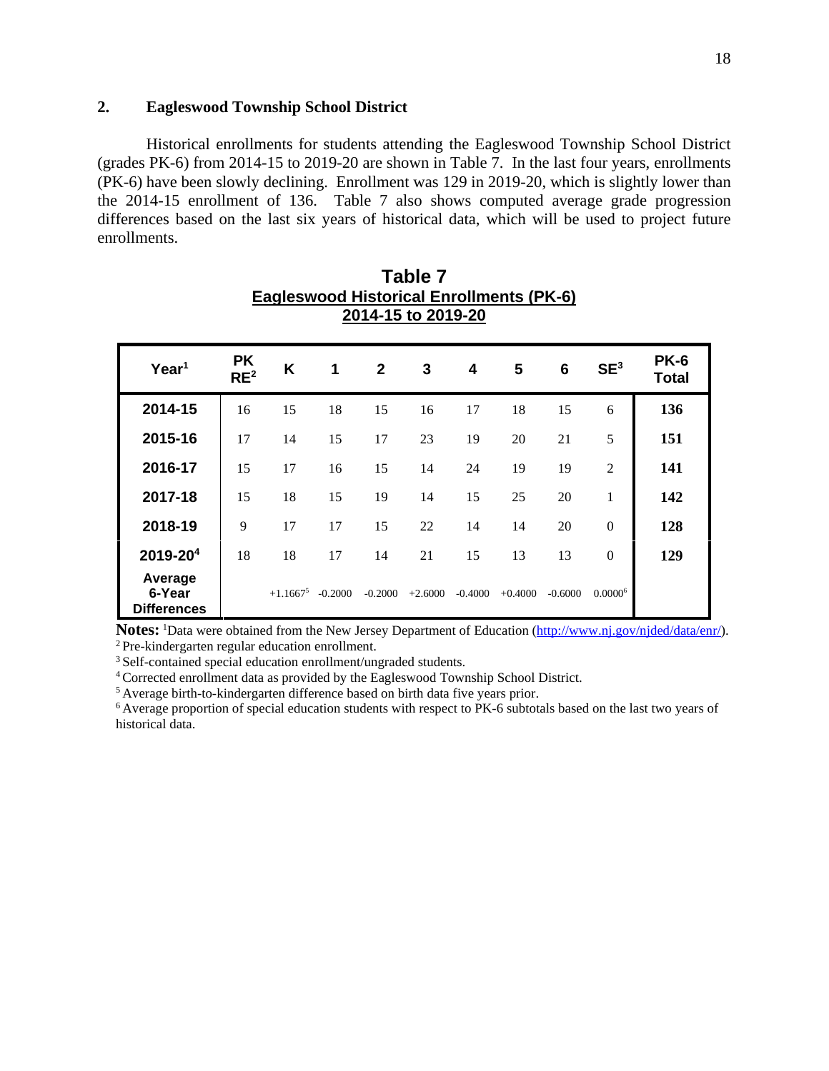## 2. Eagleswood Township School District

Historical enrollments for students attending the Eagleswood Township School District (grades PK-6) from 2014-15 to 2019-20 are shown in Table 7. In the last four years, enrollments (PK-6) have been slowly declining. Enrollment was 129 in 2019-20, which is slightly lower than the 2014-15 enrollment of 136. Table 7 also shows computed average grade progression differences based on the last six years of historical data, which will be used to project future enrollments.

**Table 7**
**Eagleswood Historical Enrollments (PK-6)**
**2014-15 to 2019-20**

| Year[1] | PK RE[2] | K | 1 | 2 | 3 | 4 | 5 | 6 | SE[3] | PK-6 Total |
|---|---|---|---|---|---|---|---|---|---|---|
| 2014-15 | 16 | 15 | 18 | 15 | 16 | 17 | 18 | 15 | 6 | 136 |
| 2015-16 | 17 | 14 | 15 | 17 | 23 | 19 | 20 | 21 | 5 | 151 |
| 2016-17 | 15 | 17 | 16 | 15 | 14 | 24 | 19 | 19 | 2 | 141 |
| 2017-18 | 15 | 18 | 15 | 19 | 14 | 15 | 25 | 20 | 1 | 142 |
| 2018-19 | 9 | 17 | 17 | 15 | 22 | 14 | 14 | 20 | 0 | 128 |
| 2019-20[4] | 18 | 18 | 17 | 14 | 21 | 15 | 13 | 13 | 0 | 129 |
| Average 6-Year Differences | | +1.1667[5] | -0.2000 | -0.2000 | +2.6000 | -0.4000 | +0.4000 | -0.6000 | 0.0000[6] | |

**Notes:** [1]Data were obtained from the New Jersey Department of Education (http://www.nj.gov/njded/data/enr/).
[2] Pre-kindergarten regular education enrollment.
[3] Self-contained special education enrollment/ungraded students.
[4] Corrected enrollment data as provided by the Eagleswood Township School District.
[5] Average birth-to-kindergarten difference based on birth data five years prior.
[6] Average proportion of special education students with respect to PK-6 subtotals based on the last two years of historical data.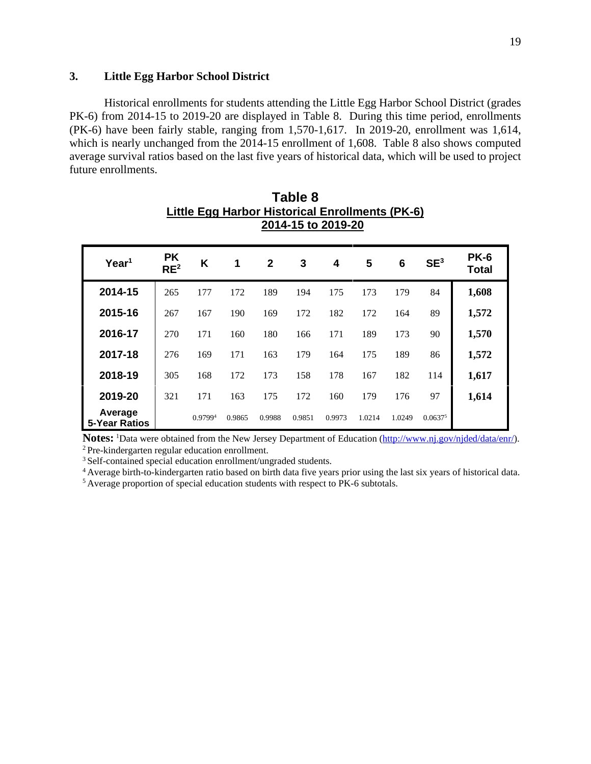### 3. Little Egg Harbor School District

Historical enrollments for students attending the Little Egg Harbor School District (grades PK-6) from 2014-15 to 2019-20 are displayed in Table 8. During this time period, enrollments (PK-6) have been fairly stable, ranging from 1,570-1,617. In 2019-20, enrollment was 1,614, which is nearly unchanged from the 2014-15 enrollment of 1,608. Table 8 also shows computed average survival ratios based on the last five years of historical data, which will be used to project future enrollments.

**Table 8**
**Little Egg Harbor Historical Enrollments (PK-6)**
**2014-15 to 2019-20**

| Year[1] | PK RE[2] | K | 1 | 2 | 3 | 4 | 5 | 6 | SE[3] | PK-6 Total |
|---|---|---|---|---|---|---|---|---|---|---|
| **2014-15** | 265 | 177 | 172 | 189 | 194 | 175 | 173 | 179 | 84 | **1,608** |
| **2015-16** | 267 | 167 | 190 | 169 | 172 | 182 | 172 | 164 | 89 | **1,572** |
| **2016-17** | 270 | 171 | 160 | 180 | 166 | 171 | 189 | 173 | 90 | **1,570** |
| **2017-18** | 276 | 169 | 171 | 163 | 179 | 164 | 175 | 189 | 86 | **1,572** |
| **2018-19** | 305 | 168 | 172 | 173 | 158 | 178 | 167 | 182 | 114 | **1,617** |
| **2019-20** | 321 | 171 | 163 | 175 | 172 | 160 | 179 | 176 | 97 | **1,614** |
| **Average 5-Year Ratios** | | 0.9799[4] | 0.9865 | 0.9988 | 0.9851 | 0.9973 | 1.0214 | 1.0249 | 0.0637[5] | |

**Notes:** [1]Data were obtained from the New Jersey Department of Education (http://www.nj.gov/njded/data/enr/).
[2] Pre-kindergarten regular education enrollment.
[3] Self-contained special education enrollment/ungraded students.
[4] Average birth-to-kindergarten ratio based on birth data five years prior using the last six years of historical data.
[5] Average proportion of special education students with respect to PK-6 subtotals.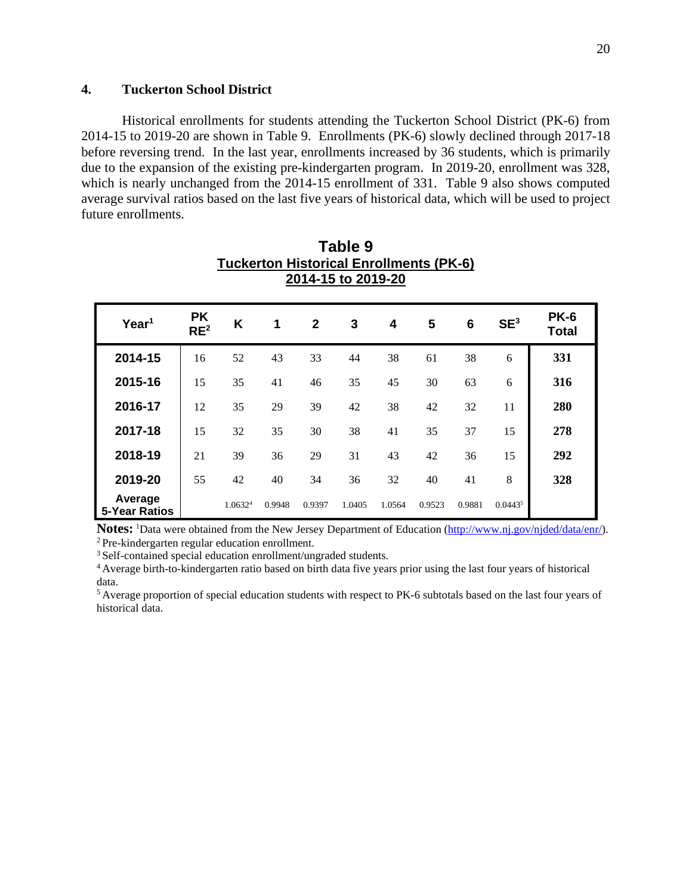## 4. Tuckerton School District

Historical enrollments for students attending the Tuckerton School District (PK-6) from 2014-15 to 2019-20 are shown in Table 9. Enrollments (PK-6) slowly declined through 2017-18 before reversing trend. In the last year, enrollments increased by 36 students, which is primarily due to the expansion of the existing pre-kindergarten program. In 2019-20, enrollment was 328, which is nearly unchanged from the 2014-15 enrollment of 331. Table 9 also shows computed average survival ratios based on the last five years of historical data, which will be used to project future enrollments.

**Table 9**
**Tuckerton Historical Enrollments (PK-6)**
**2014-15 to 2019-20**

| Year[1] | PK RE[2] | K | 1 | 2 | 3 | 4 | 5 | 6 | SE[3] | PK-6 Total |
|---|---|---|---|---|---|---|---|---|---|---|
| **2014-15** | 16 | 52 | 43 | 33 | 44 | 38 | 61 | 38 | 6 | **331** |
| **2015-16** | 15 | 35 | 41 | 46 | 35 | 45 | 30 | 63 | 6 | **316** |
| **2016-17** | 12 | 35 | 29 | 39 | 42 | 38 | 42 | 32 | 11 | **280** |
| **2017-18** | 15 | 32 | 35 | 30 | 38 | 41 | 35 | 37 | 15 | **278** |
| **2018-19** | 21 | 39 | 36 | 29 | 31 | 43 | 42 | 36 | 15 | **292** |
| **2019-20** | 55 | 42 | 40 | 34 | 36 | 32 | 40 | 41 | 8 | **328** |
| **Average 5-Year Ratios** | | 1.0632[4] | 0.9948 | 0.9397 | 1.0405 | 1.0564 | 0.9523 | 0.9881 | 0.0443[5] | |

**Notes:** [1]Data were obtained from the New Jersey Department of Education (http://www.nj.gov/njded/data/enr/).
[2] Pre-kindergarten regular education enrollment.
[3] Self-contained special education enrollment/ungraded students.
[4] Average birth-to-kindergarten ratio based on birth data five years prior using the last four years of historical data.
[5] Average proportion of special education students with respect to PK-6 subtotals based on the last four years of historical data.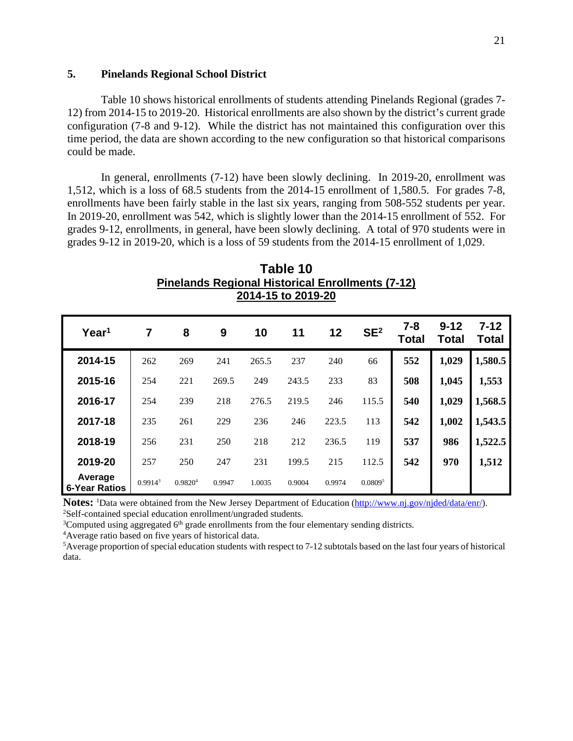## 5. Pinelands Regional School District

Table 10 shows historical enrollments of students attending Pinelands Regional (grades 7-12) from 2014-15 to 2019-20. Historical enrollments are also shown by the district's current grade configuration (7-8 and 9-12). While the district has not maintained this configuration over this time period, the data are shown according to the new configuration so that historical comparisons could be made.

In general, enrollments (7-12) have been slowly declining. In 2019-20, enrollment was 1,512, which is a loss of 68.5 students from the 2014-15 enrollment of 1,580.5. For grades 7-8, enrollments have been fairly stable in the last six years, ranging from 508-552 students per year. In 2019-20, enrollment was 542, which is slightly lower than the 2014-15 enrollment of 552. For grades 9-12, enrollments, in general, have been slowly declining. A total of 970 students were in grades 9-12 in 2019-20, which is a loss of 59 students from the 2014-15 enrollment of 1,029.

**Table 10**
**Pinelands Regional Historical Enrollments (7-12)**
**2014-15 to 2019-20**

| Year[1] | 7 | 8 | 9 | 10 | 11 | 12 | SE[2] | 7-8 Total | 9-12 Total | 7-12 Total |
|---|---|---|---|---|---|---|---|---|---|---|
| **2014-15** | 262 | 269 | 241 | 265.5 | 237 | 240 | 66 | **552** | **1,029** | **1,580.5** |
| **2015-16** | 254 | 221 | 269.5 | 249 | 243.5 | 233 | 83 | **508** | **1,045** | **1,553** |
| **2016-17** | 254 | 239 | 218 | 276.5 | 219.5 | 246 | 115.5 | **540** | **1,029** | **1,568.5** |
| **2017-18** | 235 | 261 | 229 | 236 | 246 | 223.5 | 113 | **542** | **1,002** | **1,543.5** |
| **2018-19** | 256 | 231 | 250 | 218 | 212 | 236.5 | 119 | **537** | **986** | **1,522.5** |
| **2019-20** | 257 | 250 | 247 | 231 | 199.5 | 215 | 112.5 | **542** | **970** | **1,512** |
| **Average 6-Year Ratios** | 0.9914[3] | 0.9820[4] | 0.9947 | 1.0035 | 0.9004 | 0.9974 | 0.0809[5] | | | |

**Notes:** [1]Data were obtained from the New Jersey Department of Education (http://www.nj.gov/njded/data/enr/).
[2]Self-contained special education enrollment/ungraded students.
[3]Computed using aggregated 6th grade enrollments from the four elementary sending districts.
[4]Average ratio based on five years of historical data.
[5]Average proportion of special education students with respect to 7-12 subtotals based on the last four years of historical data.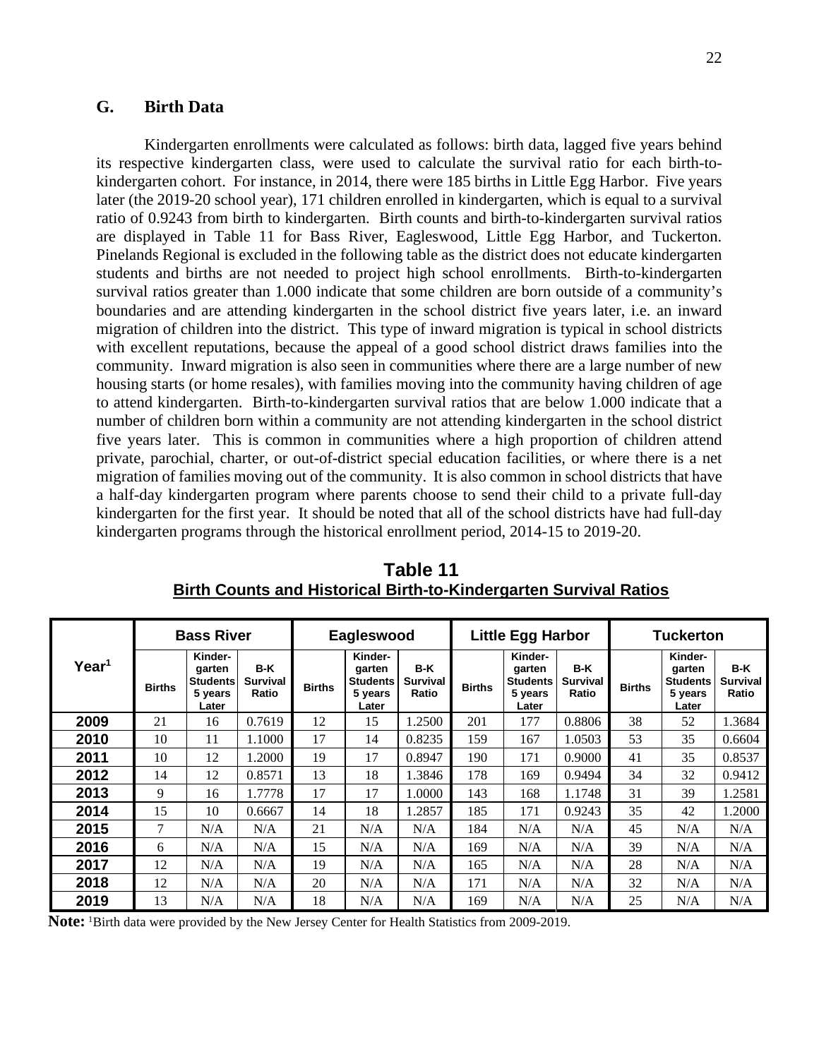## G. Birth Data

Kindergarten enrollments were calculated as follows: birth data, lagged five years behind its respective kindergarten class, were used to calculate the survival ratio for each birth-to-kindergarten cohort. For instance, in 2014, there were 185 births in Little Egg Harbor. Five years later (the 2019-20 school year), 171 children enrolled in kindergarten, which is equal to a survival ratio of 0.9243 from birth to kindergarten. Birth counts and birth-to-kindergarten survival ratios are displayed in Table 11 for Bass River, Eagleswood, Little Egg Harbor, and Tuckerton. Pinelands Regional is excluded in the following table as the district does not educate kindergarten students and births are not needed to project high school enrollments. Birth-to-kindergarten survival ratios greater than 1.000 indicate that some children are born outside of a community's boundaries and are attending kindergarten in the school district five years later, i.e. an inward migration of children into the district. This type of inward migration is typical in school districts with excellent reputations, because the appeal of a good school district draws families into the community. Inward migration is also seen in communities where there are a large number of new housing starts (or home resales), with families moving into the community having children of age to attend kindergarten. Birth-to-kindergarten survival ratios that are below 1.000 indicate that a number of children born within a community are not attending kindergarten in the school district five years later. This is common in communities where a high proportion of children attend private, parochial, charter, or out-of-district special education facilities, or where there is a net migration of families moving out of the community. It is also common in school districts that have a half-day kindergarten program where parents choose to send their child to a private full-day kindergarten for the first year. It should be noted that all of the school districts have had full-day kindergarten programs through the historical enrollment period, 2014-15 to 2019-20.

**Table 11**
**Birth Counts and Historical Birth-to-Kindergarten Survival Ratios**

| Year[1] | Bass River | | | Eagleswood | | | Little Egg Harbor | | | Tuckerton | | |
|---|---|---|---|---|---|---|---|---|---|---|---|---|
| | Births | Kinder-garten Students 5 years Later | B-K Survival Ratio | Births | Kinder-garten Students 5 years Later | B-K Survival Ratio | Births | Kinder-garten Students 5 years Later | B-K Survival Ratio | Births | Kinder-garten Students 5 years Later | B-K Survival Ratio |
| 2009 | 21 | 16 | 0.7619 | 12 | 15 | 1.2500 | 201 | 177 | 0.8806 | 38 | 52 | 1.3684 |
| 2010 | 10 | 11 | 1.1000 | 17 | 14 | 0.8235 | 159 | 167 | 1.0503 | 53 | 35 | 0.6604 |
| 2011 | 10 | 12 | 1.2000 | 19 | 17 | 0.8947 | 190 | 171 | 0.9000 | 41 | 35 | 0.8537 |
| 2012 | 14 | 12 | 0.8571 | 13 | 18 | 1.3846 | 178 | 169 | 0.9494 | 34 | 32 | 0.9412 |
| 2013 | 9 | 16 | 1.7778 | 17 | 17 | 1.0000 | 143 | 168 | 1.1748 | 31 | 39 | 1.2581 |
| 2014 | 15 | 10 | 0.6667 | 14 | 18 | 1.2857 | 185 | 171 | 0.9243 | 35 | 42 | 1.2000 |
| 2015 | 7 | N/A | N/A | 21 | N/A | N/A | 184 | N/A | N/A | 45 | N/A | N/A |
| 2016 | 6 | N/A | N/A | 15 | N/A | N/A | 169 | N/A | N/A | 39 | N/A | N/A |
| 2017 | 12 | N/A | N/A | 19 | N/A | N/A | 165 | N/A | N/A | 28 | N/A | N/A |
| 2018 | 12 | N/A | N/A | 20 | N/A | N/A | 171 | N/A | N/A | 32 | N/A | N/A |
| 2019 | 13 | N/A | N/A | 18 | N/A | N/A | 169 | N/A | N/A | 25 | N/A | N/A |

**Note:** [1]Birth data were provided by the New Jersey Center for Health Statistics from 2009-2019.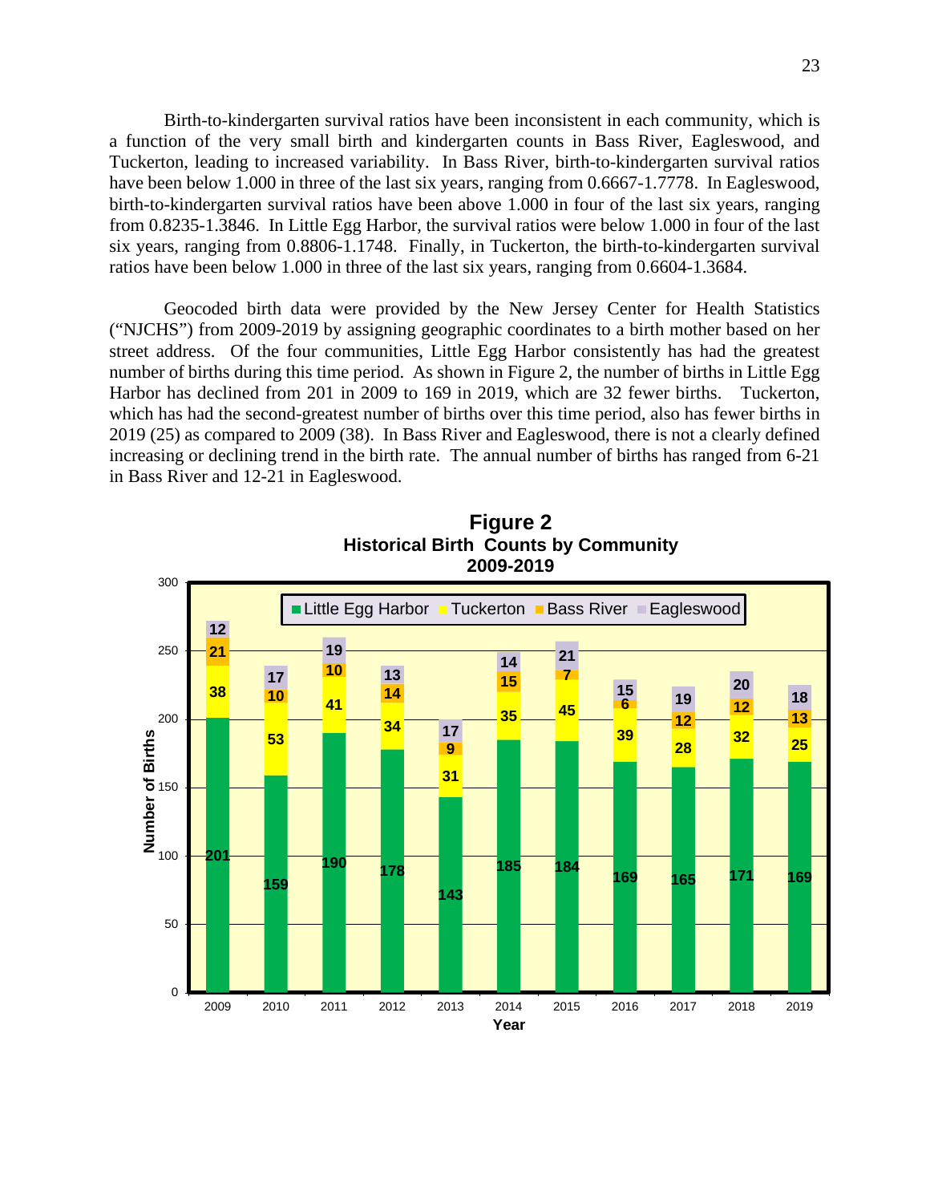Birth-to-kindergarten survival ratios have been inconsistent in each community, which is a function of the very small birth and kindergarten counts in Bass River, Eagleswood, and Tuckerton, leading to increased variability. In Bass River, birth-to-kindergarten survival ratios have been below 1.000 in three of the last six years, ranging from 0.6667-1.7778. In Eagleswood, birth-to-kindergarten survival ratios have been above 1.000 in four of the last six years, ranging from 0.8235-1.3846. In Little Egg Harbor, the survival ratios were below 1.000 in four of the last six years, ranging from 0.8806-1.1748. Finally, in Tuckerton, the birth-to-kindergarten survival ratios have been below 1.000 in three of the last six years, ranging from 0.6604-1.3684.

Geocoded birth data were provided by the New Jersey Center for Health Statistics ("NJCHS") from 2009-2019 by assigning geographic coordinates to a birth mother based on her street address. Of the four communities, Little Egg Harbor consistently has had the greatest number of births during this time period. As shown in Figure 2, the number of births in Little Egg Harbor has declined from 201 in 2009 to 169 in 2019, which are 32 fewer births. Tuckerton, which has had the second-greatest number of births over this time period, also has fewer births in 2019 (25) as compared to 2009 (38). In Bass River and Eagleswood, there is not a clearly defined increasing or declining trend in the birth rate. The annual number of births has ranged from 6-21 in Bass River and 12-21 in Eagleswood.

**Figure 2**
**Historical Birth Counts by Community**
**2009-2019**

| Year | Little Egg Harbor | Tuckerton | Bass River | Eagleswood |
|---|---|---|---|---|
| 2009 | 201 | 38 | 21 | 12 |
| 2010 | 159 | 53 | 10 | 17 |
| 2011 | 190 | 41 | 10 | 19 |
| 2012 | 178 | 34 | 14 | 13 |
| 2013 | 143 | 31 | 9 | 17 |
| 2014 | 185 | 35 | 15 | 14 |
| 2015 | 184 | 45 | 7 | 21 |
| 2016 | 169 | 39 | 6 | 15 |
| 2017 | 165 | 28 | 12 | 19 |
| 2018 | 171 | 32 | 12 | 20 |
| 2019 | 169 | 25 | 13 | 18 |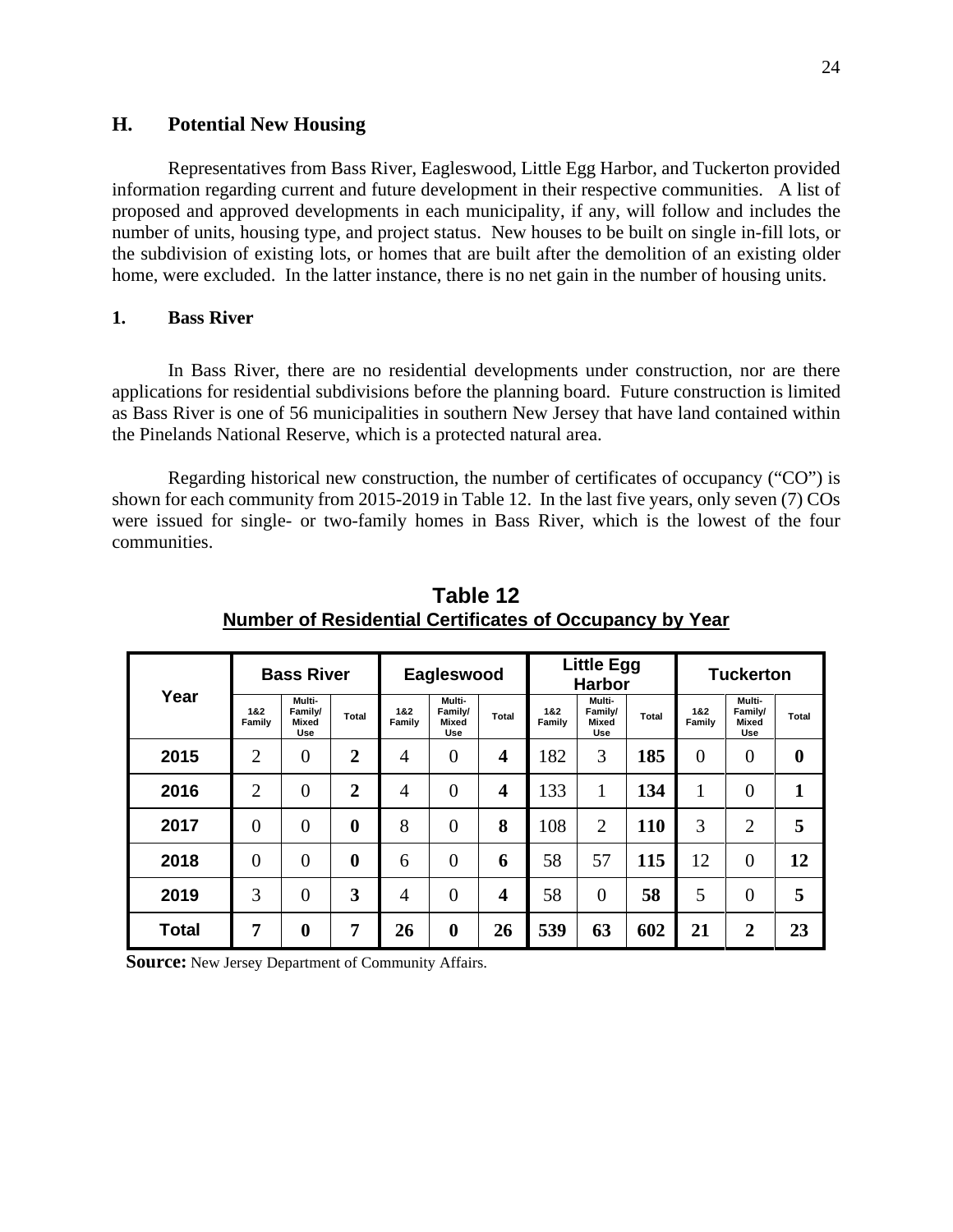## H. Potential New Housing

Representatives from Bass River, Eagleswood, Little Egg Harbor, and Tuckerton provided information regarding current and future development in their respective communities. A list of proposed and approved developments in each municipality, if any, will follow and includes the number of units, housing type, and project status. New houses to be built on single in-fill lots, or the subdivision of existing lots, or homes that are built after the demolition of an existing older home, were excluded. In the latter instance, there is no net gain in the number of housing units.

### 1. Bass River

In Bass River, there are no residential developments under construction, nor are there applications for residential subdivisions before the planning board. Future construction is limited as Bass River is one of 56 municipalities in southern New Jersey that have land contained within the Pinelands National Reserve, which is a protected natural area.

Regarding historical new construction, the number of certificates of occupancy ("CO") is shown for each community from 2015-2019 in Table 12. In the last five years, only seven (7) COs were issued for single- or two-family homes in Bass River, which is the lowest of the four communities.

**Table 12**
**Number of Residential Certificates of Occupancy by Year**

| Year | Bass River | | | Eagleswood | | | Little Egg Harbor | | | Tuckerton | | |
|---|---|---|---|---|---|---|---|---|---|---|---|---|
| | 1&2 Family | Multi-Family/ Mixed Use | Total | 1&2 Family | Multi-Family/ Mixed Use | Total | 1&2 Family | Multi-Family/ Mixed Use | Total | 1&2 Family | Multi-Family/ Mixed Use | Total |
| **2015** | 2 | 0 | **2** | 4 | 0 | **4** | 182 | 3 | **185** | 0 | 0 | **0** |
| **2016** | 2 | 0 | **2** | 4 | 0 | **4** | 133 | 1 | **134** | 1 | 0 | **1** |
| **2017** | 0 | 0 | **0** | 8 | 0 | **8** | 108 | 2 | **110** | 3 | 2 | **5** |
| **2018** | 0 | 0 | **0** | 6 | 0 | **6** | 58 | 57 | **115** | 12 | 0 | **12** |
| **2019** | 3 | 0 | **3** | 4 | 0 | **4** | 58 | 0 | **58** | 5 | 0 | **5** |
| **Total** | **7** | **0** | **7** | **26** | **0** | **26** | **539** | **63** | **602** | **21** | **2** | **23** |

**Source:** New Jersey Department of Community Affairs.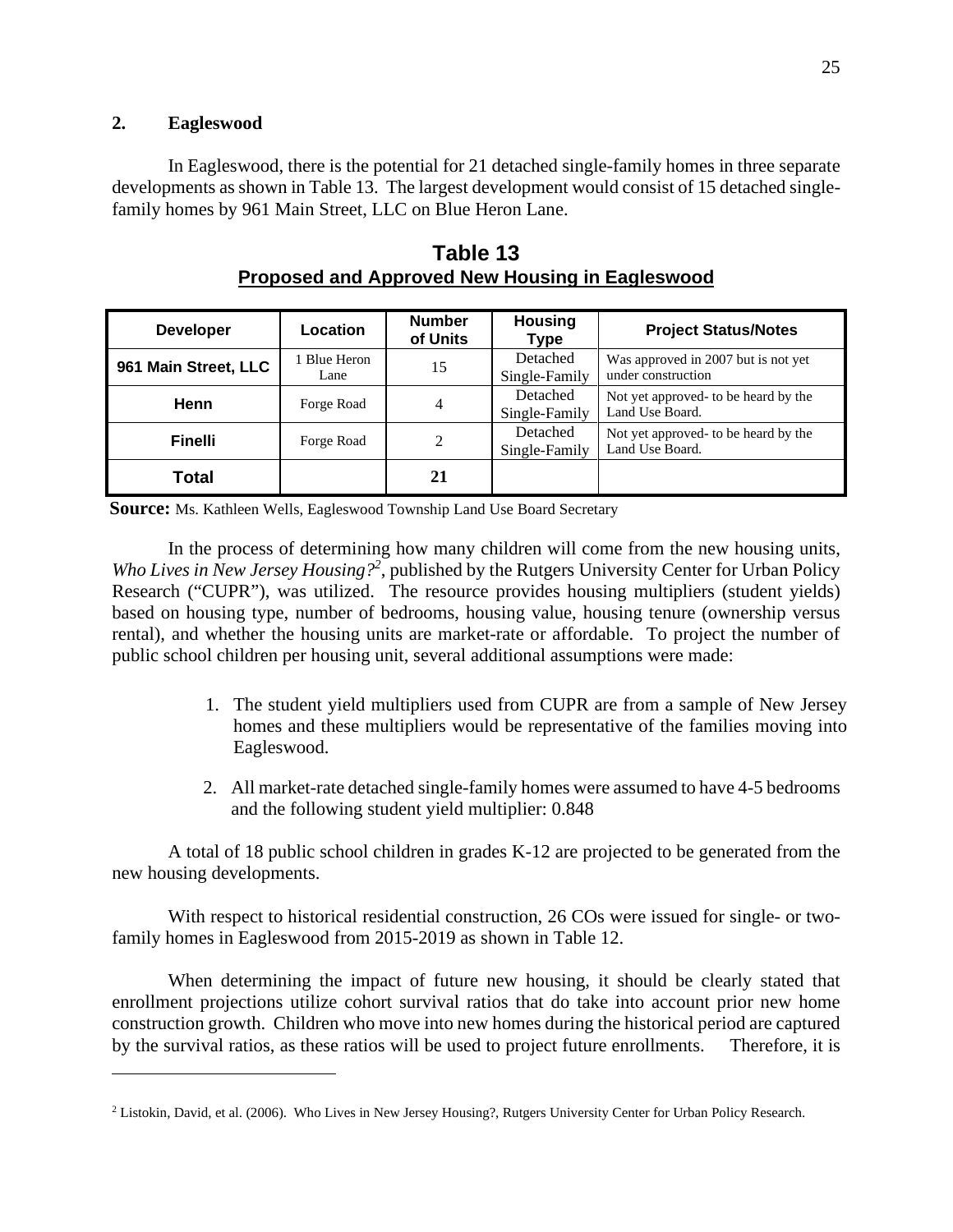## 2. Eagleswood

In Eagleswood, there is the potential for 21 detached single-family homes in three separate developments as shown in Table 13. The largest development would consist of 15 detached single-family homes by 961 Main Street, LLC on Blue Heron Lane.

**Table 13**
**Proposed and Approved New Housing in Eagleswood**

| Developer | Location | Number of Units | Housing Type | Project Status/Notes |
|---|---|---|---|---|
| **961 Main Street, LLC** | 1 Blue Heron Lane | 15 | Detached Single-Family | Was approved in 2007 but is not yet under construction |
| **Henn** | Forge Road | 4 | Detached Single-Family | Not yet approved- to be heard by the Land Use Board. |
| **Finelli** | Forge Road | 2 | Detached Single-Family | Not yet approved- to be heard by the Land Use Board. |
| **Total** | | **21** | | |

**Source:** Ms. Kathleen Wells, Eagleswood Township Land Use Board Secretary

In the process of determining how many children will come from the new housing units, *Who Lives in New Jersey Housing?*[2], published by the Rutgers University Center for Urban Policy Research ("CUPR"), was utilized. The resource provides housing multipliers (student yields) based on housing type, number of bedrooms, housing value, housing tenure (ownership versus rental), and whether the housing units are market-rate or affordable. To project the number of public school children per housing unit, several additional assumptions were made:

1. The student yield multipliers used from CUPR are from a sample of New Jersey homes and these multipliers would be representative of the families moving into Eagleswood.
2. All market-rate detached single-family homes were assumed to have 4-5 bedrooms and the following student yield multiplier: 0.848

A total of 18 public school children in grades K-12 are projected to be generated from the new housing developments.

With respect to historical residential construction, 26 COs were issued for single- or two-family homes in Eagleswood from 2015-2019 as shown in Table 12.

When determining the impact of future new housing, it should be clearly stated that enrollment projections utilize cohort survival ratios that do take into account prior new home construction growth. Children who move into new homes during the historical period are captured by the survival ratios, as these ratios will be used to project future enrollments. Therefore, it is

[2] Listokin, David, et al. (2006). Who Lives in New Jersey Housing?, Rutgers University Center for Urban Policy Research.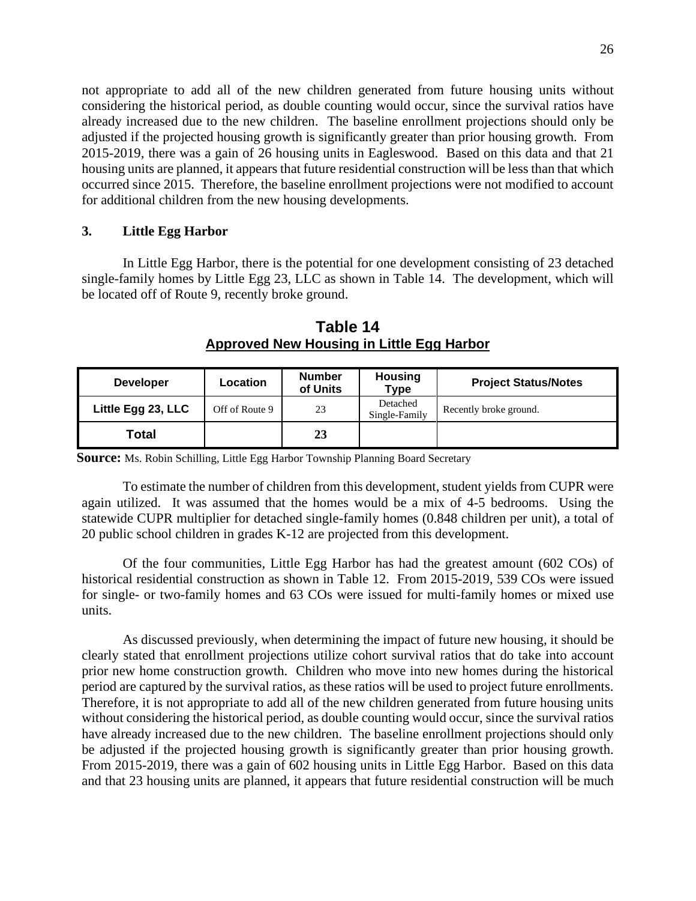not appropriate to add all of the new children generated from future housing units without considering the historical period, as double counting would occur, since the survival ratios have already increased due to the new children. The baseline enrollment projections should only be adjusted if the projected housing growth is significantly greater than prior housing growth. From 2015-2019, there was a gain of 26 housing units in Eagleswood. Based on this data and that 21 housing units are planned, it appears that future residential construction will be less than that which occurred since 2015. Therefore, the baseline enrollment projections were not modified to account for additional children from the new housing developments.

### 3. Little Egg Harbor

In Little Egg Harbor, there is the potential for one development consisting of 23 detached single-family homes by Little Egg 23, LLC as shown in Table 14. The development, which will be located off of Route 9, recently broke ground.

**Table 14**
**Approved New Housing in Little Egg Harbor**

| Developer | Location | Number of Units | Housing Type | Project Status/Notes |
|---|---|---|---|---|
| **Little Egg 23, LLC** | Off of Route 9 | 23 | Detached Single-Family | Recently broke ground. |
| **Total** | | **23** | | |

**Source:** Ms. Robin Schilling, Little Egg Harbor Township Planning Board Secretary

To estimate the number of children from this development, student yields from CUPR were again utilized. It was assumed that the homes would be a mix of 4-5 bedrooms. Using the statewide CUPR multiplier for detached single-family homes (0.848 children per unit), a total of 20 public school children in grades K-12 are projected from this development.

Of the four communities, Little Egg Harbor has had the greatest amount (602 COs) of historical residential construction as shown in Table 12. From 2015-2019, 539 COs were issued for single- or two-family homes and 63 COs were issued for multi-family homes or mixed use units.

As discussed previously, when determining the impact of future new housing, it should be clearly stated that enrollment projections utilize cohort survival ratios that do take into account prior new home construction growth. Children who move into new homes during the historical period are captured by the survival ratios, as these ratios will be used to project future enrollments. Therefore, it is not appropriate to add all of the new children generated from future housing units without considering the historical period, as double counting would occur, since the survival ratios have already increased due to the new children. The baseline enrollment projections should only be adjusted if the projected housing growth is significantly greater than prior housing growth. From 2015-2019, there was a gain of 602 housing units in Little Egg Harbor. Based on this data and that 23 housing units are planned, it appears that future residential construction will be much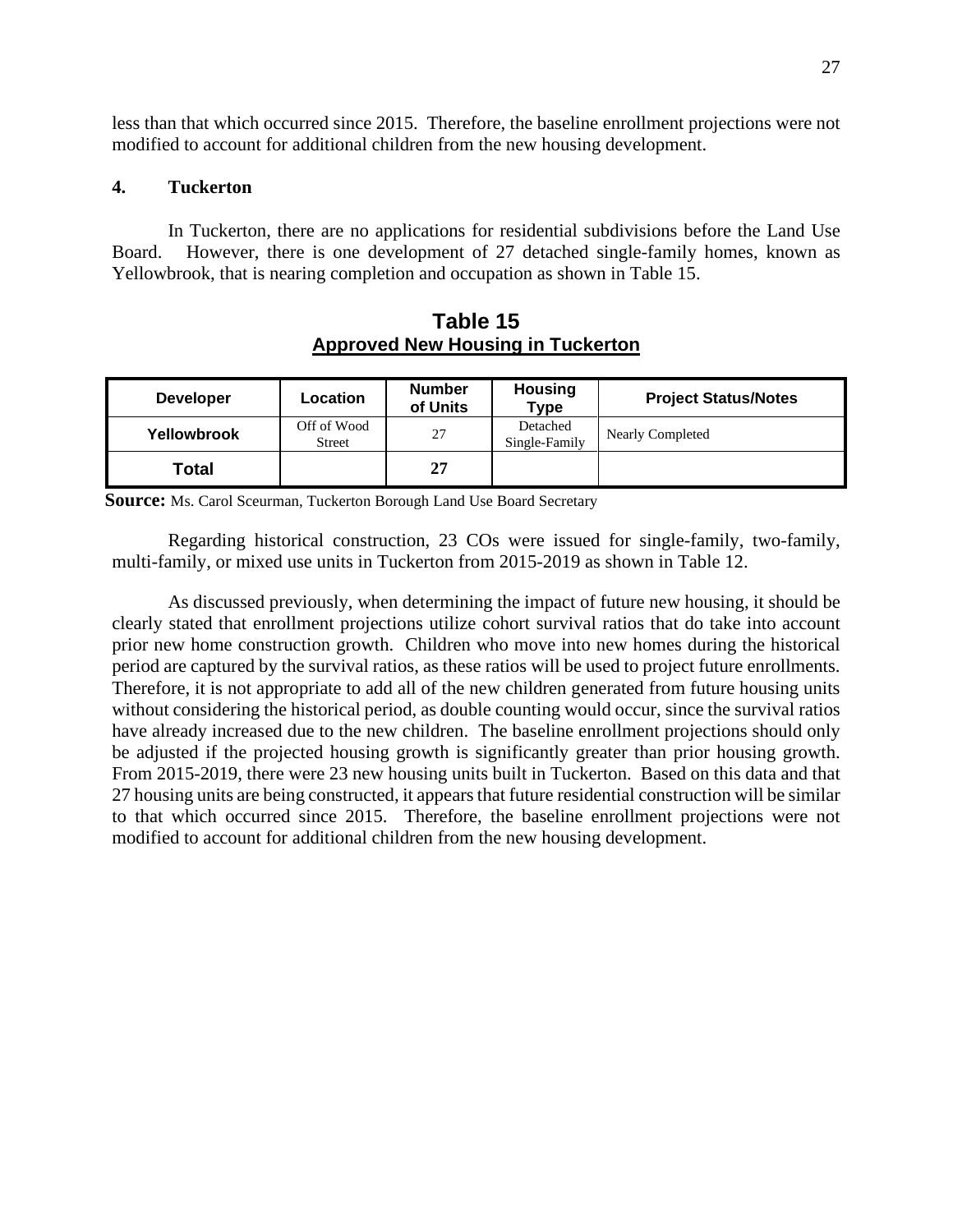less than that which occurred since 2015. Therefore, the baseline enrollment projections were not modified to account for additional children from the new housing development.

### 4. Tuckerton

In Tuckerton, there are no applications for residential subdivisions before the Land Use Board. However, there is one development of 27 detached single-family homes, known as Yellowbrook, that is nearing completion and occupation as shown in Table 15.

**Table 15**
**Approved New Housing in Tuckerton**

| Developer | Location | Number of Units | Housing Type | Project Status/Notes |
| --- | --- | --- | --- | --- |
| **Yellowbrook** | Off of Wood Street | 27 | Detached Single-Family | Nearly Completed |
| **Total** | | **27** | | |

**Source:** Ms. Carol Sceurman, Tuckerton Borough Land Use Board Secretary

Regarding historical construction, 23 COs were issued for single-family, two-family, multi-family, or mixed use units in Tuckerton from 2015-2019 as shown in Table 12.

As discussed previously, when determining the impact of future new housing, it should be clearly stated that enrollment projections utilize cohort survival ratios that do take into account prior new home construction growth. Children who move into new homes during the historical period are captured by the survival ratios, as these ratios will be used to project future enrollments. Therefore, it is not appropriate to add all of the new children generated from future housing units without considering the historical period, as double counting would occur, since the survival ratios have already increased due to the new children. The baseline enrollment projections should only be adjusted if the projected housing growth is significantly greater than prior housing growth. From 2015-2019, there were 23 new housing units built in Tuckerton. Based on this data and that 27 housing units are being constructed, it appears that future residential construction will be similar to that which occurred since 2015. Therefore, the baseline enrollment projections were not modified to account for additional children from the new housing development.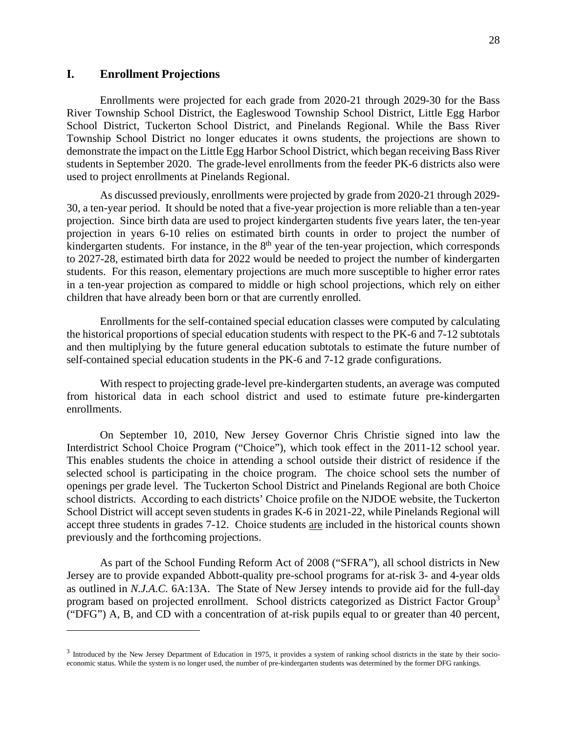## I. Enrollment Projections

Enrollments were projected for each grade from 2020-21 through 2029-30 for the Bass River Township School District, the Eagleswood Township School District, Little Egg Harbor School District, Tuckerton School District, and Pinelands Regional. While the Bass River Township School District no longer educates it owns students, the projections are shown to demonstrate the impact on the Little Egg Harbor School District, which began receiving Bass River students in September 2020. The grade-level enrollments from the feeder PK-6 districts also were used to project enrollments at Pinelands Regional.

As discussed previously, enrollments were projected by grade from 2020-21 through 2029-30, a ten-year period. It should be noted that a five-year projection is more reliable than a ten-year projection. Since birth data are used to project kindergarten students five years later, the ten-year projection in years 6-10 relies on estimated birth counts in order to project the number of kindergarten students. For instance, in the 8th year of the ten-year projection, which corresponds to 2027-28, estimated birth data for 2022 would be needed to project the number of kindergarten students. For this reason, elementary projections are much more susceptible to higher error rates in a ten-year projection as compared to middle or high school projections, which rely on either children that have already been born or that are currently enrolled.

Enrollments for the self-contained special education classes were computed by calculating the historical proportions of special education students with respect to the PK-6 and 7-12 subtotals and then multiplying by the future general education subtotals to estimate the future number of self-contained special education students in the PK-6 and 7-12 grade configurations.

With respect to projecting grade-level pre-kindergarten students, an average was computed from historical data in each school district and used to estimate future pre-kindergarten enrollments.

On September 10, 2010, New Jersey Governor Chris Christie signed into law the Interdistrict School Choice Program ("Choice"), which took effect in the 2011-12 school year. This enables students the choice in attending a school outside their district of residence if the selected school is participating in the choice program. The choice school sets the number of openings per grade level. The Tuckerton School District and Pinelands Regional are both Choice school districts. According to each districts' Choice profile on the NJDOE website, the Tuckerton School District will accept seven students in grades K-6 in 2021-22, while Pinelands Regional will accept three students in grades 7-12. Choice students <u>are</u> included in the historical counts shown previously and the forthcoming projections.

As part of the School Funding Reform Act of 2008 ("SFRA"), all school districts in New Jersey are to provide expanded Abbott-quality pre-school programs for at-risk 3- and 4-year olds as outlined in *N.J.A.C.* 6A:13A. The State of New Jersey intends to provide aid for the full-day program based on projected enrollment. School districts categorized as District Factor Group[3] ("DFG") A, B, and CD with a concentration of at-risk pupils equal to or greater than 40 percent,

[3] Introduced by the New Jersey Department of Education in 1975, it provides a system of ranking school districts in the state by their socio-economic status. While the system is no longer used, the number of pre-kindergarten students was determined by the former DFG rankings.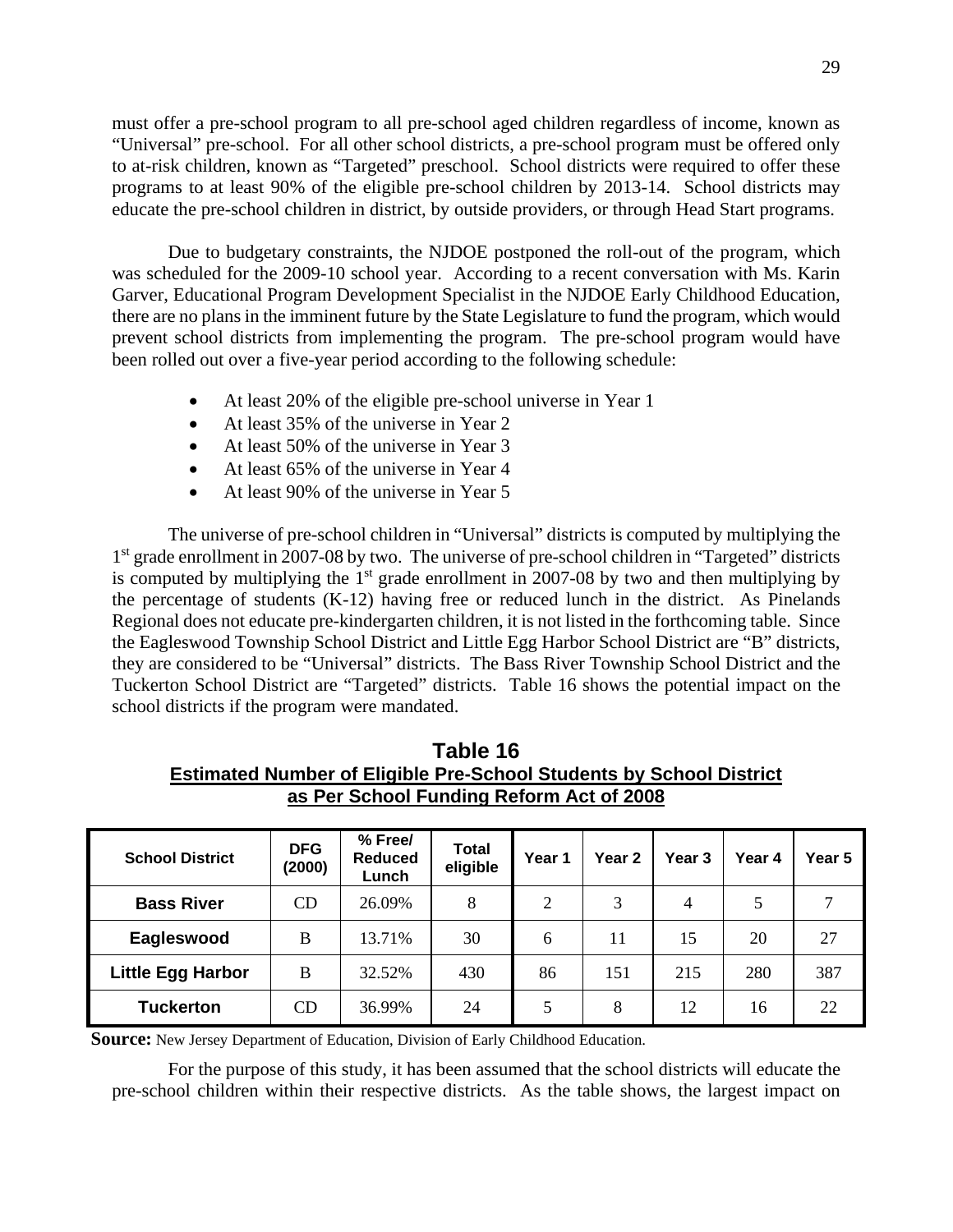must offer a pre-school program to all pre-school aged children regardless of income, known as "Universal" pre-school. For all other school districts, a pre-school program must be offered only to at-risk children, known as "Targeted" preschool. School districts were required to offer these programs to at least 90% of the eligible pre-school children by 2013-14. School districts may educate the pre-school children in district, by outside providers, or through Head Start programs.

Due to budgetary constraints, the NJDOE postponed the roll-out of the program, which was scheduled for the 2009-10 school year. According to a recent conversation with Ms. Karin Garver, Educational Program Development Specialist in the NJDOE Early Childhood Education, there are no plans in the imminent future by the State Legislature to fund the program, which would prevent school districts from implementing the program. The pre-school program would have been rolled out over a five-year period according to the following schedule:

- At least 20% of the eligible pre-school universe in Year 1
- At least 35% of the universe in Year 2
- At least 50% of the universe in Year 3
- At least 65% of the universe in Year 4
- At least 90% of the universe in Year 5

The universe of pre-school children in "Universal" districts is computed by multiplying the 1st grade enrollment in 2007-08 by two. The universe of pre-school children in "Targeted" districts is computed by multiplying the 1st grade enrollment in 2007-08 by two and then multiplying by the percentage of students (K-12) having free or reduced lunch in the district. As Pinelands Regional does not educate pre-kindergarten children, it is not listed in the forthcoming table. Since the Eagleswood Township School District and Little Egg Harbor School District are "B" districts, they are considered to be "Universal" districts. The Bass River Township School District and the Tuckerton School District are "Targeted" districts. Table 16 shows the potential impact on the school districts if the program were mandated.

**Table 16**
**Estimated Number of Eligible Pre-School Students by School District as Per School Funding Reform Act of 2008**

| School District | DFG (2000) | % Free/ Reduced Lunch | Total eligible | Year 1 | Year 2 | Year 3 | Year 4 | Year 5 |
|---|---|---|---|---|---|---|---|---|
| **Bass River** | CD | 26.09% | 8 | 2 | 3 | 4 | 5 | 7 |
| **Eagleswood** | B | 13.71% | 30 | 6 | 11 | 15 | 20 | 27 |
| **Little Egg Harbor** | B | 32.52% | 430 | 86 | 151 | 215 | 280 | 387 |
| **Tuckerton** | CD | 36.99% | 24 | 5 | 8 | 12 | 16 | 22 |

**Source:** New Jersey Department of Education, Division of Early Childhood Education.

For the purpose of this study, it has been assumed that the school districts will educate the pre-school children within their respective districts. As the table shows, the largest impact on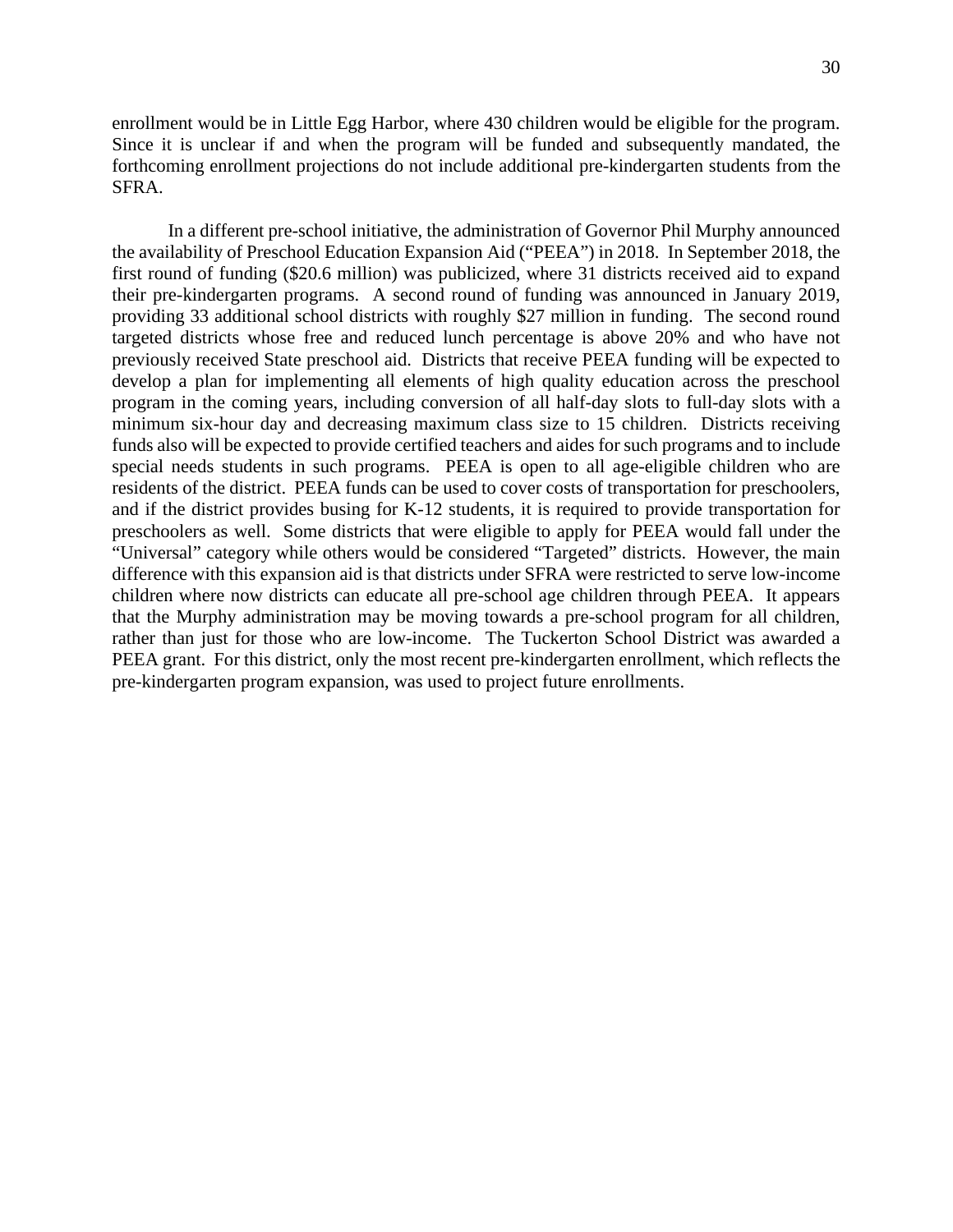enrollment would be in Little Egg Harbor, where 430 children would be eligible for the program. Since it is unclear if and when the program will be funded and subsequently mandated, the forthcoming enrollment projections do not include additional pre-kindergarten students from the SFRA.

In a different pre-school initiative, the administration of Governor Phil Murphy announced the availability of Preschool Education Expansion Aid ("PEEA") in 2018. In September 2018, the first round of funding ($20.6 million) was publicized, where 31 districts received aid to expand their pre-kindergarten programs. A second round of funding was announced in January 2019, providing 33 additional school districts with roughly $27 million in funding. The second round targeted districts whose free and reduced lunch percentage is above 20% and who have not previously received State preschool aid. Districts that receive PEEA funding will be expected to develop a plan for implementing all elements of high quality education across the preschool program in the coming years, including conversion of all half-day slots to full-day slots with a minimum six-hour day and decreasing maximum class size to 15 children. Districts receiving funds also will be expected to provide certified teachers and aides for such programs and to include special needs students in such programs. PEEA is open to all age-eligible children who are residents of the district. PEEA funds can be used to cover costs of transportation for preschoolers, and if the district provides busing for K-12 students, it is required to provide transportation for preschoolers as well. Some districts that were eligible to apply for PEEA would fall under the "Universal" category while others would be considered "Targeted" districts. However, the main difference with this expansion aid is that districts under SFRA were restricted to serve low-income children where now districts can educate all pre-school age children through PEEA. It appears that the Murphy administration may be moving towards a pre-school program for all children, rather than just for those who are low-income. The Tuckerton School District was awarded a PEEA grant. For this district, only the most recent pre-kindergarten enrollment, which reflects the pre-kindergarten program expansion, was used to project future enrollments.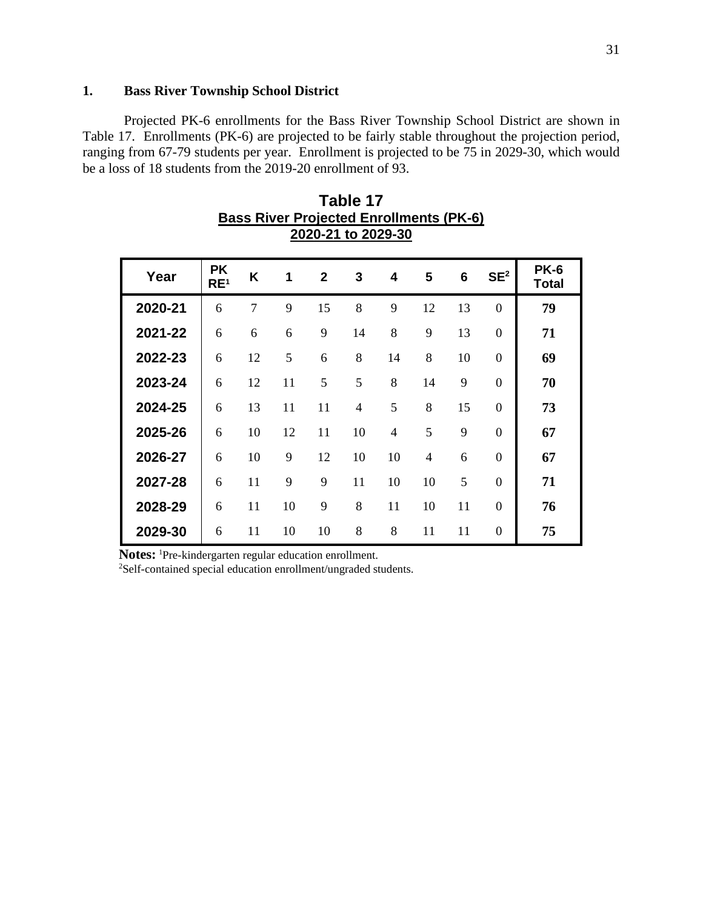### 1. Bass River Township School District

Projected PK-6 enrollments for the Bass River Township School District are shown in Table 17. Enrollments (PK-6) are projected to be fairly stable throughout the projection period, ranging from 67-79 students per year. Enrollment is projected to be 75 in 2029-30, which would be a loss of 18 students from the 2019-20 enrollment of 93.

**Table 17**
**Bass River Projected Enrollments (PK-6)**
**2020-21 to 2029-30**

| Year | PK RE[1] | K | 1 | 2 | 3 | 4 | 5 | 6 | SE[2] | PK-6 Total |
|---|---|---|---|---|---|---|---|---|---|---|
| **2020-21** | 6 | 7 | 9 | 15 | 8 | 9 | 12 | 13 | 0 | **79** |
| **2021-22** | 6 | 6 | 6 | 9 | 14 | 8 | 9 | 13 | 0 | **71** |
| **2022-23** | 6 | 12 | 5 | 6 | 8 | 14 | 8 | 10 | 0 | **69** |
| **2023-24** | 6 | 12 | 11 | 5 | 5 | 8 | 14 | 9 | 0 | **70** |
| **2024-25** | 6 | 13 | 11 | 11 | 4 | 5 | 8 | 15 | 0 | **73** |
| **2025-26** | 6 | 10 | 12 | 11 | 10 | 4 | 5 | 9 | 0 | **67** |
| **2026-27** | 6 | 10 | 9 | 12 | 10 | 10 | 4 | 6 | 0 | **67** |
| **2027-28** | 6 | 11 | 9 | 9 | 11 | 10 | 10 | 5 | 0 | **71** |
| **2028-29** | 6 | 11 | 10 | 9 | 8 | 11 | 10 | 11 | 0 | **76** |
| **2029-30** | 6 | 11 | 10 | 10 | 8 | 8 | 11 | 11 | 0 | **75** |

**Notes:** [1]Pre-kindergarten regular education enrollment.
[2]Self-contained special education enrollment/ungraded students.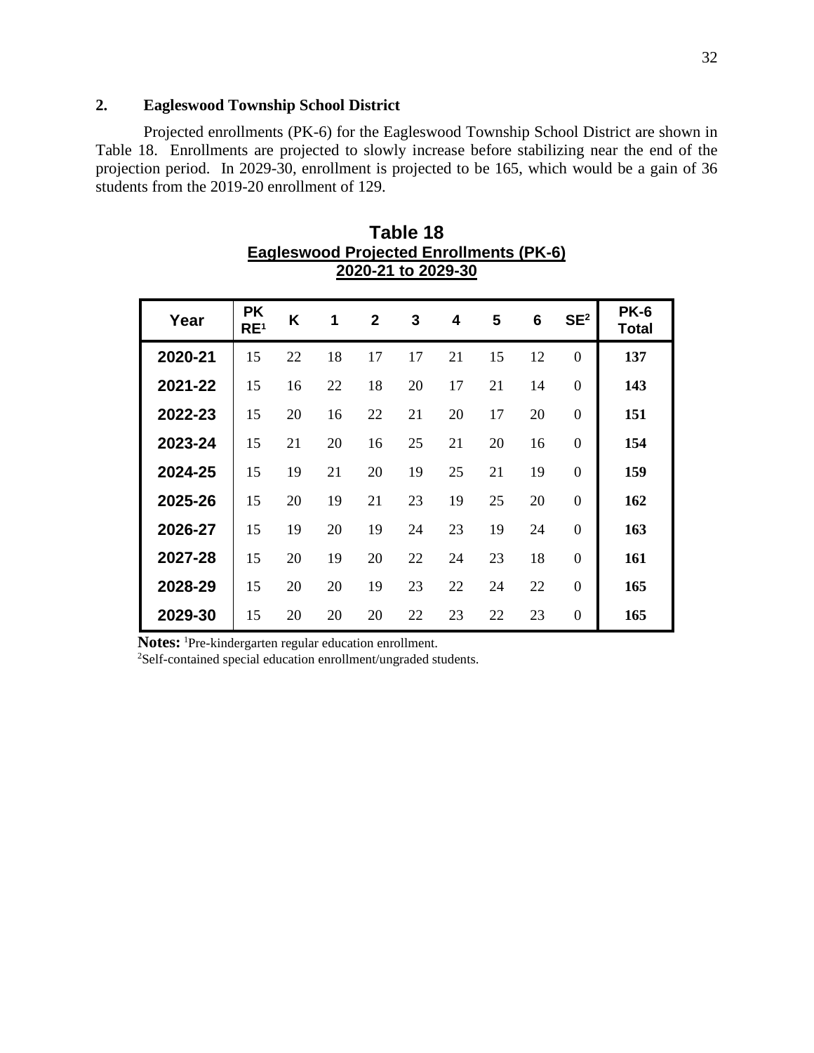### 2. Eagleswood Township School District

Projected enrollments (PK-6) for the Eagleswood Township School District are shown in Table 18. Enrollments are projected to slowly increase before stabilizing near the end of the projection period. In 2029-30, enrollment is projected to be 165, which would be a gain of 36 students from the 2019-20 enrollment of 129.

**Table 18**
**Eagleswood Projected Enrollments (PK-6)**
**2020-21 to 2029-30**

| Year | PK RE[1] | K | 1 | 2 | 3 | 4 | 5 | 6 | SE[2] | PK-6 Total |
|---|---|---|---|---|---|---|---|---|---|---|
| 2020-21 | 15 | 22 | 18 | 17 | 17 | 21 | 15 | 12 | 0 | **137** |
| 2021-22 | 15 | 16 | 22 | 18 | 20 | 17 | 21 | 14 | 0 | **143** |
| 2022-23 | 15 | 20 | 16 | 22 | 21 | 20 | 17 | 20 | 0 | **151** |
| 2023-24 | 15 | 21 | 20 | 16 | 25 | 21 | 20 | 16 | 0 | **154** |
| 2024-25 | 15 | 19 | 21 | 20 | 19 | 25 | 21 | 19 | 0 | **159** |
| 2025-26 | 15 | 20 | 19 | 21 | 23 | 19 | 25 | 20 | 0 | **162** |
| 2026-27 | 15 | 19 | 20 | 19 | 24 | 23 | 19 | 24 | 0 | **163** |
| 2027-28 | 15 | 20 | 19 | 20 | 22 | 24 | 23 | 18 | 0 | **161** |
| 2028-29 | 15 | 20 | 20 | 19 | 23 | 22 | 24 | 22 | 0 | **165** |
| 2029-30 | 15 | 20 | 20 | 20 | 22 | 23 | 22 | 23 | 0 | **165** |

**Notes:** [1]Pre-kindergarten regular education enrollment.
[2]Self-contained special education enrollment/ungraded students.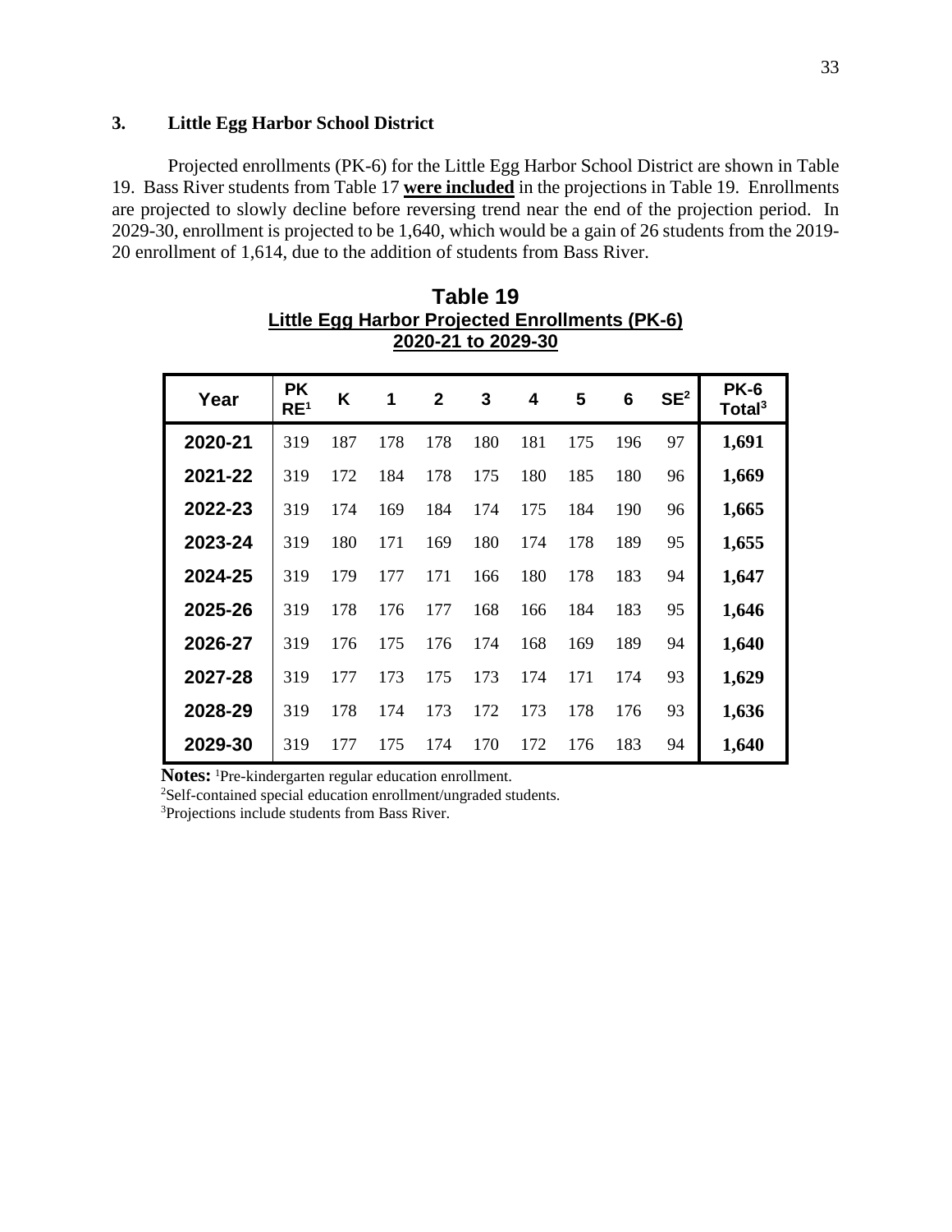### 3. Little Egg Harbor School District

Projected enrollments (PK-6) for the Little Egg Harbor School District are shown in Table 19. Bass River students from Table 17 **were included** in the projections in Table 19. Enrollments are projected to slowly decline before reversing trend near the end of the projection period. In 2029-30, enrollment is projected to be 1,640, which would be a gain of 26 students from the 2019-20 enrollment of 1,614, due to the addition of students from Bass River.

**Table 19**
**Little Egg Harbor Projected Enrollments (PK-6)**
**2020-21 to 2029-30**

| Year | PK RE[1] | K | 1 | 2 | 3 | 4 | 5 | 6 | SE[2] | PK-6 Total[3] |
|---|---|---|---|---|---|---|---|---|---|---|
| 2020-21 | 319 | 187 | 178 | 178 | 180 | 181 | 175 | 196 | 97 | **1,691** |
| 2021-22 | 319 | 172 | 184 | 178 | 175 | 180 | 185 | 180 | 96 | **1,669** |
| 2022-23 | 319 | 174 | 169 | 184 | 174 | 175 | 184 | 190 | 96 | **1,665** |
| 2023-24 | 319 | 180 | 171 | 169 | 180 | 174 | 178 | 189 | 95 | **1,655** |
| 2024-25 | 319 | 179 | 177 | 171 | 166 | 180 | 178 | 183 | 94 | **1,647** |
| 2025-26 | 319 | 178 | 176 | 177 | 168 | 166 | 184 | 183 | 95 | **1,646** |
| 2026-27 | 319 | 176 | 175 | 176 | 174 | 168 | 169 | 189 | 94 | **1,640** |
| 2027-28 | 319 | 177 | 173 | 175 | 173 | 174 | 171 | 174 | 93 | **1,629** |
| 2028-29 | 319 | 178 | 174 | 173 | 172 | 173 | 178 | 176 | 93 | **1,636** |
| 2029-30 | 319 | 177 | 175 | 174 | 170 | 172 | 176 | 183 | 94 | **1,640** |

**Notes:** [1]Pre-kindergarten regular education enrollment.
[2]Self-contained special education enrollment/ungraded students.
[3]Projections include students from Bass River.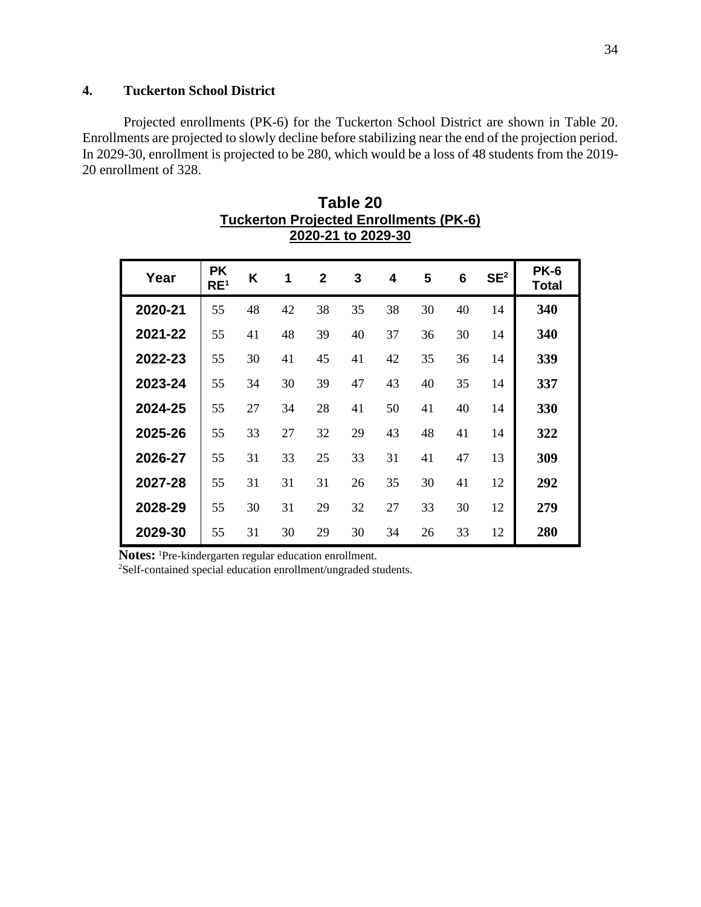### 4. Tuckerton School District

Projected enrollments (PK-6) for the Tuckerton School District are shown in Table 20. Enrollments are projected to slowly decline before stabilizing near the end of the projection period. In 2029-30, enrollment is projected to be 280, which would be a loss of 48 students from the 2019-20 enrollment of 328.

**Table 20**
**Tuckerton Projected Enrollments (PK-6)**
**2020-21 to 2029-30**

| Year | PK RE[1] | K | 1 | 2 | 3 | 4 | 5 | 6 | SE[2] | PK-6 Total |
|---|---|---|---|---|---|---|---|---|---|---|
| **2020-21** | 55 | 48 | 42 | 38 | 35 | 38 | 30 | 40 | 14 | **340** |
| **2021-22** | 55 | 41 | 48 | 39 | 40 | 37 | 36 | 30 | 14 | **340** |
| **2022-23** | 55 | 30 | 41 | 45 | 41 | 42 | 35 | 36 | 14 | **339** |
| **2023-24** | 55 | 34 | 30 | 39 | 47 | 43 | 40 | 35 | 14 | **337** |
| **2024-25** | 55 | 27 | 34 | 28 | 41 | 50 | 41 | 40 | 14 | **330** |
| **2025-26** | 55 | 33 | 27 | 32 | 29 | 43 | 48 | 41 | 14 | **322** |
| **2026-27** | 55 | 31 | 33 | 25 | 33 | 31 | 41 | 47 | 13 | **309** |
| **2027-28** | 55 | 31 | 31 | 31 | 26 | 35 | 30 | 41 | 12 | **292** |
| **2028-29** | 55 | 30 | 31 | 29 | 32 | 27 | 33 | 30 | 12 | **279** |
| **2029-30** | 55 | 31 | 30 | 29 | 30 | 34 | 26 | 33 | 12 | **280** |

**Notes:** [1]Pre-kindergarten regular education enrollment.
[2]Self-contained special education enrollment/ungraded students.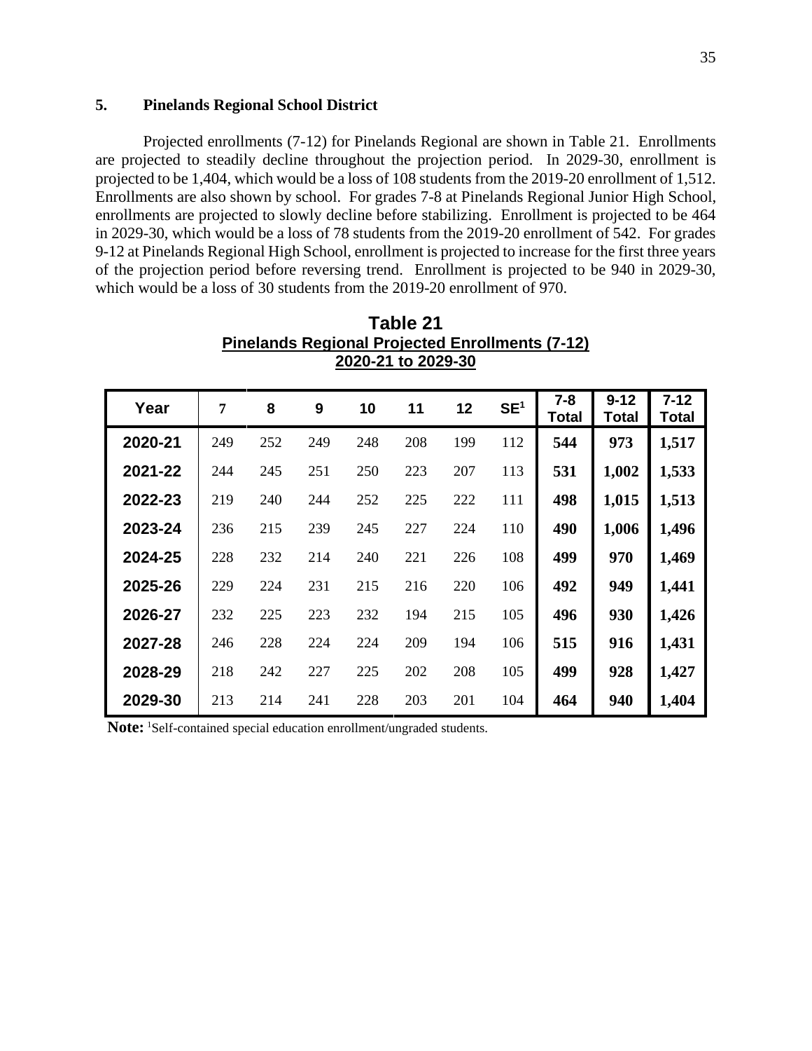### 5. Pinelands Regional School District

Projected enrollments (7-12) for Pinelands Regional are shown in Table 21. Enrollments are projected to steadily decline throughout the projection period. In 2029-30, enrollment is projected to be 1,404, which would be a loss of 108 students from the 2019-20 enrollment of 1,512. Enrollments are also shown by school. For grades 7-8 at Pinelands Regional Junior High School, enrollments are projected to slowly decline before stabilizing. Enrollment is projected to be 464 in 2029-30, which would be a loss of 78 students from the 2019-20 enrollment of 542. For grades 9-12 at Pinelands Regional High School, enrollment is projected to increase for the first three years of the projection period before reversing trend. Enrollment is projected to be 940 in 2029-30, which would be a loss of 30 students from the 2019-20 enrollment of 970.

**Table 21**
**Pinelands Regional Projected Enrollments (7-12)**
**2020-21 to 2029-30**

| Year | 7 | 8 | 9 | 10 | 11 | 12 | SE[1] | 7-8 Total | 9-12 Total | 7-12 Total |
|---|---|---|---|---|---|---|---|---|---|---|
| 2020-21 | 249 | 252 | 249 | 248 | 208 | 199 | 112 | **544** | **973** | **1,517** |
| 2021-22 | 244 | 245 | 251 | 250 | 223 | 207 | 113 | **531** | **1,002** | **1,533** |
| 2022-23 | 219 | 240 | 244 | 252 | 225 | 222 | 111 | **498** | **1,015** | **1,513** |
| 2023-24 | 236 | 215 | 239 | 245 | 227 | 224 | 110 | **490** | **1,006** | **1,496** |
| 2024-25 | 228 | 232 | 214 | 240 | 221 | 226 | 108 | **499** | **970** | **1,469** |
| 2025-26 | 229 | 224 | 231 | 215 | 216 | 220 | 106 | **492** | **949** | **1,441** |
| 2026-27 | 232 | 225 | 223 | 232 | 194 | 215 | 105 | **496** | **930** | **1,426** |
| 2027-28 | 246 | 228 | 224 | 224 | 209 | 194 | 106 | **515** | **916** | **1,431** |
| 2028-29 | 218 | 242 | 227 | 225 | 202 | 208 | 105 | **499** | **928** | **1,427** |
| 2029-30 | 213 | 214 | 241 | 228 | 203 | 201 | 104 | **464** | **940** | **1,404** |

**Note:** [1]Self-contained special education enrollment/ungraded students.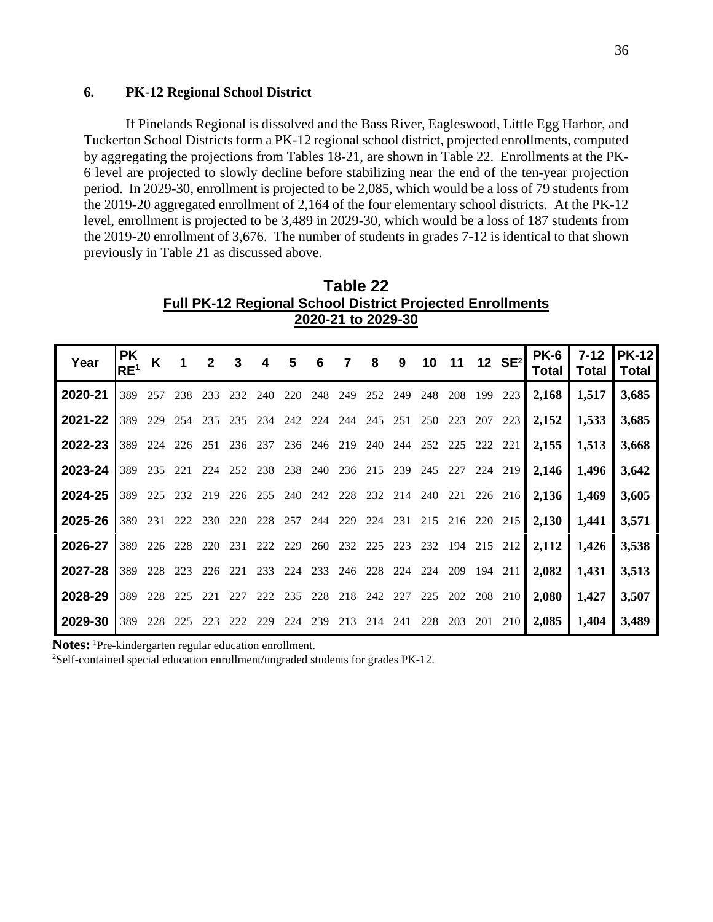### 6. PK-12 Regional School District

If Pinelands Regional is dissolved and the Bass River, Eagleswood, Little Egg Harbor, and Tuckerton School Districts form a PK-12 regional school district, projected enrollments, computed by aggregating the projections from Tables 18-21, are shown in Table 22. Enrollments at the PK-6 level are projected to slowly decline before stabilizing near the end of the ten-year projection period. In 2029-30, enrollment is projected to be 2,085, which would be a loss of 79 students from the 2019-20 aggregated enrollment of 2,164 of the four elementary school districts. At the PK-12 level, enrollment is projected to be 3,489 in 2029-30, which would be a loss of 187 students from the 2019-20 enrollment of 3,676. The number of students in grades 7-12 is identical to that shown previously in Table 21 as discussed above.

**Table 22**
**Full PK-12 Regional School District Projected Enrollments**
**2020-21 to 2029-30**

| Year | PK RE[1] | K | 1 | 2 | 3 | 4 | 5 | 6 | 7 | 8 | 9 | 10 | 11 | 12 | SE[2] | PK-6 Total | 7-12 Total | PK-12 Total |
|---|---|---|---|---|---|---|---|---|---|---|---|---|---|---|---|---|---|---|
| 2020-21 | 389 | 257 | 238 | 233 | 232 | 240 | 220 | 248 | 249 | 252 | 249 | 248 | 208 | 199 | 223 | 2,168 | 1,517 | 3,685 |
| 2021-22 | 389 | 229 | 254 | 235 | 235 | 234 | 242 | 224 | 244 | 245 | 251 | 250 | 223 | 207 | 223 | 2,152 | 1,533 | 3,685 |
| 2022-23 | 389 | 224 | 226 | 251 | 236 | 237 | 236 | 246 | 219 | 240 | 244 | 252 | 225 | 222 | 221 | 2,155 | 1,513 | 3,668 |
| 2023-24 | 389 | 235 | 221 | 224 | 252 | 238 | 238 | 240 | 236 | 215 | 239 | 245 | 227 | 224 | 219 | 2,146 | 1,496 | 3,642 |
| 2024-25 | 389 | 225 | 232 | 219 | 226 | 255 | 240 | 242 | 228 | 232 | 214 | 240 | 221 | 226 | 216 | 2,136 | 1,469 | 3,605 |
| 2025-26 | 389 | 231 | 222 | 230 | 220 | 228 | 257 | 244 | 229 | 224 | 231 | 215 | 216 | 220 | 215 | 2,130 | 1,441 | 3,571 |
| 2026-27 | 389 | 226 | 228 | 220 | 231 | 222 | 229 | 260 | 232 | 225 | 223 | 232 | 194 | 215 | 212 | 2,112 | 1,426 | 3,538 |
| 2027-28 | 389 | 228 | 223 | 226 | 221 | 233 | 224 | 233 | 246 | 228 | 224 | 224 | 209 | 194 | 211 | 2,082 | 1,431 | 3,513 |
| 2028-29 | 389 | 228 | 225 | 221 | 227 | 222 | 235 | 228 | 218 | 242 | 227 | 225 | 202 | 208 | 210 | 2,080 | 1,427 | 3,507 |
| 2029-30 | 389 | 228 | 225 | 223 | 222 | 229 | 224 | 239 | 213 | 214 | 241 | 228 | 203 | 201 | 210 | 2,085 | 1,404 | 3,489 |

**Notes:** [1]Pre-kindergarten regular education enrollment.
[2]Self-contained special education enrollment/ungraded students for grades PK-12.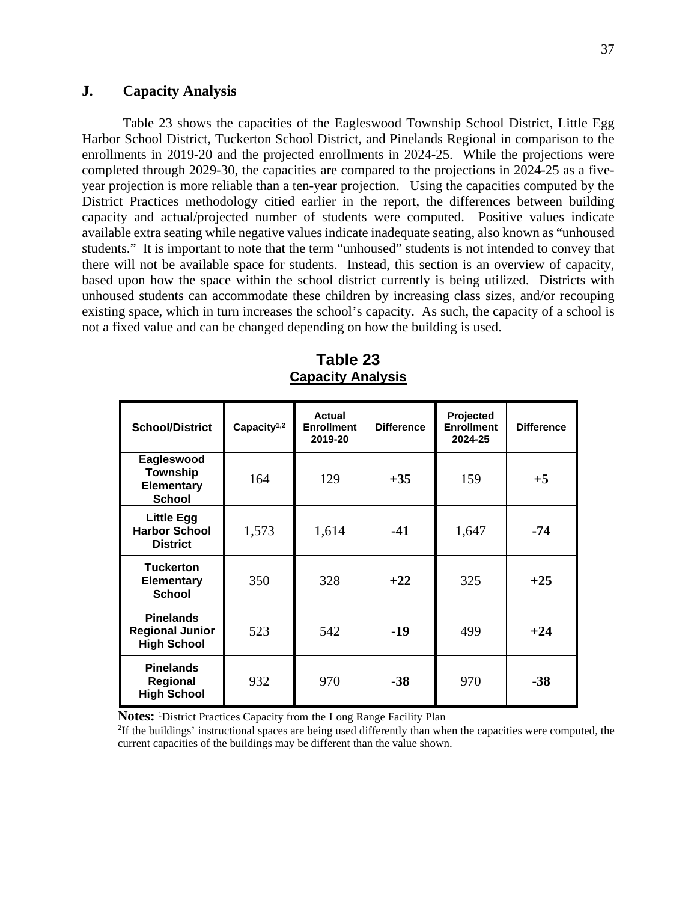## J. Capacity Analysis

Table 23 shows the capacities of the Eagleswood Township School District, Little Egg Harbor School District, Tuckerton School District, and Pinelands Regional in comparison to the enrollments in 2019-20 and the projected enrollments in 2024-25. While the projections were completed through 2029-30, the capacities are compared to the projections in 2024-25 as a five-year projection is more reliable than a ten-year projection. Using the capacities computed by the District Practices methodology citied earlier in the report, the differences between building capacity and actual/projected number of students were computed. Positive values indicate available extra seating while negative values indicate inadequate seating, also known as "unhoused students." It is important to note that the term "unhoused" students is not intended to convey that there will not be available space for students. Instead, this section is an overview of capacity, based upon how the space within the school district currently is being utilized. Districts with unhoused students can accommodate these children by increasing class sizes, and/or recouping existing space, which in turn increases the school's capacity. As such, the capacity of a school is not a fixed value and can be changed depending on how the building is used.

**Table 23**
**Capacity Analysis**

| School/District | Capacity[1,2] | Actual Enrollment 2019-20 | Difference | Projected Enrollment 2024-25 | Difference |
|---|---|---|---|---|---|
| **Eagleswood Township Elementary School** | 164 | 129 | **+35** | 159 | **+5** |
| **Little Egg Harbor School District** | 1,573 | 1,614 | **-41** | 1,647 | **-74** |
| **Tuckerton Elementary School** | 350 | 328 | **+22** | 325 | **+25** |
| **Pinelands Regional Junior High School** | 523 | 542 | **-19** | 499 | **+24** |
| **Pinelands Regional High School** | 932 | 970 | **-38** | 970 | **-38** |

**Notes:** [1]District Practices Capacity from the Long Range Facility Plan
[2]If the buildings' instructional spaces are being used differently than when the capacities were computed, the current capacities of the buildings may be different than the value shown.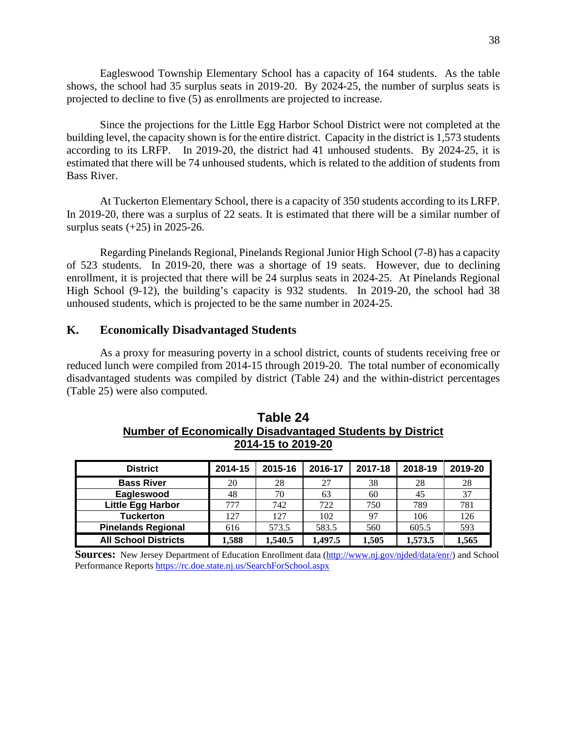Eagleswood Township Elementary School has a capacity of 164 students. As the table shows, the school had 35 surplus seats in 2019-20. By 2024-25, the number of surplus seats is projected to decline to five (5) as enrollments are projected to increase.

Since the projections for the Little Egg Harbor School District were not completed at the building level, the capacity shown is for the entire district. Capacity in the district is 1,573 students according to its LRFP. In 2019-20, the district had 41 unhoused students. By 2024-25, it is estimated that there will be 74 unhoused students, which is related to the addition of students from Bass River.

At Tuckerton Elementary School, there is a capacity of 350 students according to its LRFP. In 2019-20, there was a surplus of 22 seats. It is estimated that there will be a similar number of surplus seats (+25) in 2025-26.

Regarding Pinelands Regional, Pinelands Regional Junior High School (7-8) has a capacity of 523 students. In 2019-20, there was a shortage of 19 seats. However, due to declining enrollment, it is projected that there will be 24 surplus seats in 2024-25. At Pinelands Regional High School (9-12), the building's capacity is 932 students. In 2019-20, the school had 38 unhoused students, which is projected to be the same number in 2024-25.

## K. Economically Disadvantaged Students

As a proxy for measuring poverty in a school district, counts of students receiving free or reduced lunch were compiled from 2014-15 through 2019-20. The total number of economically disadvantaged students was compiled by district (Table 24) and the within-district percentages (Table 25) were also computed.

**Table 24**
**Number of Economically Disadvantaged Students by District**
**2014-15 to 2019-20**

| District | 2014-15 | 2015-16 | 2016-17 | 2017-18 | 2018-19 | 2019-20 |
|---|---|---|---|---|---|---|
| **Bass River** | 20 | 28 | 27 | 38 | 28 | 28 |
| **Eagleswood** | 48 | 70 | 63 | 60 | 45 | 37 |
| **Little Egg Harbor** | 777 | 742 | 722 | 750 | 789 | 781 |
| **Tuckerton** | 127 | 127 | 102 | 97 | 106 | 126 |
| **Pinelands Regional** | 616 | 573.5 | 583.5 | 560 | 605.5 | 593 |
| **All School Districts** | **1,588** | **1,540.5** | **1,497.5** | **1,505** | **1,573.5** | **1,565** |

**Sources:** New Jersey Department of Education Enrollment data (http://www.nj.gov/njded/data/enr/) and School Performance Reports https://rc.doe.state.nj.us/SearchForSchool.aspx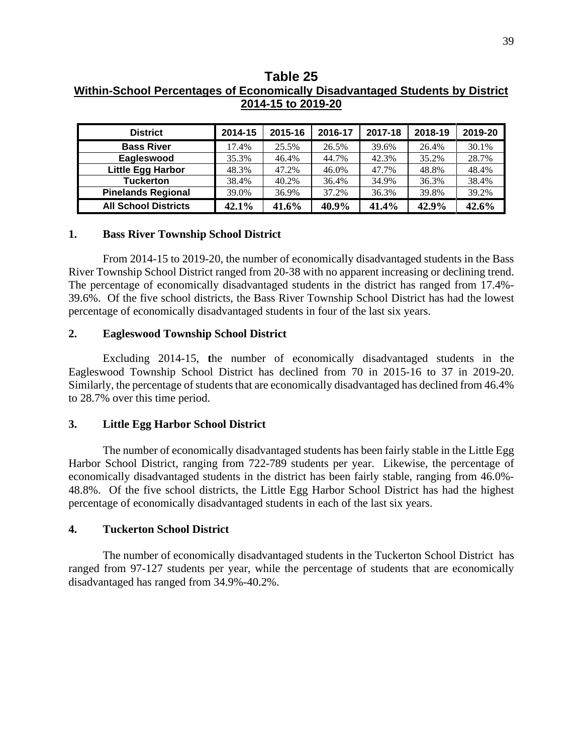**Table 25**
**Within-School Percentages of Economically Disadvantaged Students by District**
**2014-15 to 2019-20**

| District | 2014-15 | 2015-16 | 2016-17 | 2017-18 | 2018-19 | 2019-20 |
|---|---|---|---|---|---|---|
| **Bass River** | 17.4% | 25.5% | 26.5% | 39.6% | 26.4% | 30.1% |
| **Eagleswood** | 35.3% | 46.4% | 44.7% | 42.3% | 35.2% | 28.7% |
| **Little Egg Harbor** | 48.3% | 47.2% | 46.0% | 47.7% | 48.8% | 48.4% |
| **Tuckerton** | 38.4% | 40.2% | 36.4% | 34.9% | 36.3% | 38.4% |
| **Pinelands Regional** | 39.0% | 36.9% | 37.2% | 36.3% | 39.8% | 39.2% |
| **All School Districts** | **42.1%** | **41.6%** | **40.9%** | **41.4%** | **42.9%** | **42.6%** |

### 1. Bass River Township School District

From 2014-15 to 2019-20, the number of economically disadvantaged students in the Bass River Township School District ranged from 20-38 with no apparent increasing or declining trend. The percentage of economically disadvantaged students in the district has ranged from 17.4%-39.6%. Of the five school districts, the Bass River Township School District has had the lowest percentage of economically disadvantaged students in four of the last six years.

### 2. Eagleswood Township School District

Excluding 2014-15, the number of economically disadvantaged students in the Eagleswood Township School District has declined from 70 in 2015-16 to 37 in 2019-20. Similarly, the percentage of students that are economically disadvantaged has declined from 46.4% to 28.7% over this time period.

### 3. Little Egg Harbor School District

The number of economically disadvantaged students has been fairly stable in the Little Egg Harbor School District, ranging from 722-789 students per year. Likewise, the percentage of economically disadvantaged students in the district has been fairly stable, ranging from 46.0%-48.8%. Of the five school districts, the Little Egg Harbor School District has had the highest percentage of economically disadvantaged students in each of the last six years.

### 4. Tuckerton School District

The number of economically disadvantaged students in the Tuckerton School District has ranged from 97-127 students per year, while the percentage of students that are economically disadvantaged has ranged from 34.9%-40.2%.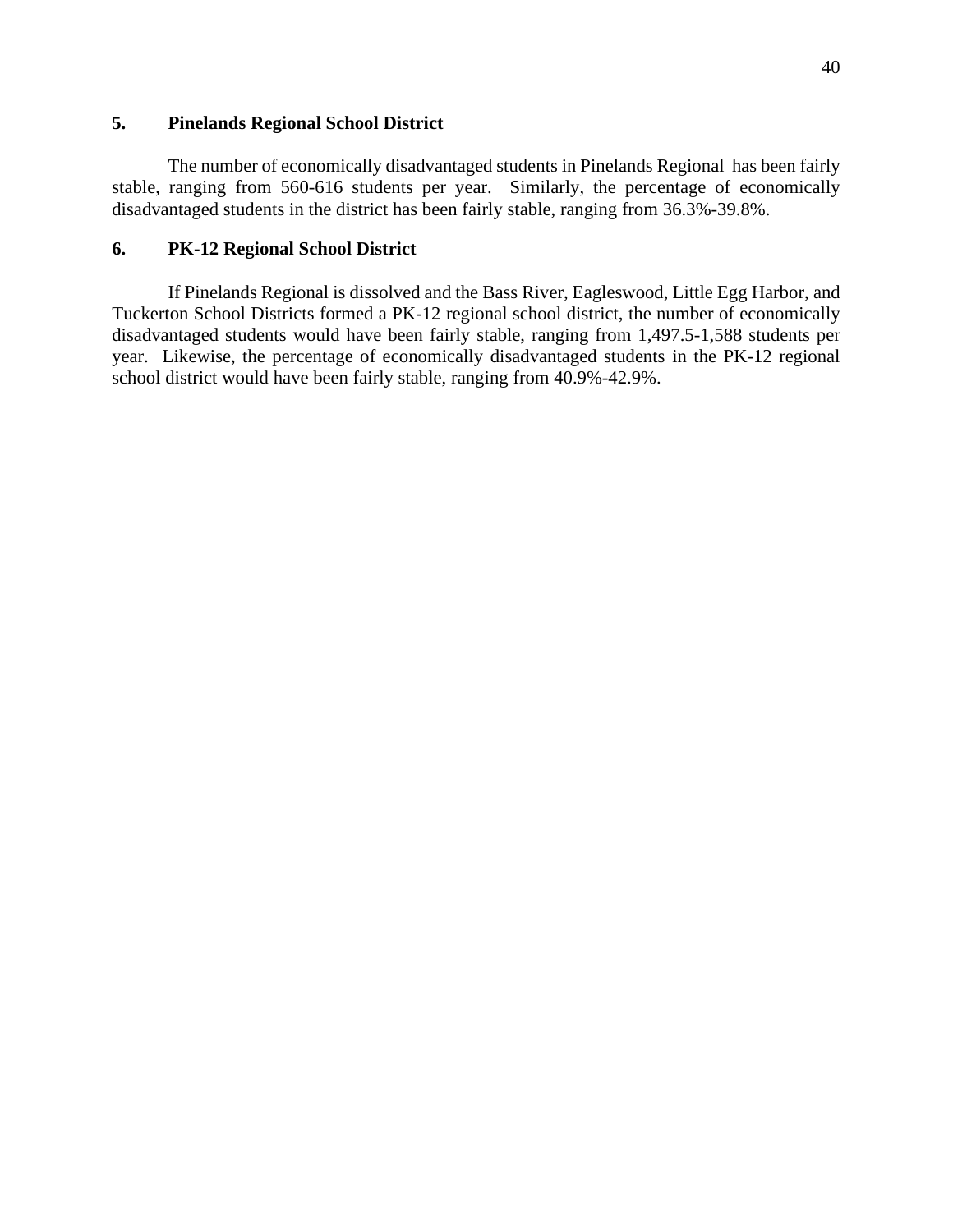### 5. Pinelands Regional School District

The number of economically disadvantaged students in Pinelands Regional has been fairly stable, ranging from 560-616 students per year. Similarly, the percentage of economically disadvantaged students in the district has been fairly stable, ranging from 36.3%-39.8%.

### 6. PK-12 Regional School District

If Pinelands Regional is dissolved and the Bass River, Eagleswood, Little Egg Harbor, and Tuckerton School Districts formed a PK-12 regional school district, the number of economically disadvantaged students would have been fairly stable, ranging from 1,497.5-1,588 students per year. Likewise, the percentage of economically disadvantaged students in the PK-12 regional school district would have been fairly stable, ranging from 40.9%-42.9%.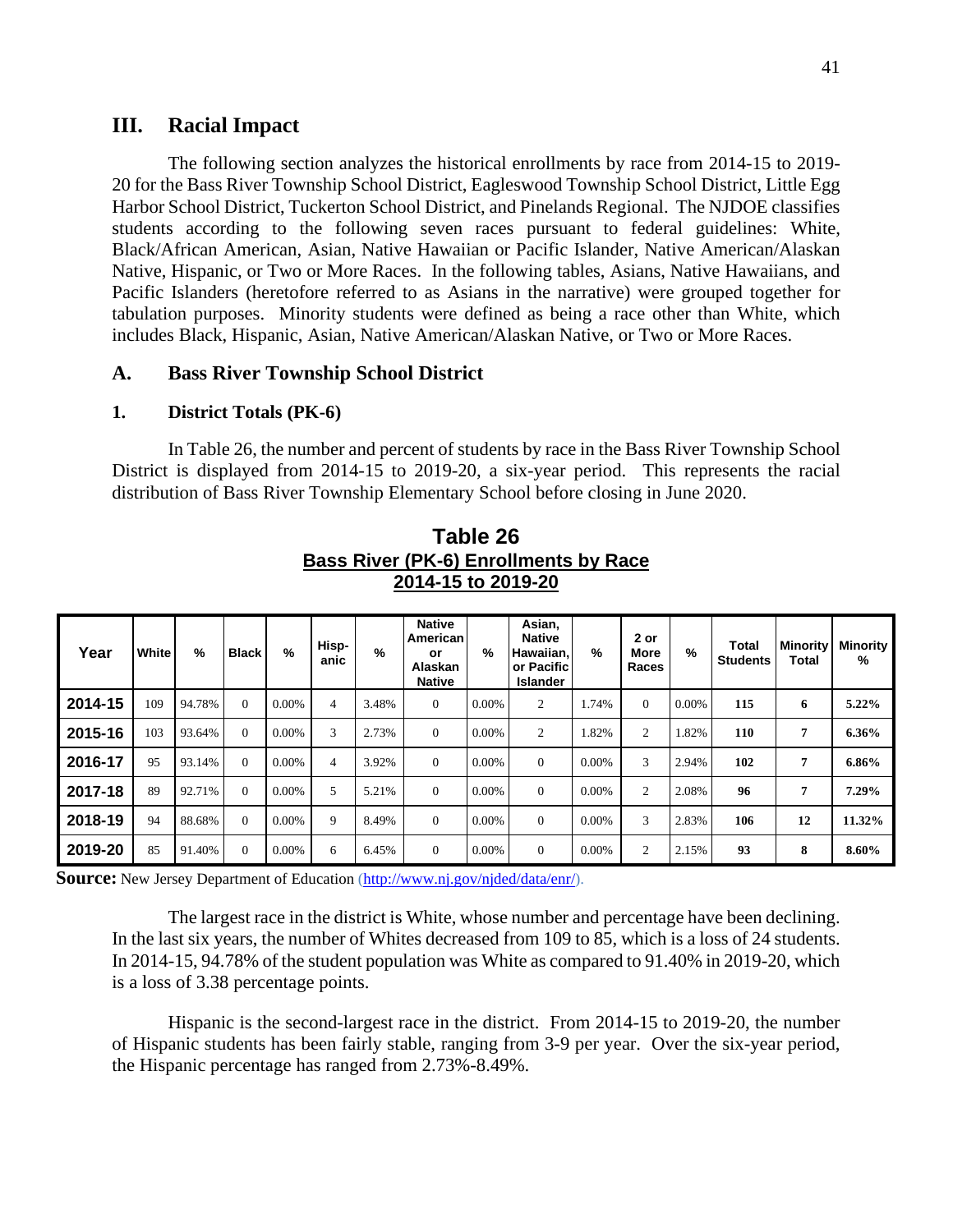## III. Racial Impact

The following section analyzes the historical enrollments by race from 2014-15 to 2019-20 for the Bass River Township School District, Eagleswood Township School District, Little Egg Harbor School District, Tuckerton School District, and Pinelands Regional. The NJDOE classifies students according to the following seven races pursuant to federal guidelines: White, Black/African American, Asian, Native Hawaiian or Pacific Islander, Native American/Alaskan Native, Hispanic, or Two or More Races. In the following tables, Asians, Native Hawaiians, and Pacific Islanders (heretofore referred to as Asians in the narrative) were grouped together for tabulation purposes. Minority students were defined as being a race other than White, which includes Black, Hispanic, Asian, Native American/Alaskan Native, or Two or More Races.

### A. Bass River Township School District

#### 1. District Totals (PK-6)

In Table 26, the number and percent of students by race in the Bass River Township School District is displayed from 2014-15 to 2019-20, a six-year period. This represents the racial distribution of Bass River Township Elementary School before closing in June 2020.

**Table 26**
**Bass River (PK-6) Enrollments by Race**
**2014-15 to 2019-20**

| Year | White | % | Black | % | Hisp-anic | % | Native American or Alaskan Native | % | Asian, Native Hawaiian, or Pacific Islander | % | 2 or More Races | % | Total Students | Minority Total | Minority % |
|---|---|---|---|---|---|---|---|---|---|---|---|---|---|---|---|
| 2014-15 | 109 | 94.78% | 0 | 0.00% | 4 | 3.48% | 0 | 0.00% | 2 | 1.74% | 0 | 0.00% | **115** | **6** | **5.22%** |
| 2015-16 | 103 | 93.64% | 0 | 0.00% | 3 | 2.73% | 0 | 0.00% | 2 | 1.82% | 2 | 1.82% | **110** | **7** | **6.36%** |
| 2016-17 | 95 | 93.14% | 0 | 0.00% | 4 | 3.92% | 0 | 0.00% | 0 | 0.00% | 3 | 2.94% | **102** | **7** | **6.86%** |
| 2017-18 | 89 | 92.71% | 0 | 0.00% | 5 | 5.21% | 0 | 0.00% | 0 | 0.00% | 2 | 2.08% | **96** | **7** | **7.29%** |
| 2018-19 | 94 | 88.68% | 0 | 0.00% | 9 | 8.49% | 0 | 0.00% | 0 | 0.00% | 3 | 2.83% | **106** | **12** | **11.32%** |
| 2019-20 | 85 | 91.40% | 0 | 0.00% | 6 | 6.45% | 0 | 0.00% | 0 | 0.00% | 2 | 2.15% | **93** | **8** | **8.60%** |

**Source:** New Jersey Department of Education (http://www.nj.gov/njded/data/enr/).

The largest race in the district is White, whose number and percentage have been declining. In the last six years, the number of Whites decreased from 109 to 85, which is a loss of 24 students. In 2014-15, 94.78% of the student population was White as compared to 91.40% in 2019-20, which is a loss of 3.38 percentage points.

Hispanic is the second-largest race in the district. From 2014-15 to 2019-20, the number of Hispanic students has been fairly stable, ranging from 3-9 per year. Over the six-year period, the Hispanic percentage has ranged from 2.73%-8.49%.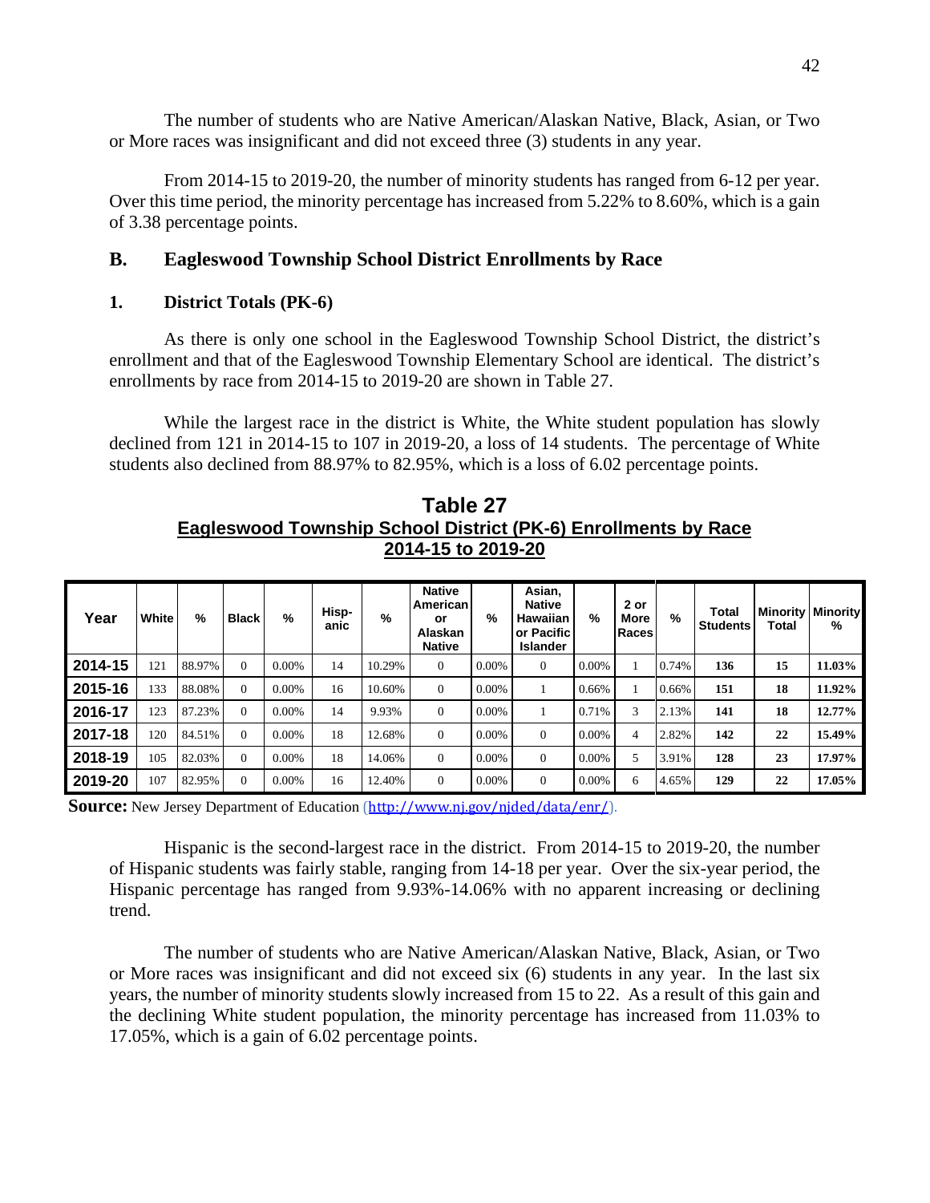The number of students who are Native American/Alaskan Native, Black, Asian, or Two or More races was insignificant and did not exceed three (3) students in any year.

From 2014-15 to 2019-20, the number of minority students has ranged from 6-12 per year. Over this time period, the minority percentage has increased from 5.22% to 8.60%, which is a gain of 3.38 percentage points.

## B. Eagleswood Township School District Enrollments by Race

### 1. District Totals (PK-6)

As there is only one school in the Eagleswood Township School District, the district's enrollment and that of the Eagleswood Township Elementary School are identical. The district's enrollments by race from 2014-15 to 2019-20 are shown in Table 27.

While the largest race in the district is White, the White student population has slowly declined from 121 in 2014-15 to 107 in 2019-20, a loss of 14 students. The percentage of White students also declined from 88.97% to 82.95%, which is a loss of 6.02 percentage points.

**Table 27**
**Eagleswood Township School District (PK-6) Enrollments by Race**
**2014-15 to 2019-20**

| Year | White | % | Black | % | Hisp-anic | % | Native American or Alaskan Native | % | Asian, Native Hawaiian or Pacific Islander | % | 2 or More Races | % | Total Students | Minority Total | Minority % |
|---|---|---|---|---|---|---|---|---|---|---|---|---|---|---|---|
| 2014-15 | 121 | 88.97% | 0 | 0.00% | 14 | 10.29% | 0 | 0.00% | 0 | 0.00% | 1 | 0.74% | 136 | 15 | 11.03% |
| 2015-16 | 133 | 88.08% | 0 | 0.00% | 16 | 10.60% | 0 | 0.00% | 1 | 0.66% | 1 | 0.66% | 151 | 18 | 11.92% |
| 2016-17 | 123 | 87.23% | 0 | 0.00% | 14 | 9.93% | 0 | 0.00% | 1 | 0.71% | 3 | 2.13% | 141 | 18 | 12.77% |
| 2017-18 | 120 | 84.51% | 0 | 0.00% | 18 | 12.68% | 0 | 0.00% | 0 | 0.00% | 4 | 2.82% | 142 | 22 | 15.49% |
| 2018-19 | 105 | 82.03% | 0 | 0.00% | 18 | 14.06% | 0 | 0.00% | 0 | 0.00% | 5 | 3.91% | 128 | 23 | 17.97% |
| 2019-20 | 107 | 82.95% | 0 | 0.00% | 16 | 12.40% | 0 | 0.00% | 0 | 0.00% | 6 | 4.65% | 129 | 22 | 17.05% |

**Source:** New Jersey Department of Education (http://www.nj.gov/njded/data/enr/).

Hispanic is the second-largest race in the district. From 2014-15 to 2019-20, the number of Hispanic students was fairly stable, ranging from 14-18 per year. Over the six-year period, the Hispanic percentage has ranged from 9.93%-14.06% with no apparent increasing or declining trend.

The number of students who are Native American/Alaskan Native, Black, Asian, or Two or More races was insignificant and did not exceed six (6) students in any year. In the last six years, the number of minority students slowly increased from 15 to 22. As a result of this gain and the declining White student population, the minority percentage has increased from 11.03% to 17.05%, which is a gain of 6.02 percentage points.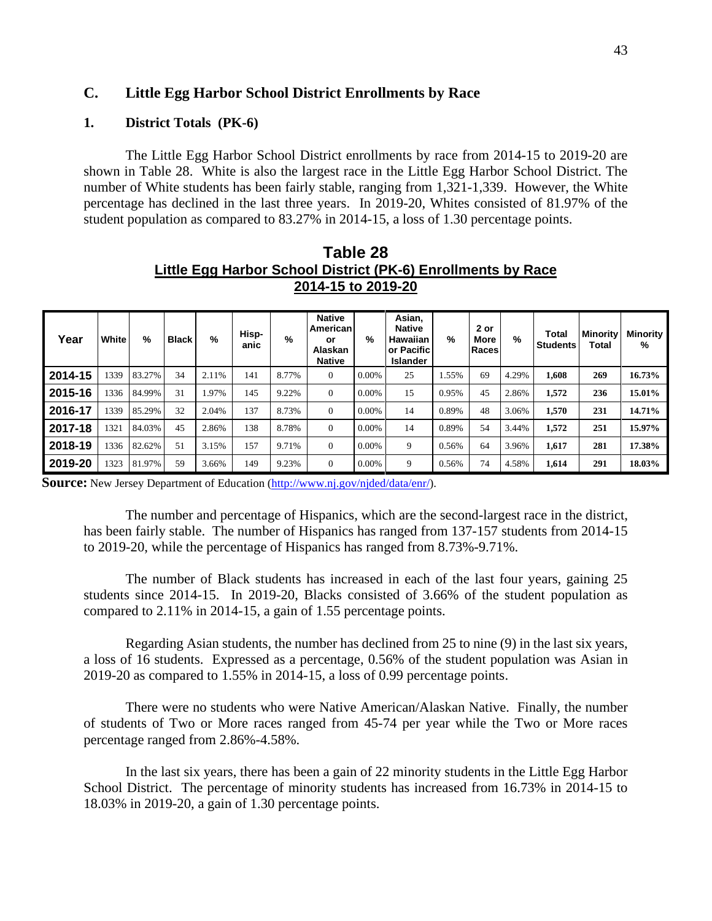## C. Little Egg Harbor School District Enrollments by Race

### 1. District Totals (PK-6)

The Little Egg Harbor School District enrollments by race from 2014-15 to 2019-20 are shown in Table 28. White is also the largest race in the Little Egg Harbor School District. The number of White students has been fairly stable, ranging from 1,321-1,339. However, the White percentage has declined in the last three years. In 2019-20, Whites consisted of 81.97% of the student population as compared to 83.27% in 2014-15, a loss of 1.30 percentage points.

**Table 28**
**Little Egg Harbor School District (PK-6) Enrollments by Race**
**2014-15 to 2019-20**

| Year | White | % | Black | % | Hisp-anic | % | Native American or Alaskan Native | % | Asian, Native Hawaiian or Pacific Islander | % | 2 or More Races | % | Total Students | Minority Total | Minority % |
|---|---|---|---|---|---|---|---|---|---|---|---|---|---|---|---|
| 2014-15 | 1339 | 83.27% | 34 | 2.11% | 141 | 8.77% | 0 | 0.00% | 25 | 1.55% | 69 | 4.29% | **1,608** | **269** | **16.73%** |
| 2015-16 | 1336 | 84.99% | 31 | 1.97% | 145 | 9.22% | 0 | 0.00% | 15 | 0.95% | 45 | 2.86% | **1,572** | **236** | **15.01%** |
| 2016-17 | 1339 | 85.29% | 32 | 2.04% | 137 | 8.73% | 0 | 0.00% | 14 | 0.89% | 48 | 3.06% | **1,570** | **231** | **14.71%** |
| 2017-18 | 1321 | 84.03% | 45 | 2.86% | 138 | 8.78% | 0 | 0.00% | 14 | 0.89% | 54 | 3.44% | **1,572** | **251** | **15.97%** |
| 2018-19 | 1336 | 82.62% | 51 | 3.15% | 157 | 9.71% | 0 | 0.00% | 9 | 0.56% | 64 | 3.96% | **1,617** | **281** | **17.38%** |
| 2019-20 | 1323 | 81.97% | 59 | 3.66% | 149 | 9.23% | 0 | 0.00% | 9 | 0.56% | 74 | 4.58% | **1,614** | **291** | **18.03%** |

**Source:** New Jersey Department of Education (http://www.nj.gov/njded/data/enr/).

The number and percentage of Hispanics, which are the second-largest race in the district, has been fairly stable. The number of Hispanics has ranged from 137-157 students from 2014-15 to 2019-20, while the percentage of Hispanics has ranged from 8.73%-9.71%.

The number of Black students has increased in each of the last four years, gaining 25 students since 2014-15. In 2019-20, Blacks consisted of 3.66% of the student population as compared to 2.11% in 2014-15, a gain of 1.55 percentage points.

Regarding Asian students, the number has declined from 25 to nine (9) in the last six years, a loss of 16 students. Expressed as a percentage, 0.56% of the student population was Asian in 2019-20 as compared to 1.55% in 2014-15, a loss of 0.99 percentage points.

There were no students who were Native American/Alaskan Native. Finally, the number of students of Two or More races ranged from 45-74 per year while the Two or More races percentage ranged from 2.86%-4.58%.

In the last six years, there has been a gain of 22 minority students in the Little Egg Harbor School District. The percentage of minority students has increased from 16.73% in 2014-15 to 18.03% in 2019-20, a gain of 1.30 percentage points.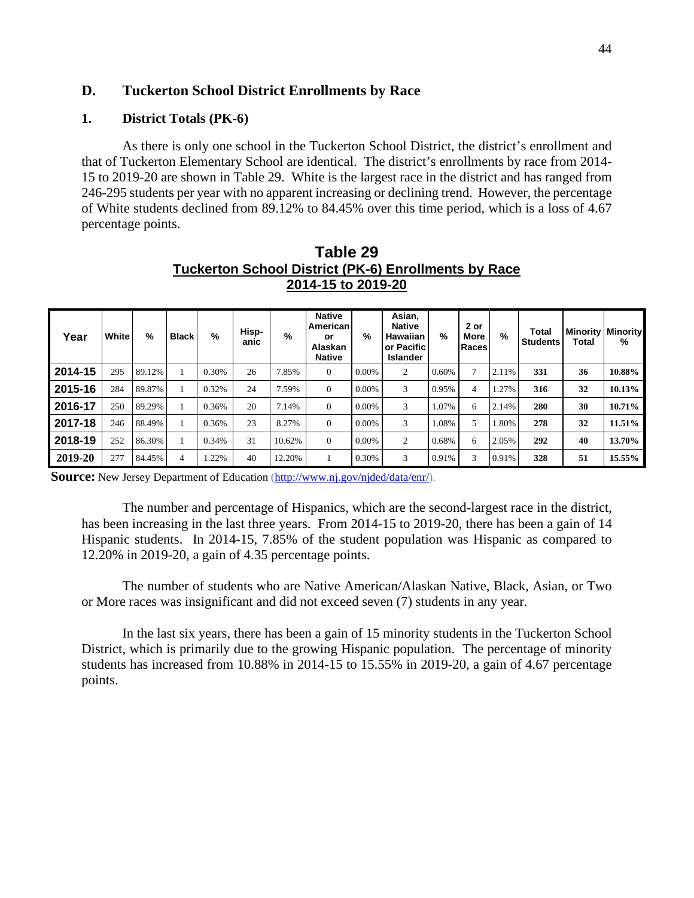## D. Tuckerton School District Enrollments by Race

### 1. District Totals (PK-6)

As there is only one school in the Tuckerton School District, the district's enrollment and that of Tuckerton Elementary School are identical. The district's enrollments by race from 2014-15 to 2019-20 are shown in Table 29. White is the largest race in the district and has ranged from 246-295 students per year with no apparent increasing or declining trend. However, the percentage of White students declined from 89.12% to 84.45% over this time period, which is a loss of 4.67 percentage points.

**Table 29**
**Tuckerton School District (PK-6) Enrollments by Race**
**2014-15 to 2019-20**

| Year | White | % | Black | % | Hisp-anic | % | Native American or Alaskan Native | % | Asian, Native Hawaiian or Pacific Islander | % | 2 or More Races | % | Total Students | Minority Total | Minority % |
|---|---|---|---|---|---|---|---|---|---|---|---|---|---|---|---|
| 2014-15 | 295 | 89.12% | 1 | 0.30% | 26 | 7.85% | 0 | 0.00% | 2 | 0.60% | 7 | 2.11% | **331** | **36** | **10.88%** |
| 2015-16 | 284 | 89.87% | 1 | 0.32% | 24 | 7.59% | 0 | 0.00% | 3 | 0.95% | 4 | 1.27% | **316** | **32** | **10.13%** |
| 2016-17 | 250 | 89.29% | 1 | 0.36% | 20 | 7.14% | 0 | 0.00% | 3 | 1.07% | 6 | 2.14% | **280** | **30** | **10.71%** |
| 2017-18 | 246 | 88.49% | 1 | 0.36% | 23 | 8.27% | 0 | 0.00% | 3 | 1.08% | 5 | 1.80% | **278** | **32** | **11.51%** |
| 2018-19 | 252 | 86.30% | 1 | 0.34% | 31 | 10.62% | 0 | 0.00% | 2 | 0.68% | 6 | 2.05% | **292** | **40** | **13.70%** |
| 2019-20 | 277 | 84.45% | 4 | 1.22% | 40 | 12.20% | 1 | 0.30% | 3 | 0.91% | 3 | 0.91% | **328** | **51** | **15.55%** |

**Source:** New Jersey Department of Education (http://www.nj.gov/njded/data/enr/).

The number and percentage of Hispanics, which are the second-largest race in the district, has been increasing in the last three years. From 2014-15 to 2019-20, there has been a gain of 14 Hispanic students. In 2014-15, 7.85% of the student population was Hispanic as compared to 12.20% in 2019-20, a gain of 4.35 percentage points.

The number of students who are Native American/Alaskan Native, Black, Asian, or Two or More races was insignificant and did not exceed seven (7) students in any year.

In the last six years, there has been a gain of 15 minority students in the Tuckerton School District, which is primarily due to the growing Hispanic population. The percentage of minority students has increased from 10.88% in 2014-15 to 15.55% in 2019-20, a gain of 4.67 percentage points.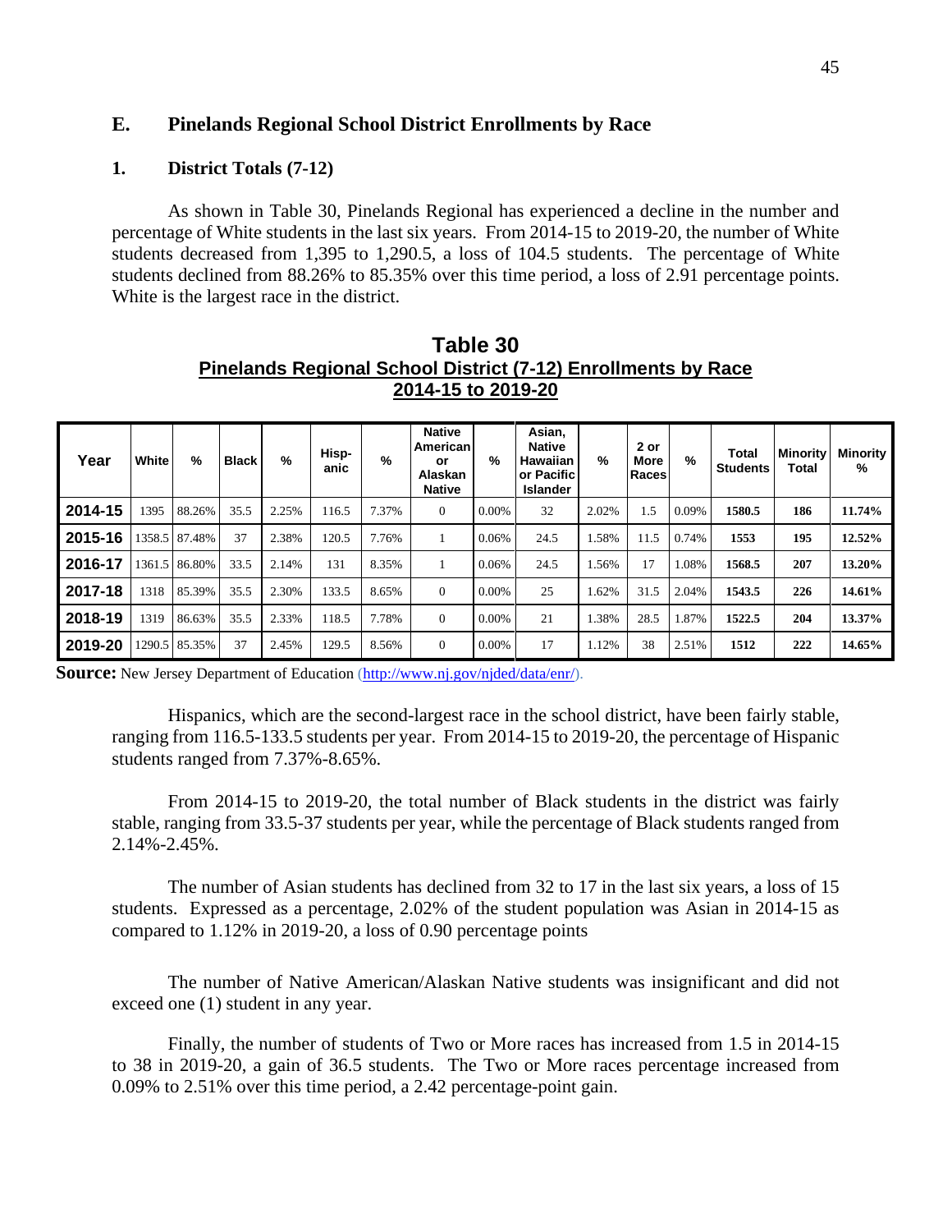## E. Pinelands Regional School District Enrollments by Race

### 1. District Totals (7-12)

As shown in Table 30, Pinelands Regional has experienced a decline in the number and percentage of White students in the last six years. From 2014-15 to 2019-20, the number of White students decreased from 1,395 to 1,290.5, a loss of 104.5 students. The percentage of White students declined from 88.26% to 85.35% over this time period, a loss of 2.91 percentage points. White is the largest race in the district.

**Table 30**
**Pinelands Regional School District (7-12) Enrollments by Race**
**2014-15 to 2019-20**

| Year | White | % | Black | % | Hisp-anic | % | Native American or Alaskan Native | % | Asian, Native Hawaiian or Pacific Islander | % | 2 or More Races | % | Total Students | Minority Total | Minority % |
|---|---|---|---|---|---|---|---|---|---|---|---|---|---|---|---|
| **2014-15** | 1395 | 88.26% | 35.5 | 2.25% | 116.5 | 7.37% | 0 | 0.00% | 32 | 2.02% | 1.5 | 0.09% | **1580.5** | **186** | **11.74%** |
| **2015-16** | 1358.5 | 87.48% | 37 | 2.38% | 120.5 | 7.76% | 1 | 0.06% | 24.5 | 1.58% | 11.5 | 0.74% | **1553** | **195** | **12.52%** |
| **2016-17** | 1361.5 | 86.80% | 33.5 | 2.14% | 131 | 8.35% | 1 | 0.06% | 24.5 | 1.56% | 17 | 1.08% | **1568.5** | **207** | **13.20%** |
| **2017-18** | 1318 | 85.39% | 35.5 | 2.30% | 133.5 | 8.65% | 0 | 0.00% | 25 | 1.62% | 31.5 | 2.04% | **1543.5** | **226** | **14.61%** |
| **2018-19** | 1319 | 86.63% | 35.5 | 2.33% | 118.5 | 7.78% | 0 | 0.00% | 21 | 1.38% | 28.5 | 1.87% | **1522.5** | **204** | **13.37%** |
| **2019-20** | 1290.5 | 85.35% | 37 | 2.45% | 129.5 | 8.56% | 0 | 0.00% | 17 | 1.12% | 38 | 2.51% | **1512** | **222** | **14.65%** |

**Source:** New Jersey Department of Education (http://www.nj.gov/njded/data/enr/).

Hispanics, which are the second-largest race in the school district, have been fairly stable, ranging from 116.5-133.5 students per year. From 2014-15 to 2019-20, the percentage of Hispanic students ranged from 7.37%-8.65%.

From 2014-15 to 2019-20, the total number of Black students in the district was fairly stable, ranging from 33.5-37 students per year, while the percentage of Black students ranged from 2.14%-2.45%.

The number of Asian students has declined from 32 to 17 in the last six years, a loss of 15 students. Expressed as a percentage, 2.02% of the student population was Asian in 2014-15 as compared to 1.12% in 2019-20, a loss of 0.90 percentage points

The number of Native American/Alaskan Native students was insignificant and did not exceed one (1) student in any year.

Finally, the number of students of Two or More races has increased from 1.5 in 2014-15 to 38 in 2019-20, a gain of 36.5 students. The Two or More races percentage increased from 0.09% to 2.51% over this time period, a 2.42 percentage-point gain.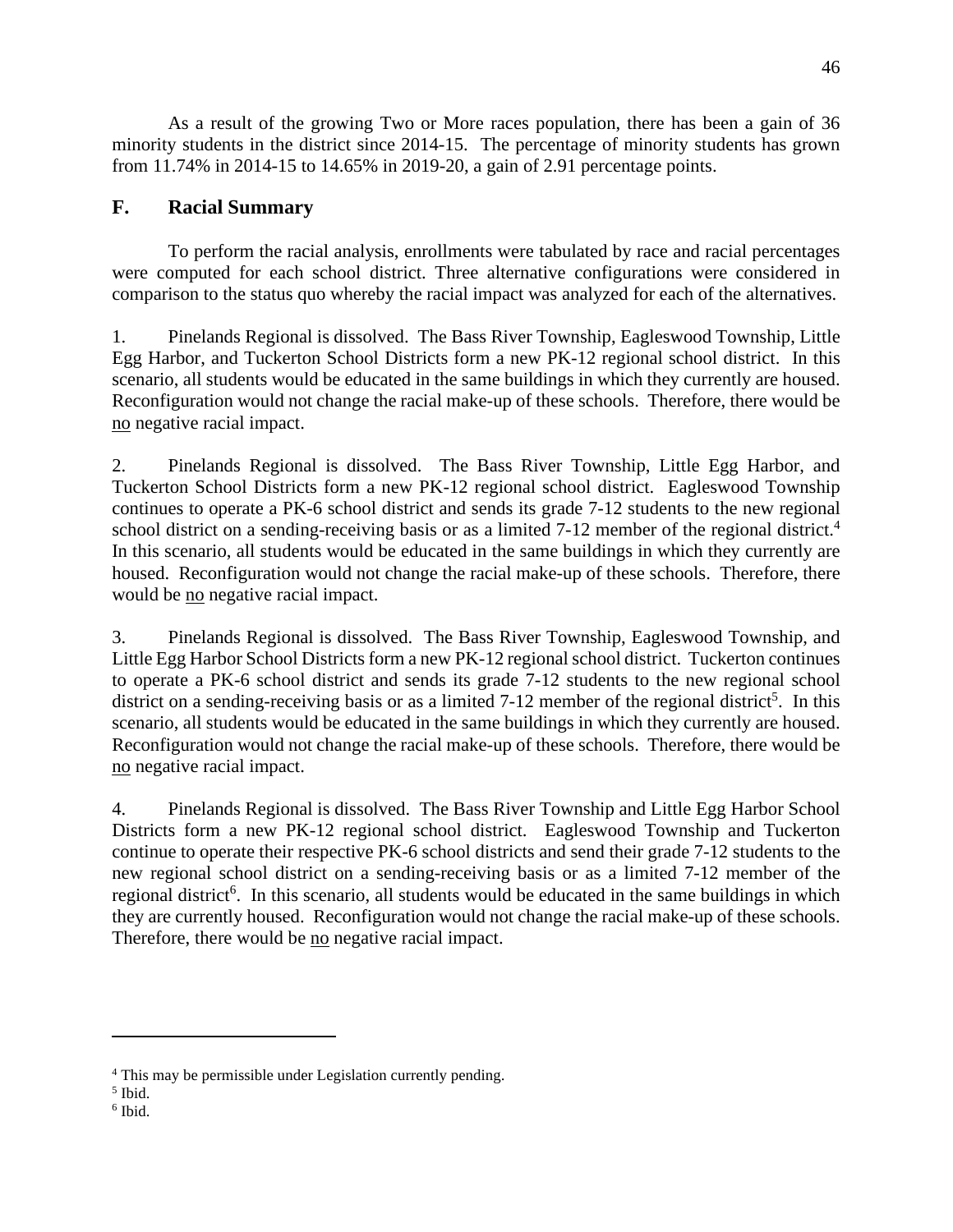As a result of the growing Two or More races population, there has been a gain of 36 minority students in the district since 2014-15. The percentage of minority students has grown from 11.74% in 2014-15 to 14.65% in 2019-20, a gain of 2.91 percentage points.

## F. Racial Summary

To perform the racial analysis, enrollments were tabulated by race and racial percentages were computed for each school district. Three alternative configurations were considered in comparison to the status quo whereby the racial impact was analyzed for each of the alternatives.

1. Pinelands Regional is dissolved. The Bass River Township, Eagleswood Township, Little Egg Harbor, and Tuckerton School Districts form a new PK-12 regional school district. In this scenario, all students would be educated in the same buildings in which they currently are housed. Reconfiguration would not change the racial make-up of these schools. Therefore, there would be no negative racial impact.

2. Pinelands Regional is dissolved. The Bass River Township, Little Egg Harbor, and Tuckerton School Districts form a new PK-12 regional school district. Eagleswood Township continues to operate a PK-6 school district and sends its grade 7-12 students to the new regional school district on a sending-receiving basis or as a limited 7-12 member of the regional district.[4] In this scenario, all students would be educated in the same buildings in which they currently are housed. Reconfiguration would not change the racial make-up of these schools. Therefore, there would be no negative racial impact.

3. Pinelands Regional is dissolved. The Bass River Township, Eagleswood Township, and Little Egg Harbor School Districts form a new PK-12 regional school district. Tuckerton continues to operate a PK-6 school district and sends its grade 7-12 students to the new regional school district on a sending-receiving basis or as a limited 7-12 member of the regional district[5]. In this scenario, all students would be educated in the same buildings in which they currently are housed. Reconfiguration would not change the racial make-up of these schools. Therefore, there would be no negative racial impact.

4. Pinelands Regional is dissolved. The Bass River Township and Little Egg Harbor School Districts form a new PK-12 regional school district. Eagleswood Township and Tuckerton continue to operate their respective PK-6 school districts and send their grade 7-12 students to the new regional school district on a sending-receiving basis or as a limited 7-12 member of the regional district[6]. In this scenario, all students would be educated in the same buildings in which they are currently housed. Reconfiguration would not change the racial make-up of these schools. Therefore, there would be no negative racial impact.

---

[4] This may be permissible under Legislation currently pending.

[5] Ibid.

[6] Ibid.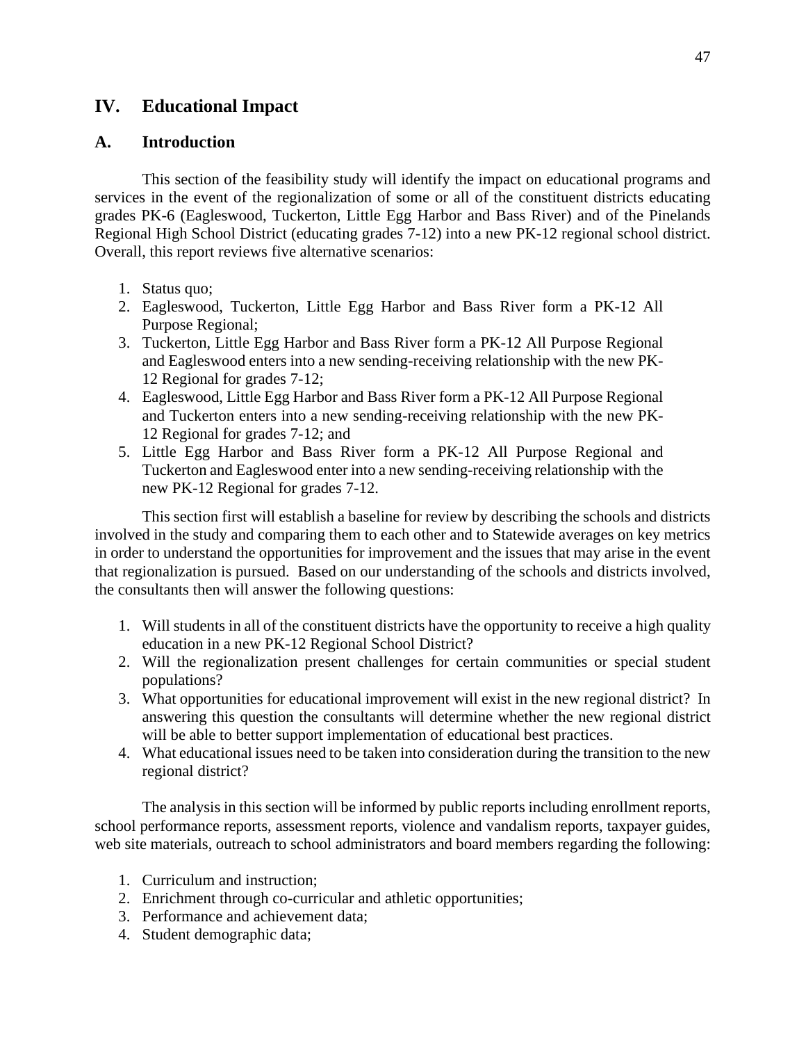## IV. Educational Impact

### A. Introduction

This section of the feasibility study will identify the impact on educational programs and services in the event of the regionalization of some or all of the constituent districts educating grades PK-6 (Eagleswood, Tuckerton, Little Egg Harbor and Bass River) and of the Pinelands Regional High School District (educating grades 7-12) into a new PK-12 regional school district. Overall, this report reviews five alternative scenarios:

1. Status quo;
2. Eagleswood, Tuckerton, Little Egg Harbor and Bass River form a PK-12 All Purpose Regional;
3. Tuckerton, Little Egg Harbor and Bass River form a PK-12 All Purpose Regional and Eagleswood enters into a new sending-receiving relationship with the new PK-12 Regional for grades 7-12;
4. Eagleswood, Little Egg Harbor and Bass River form a PK-12 All Purpose Regional and Tuckerton enters into a new sending-receiving relationship with the new PK-12 Regional for grades 7-12; and
5. Little Egg Harbor and Bass River form a PK-12 All Purpose Regional and Tuckerton and Eagleswood enter into a new sending-receiving relationship with the new PK-12 Regional for grades 7-12.

This section first will establish a baseline for review by describing the schools and districts involved in the study and comparing them to each other and to Statewide averages on key metrics in order to understand the opportunities for improvement and the issues that may arise in the event that regionalization is pursued. Based on our understanding of the schools and districts involved, the consultants then will answer the following questions:

1. Will students in all of the constituent districts have the opportunity to receive a high quality education in a new PK-12 Regional School District?
2. Will the regionalization present challenges for certain communities or special student populations?
3. What opportunities for educational improvement will exist in the new regional district? In answering this question the consultants will determine whether the new regional district will be able to better support implementation of educational best practices.
4. What educational issues need to be taken into consideration during the transition to the new regional district?

The analysis in this section will be informed by public reports including enrollment reports, school performance reports, assessment reports, violence and vandalism reports, taxpayer guides, web site materials, outreach to school administrators and board members regarding the following:

1. Curriculum and instruction;
2. Enrichment through co-curricular and athletic opportunities;
3. Performance and achievement data;
4. Student demographic data;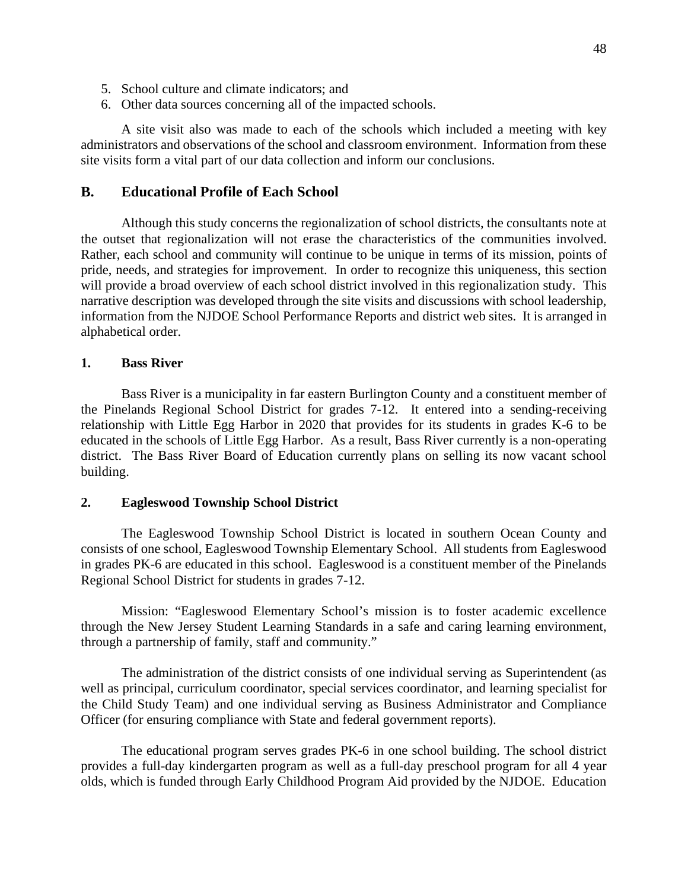5. School culture and climate indicators; and
6. Other data sources concerning all of the impacted schools.

A site visit also was made to each of the schools which included a meeting with key administrators and observations of the school and classroom environment. Information from these site visits form a vital part of our data collection and inform our conclusions.

## B. Educational Profile of Each School

Although this study concerns the regionalization of school districts, the consultants note at the outset that regionalization will not erase the characteristics of the communities involved. Rather, each school and community will continue to be unique in terms of its mission, points of pride, needs, and strategies for improvement. In order to recognize this uniqueness, this section will provide a broad overview of each school district involved in this regionalization study. This narrative description was developed through the site visits and discussions with school leadership, information from the NJDOE School Performance Reports and district web sites. It is arranged in alphabetical order.

### 1. Bass River

Bass River is a municipality in far eastern Burlington County and a constituent member of the Pinelands Regional School District for grades 7-12. It entered into a sending-receiving relationship with Little Egg Harbor in 2020 that provides for its students in grades K-6 to be educated in the schools of Little Egg Harbor. As a result, Bass River currently is a non-operating district. The Bass River Board of Education currently plans on selling its now vacant school building.

### 2. Eagleswood Township School District

The Eagleswood Township School District is located in southern Ocean County and consists of one school, Eagleswood Township Elementary School. All students from Eagleswood in grades PK-6 are educated in this school. Eagleswood is a constituent member of the Pinelands Regional School District for students in grades 7-12.

Mission: "Eagleswood Elementary School's mission is to foster academic excellence through the New Jersey Student Learning Standards in a safe and caring learning environment, through a partnership of family, staff and community."

The administration of the district consists of one individual serving as Superintendent (as well as principal, curriculum coordinator, special services coordinator, and learning specialist for the Child Study Team) and one individual serving as Business Administrator and Compliance Officer (for ensuring compliance with State and federal government reports).

The educational program serves grades PK-6 in one school building. The school district provides a full-day kindergarten program as well as a full-day preschool program for all 4 year olds, which is funded through Early Childhood Program Aid provided by the NJDOE. Education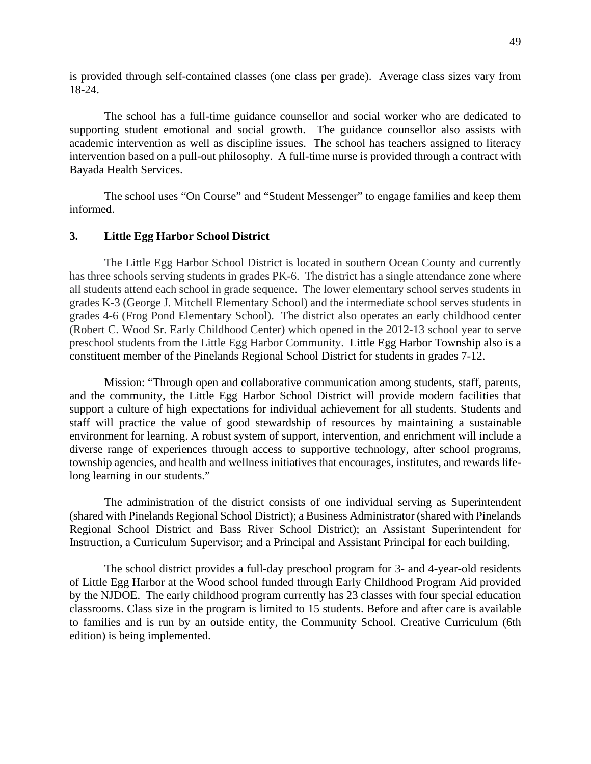is provided through self-contained classes (one class per grade). Average class sizes vary from 18-24.

The school has a full-time guidance counsellor and social worker who are dedicated to supporting student emotional and social growth. The guidance counsellor also assists with academic intervention as well as discipline issues. The school has teachers assigned to literacy intervention based on a pull-out philosophy. A full-time nurse is provided through a contract with Bayada Health Services.

The school uses "On Course" and "Student Messenger" to engage families and keep them informed.

### 3. Little Egg Harbor School District

The Little Egg Harbor School District is located in southern Ocean County and currently has three schools serving students in grades PK-6. The district has a single attendance zone where all students attend each school in grade sequence. The lower elementary school serves students in grades K-3 (George J. Mitchell Elementary School) and the intermediate school serves students in grades 4-6 (Frog Pond Elementary School). The district also operates an early childhood center (Robert C. Wood Sr. Early Childhood Center) which opened in the 2012-13 school year to serve preschool students from the Little Egg Harbor Community. Little Egg Harbor Township also is a constituent member of the Pinelands Regional School District for students in grades 7-12.

Mission: "Through open and collaborative communication among students, staff, parents, and the community, the Little Egg Harbor School District will provide modern facilities that support a culture of high expectations for individual achievement for all students. Students and staff will practice the value of good stewardship of resources by maintaining a sustainable environment for learning. A robust system of support, intervention, and enrichment will include a diverse range of experiences through access to supportive technology, after school programs, township agencies, and health and wellness initiatives that encourages, institutes, and rewards life-long learning in our students."

The administration of the district consists of one individual serving as Superintendent (shared with Pinelands Regional School District); a Business Administrator (shared with Pinelands Regional School District and Bass River School District); an Assistant Superintendent for Instruction, a Curriculum Supervisor; and a Principal and Assistant Principal for each building.

The school district provides a full-day preschool program for 3- and 4-year-old residents of Little Egg Harbor at the Wood school funded through Early Childhood Program Aid provided by the NJDOE. The early childhood program currently has 23 classes with four special education classrooms. Class size in the program is limited to 15 students. Before and after care is available to families and is run by an outside entity, the Community School. Creative Curriculum (6th edition) is being implemented.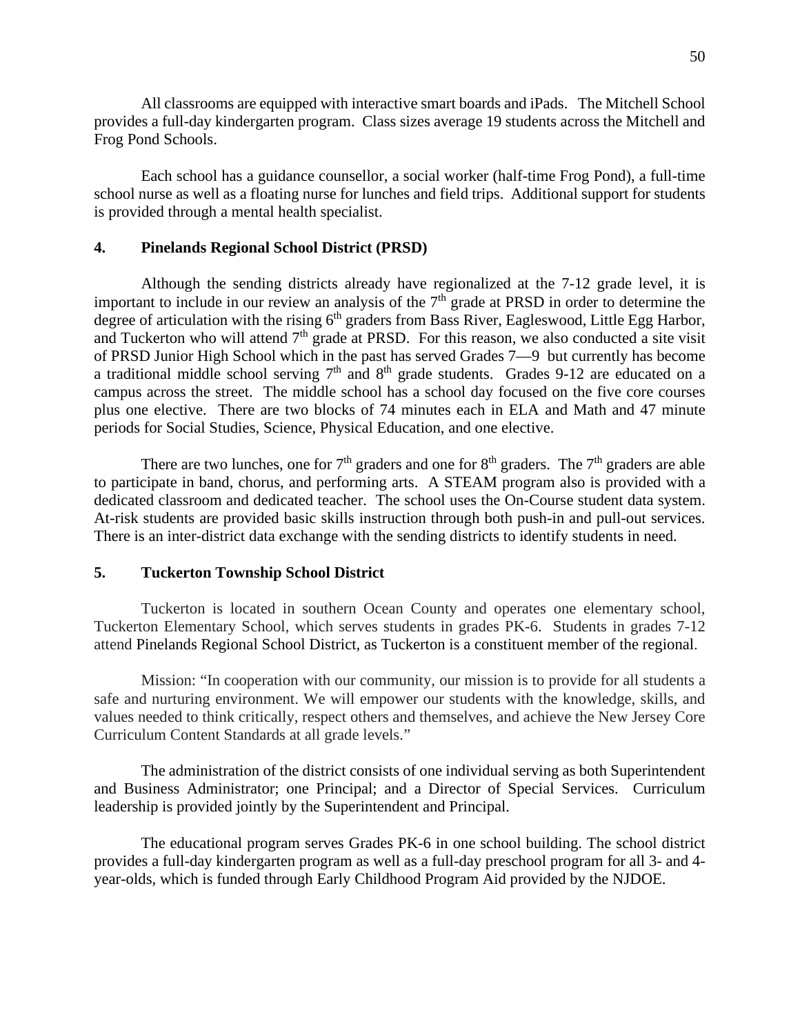All classrooms are equipped with interactive smart boards and iPads. The Mitchell School provides a full-day kindergarten program. Class sizes average 19 students across the Mitchell and Frog Pond Schools.

Each school has a guidance counsellor, a social worker (half-time Frog Pond), a full-time school nurse as well as a floating nurse for lunches and field trips. Additional support for students is provided through a mental health specialist.

### 4. Pinelands Regional School District (PRSD)

Although the sending districts already have regionalized at the 7-12 grade level, it is important to include in our review an analysis of the 7th grade at PRSD in order to determine the degree of articulation with the rising 6th graders from Bass River, Eagleswood, Little Egg Harbor, and Tuckerton who will attend 7th grade at PRSD. For this reason, we also conducted a site visit of PRSD Junior High School which in the past has served Grades 7—9 but currently has become a traditional middle school serving 7th and 8th grade students. Grades 9-12 are educated on a campus across the street. The middle school has a school day focused on the five core courses plus one elective. There are two blocks of 74 minutes each in ELA and Math and 47 minute periods for Social Studies, Science, Physical Education, and one elective.

There are two lunches, one for 7th graders and one for 8th graders. The 7th graders are able to participate in band, chorus, and performing arts. A STEAM program also is provided with a dedicated classroom and dedicated teacher. The school uses the On-Course student data system. At-risk students are provided basic skills instruction through both push-in and pull-out services. There is an inter-district data exchange with the sending districts to identify students in need.

### 5. Tuckerton Township School District

Tuckerton is located in southern Ocean County and operates one elementary school, Tuckerton Elementary School, which serves students in grades PK-6. Students in grades 7-12 attend Pinelands Regional School District, as Tuckerton is a constituent member of the regional.

Mission: "In cooperation with our community, our mission is to provide for all students a safe and nurturing environment. We will empower our students with the knowledge, skills, and values needed to think critically, respect others and themselves, and achieve the New Jersey Core Curriculum Content Standards at all grade levels."

The administration of the district consists of one individual serving as both Superintendent and Business Administrator; one Principal; and a Director of Special Services. Curriculum leadership is provided jointly by the Superintendent and Principal.

The educational program serves Grades PK-6 in one school building. The school district provides a full-day kindergarten program as well as a full-day preschool program for all 3- and 4-year-olds, which is funded through Early Childhood Program Aid provided by the NJDOE.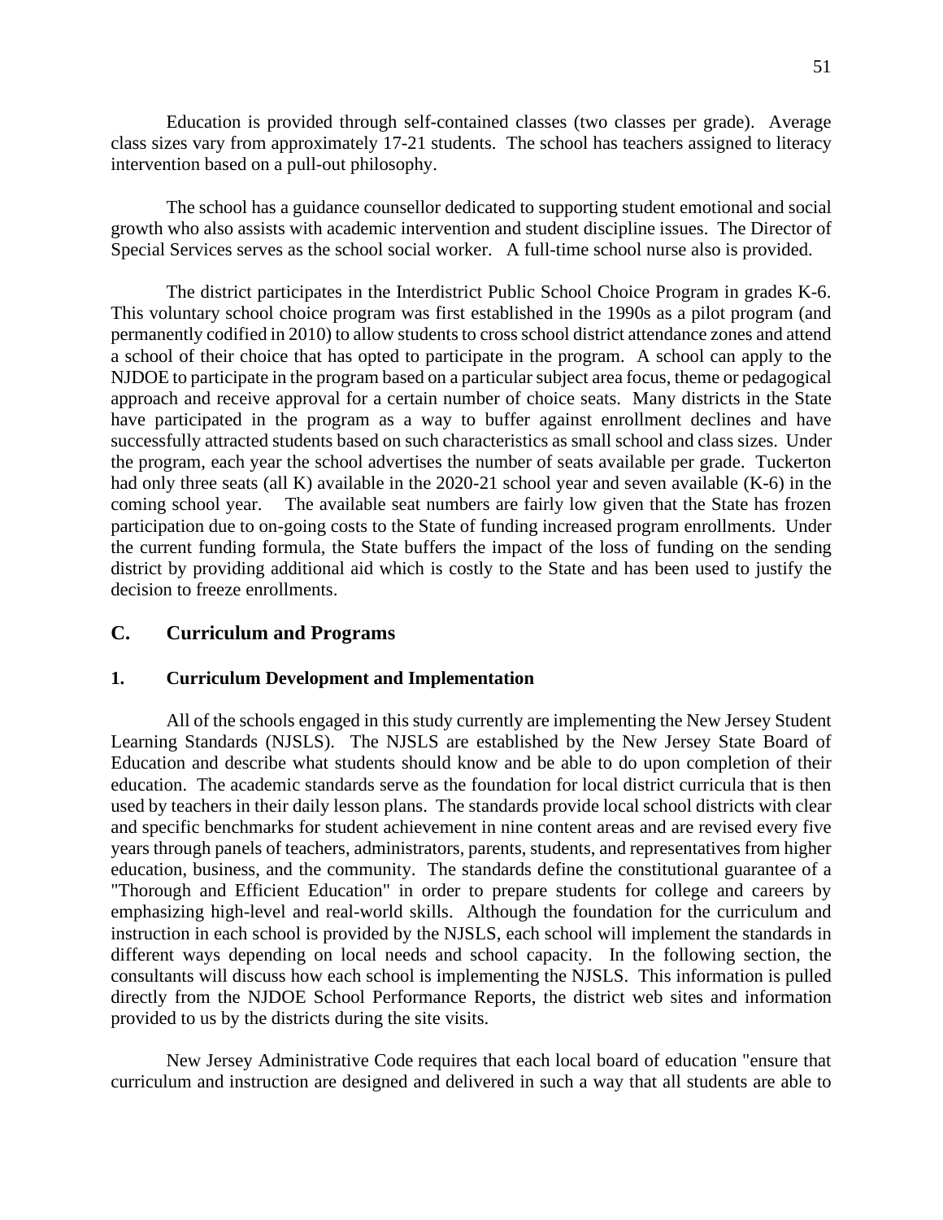Education is provided through self-contained classes (two classes per grade). Average class sizes vary from approximately 17-21 students. The school has teachers assigned to literacy intervention based on a pull-out philosophy.

The school has a guidance counsellor dedicated to supporting student emotional and social growth who also assists with academic intervention and student discipline issues. The Director of Special Services serves as the school social worker. A full-time school nurse also is provided.

The district participates in the Interdistrict Public School Choice Program in grades K-6. This voluntary school choice program was first established in the 1990s as a pilot program (and permanently codified in 2010) to allow students to cross school district attendance zones and attend a school of their choice that has opted to participate in the program. A school can apply to the NJDOE to participate in the program based on a particular subject area focus, theme or pedagogical approach and receive approval for a certain number of choice seats. Many districts in the State have participated in the program as a way to buffer against enrollment declines and have successfully attracted students based on such characteristics as small school and class sizes. Under the program, each year the school advertises the number of seats available per grade. Tuckerton had only three seats (all K) available in the 2020-21 school year and seven available (K-6) in the coming school year. The available seat numbers are fairly low given that the State has frozen participation due to on-going costs to the State of funding increased program enrollments. Under the current funding formula, the State buffers the impact of the loss of funding on the sending district by providing additional aid which is costly to the State and has been used to justify the decision to freeze enrollments.

## C. Curriculum and Programs

### 1. Curriculum Development and Implementation

All of the schools engaged in this study currently are implementing the New Jersey Student Learning Standards (NJSLS). The NJSLS are established by the New Jersey State Board of Education and describe what students should know and be able to do upon completion of their education. The academic standards serve as the foundation for local district curricula that is then used by teachers in their daily lesson plans. The standards provide local school districts with clear and specific benchmarks for student achievement in nine content areas and are revised every five years through panels of teachers, administrators, parents, students, and representatives from higher education, business, and the community. The standards define the constitutional guarantee of a "Thorough and Efficient Education" in order to prepare students for college and careers by emphasizing high-level and real-world skills. Although the foundation for the curriculum and instruction in each school is provided by the NJSLS, each school will implement the standards in different ways depending on local needs and school capacity. In the following section, the consultants will discuss how each school is implementing the NJSLS. This information is pulled directly from the NJDOE School Performance Reports, the district web sites and information provided to us by the districts during the site visits.

New Jersey Administrative Code requires that each local board of education "ensure that curriculum and instruction are designed and delivered in such a way that all students are able to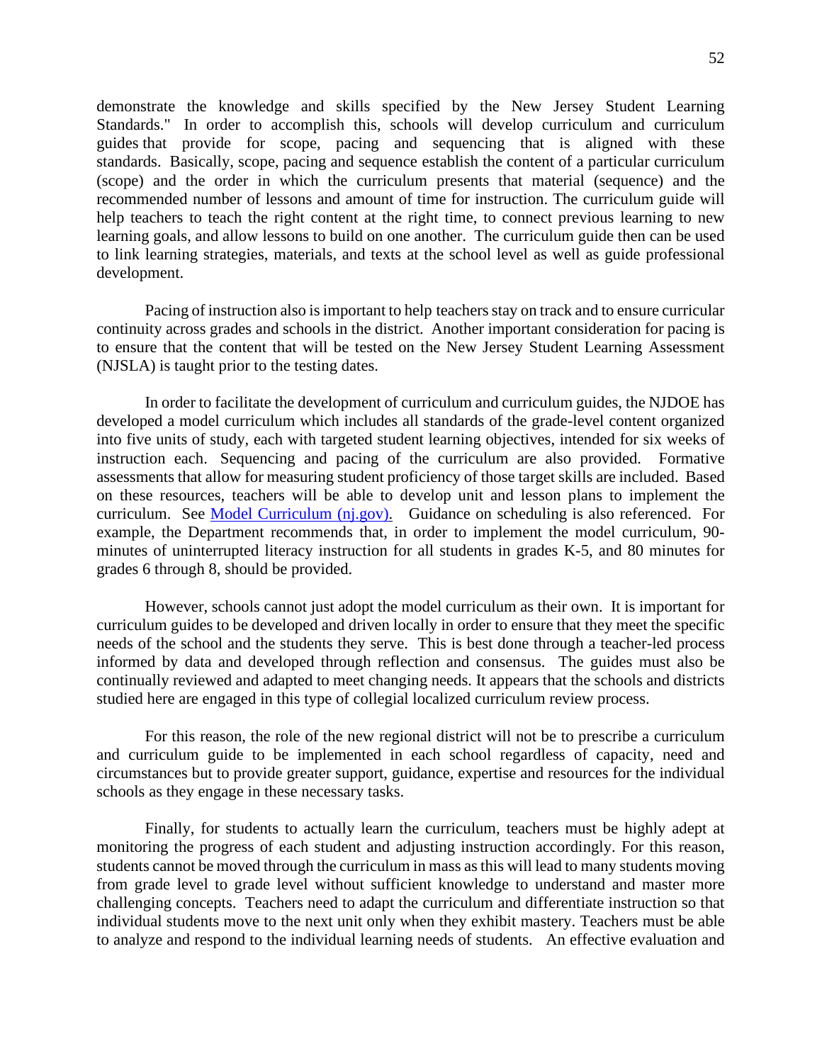demonstrate the knowledge and skills specified by the New Jersey Student Learning Standards." In order to accomplish this, schools will develop curriculum and curriculum guides that provide for scope, pacing and sequencing that is aligned with these standards. Basically, scope, pacing and sequence establish the content of a particular curriculum (scope) and the order in which the curriculum presents that material (sequence) and the recommended number of lessons and amount of time for instruction. The curriculum guide will help teachers to teach the right content at the right time, to connect previous learning to new learning goals, and allow lessons to build on one another. The curriculum guide then can be used to link learning strategies, materials, and texts at the school level as well as guide professional development.

Pacing of instruction also is important to help teachers stay on track and to ensure curricular continuity across grades and schools in the district. Another important consideration for pacing is to ensure that the content that will be tested on the New Jersey Student Learning Assessment (NJSLA) is taught prior to the testing dates.

In order to facilitate the development of curriculum and curriculum guides, the NJDOE has developed a model curriculum which includes all standards of the grade-level content organized into five units of study, each with targeted student learning objectives, intended for six weeks of instruction each. Sequencing and pacing of the curriculum are also provided. Formative assessments that allow for measuring student proficiency of those target skills are included. Based on these resources, teachers will be able to develop unit and lesson plans to implement the curriculum. See [Model Curriculum (nj.gov).](Model Curriculum (nj.gov)) Guidance on scheduling is also referenced. For example, the Department recommends that, in order to implement the model curriculum, 90-minutes of uninterrupted literacy instruction for all students in grades K-5, and 80 minutes for grades 6 through 8, should be provided.

However, schools cannot just adopt the model curriculum as their own. It is important for curriculum guides to be developed and driven locally in order to ensure that they meet the specific needs of the school and the students they serve. This is best done through a teacher-led process informed by data and developed through reflection and consensus. The guides must also be continually reviewed and adapted to meet changing needs. It appears that the schools and districts studied here are engaged in this type of collegial localized curriculum review process.

For this reason, the role of the new regional district will not be to prescribe a curriculum and curriculum guide to be implemented in each school regardless of capacity, need and circumstances but to provide greater support, guidance, expertise and resources for the individual schools as they engage in these necessary tasks.

Finally, for students to actually learn the curriculum, teachers must be highly adept at monitoring the progress of each student and adjusting instruction accordingly. For this reason, students cannot be moved through the curriculum in mass as this will lead to many students moving from grade level to grade level without sufficient knowledge to understand and master more challenging concepts. Teachers need to adapt the curriculum and differentiate instruction so that individual students move to the next unit only when they exhibit mastery. Teachers must be able to analyze and respond to the individual learning needs of students. An effective evaluation and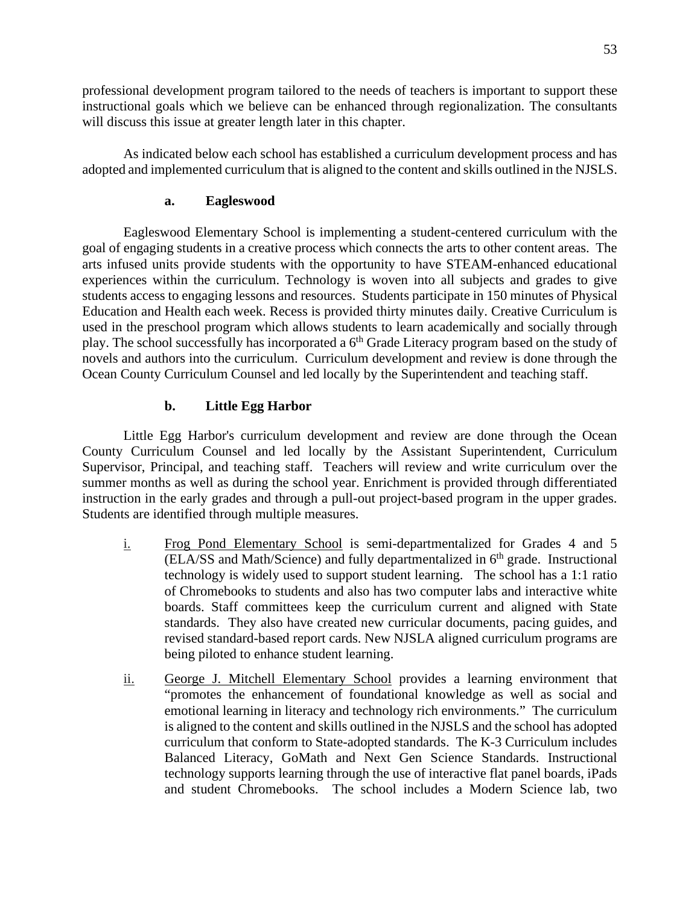professional development program tailored to the needs of teachers is important to support these instructional goals which we believe can be enhanced through regionalization. The consultants will discuss this issue at greater length later in this chapter.

As indicated below each school has established a curriculum development process and has adopted and implemented curriculum that is aligned to the content and skills outlined in the NJSLS.

**a. Eagleswood**

Eagleswood Elementary School is implementing a student-centered curriculum with the goal of engaging students in a creative process which connects the arts to other content areas. The arts infused units provide students with the opportunity to have STEAM-enhanced educational experiences within the curriculum. Technology is woven into all subjects and grades to give students access to engaging lessons and resources. Students participate in 150 minutes of Physical Education and Health each week. Recess is provided thirty minutes daily. Creative Curriculum is used in the preschool program which allows students to learn academically and socially through play. The school successfully has incorporated a 6th Grade Literacy program based on the study of novels and authors into the curriculum. Curriculum development and review is done through the Ocean County Curriculum Counsel and led locally by the Superintendent and teaching staff.

**b. Little Egg Harbor**

Little Egg Harbor's curriculum development and review are done through the Ocean County Curriculum Counsel and led locally by the Assistant Superintendent, Curriculum Supervisor, Principal, and teaching staff. Teachers will review and write curriculum over the summer months as well as during the school year. Enrichment is provided through differentiated instruction in the early grades and through a pull-out project-based program in the upper grades. Students are identified through multiple measures.

i. Frog Pond Elementary School is semi-departmentalized for Grades 4 and 5 (ELA/SS and Math/Science) and fully departmentalized in 6th grade. Instructional technology is widely used to support student learning. The school has a 1:1 ratio of Chromebooks to students and also has two computer labs and interactive white boards. Staff committees keep the curriculum current and aligned with State standards. They also have created new curricular documents, pacing guides, and revised standard-based report cards. New NJSLA aligned curriculum programs are being piloted to enhance student learning.

ii. George J. Mitchell Elementary School provides a learning environment that "promotes the enhancement of foundational knowledge as well as social and emotional learning in literacy and technology rich environments." The curriculum is aligned to the content and skills outlined in the NJSLS and the school has adopted curriculum that conform to State-adopted standards. The K-3 Curriculum includes Balanced Literacy, GoMath and Next Gen Science Standards. Instructional technology supports learning through the use of interactive flat panel boards, iPads and student Chromebooks. The school includes a Modern Science lab, two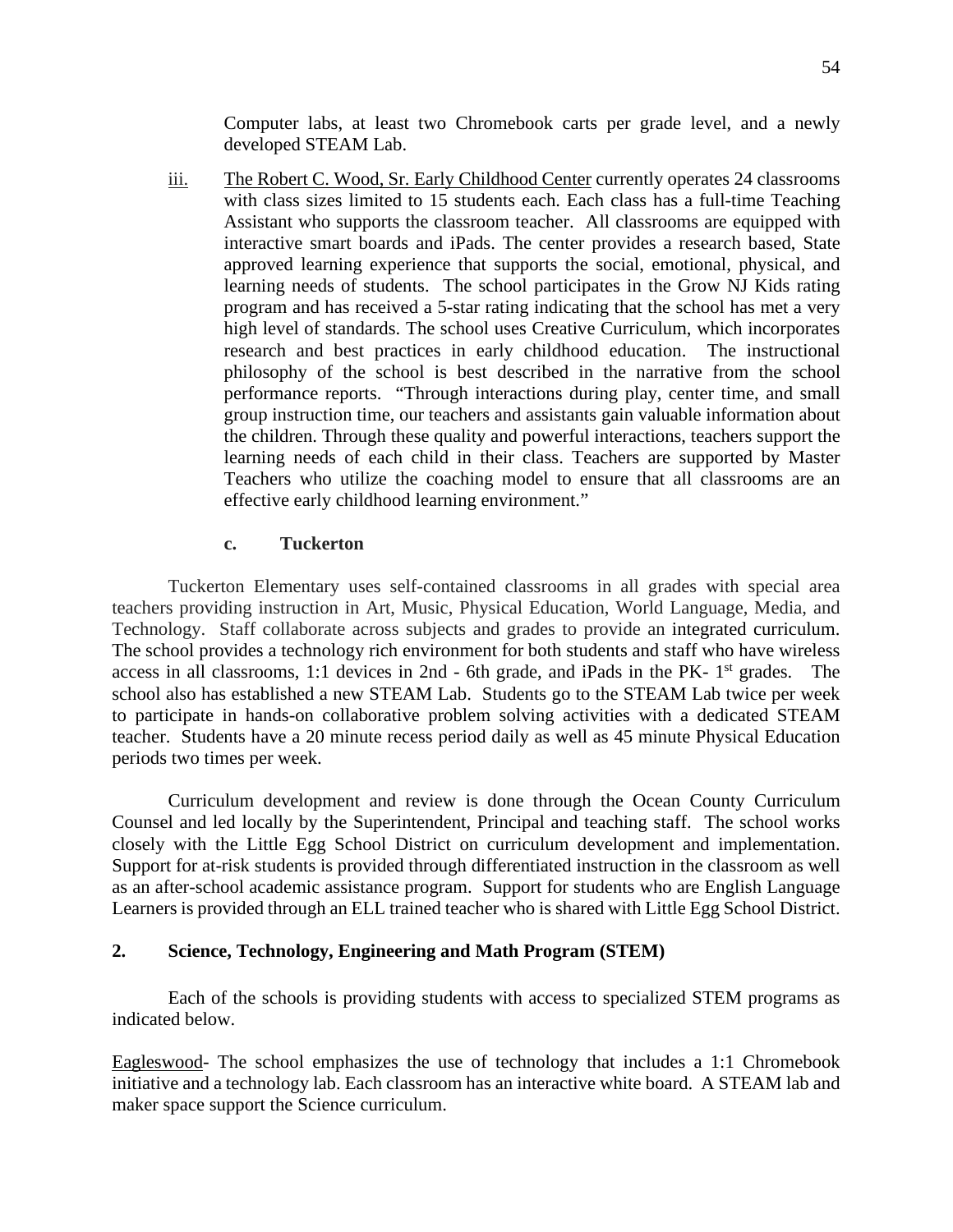Computer labs, at least two Chromebook carts per grade level, and a newly developed STEAM Lab.

iii. The Robert C. Wood, Sr. Early Childhood Center currently operates 24 classrooms with class sizes limited to 15 students each. Each class has a full-time Teaching Assistant who supports the classroom teacher. All classrooms are equipped with interactive smart boards and iPads. The center provides a research based, State approved learning experience that supports the social, emotional, physical, and learning needs of students. The school participates in the Grow NJ Kids rating program and has received a 5-star rating indicating that the school has met a very high level of standards. The school uses Creative Curriculum, which incorporates research and best practices in early childhood education. The instructional philosophy of the school is best described in the narrative from the school performance reports. "Through interactions during play, center time, and small group instruction time, our teachers and assistants gain valuable information about the children. Through these quality and powerful interactions, teachers support the learning needs of each child in their class. Teachers are supported by Master Teachers who utilize the coaching model to ensure that all classrooms are an effective early childhood learning environment."

#### c. Tuckerton

Tuckerton Elementary uses self-contained classrooms in all grades with special area teachers providing instruction in Art, Music, Physical Education, World Language, Media, and Technology. Staff collaborate across subjects and grades to provide an integrated curriculum. The school provides a technology rich environment for both students and staff who have wireless access in all classrooms, 1:1 devices in 2nd - 6th grade, and iPads in the PK- 1st grades. The school also has established a new STEAM Lab. Students go to the STEAM Lab twice per week to participate in hands-on collaborative problem solving activities with a dedicated STEAM teacher. Students have a 20 minute recess period daily as well as 45 minute Physical Education periods two times per week.

Curriculum development and review is done through the Ocean County Curriculum Counsel and led locally by the Superintendent, Principal and teaching staff. The school works closely with the Little Egg School District on curriculum development and implementation. Support for at-risk students is provided through differentiated instruction in the classroom as well as an after-school academic assistance program. Support for students who are English Language Learners is provided through an ELL trained teacher who is shared with Little Egg School District.

### 2. Science, Technology, Engineering and Math Program (STEM)

Each of the schools is providing students with access to specialized STEM programs as indicated below.

Eagleswood- The school emphasizes the use of technology that includes a 1:1 Chromebook initiative and a technology lab. Each classroom has an interactive white board. A STEAM lab and maker space support the Science curriculum.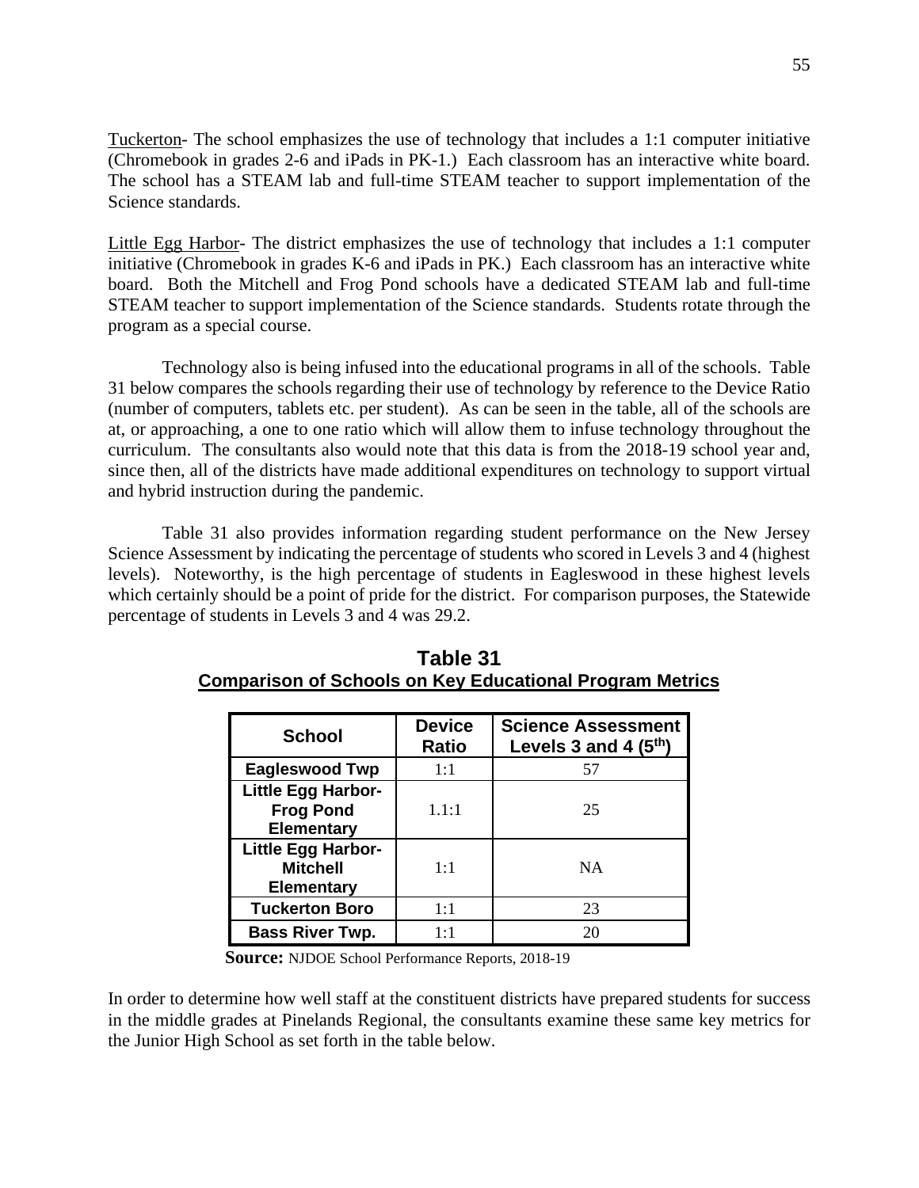Tuckerton- The school emphasizes the use of technology that includes a 1:1 computer initiative (Chromebook in grades 2-6 and iPads in PK-1.) Each classroom has an interactive white board. The school has a STEAM lab and full-time STEAM teacher to support implementation of the Science standards.

Little Egg Harbor- The district emphasizes the use of technology that includes a 1:1 computer initiative (Chromebook in grades K-6 and iPads in PK.) Each classroom has an interactive white board. Both the Mitchell and Frog Pond schools have a dedicated STEAM lab and full-time STEAM teacher to support implementation of the Science standards. Students rotate through the program as a special course.

Technology also is being infused into the educational programs in all of the schools. Table 31 below compares the schools regarding their use of technology by reference to the Device Ratio (number of computers, tablets etc. per student). As can be seen in the table, all of the schools are at, or approaching, a one to one ratio which will allow them to infuse technology throughout the curriculum. The consultants also would note that this data is from the 2018-19 school year and, since then, all of the districts have made additional expenditures on technology to support virtual and hybrid instruction during the pandemic.

Table 31 also provides information regarding student performance on the New Jersey Science Assessment by indicating the percentage of students who scored in Levels 3 and 4 (highest levels). Noteworthy, is the high percentage of students in Eagleswood in these highest levels which certainly should be a point of pride for the district. For comparison purposes, the Statewide percentage of students in Levels 3 and 4 was 29.2.

## Table 31

**Comparison of Schools on Key Educational Program Metrics**

| School | Device Ratio | Science Assessment Levels 3 and 4 (5th) |
|---|---|---|
| **Eagleswood Twp** | 1:1 | 57 |
| **Little Egg Harbor-Frog Pond Elementary** | 1.1:1 | 25 |
| **Little Egg Harbor-Mitchell Elementary** | 1:1 | NA |
| **Tuckerton Boro** | 1:1 | 23 |
| **Bass River Twp.** | 1:1 | 20 |

**Source:** NJDOE School Performance Reports, 2018-19

In order to determine how well staff at the constituent districts have prepared students for success in the middle grades at Pinelands Regional, the consultants examine these same key metrics for the Junior High School as set forth in the table below.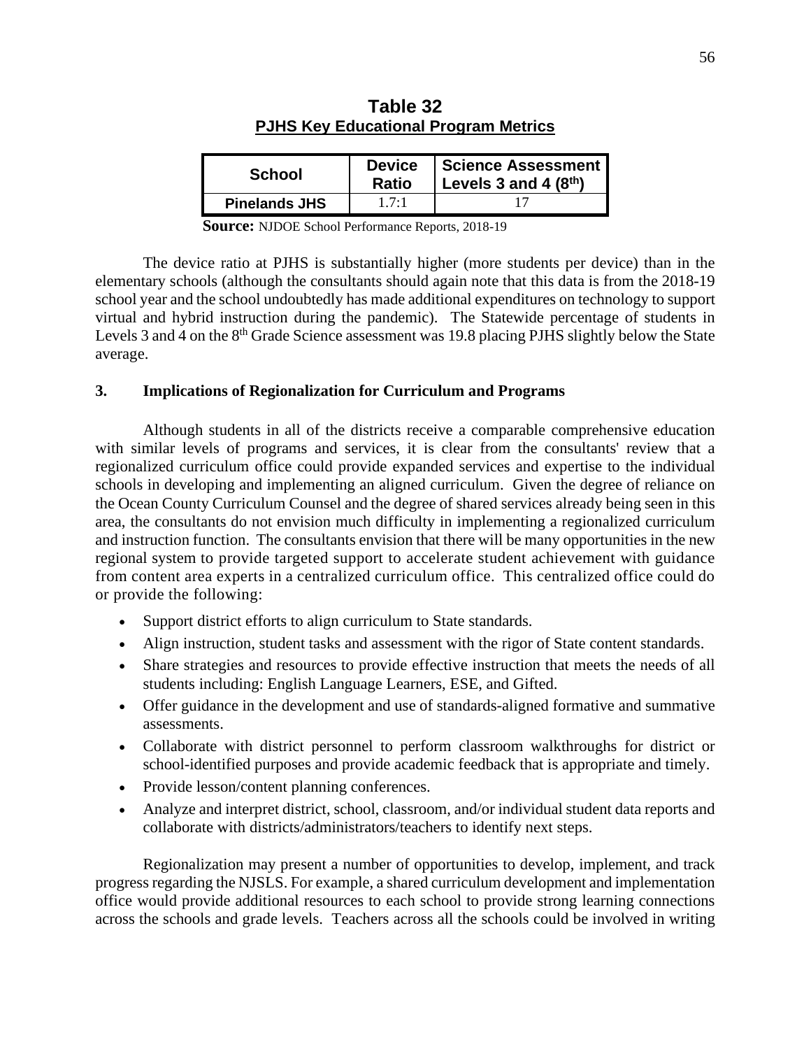**Table 32**
**PJHS Key Educational Program Metrics**

| School | Device Ratio | Science Assessment Levels 3 and 4 (8th) |
|---|---|---|
| **Pinelands JHS** | 1.7:1 | 17 |

**Source:** NJDOE School Performance Reports, 2018-19

The device ratio at PJHS is substantially higher (more students per device) than in the elementary schools (although the consultants should again note that this data is from the 2018-19 school year and the school undoubtedly has made additional expenditures on technology to support virtual and hybrid instruction during the pandemic). The Statewide percentage of students in Levels 3 and 4 on the 8th Grade Science assessment was 19.8 placing PJHS slightly below the State average.

### 3. Implications of Regionalization for Curriculum and Programs

Although students in all of the districts receive a comparable comprehensive education with similar levels of programs and services, it is clear from the consultants' review that a regionalized curriculum office could provide expanded services and expertise to the individual schools in developing and implementing an aligned curriculum. Given the degree of reliance on the Ocean County Curriculum Counsel and the degree of shared services already being seen in this area, the consultants do not envision much difficulty in implementing a regionalized curriculum and instruction function. The consultants envision that there will be many opportunities in the new regional system to provide targeted support to accelerate student achievement with guidance from content area experts in a centralized curriculum office. This centralized office could do or provide the following:

- Support district efforts to align curriculum to State standards.
- Align instruction, student tasks and assessment with the rigor of State content standards.
- Share strategies and resources to provide effective instruction that meets the needs of all students including: English Language Learners, ESE, and Gifted.
- Offer guidance in the development and use of standards-aligned formative and summative assessments.
- Collaborate with district personnel to perform classroom walkthroughs for district or school-identified purposes and provide academic feedback that is appropriate and timely.
- Provide lesson/content planning conferences.
- Analyze and interpret district, school, classroom, and/or individual student data reports and collaborate with districts/administrators/teachers to identify next steps.

Regionalization may present a number of opportunities to develop, implement, and track progress regarding the NJSLS. For example, a shared curriculum development and implementation office would provide additional resources to each school to provide strong learning connections across the schools and grade levels. Teachers across all the schools could be involved in writing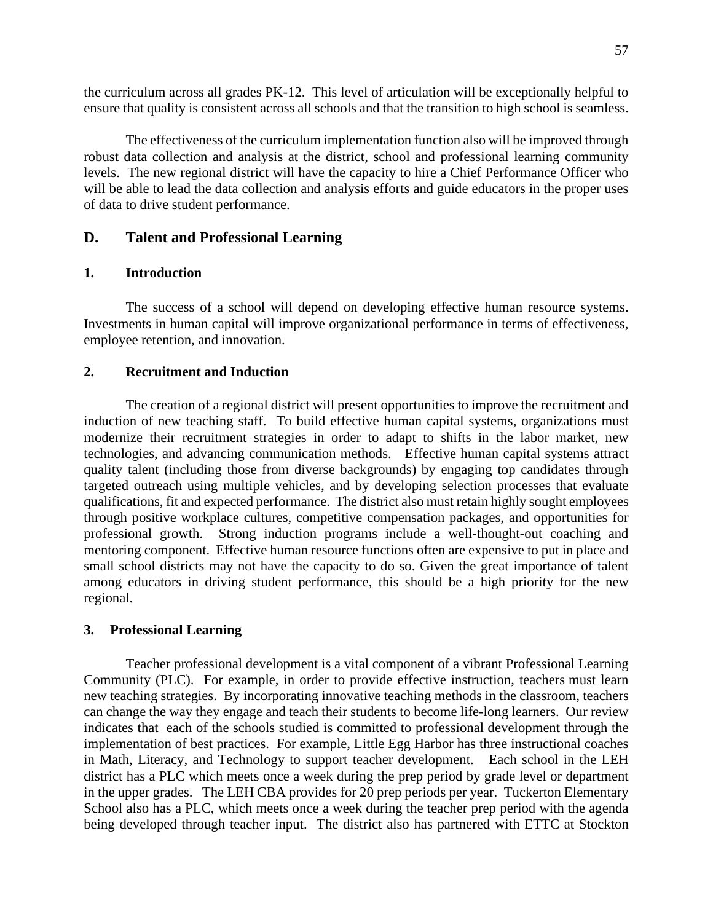the curriculum across all grades PK-12. This level of articulation will be exceptionally helpful to ensure that quality is consistent across all schools and that the transition to high school is seamless.

The effectiveness of the curriculum implementation function also will be improved through robust data collection and analysis at the district, school and professional learning community levels. The new regional district will have the capacity to hire a Chief Performance Officer who will be able to lead the data collection and analysis efforts and guide educators in the proper uses of data to drive student performance.

## D. Talent and Professional Learning

### 1. Introduction

The success of a school will depend on developing effective human resource systems. Investments in human capital will improve organizational performance in terms of effectiveness, employee retention, and innovation.

### 2. Recruitment and Induction

The creation of a regional district will present opportunities to improve the recruitment and induction of new teaching staff. To build effective human capital systems, organizations must modernize their recruitment strategies in order to adapt to shifts in the labor market, new technologies, and advancing communication methods. Effective human capital systems attract quality talent (including those from diverse backgrounds) by engaging top candidates through targeted outreach using multiple vehicles, and by developing selection processes that evaluate qualifications, fit and expected performance. The district also must retain highly sought employees through positive workplace cultures, competitive compensation packages, and opportunities for professional growth. Strong induction programs include a well-thought-out coaching and mentoring component. Effective human resource functions often are expensive to put in place and small school districts may not have the capacity to do so. Given the great importance of talent among educators in driving student performance, this should be a high priority for the new regional.

### 3. Professional Learning

Teacher professional development is a vital component of a vibrant Professional Learning Community (PLC). For example, in order to provide effective instruction, teachers must learn new teaching strategies. By incorporating innovative teaching methods in the classroom, teachers can change the way they engage and teach their students to become life-long learners. Our review indicates that each of the schools studied is committed to professional development through the implementation of best practices. For example, Little Egg Harbor has three instructional coaches in Math, Literacy, and Technology to support teacher development. Each school in the LEH district has a PLC which meets once a week during the prep period by grade level or department in the upper grades. The LEH CBA provides for 20 prep periods per year. Tuckerton Elementary School also has a PLC, which meets once a week during the teacher prep period with the agenda being developed through teacher input. The district also has partnered with ETTC at Stockton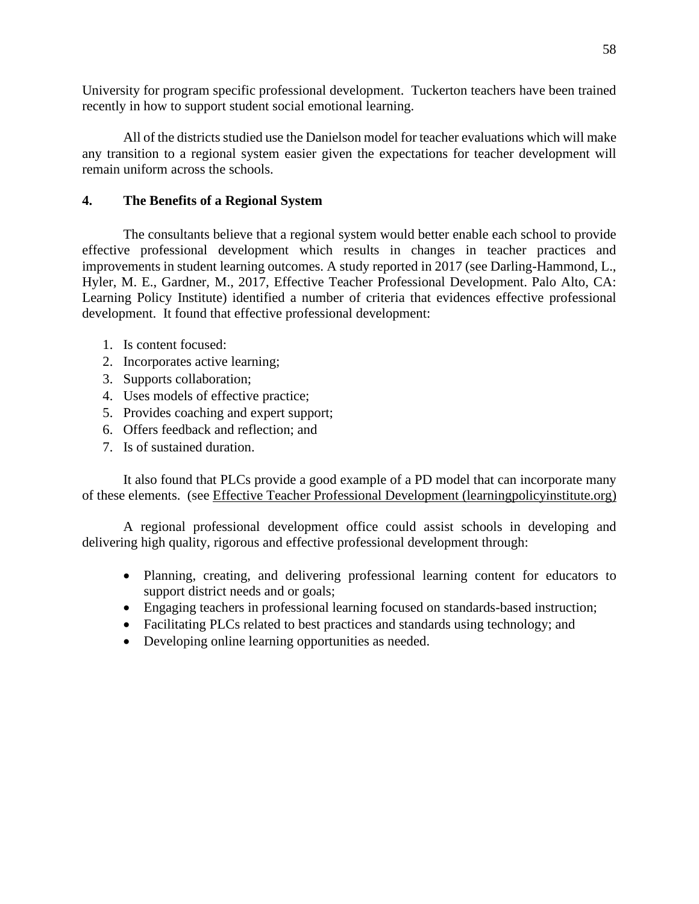University for program specific professional development. Tuckerton teachers have been trained recently in how to support student social emotional learning.

All of the districts studied use the Danielson model for teacher evaluations which will make any transition to a regional system easier given the expectations for teacher development will remain uniform across the schools.

## 4. The Benefits of a Regional System

The consultants believe that a regional system would better enable each school to provide effective professional development which results in changes in teacher practices and improvements in student learning outcomes. A study reported in 2017 (see Darling-Hammond, L., Hyler, M. E., Gardner, M., 2017, Effective Teacher Professional Development. Palo Alto, CA: Learning Policy Institute) identified a number of criteria that evidences effective professional development. It found that effective professional development:

1. Is content focused:
2. Incorporates active learning;
3. Supports collaboration;
4. Uses models of effective practice;
5. Provides coaching and expert support;
6. Offers feedback and reflection; and
7. Is of sustained duration.

It also found that PLCs provide a good example of a PD model that can incorporate many of these elements. (see Effective Teacher Professional Development (learningpolicyinstitute.org)

A regional professional development office could assist schools in developing and delivering high quality, rigorous and effective professional development through:

- Planning, creating, and delivering professional learning content for educators to support district needs and or goals;
- Engaging teachers in professional learning focused on standards-based instruction;
- Facilitating PLCs related to best practices and standards using technology; and
- Developing online learning opportunities as needed.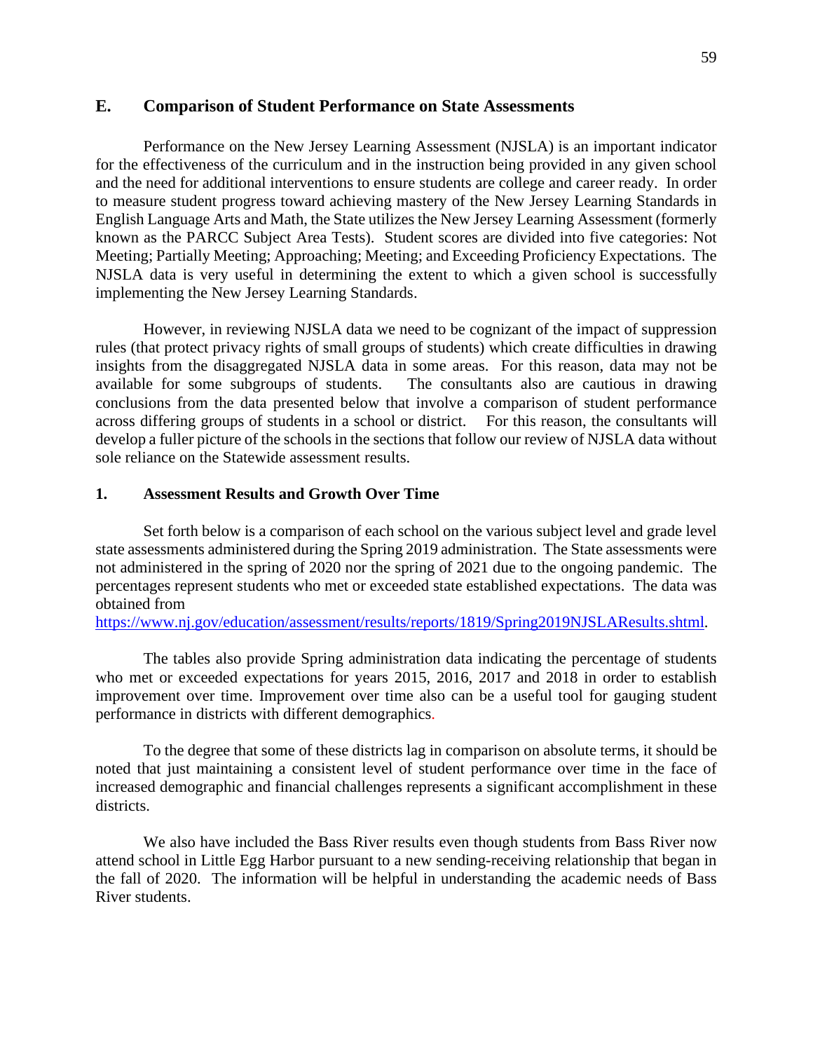## E. Comparison of Student Performance on State Assessments

Performance on the New Jersey Learning Assessment (NJSLA) is an important indicator for the effectiveness of the curriculum and in the instruction being provided in any given school and the need for additional interventions to ensure students are college and career ready. In order to measure student progress toward achieving mastery of the New Jersey Learning Standards in English Language Arts and Math, the State utilizes the New Jersey Learning Assessment (formerly known as the PARCC Subject Area Tests). Student scores are divided into five categories: Not Meeting; Partially Meeting; Approaching; Meeting; and Exceeding Proficiency Expectations. The NJSLA data is very useful in determining the extent to which a given school is successfully implementing the New Jersey Learning Standards.

However, in reviewing NJSLA data we need to be cognizant of the impact of suppression rules (that protect privacy rights of small groups of students) which create difficulties in drawing insights from the disaggregated NJSLA data in some areas. For this reason, data may not be available for some subgroups of students. The consultants also are cautious in drawing conclusions from the data presented below that involve a comparison of student performance across differing groups of students in a school or district. For this reason, the consultants will develop a fuller picture of the schools in the sections that follow our review of NJSLA data without sole reliance on the Statewide assessment results.

### 1. Assessment Results and Growth Over Time

Set forth below is a comparison of each school on the various subject level and grade level state assessments administered during the Spring 2019 administration. The State assessments were not administered in the spring of 2020 nor the spring of 2021 due to the ongoing pandemic. The percentages represent students who met or exceeded state established expectations. The data was obtained from https://www.nj.gov/education/assessment/results/reports/1819/Spring2019NJSLAResults.shtml.

The tables also provide Spring administration data indicating the percentage of students who met or exceeded expectations for years 2015, 2016, 2017 and 2018 in order to establish improvement over time. Improvement over time also can be a useful tool for gauging student performance in districts with different demographics.

To the degree that some of these districts lag in comparison on absolute terms, it should be noted that just maintaining a consistent level of student performance over time in the face of increased demographic and financial challenges represents a significant accomplishment in these districts.

We also have included the Bass River results even though students from Bass River now attend school in Little Egg Harbor pursuant to a new sending-receiving relationship that began in the fall of 2020. The information will be helpful in understanding the academic needs of Bass River students.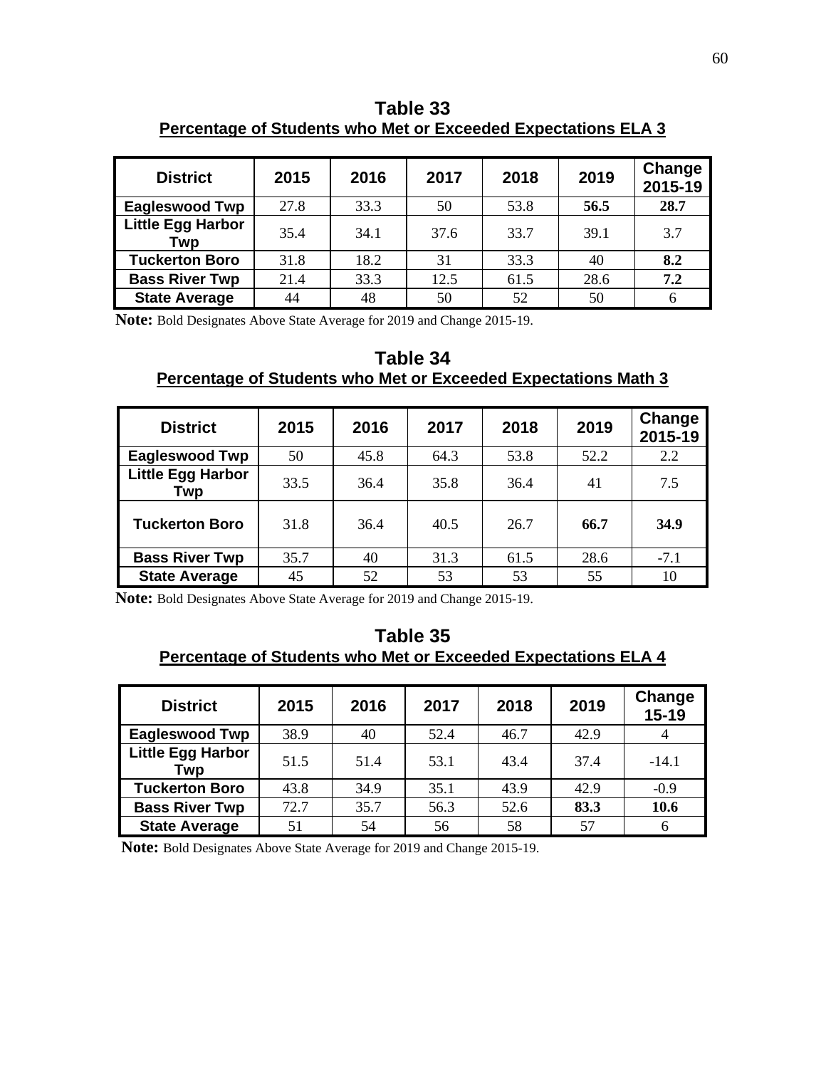**Table 33**

**Percentage of Students who Met or Exceeded Expectations ELA 3**

| District | 2015 | 2016 | 2017 | 2018 | 2019 | Change 2015-19 |
|---|---|---|---|---|---|---|
| Eagleswood Twp | 27.8 | 33.3 | 50 | 53.8 | **56.5** | **28.7** |
| Little Egg Harbor Twp | 35.4 | 34.1 | 37.6 | 33.7 | 39.1 | 3.7 |
| Tuckerton Boro | 31.8 | 18.2 | 31 | 33.3 | 40 | **8.2** |
| Bass River Twp | 21.4 | 33.3 | 12.5 | 61.5 | 28.6 | **7.2** |
| State Average | 44 | 48 | 50 | 52 | 50 | 6 |

**Note:** Bold Designates Above State Average for 2019 and Change 2015-19.

**Table 34**

**Percentage of Students who Met or Exceeded Expectations Math 3**

| District | 2015 | 2016 | 2017 | 2018 | 2019 | Change 2015-19 |
|---|---|---|---|---|---|---|
| Eagleswood Twp | 50 | 45.8 | 64.3 | 53.8 | 52.2 | 2.2 |
| Little Egg Harbor Twp | 33.5 | 36.4 | 35.8 | 36.4 | 41 | 7.5 |
| Tuckerton Boro | 31.8 | 36.4 | 40.5 | 26.7 | **66.7** | **34.9** |
| Bass River Twp | 35.7 | 40 | 31.3 | 61.5 | 28.6 | -7.1 |
| State Average | 45 | 52 | 53 | 53 | 55 | 10 |

**Note:** Bold Designates Above State Average for 2019 and Change 2015-19.

**Table 35**

**Percentage of Students who Met or Exceeded Expectations ELA 4**

| District | 2015 | 2016 | 2017 | 2018 | 2019 | Change 15-19 |
|---|---|---|---|---|---|---|
| Eagleswood Twp | 38.9 | 40 | 52.4 | 46.7 | 42.9 | 4 |
| Little Egg Harbor Twp | 51.5 | 51.4 | 53.1 | 43.4 | 37.4 | -14.1 |
| Tuckerton Boro | 43.8 | 34.9 | 35.1 | 43.9 | 42.9 | -0.9 |
| Bass River Twp | 72.7 | 35.7 | 56.3 | 52.6 | **83.3** | **10.6** |
| State Average | 51 | 54 | 56 | 58 | 57 | 6 |

**Note:** Bold Designates Above State Average for 2019 and Change 2015-19.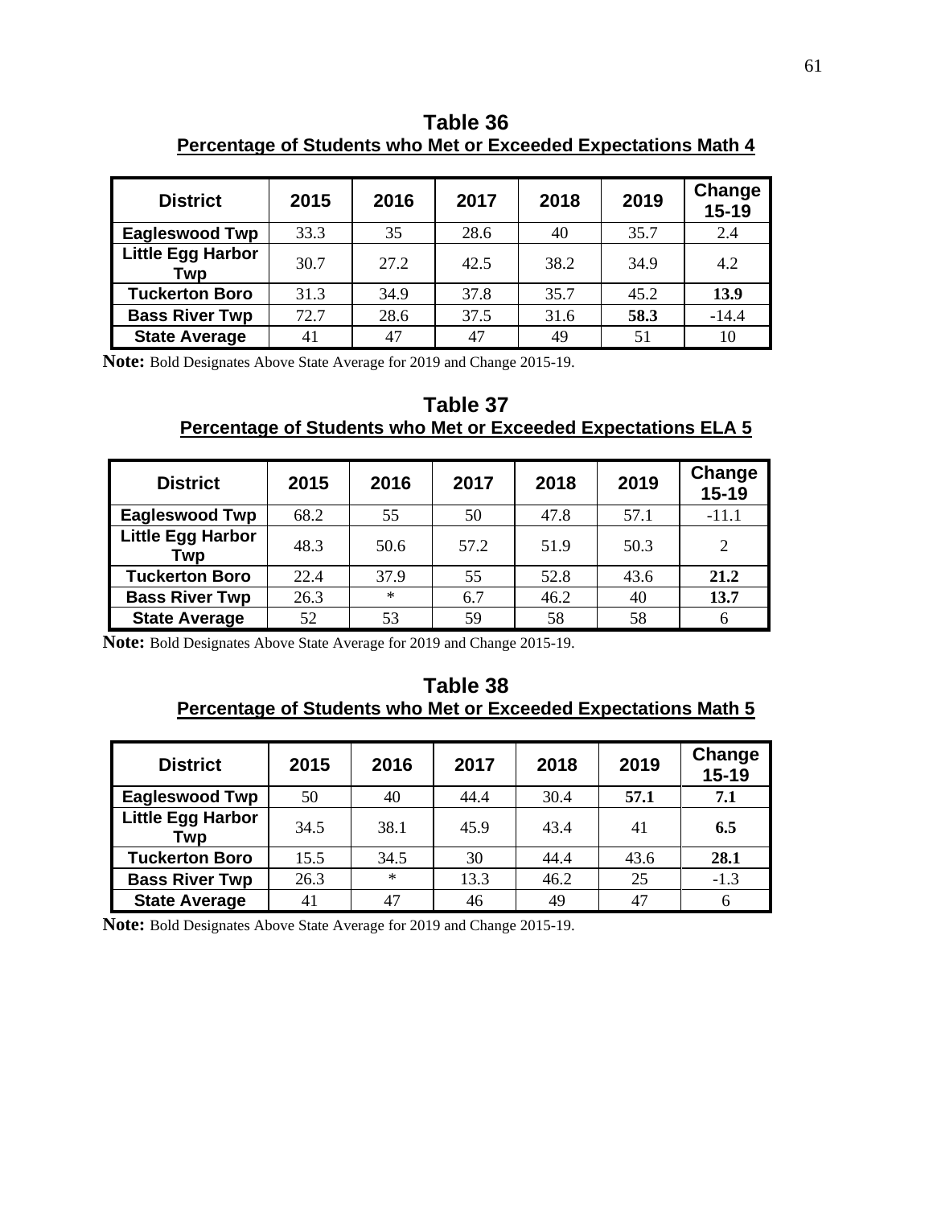**Table 36**

**Percentage of Students who Met or Exceeded Expectations Math 4**

| District | 2015 | 2016 | 2017 | 2018 | 2019 | Change 15-19 |
|---|---|---|---|---|---|---|
| Eagleswood Twp | 33.3 | 35 | 28.6 | 40 | 35.7 | 2.4 |
| Little Egg Harbor Twp | 30.7 | 27.2 | 42.5 | 38.2 | 34.9 | 4.2 |
| Tuckerton Boro | 31.3 | 34.9 | 37.8 | 35.7 | 45.2 | **13.9** |
| Bass River Twp | 72.7 | 28.6 | 37.5 | 31.6 | **58.3** | -14.4 |
| State Average | 41 | 47 | 47 | 49 | 51 | 10 |

**Note:** Bold Designates Above State Average for 2019 and Change 2015-19.

**Table 37**

**Percentage of Students who Met or Exceeded Expectations ELA 5**

| District | 2015 | 2016 | 2017 | 2018 | 2019 | Change 15-19 |
|---|---|---|---|---|---|---|
| Eagleswood Twp | 68.2 | 55 | 50 | 47.8 | 57.1 | -11.1 |
| Little Egg Harbor Twp | 48.3 | 50.6 | 57.2 | 51.9 | 50.3 | 2 |
| Tuckerton Boro | 22.4 | 37.9 | 55 | 52.8 | 43.6 | **21.2** |
| Bass River Twp | 26.3 | * | 6.7 | 46.2 | 40 | **13.7** |
| State Average | 52 | 53 | 59 | 58 | 58 | 6 |

**Note:** Bold Designates Above State Average for 2019 and Change 2015-19.

**Table 38**

**Percentage of Students who Met or Exceeded Expectations Math 5**

| District | 2015 | 2016 | 2017 | 2018 | 2019 | Change 15-19 |
|---|---|---|---|---|---|---|
| Eagleswood Twp | 50 | 40 | 44.4 | 30.4 | **57.1** | **7.1** |
| Little Egg Harbor Twp | 34.5 | 38.1 | 45.9 | 43.4 | 41 | **6.5** |
| Tuckerton Boro | 15.5 | 34.5 | 30 | 44.4 | 43.6 | **28.1** |
| Bass River Twp | 26.3 | * | 13.3 | 46.2 | 25 | -1.3 |
| State Average | 41 | 47 | 46 | 49 | 47 | 6 |

**Note:** Bold Designates Above State Average for 2019 and Change 2015-19.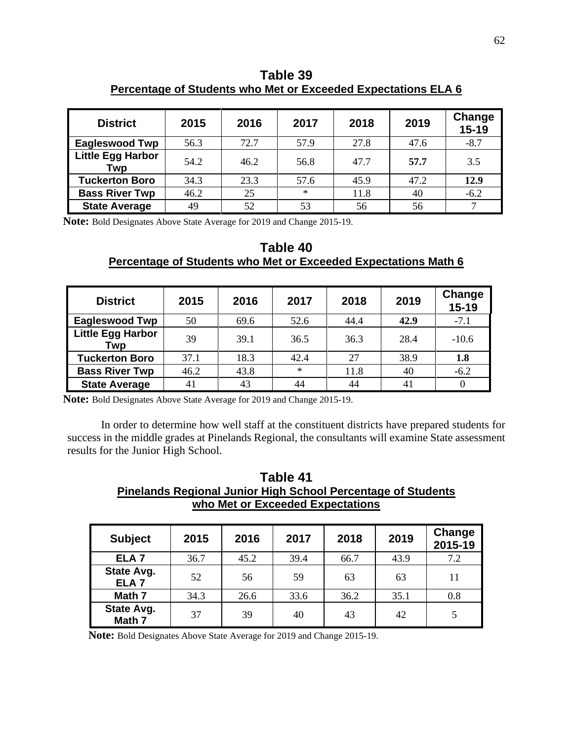**Table 39**
**Percentage of Students who Met or Exceeded Expectations ELA 6**

| District | 2015 | 2016 | 2017 | 2018 | 2019 | Change 15-19 |
|---|---|---|---|---|---|---|
| Eagleswood Twp | 56.3 | 72.7 | 57.9 | 27.8 | 47.6 | -8.7 |
| Little Egg Harbor Twp | 54.2 | 46.2 | 56.8 | 47.7 | **57.7** | 3.5 |
| Tuckerton Boro | 34.3 | 23.3 | 57.6 | 45.9 | 47.2 | **12.9** |
| Bass River Twp | 46.2 | 25 | * | 11.8 | 40 | -6.2 |
| State Average | 49 | 52 | 53 | 56 | 56 | 7 |

**Note:** Bold Designates Above State Average for 2019 and Change 2015-19.

**Table 40**
**Percentage of Students who Met or Exceeded Expectations Math 6**

| District | 2015 | 2016 | 2017 | 2018 | 2019 | Change 15-19 |
|---|---|---|---|---|---|---|
| Eagleswood Twp | 50 | 69.6 | 52.6 | 44.4 | **42.9** | -7.1 |
| Little Egg Harbor Twp | 39 | 39.1 | 36.5 | 36.3 | 28.4 | -10.6 |
| Tuckerton Boro | 37.1 | 18.3 | 42.4 | 27 | 38.9 | **1.8** |
| Bass River Twp | 46.2 | 43.8 | * | 11.8 | 40 | -6.2 |
| State Average | 41 | 43 | 44 | 44 | 41 | 0 |

**Note:** Bold Designates Above State Average for 2019 and Change 2015-19.

In order to determine how well staff at the constituent districts have prepared students for success in the middle grades at Pinelands Regional, the consultants will examine State assessment results for the Junior High School.

**Table 41**
**Pinelands Regional Junior High School Percentage of Students who Met or Exceeded Expectations**

| Subject | 2015 | 2016 | 2017 | 2018 | 2019 | Change 2015-19 |
|---|---|---|---|---|---|---|
| ELA 7 | 36.7 | 45.2 | 39.4 | 66.7 | 43.9 | 7.2 |
| State Avg. ELA 7 | 52 | 56 | 59 | 63 | 63 | 11 |
| Math 7 | 34.3 | 26.6 | 33.6 | 36.2 | 35.1 | 0.8 |
| State Avg. Math 7 | 37 | 39 | 40 | 43 | 42 | 5 |

**Note:** Bold Designates Above State Average for 2019 and Change 2015-19.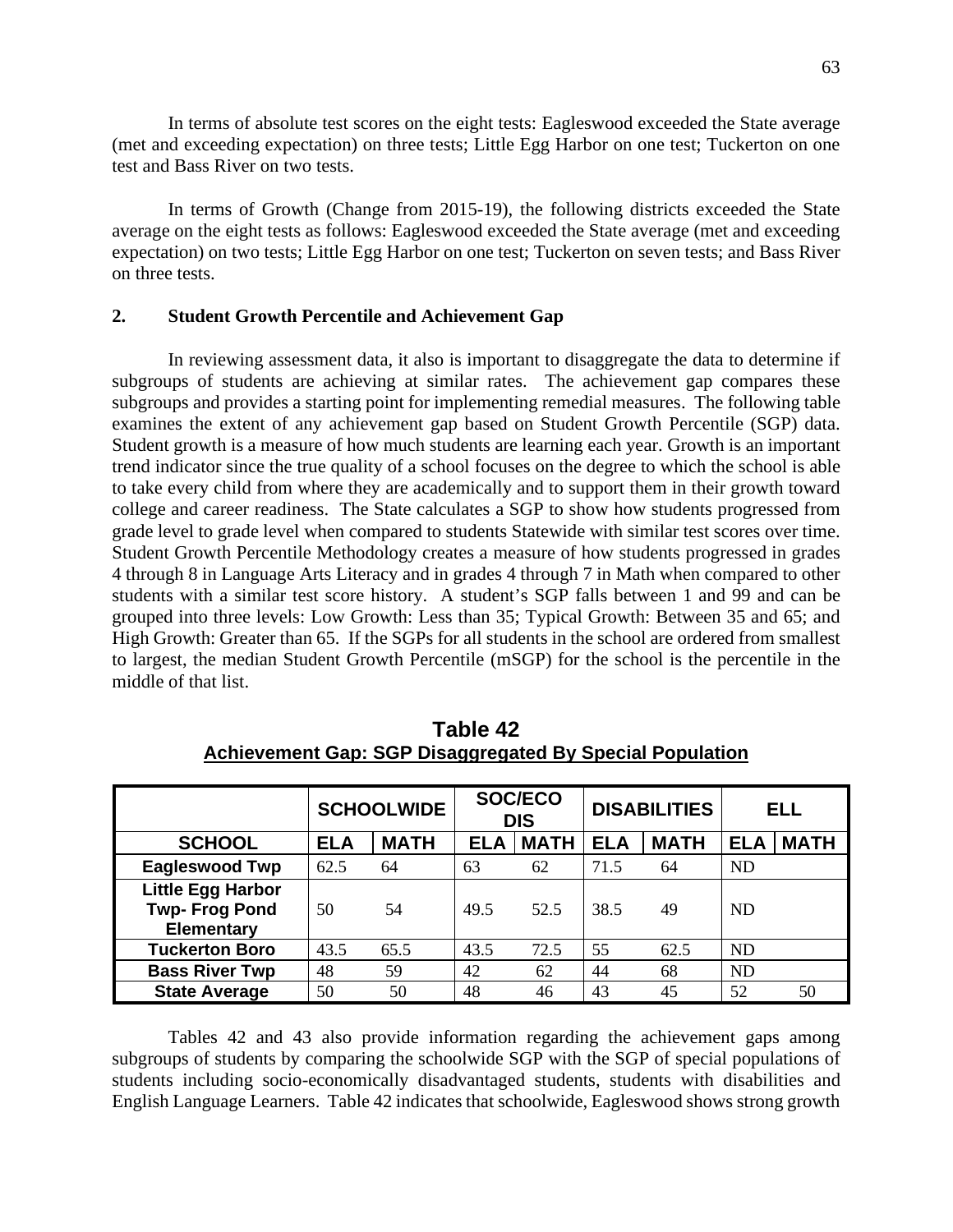In terms of absolute test scores on the eight tests: Eagleswood exceeded the State average (met and exceeding expectation) on three tests; Little Egg Harbor on one test; Tuckerton on one test and Bass River on two tests.

In terms of Growth (Change from 2015-19), the following districts exceeded the State average on the eight tests as follows: Eagleswood exceeded the State average (met and exceeding expectation) on two tests; Little Egg Harbor on one test; Tuckerton on seven tests; and Bass River on three tests.

## 2. Student Growth Percentile and Achievement Gap

In reviewing assessment data, it also is important to disaggregate the data to determine if subgroups of students are achieving at similar rates. The achievement gap compares these subgroups and provides a starting point for implementing remedial measures. The following table examines the extent of any achievement gap based on Student Growth Percentile (SGP) data. Student growth is a measure of how much students are learning each year. Growth is an important trend indicator since the true quality of a school focuses on the degree to which the school is able to take every child from where they are academically and to support them in their growth toward college and career readiness. The State calculates a SGP to show how students progressed from grade level to grade level when compared to students Statewide with similar test scores over time. Student Growth Percentile Methodology creates a measure of how students progressed in grades 4 through 8 in Language Arts Literacy and in grades 4 through 7 in Math when compared to other students with a similar test score history. A student's SGP falls between 1 and 99 and can be grouped into three levels: Low Growth: Less than 35; Typical Growth: Between 35 and 65; and High Growth: Greater than 65. If the SGPs for all students in the school are ordered from smallest to largest, the median Student Growth Percentile (mSGP) for the school is the percentile in the middle of that list.

**Table 42**
**Achievement Gap: SGP Disaggregated By Special Population**

| | SCHOOLWIDE | | SOC/ECO DIS | | DISABILITIES | | ELL | |
|---|---|---|---|---|---|---|---|---|
| **SCHOOL** | **ELA** | **MATH** | **ELA** | **MATH** | **ELA** | **MATH** | **ELA** | **MATH** |
| **Eagleswood Twp** | 62.5 | 64 | 63 | 62 | 71.5 | 64 | ND | |
| **Little Egg Harbor Twp- Frog Pond Elementary** | 50 | 54 | 49.5 | 52.5 | 38.5 | 49 | ND | |
| **Tuckerton Boro** | 43.5 | 65.5 | 43.5 | 72.5 | 55 | 62.5 | ND | |
| **Bass River Twp** | 48 | 59 | 42 | 62 | 44 | 68 | ND | |
| **State Average** | 50 | 50 | 48 | 46 | 43 | 45 | 52 | 50 |

Tables 42 and 43 also provide information regarding the achievement gaps among subgroups of students by comparing the schoolwide SGP with the SGP of special populations of students including socio-economically disadvantaged students, students with disabilities and English Language Learners. Table 42 indicates that schoolwide, Eagleswood shows strong growth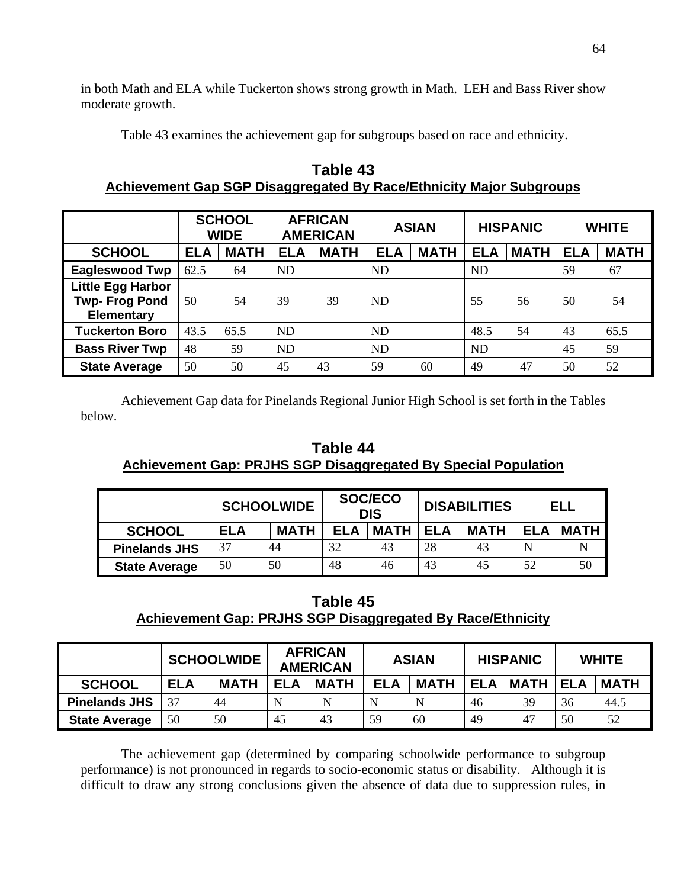in both Math and ELA while Tuckerton shows strong growth in Math. LEH and Bass River show moderate growth.

Table 43 examines the achievement gap for subgroups based on race and ethnicity.

**Table 43**
**Achievement Gap SGP Disaggregated By Race/Ethnicity Major Subgroups**

| | SCHOOL WIDE | | AFRICAN AMERICAN | | ASIAN | | HISPANIC | | WHITE | |
|---|---|---|---|---|---|---|---|---|---|---|
| **SCHOOL** | **ELA** | **MATH** | **ELA** | **MATH** | **ELA** | **MATH** | **ELA** | **MATH** | **ELA** | **MATH** |
| **Eagleswood Twp** | 62.5 | 64 | ND | | ND | | ND | | 59 | 67 |
| **Little Egg Harbor Twp- Frog Pond Elementary** | 50 | 54 | 39 | 39 | ND | | 55 | 56 | 50 | 54 |
| **Tuckerton Boro** | 43.5 | 65.5 | ND | | ND | | 48.5 | 54 | 43 | 65.5 |
| **Bass River Twp** | 48 | 59 | ND | | ND | | ND | | 45 | 59 |
| **State Average** | 50 | 50 | 45 | 43 | 59 | 60 | 49 | 47 | 50 | 52 |

Achievement Gap data for Pinelands Regional Junior High School is set forth in the Tables below.

**Table 44**
**Achievement Gap: PRJHS SGP Disaggregated By Special Population**

| | SCHOOLWIDE | | SOC/ECO DIS | | DISABILITIES | | ELL | |
|---|---|---|---|---|---|---|---|---|
| **SCHOOL** | **ELA** | **MATH** | **ELA** | **MATH** | **ELA** | **MATH** | **ELA** | **MATH** |
| **Pinelands JHS** | 37 | 44 | 32 | 43 | 28 | 43 | N | N |
| **State Average** | 50 | 50 | 48 | 46 | 43 | 45 | 52 | 50 |

**Table 45**
**Achievement Gap: PRJHS SGP Disaggregated By Race/Ethnicity**

| | SCHOOLWIDE | | AFRICAN AMERICAN | | ASIAN | | HISPANIC | | WHITE | |
|---|---|---|---|---|---|---|---|---|---|---|
| **SCHOOL** | **ELA** | **MATH** | **ELA** | **MATH** | **ELA** | **MATH** | **ELA** | **MATH** | **ELA** | **MATH** |
| **Pinelands JHS** | 37 | 44 | N | N | N | N | 46 | 39 | 36 | 44.5 |
| **State Average** | 50 | 50 | 45 | 43 | 59 | 60 | 49 | 47 | 50 | 52 |

The achievement gap (determined by comparing schoolwide performance to subgroup performance) is not pronounced in regards to socio-economic status or disability. Although it is difficult to draw any strong conclusions given the absence of data due to suppression rules, in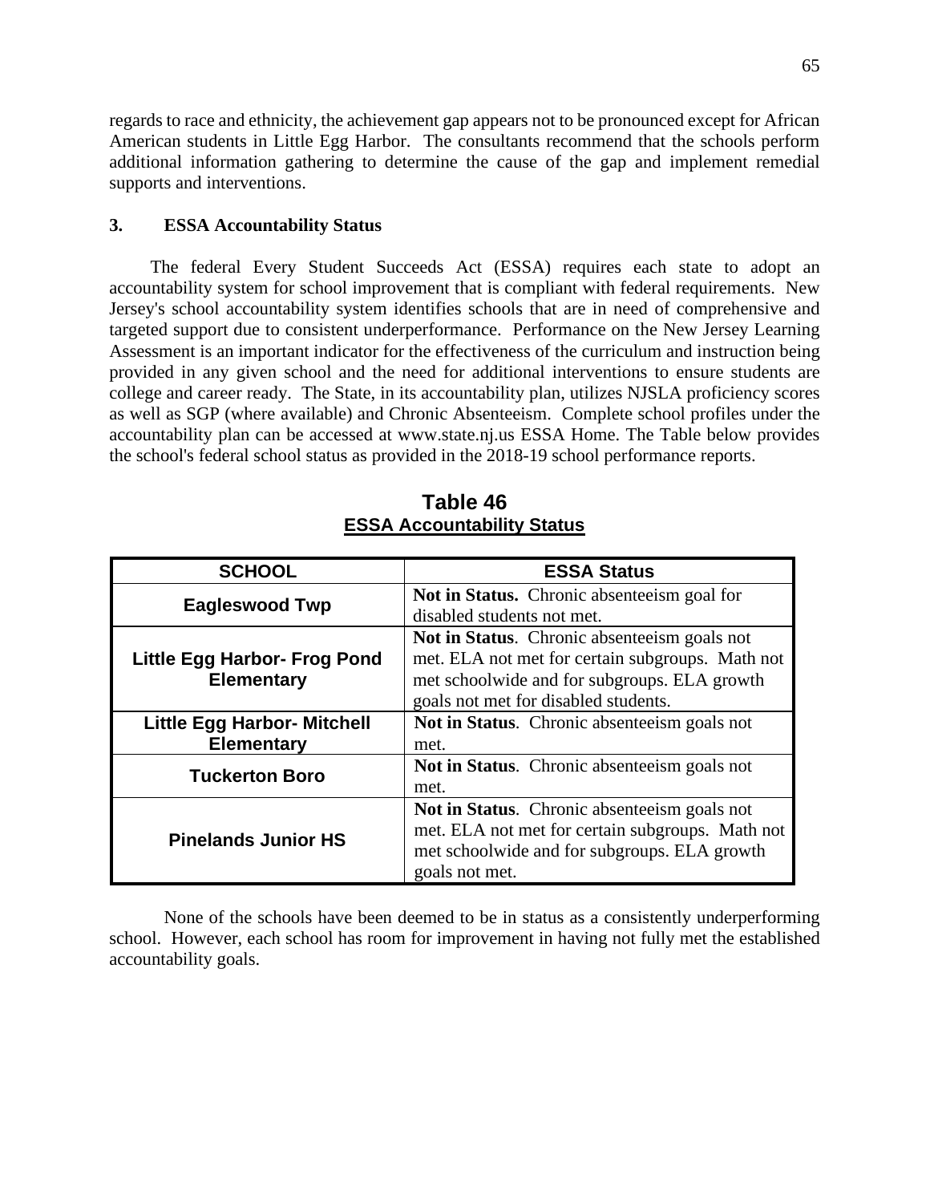regards to race and ethnicity, the achievement gap appears not to be pronounced except for African American students in Little Egg Harbor. The consultants recommend that the schools perform additional information gathering to determine the cause of the gap and implement remedial supports and interventions.

### 3. ESSA Accountability Status

The federal Every Student Succeeds Act (ESSA) requires each state to adopt an accountability system for school improvement that is compliant with federal requirements. New Jersey's school accountability system identifies schools that are in need of comprehensive and targeted support due to consistent underperformance. Performance on the New Jersey Learning Assessment is an important indicator for the effectiveness of the curriculum and instruction being provided in any given school and the need for additional interventions to ensure students are college and career ready. The State, in its accountability plan, utilizes NJSLA proficiency scores as well as SGP (where available) and Chronic Absenteeism. Complete school profiles under the accountability plan can be accessed at www.state.nj.us ESSA Home. The Table below provides the school's federal school status as provided in the 2018-19 school performance reports.

**Table 46**
**ESSA Accountability Status**

| SCHOOL | ESSA Status |
|---|---|
| **Eagleswood Twp** | **Not in Status.** Chronic absenteeism goal for disabled students not met. |
| **Little Egg Harbor- Frog Pond Elementary** | **Not in Status**. Chronic absenteeism goals not met. ELA not met for certain subgroups. Math not met schoolwide and for subgroups. ELA growth goals not met for disabled students. |
| **Little Egg Harbor- Mitchell Elementary** | **Not in Status**. Chronic absenteeism goals not met. |
| **Tuckerton Boro** | **Not in Status**. Chronic absenteeism goals not met. |
| **Pinelands Junior HS** | **Not in Status**. Chronic absenteeism goals not met. ELA not met for certain subgroups. Math not met schoolwide and for subgroups. ELA growth goals not met. |

None of the schools have been deemed to be in status as a consistently underperforming school. However, each school has room for improvement in having not fully met the established accountability goals.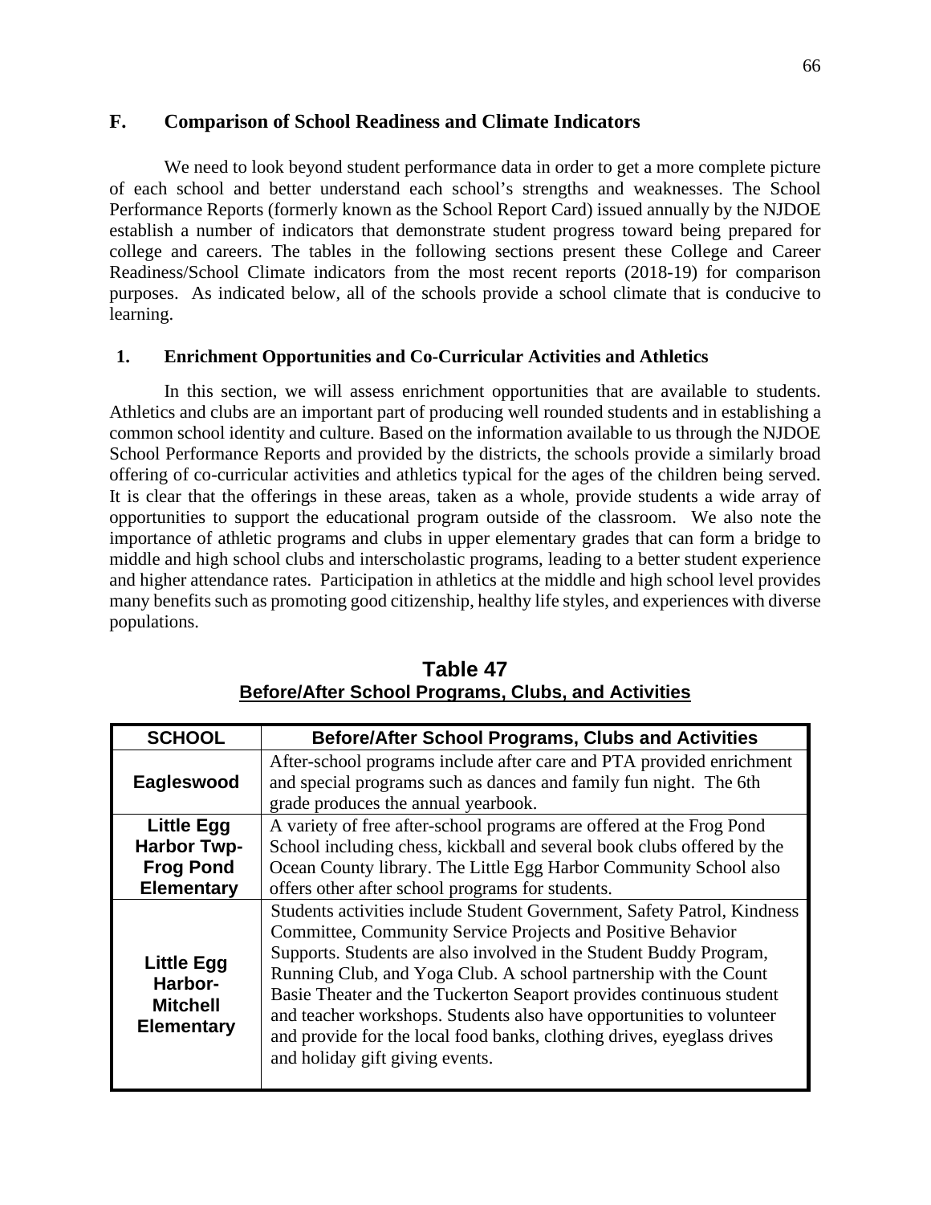## F. Comparison of School Readiness and Climate Indicators

We need to look beyond student performance data in order to get a more complete picture of each school and better understand each school's strengths and weaknesses. The School Performance Reports (formerly known as the School Report Card) issued annually by the NJDOE establish a number of indicators that demonstrate student progress toward being prepared for college and careers. The tables in the following sections present these College and Career Readiness/School Climate indicators from the most recent reports (2018-19) for comparison purposes. As indicated below, all of the schools provide a school climate that is conducive to learning.

### 1. Enrichment Opportunities and Co-Curricular Activities and Athletics

In this section, we will assess enrichment opportunities that are available to students. Athletics and clubs are an important part of producing well rounded students and in establishing a common school identity and culture. Based on the information available to us through the NJDOE School Performance Reports and provided by the districts, the schools provide a similarly broad offering of co-curricular activities and athletics typical for the ages of the children being served. It is clear that the offerings in these areas, taken as a whole, provide students a wide array of opportunities to support the educational program outside of the classroom. We also note the importance of athletic programs and clubs in upper elementary grades that can form a bridge to middle and high school clubs and interscholastic programs, leading to a better student experience and higher attendance rates. Participation in athletics at the middle and high school level provides many benefits such as promoting good citizenship, healthy life styles, and experiences with diverse populations.

**Table 47**
**Before/After School Programs, Clubs, and Activities**

| SCHOOL | Before/After School Programs, Clubs and Activities |
|---|---|
| **Eagleswood** | After-school programs include after care and PTA provided enrichment and special programs such as dances and family fun night. The 6th grade produces the annual yearbook. |
| **Little Egg Harbor Twp-Frog Pond Elementary** | A variety of free after-school programs are offered at the Frog Pond School including chess, kickball and several book clubs offered by the Ocean County library. The Little Egg Harbor Community School also offers other after school programs for students. |
| **Little Egg Harbor-Mitchell Elementary** | Students activities include Student Government, Safety Patrol, Kindness Committee, Community Service Projects and Positive Behavior Supports. Students are also involved in the Student Buddy Program, Running Club, and Yoga Club. A school partnership with the Count Basie Theater and the Tuckerton Seaport provides continuous student and teacher workshops. Students also have opportunities to volunteer and provide for the local food banks, clothing drives, eyeglass drives and holiday gift giving events. |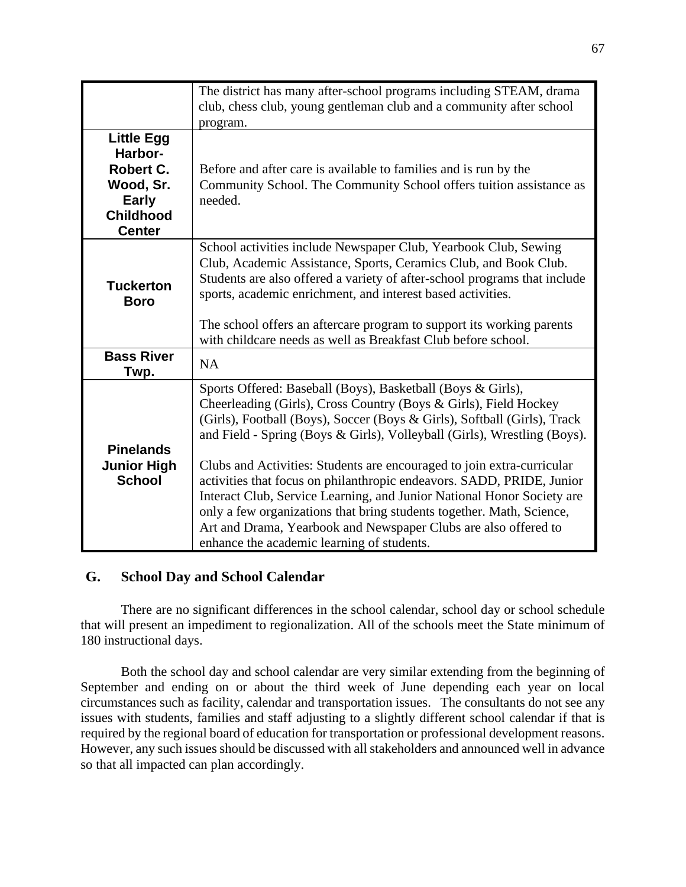| | |
|---|---|
| | The district has many after-school programs including STEAM, drama club, chess club, young gentleman club and a community after school program. |
| **Little Egg Harbor-Robert C. Wood, Sr. Early Childhood Center** | Before and after care is available to families and is run by the Community School. The Community School offers tuition assistance as needed. |
| **Tuckerton Boro** | School activities include Newspaper Club, Yearbook Club, Sewing Club, Academic Assistance, Sports, Ceramics Club, and Book Club. Students are also offered a variety of after-school programs that include sports, academic enrichment, and interest based activities.<br><br>The school offers an aftercare program to support its working parents with childcare needs as well as Breakfast Club before school. |
| **Bass River Twp.** | NA |
| **Pinelands Junior High School** | Sports Offered: Baseball (Boys), Basketball (Boys & Girls), Cheerleading (Girls), Cross Country (Boys & Girls), Field Hockey (Girls), Football (Boys), Soccer (Boys & Girls), Softball (Girls), Track and Field - Spring (Boys & Girls), Volleyball (Girls), Wrestling (Boys).<br><br>Clubs and Activities: Students are encouraged to join extra-curricular activities that focus on philanthropic endeavors. SADD, PRIDE, Junior Interact Club, Service Learning, and Junior National Honor Society are only a few organizations that bring students together. Math, Science, Art and Drama, Yearbook and Newspaper Clubs are also offered to enhance the academic learning of students. |

## G. School Day and School Calendar

There are no significant differences in the school calendar, school day or school schedule that will present an impediment to regionalization. All of the schools meet the State minimum of 180 instructional days.

Both the school day and school calendar are very similar extending from the beginning of September and ending on or about the third week of June depending each year on local circumstances such as facility, calendar and transportation issues. The consultants do not see any issues with students, families and staff adjusting to a slightly different school calendar if that is required by the regional board of education for transportation or professional development reasons. However, any such issues should be discussed with all stakeholders and announced well in advance so that all impacted can plan accordingly.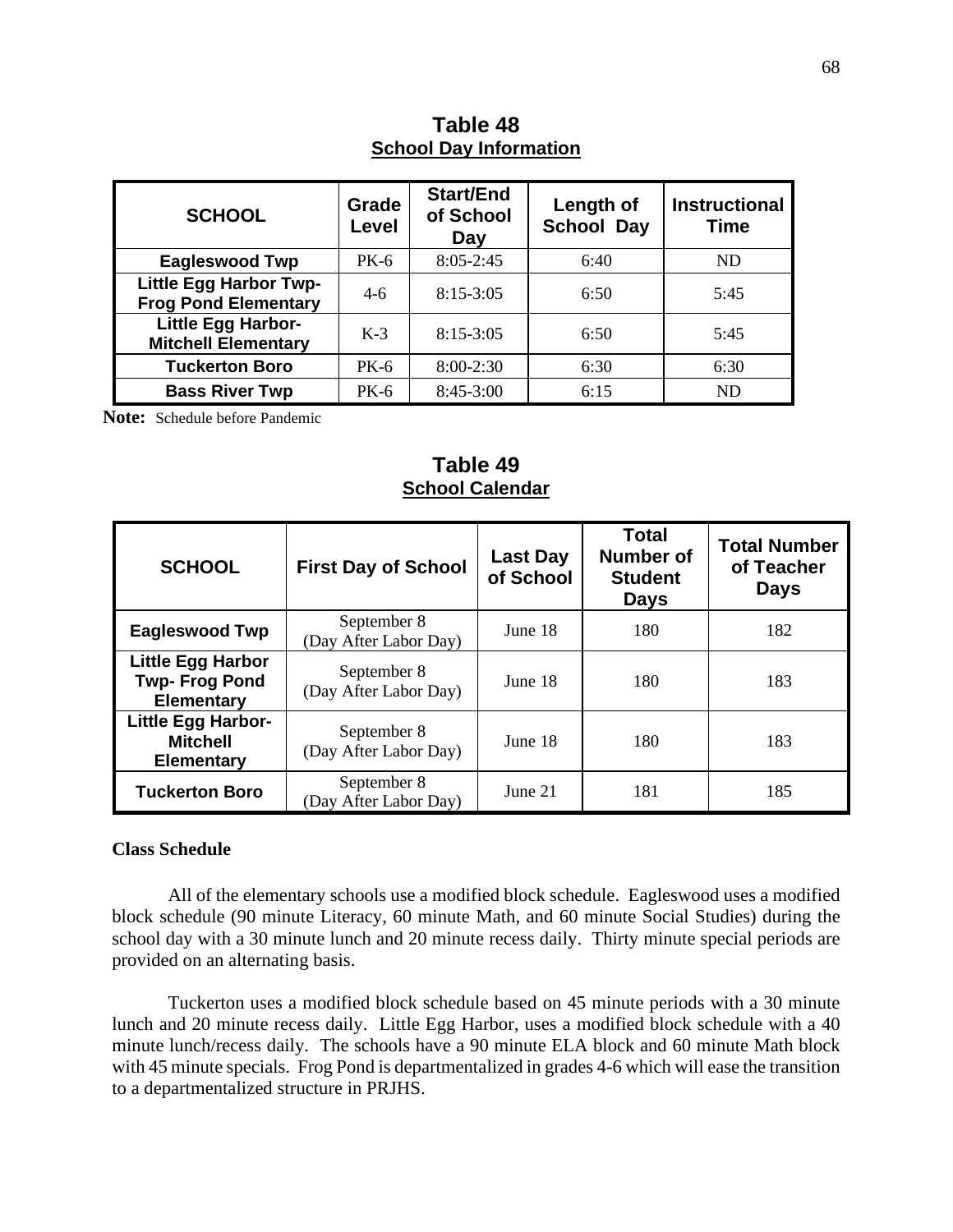## Table 48
**School Day Information**

| SCHOOL | Grade Level | Start/End of School Day | Length of School Day | Instructional Time |
|---|---|---|---|---|
| **Eagleswood Twp** | PK-6 | 8:05-2:45 | 6:40 | ND |
| **Little Egg Harbor Twp-Frog Pond Elementary** | 4-6 | 8:15-3:05 | 6:50 | 5:45 |
| **Little Egg Harbor-Mitchell Elementary** | K-3 | 8:15-3:05 | 6:50 | 5:45 |
| **Tuckerton Boro** | PK-6 | 8:00-2:30 | 6:30 | 6:30 |
| **Bass River Twp** | PK-6 | 8:45-3:00 | 6:15 | ND |

**Note:** Schedule before Pandemic

## Table 49
**School Calendar**

| SCHOOL | First Day of School | Last Day of School | Total Number of Student Days | Total Number of Teacher Days |
|---|---|---|---|---|
| **Eagleswood Twp** | September 8 (Day After Labor Day) | June 18 | 180 | 182 |
| **Little Egg Harbor Twp- Frog Pond Elementary** | September 8 (Day After Labor Day) | June 18 | 180 | 183 |
| **Little Egg Harbor-Mitchell Elementary** | September 8 (Day After Labor Day) | June 18 | 180 | 183 |
| **Tuckerton Boro** | September 8 (Day After Labor Day) | June 21 | 181 | 185 |

**Class Schedule**

All of the elementary schools use a modified block schedule. Eagleswood uses a modified block schedule (90 minute Literacy, 60 minute Math, and 60 minute Social Studies) during the school day with a 30 minute lunch and 20 minute recess daily. Thirty minute special periods are provided on an alternating basis.

Tuckerton uses a modified block schedule based on 45 minute periods with a 30 minute lunch and 20 minute recess daily. Little Egg Harbor, uses a modified block schedule with a 40 minute lunch/recess daily. The schools have a 90 minute ELA block and 60 minute Math block with 45 minute specials. Frog Pond is departmentalized in grades 4-6 which will ease the transition to a departmentalized structure in PRJHS.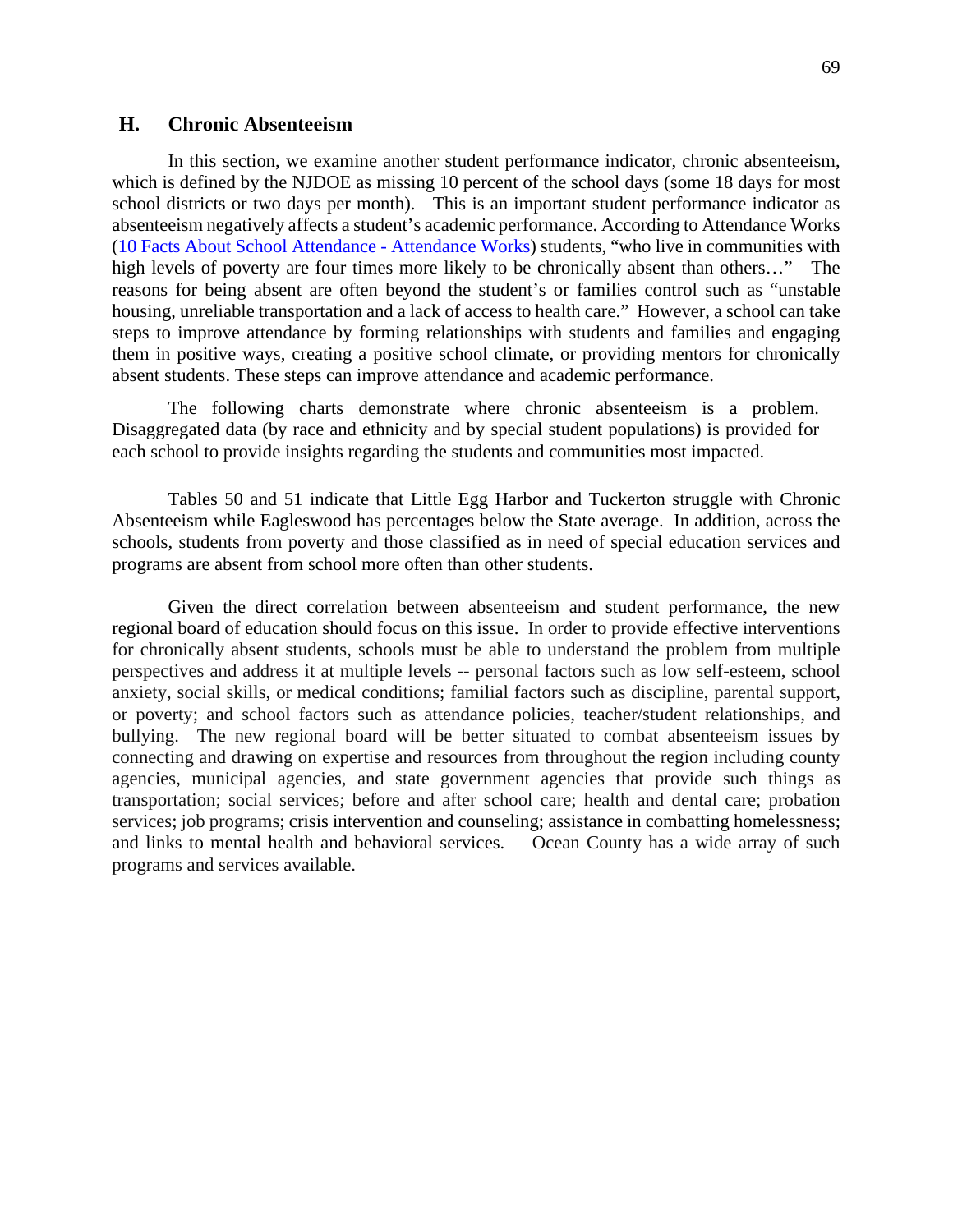## H. Chronic Absenteeism

In this section, we examine another student performance indicator, chronic absenteeism, which is defined by the NJDOE as missing 10 percent of the school days (some 18 days for most school districts or two days per month). This is an important student performance indicator as absenteeism negatively affects a student's academic performance. According to Attendance Works ([10 Facts About School Attendance - Attendance Works]) students, "who live in communities with high levels of poverty are four times more likely to be chronically absent than others…" The reasons for being absent are often beyond the student's or families control such as "unstable housing, unreliable transportation and a lack of access to health care." However, a school can take steps to improve attendance by forming relationships with students and families and engaging them in positive ways, creating a positive school climate, or providing mentors for chronically absent students. These steps can improve attendance and academic performance.

The following charts demonstrate where chronic absenteeism is a problem. Disaggregated data (by race and ethnicity and by special student populations) is provided for each school to provide insights regarding the students and communities most impacted.

Tables 50 and 51 indicate that Little Egg Harbor and Tuckerton struggle with Chronic Absenteeism while Eagleswood has percentages below the State average. In addition, across the schools, students from poverty and those classified as in need of special education services and programs are absent from school more often than other students.

Given the direct correlation between absenteeism and student performance, the new regional board of education should focus on this issue. In order to provide effective interventions for chronically absent students, schools must be able to understand the problem from multiple perspectives and address it at multiple levels -- personal factors such as low self-esteem, school anxiety, social skills, or medical conditions; familial factors such as discipline, parental support, or poverty; and school factors such as attendance policies, teacher/student relationships, and bullying. The new regional board will be better situated to combat absenteeism issues by connecting and drawing on expertise and resources from throughout the region including county agencies, municipal agencies, and state government agencies that provide such things as transportation; social services; before and after school care; health and dental care; probation services; job programs; crisis intervention and counseling; assistance in combatting homelessness; and links to mental health and behavioral services. Ocean County has a wide array of such programs and services available.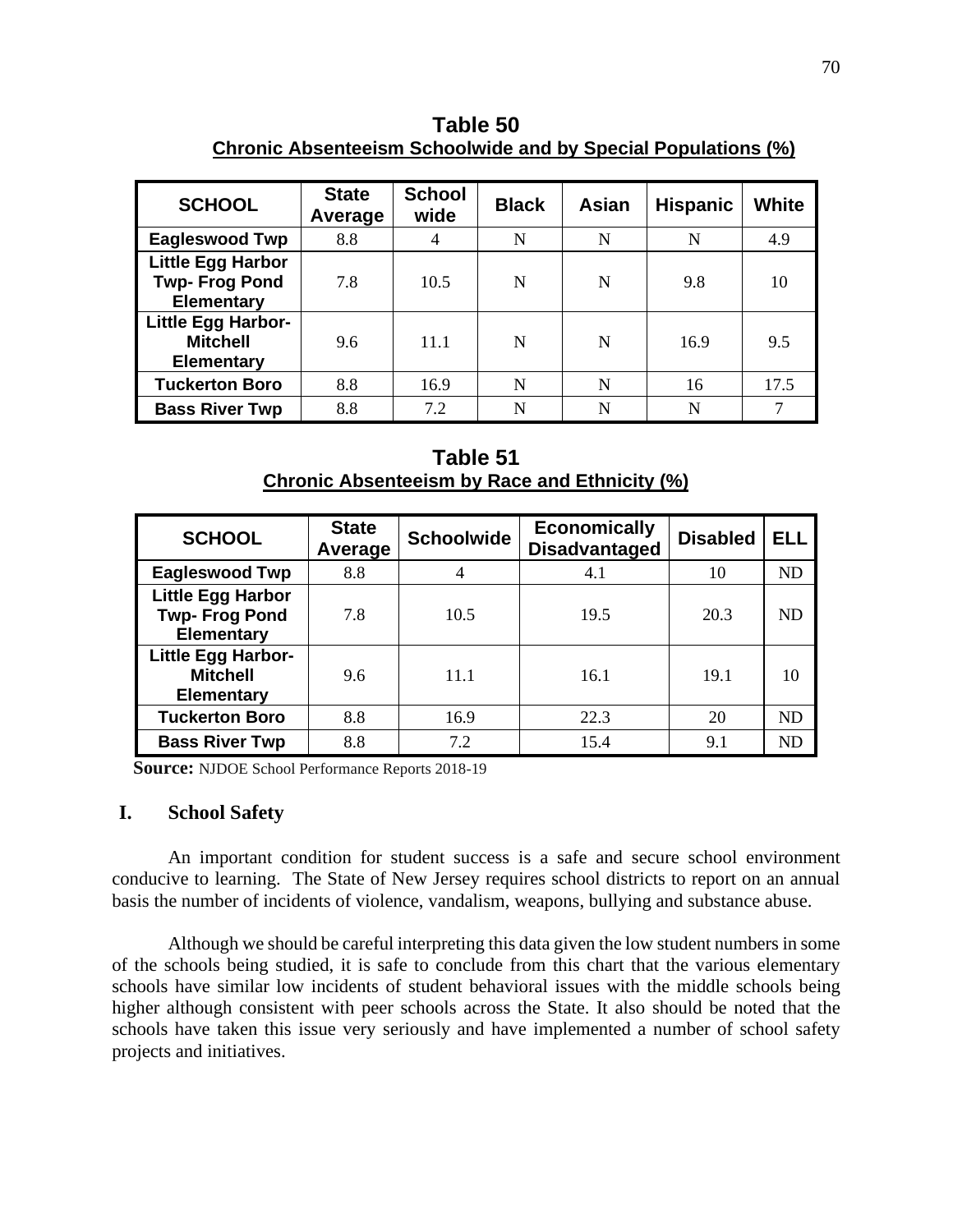**Table 50**
**Chronic Absenteeism Schoolwide and by Special Populations (%)**

| SCHOOL | State Average | School wide | Black | Asian | Hispanic | White |
|---|---|---|---|---|---|---|
| Eagleswood Twp | 8.8 | 4 | N | N | N | 4.9 |
| Little Egg Harbor Twp- Frog Pond Elementary | 7.8 | 10.5 | N | N | 9.8 | 10 |
| Little Egg Harbor- Mitchell Elementary | 9.6 | 11.1 | N | N | 16.9 | 9.5 |
| Tuckerton Boro | 8.8 | 16.9 | N | N | 16 | 17.5 |
| Bass River Twp | 8.8 | 7.2 | N | N | N | 7 |

**Table 51**
**Chronic Absenteeism by Race and Ethnicity (%)**

| SCHOOL | State Average | Schoolwide | Economically Disadvantaged | Disabled | ELL |
|---|---|---|---|---|---|
| Eagleswood Twp | 8.8 | 4 | 4.1 | 10 | ND |
| Little Egg Harbor Twp- Frog Pond Elementary | 7.8 | 10.5 | 19.5 | 20.3 | ND |
| Little Egg Harbor- Mitchell Elementary | 9.6 | 11.1 | 16.1 | 19.1 | 10 |
| Tuckerton Boro | 8.8 | 16.9 | 22.3 | 20 | ND |
| Bass River Twp | 8.8 | 7.2 | 15.4 | 9.1 | ND |

**Source:** NJDOE School Performance Reports 2018-19

## I. School Safety

An important condition for student success is a safe and secure school environment conducive to learning. The State of New Jersey requires school districts to report on an annual basis the number of incidents of violence, vandalism, weapons, bullying and substance abuse.

Although we should be careful interpreting this data given the low student numbers in some of the schools being studied, it is safe to conclude from this chart that the various elementary schools have similar low incidents of student behavioral issues with the middle schools being higher although consistent with peer schools across the State. It also should be noted that the schools have taken this issue very seriously and have implemented a number of school safety projects and initiatives.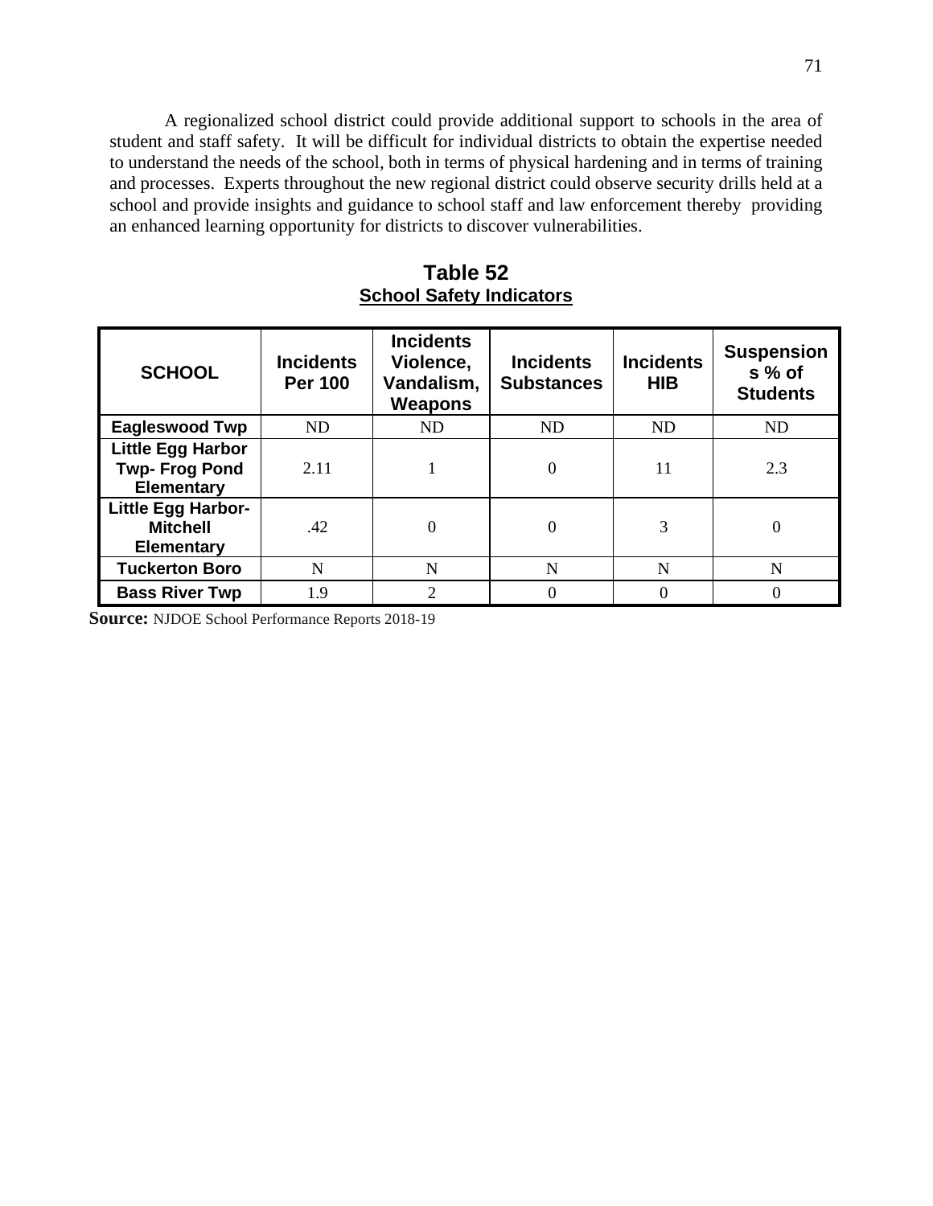A regionalized school district could provide additional support to schools in the area of student and staff safety. It will be difficult for individual districts to obtain the expertise needed to understand the needs of the school, both in terms of physical hardening and in terms of training and processes. Experts throughout the new regional district could observe security drills held at a school and provide insights and guidance to school staff and law enforcement thereby providing an enhanced learning opportunity for districts to discover vulnerabilities.

**Table 52**
**School Safety Indicators**

| SCHOOL | Incidents Per 100 | Incidents Violence, Vandalism, Weapons | Incidents Substances | Incidents HIB | Suspensions % of Students |
|---|---|---|---|---|---|
| Eagleswood Twp | ND | ND | ND | ND | ND |
| Little Egg Harbor Twp- Frog Pond Elementary | 2.11 | 1 | 0 | 11 | 2.3 |
| Little Egg Harbor- Mitchell Elementary | .42 | 0 | 0 | 3 | 0 |
| Tuckerton Boro | N | N | N | N | N |
| Bass River Twp | 1.9 | 2 | 0 | 0 | 0 |

**Source:** NJDOE School Performance Reports 2018-19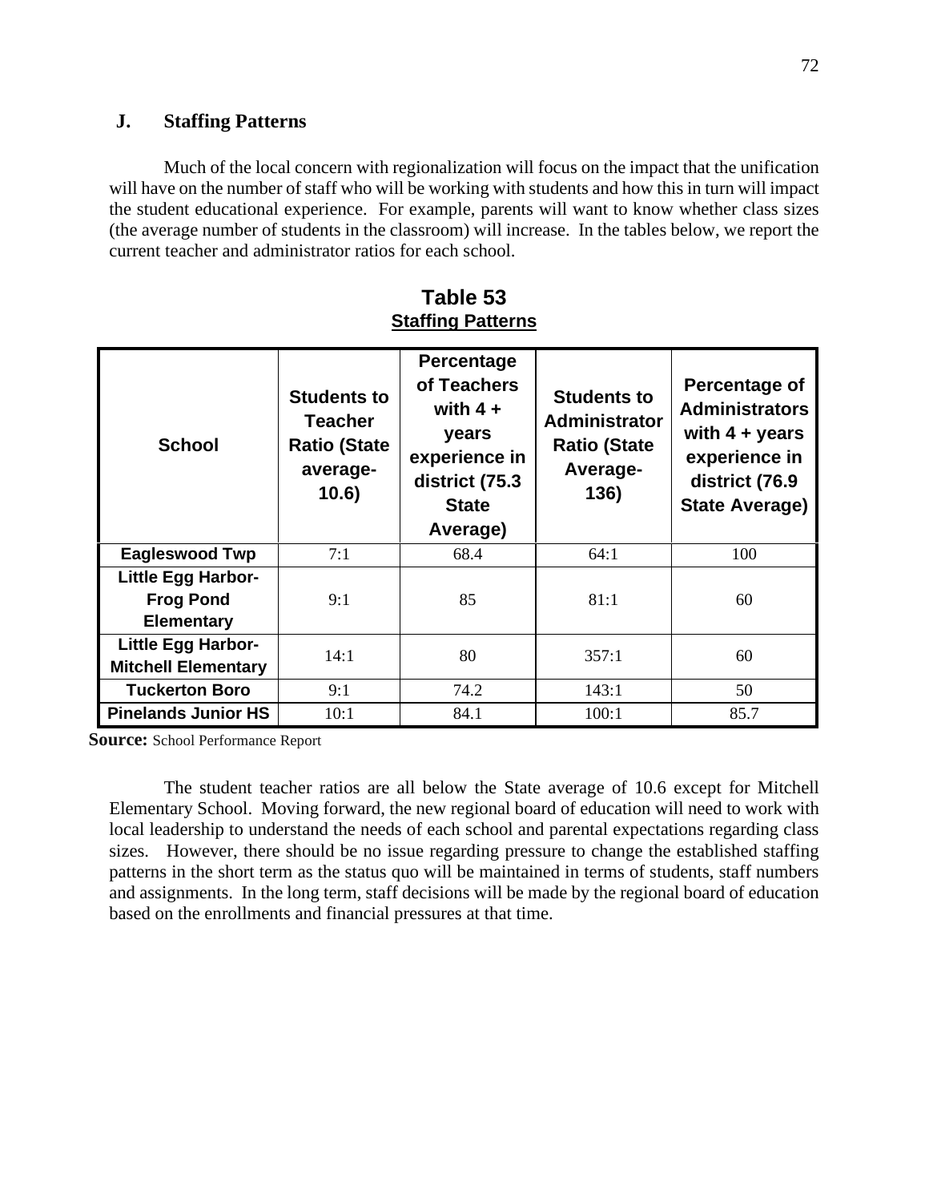## J. Staffing Patterns

Much of the local concern with regionalization will focus on the impact that the unification will have on the number of staff who will be working with students and how this in turn will impact the student educational experience. For example, parents will want to know whether class sizes (the average number of students in the classroom) will increase. In the tables below, we report the current teacher and administrator ratios for each school.

**Table 53**
**Staffing Patterns**

| School | Students to Teacher Ratio (State average- 10.6) | Percentage of Teachers with 4 + years experience in district (75.3 State Average) | Students to Administrator Ratio (State Average- 136) | Percentage of Administrators with 4 + years experience in district (76.9 State Average) |
|---|---|---|---|---|
| **Eagleswood Twp** | 7:1 | 68.4 | 64:1 | 100 |
| **Little Egg Harbor- Frog Pond Elementary** | 9:1 | 85 | 81:1 | 60 |
| **Little Egg Harbor- Mitchell Elementary** | 14:1 | 80 | 357:1 | 60 |
| **Tuckerton Boro** | 9:1 | 74.2 | 143:1 | 50 |
| **Pinelands Junior HS** | 10:1 | 84.1 | 100:1 | 85.7 |

**Source:** School Performance Report

The student teacher ratios are all below the State average of 10.6 except for Mitchell Elementary School. Moving forward, the new regional board of education will need to work with local leadership to understand the needs of each school and parental expectations regarding class sizes. However, there should be no issue regarding pressure to change the established staffing patterns in the short term as the status quo will be maintained in terms of students, staff numbers and assignments. In the long term, staff decisions will be made by the regional board of education based on the enrollments and financial pressures at that time.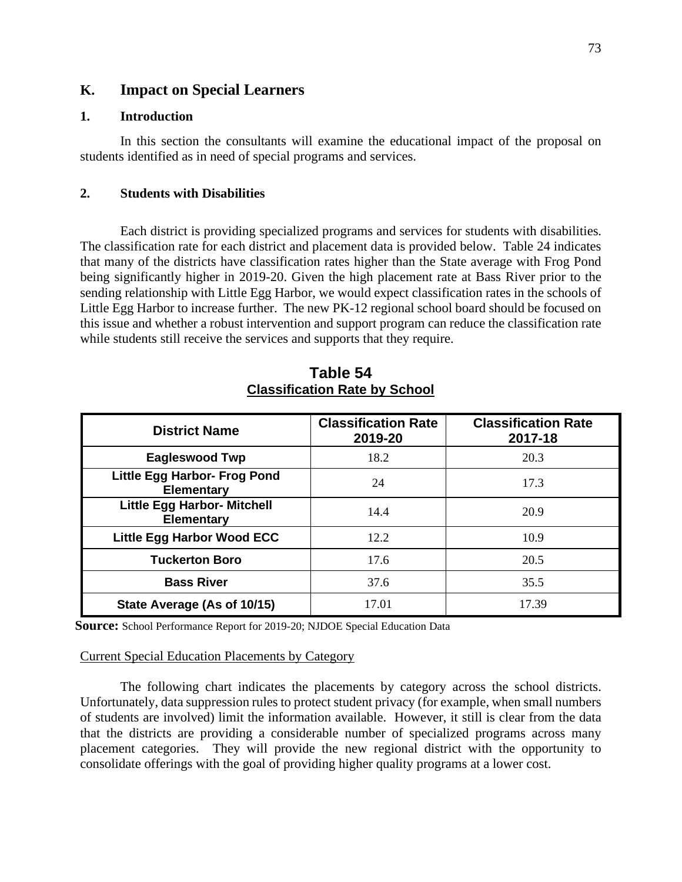## K. Impact on Special Learners

### 1. Introduction

In this section the consultants will examine the educational impact of the proposal on students identified as in need of special programs and services.

### 2. Students with Disabilities

Each district is providing specialized programs and services for students with disabilities. The classification rate for each district and placement data is provided below. Table 24 indicates that many of the districts have classification rates higher than the State average with Frog Pond being significantly higher in 2019-20. Given the high placement rate at Bass River prior to the sending relationship with Little Egg Harbor, we would expect classification rates in the schools of Little Egg Harbor to increase further. The new PK-12 regional school board should be focused on this issue and whether a robust intervention and support program can reduce the classification rate while students still receive the services and supports that they require.

**Table 54**
**Classification Rate by School**

| District Name | Classification Rate 2019-20 | Classification Rate 2017-18 |
|---|---|---|
| **Eagleswood Twp** | 18.2 | 20.3 |
| **Little Egg Harbor- Frog Pond Elementary** | 24 | 17.3 |
| **Little Egg Harbor- Mitchell Elementary** | 14.4 | 20.9 |
| **Little Egg Harbor Wood ECC** | 12.2 | 10.9 |
| **Tuckerton Boro** | 17.6 | 20.5 |
| **Bass River** | 37.6 | 35.5 |
| **State Average (As of 10/15)** | 17.01 | 17.39 |

**Source:** School Performance Report for 2019-20; NJDOE Special Education Data

Current Special Education Placements by Category

The following chart indicates the placements by category across the school districts. Unfortunately, data suppression rules to protect student privacy (for example, when small numbers of students are involved) limit the information available. However, it still is clear from the data that the districts are providing a considerable number of specialized programs across many placement categories. They will provide the new regional district with the opportunity to consolidate offerings with the goal of providing higher quality programs at a lower cost.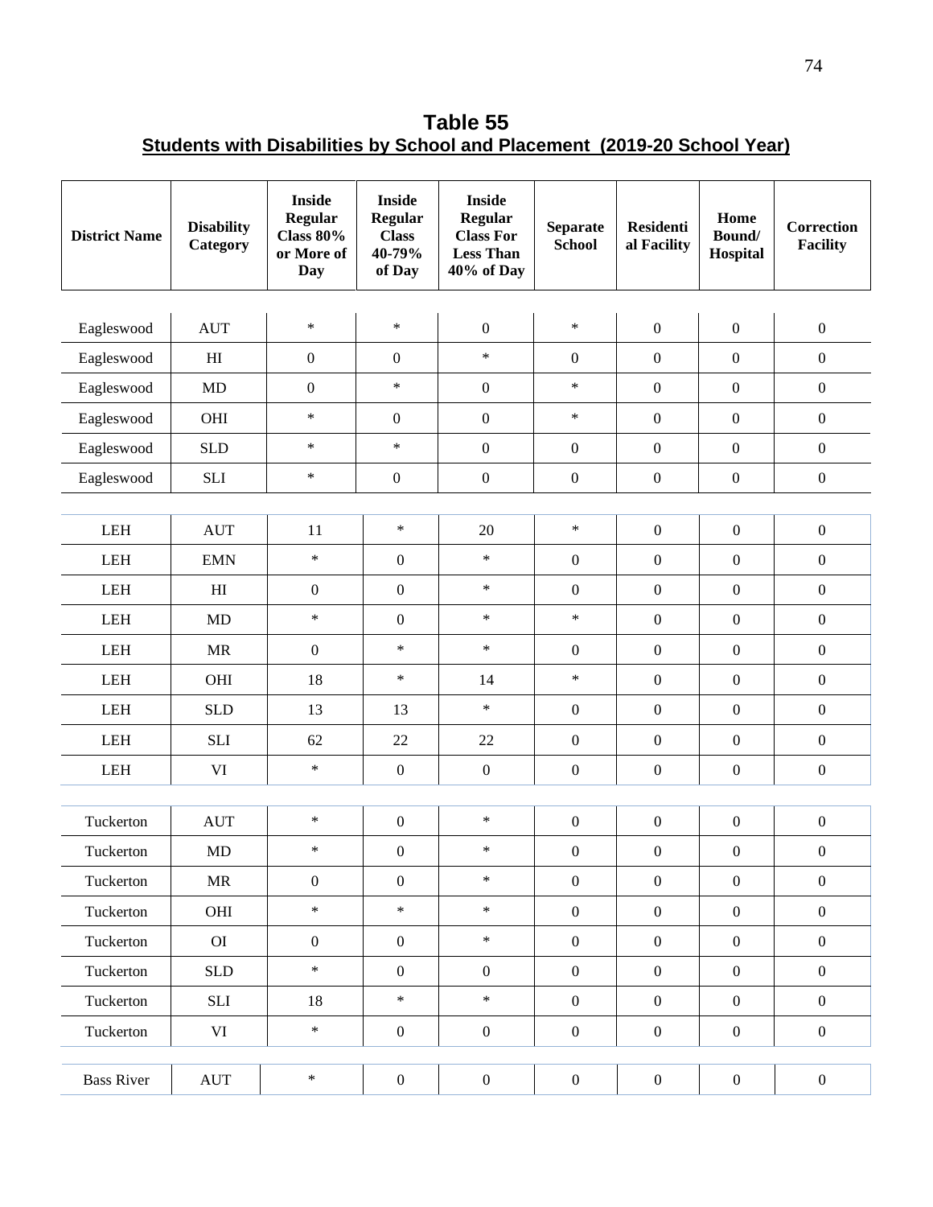# Table 55

## Students with Disabilities by School and Placement (2019-20 School Year)

| District Name | Disability Category | Inside Regular Class 80% or More of Day | Inside Regular Class 40-79% of Day | Inside Regular Class For Less Than 40% of Day | Separate School | Residential Facility | Home Bound/ Hospital | Correction Facility |
|---|---|---|---|---|---|---|---|---|
| Eagleswood | AUT | * | * | 0 | * | 0 | 0 | 0 |
| Eagleswood | HI | 0 | 0 | * | 0 | 0 | 0 | 0 |
| Eagleswood | MD | 0 | * | 0 | * | 0 | 0 | 0 |
| Eagleswood | OHI | * | 0 | 0 | * | 0 | 0 | 0 |
| Eagleswood | SLD | * | * | 0 | 0 | 0 | 0 | 0 |
| Eagleswood | SLI | * | 0 | 0 | 0 | 0 | 0 | 0 |
| LEH | AUT | 11 | * | 20 | * | 0 | 0 | 0 |
| LEH | EMN | * | 0 | * | 0 | 0 | 0 | 0 |
| LEH | HI | 0 | 0 | * | 0 | 0 | 0 | 0 |
| LEH | MD | * | 0 | * | * | 0 | 0 | 0 |
| LEH | MR | 0 | * | * | 0 | 0 | 0 | 0 |
| LEH | OHI | 18 | * | 14 | * | 0 | 0 | 0 |
| LEH | SLD | 13 | 13 | * | 0 | 0 | 0 | 0 |
| LEH | SLI | 62 | 22 | 22 | 0 | 0 | 0 | 0 |
| LEH | VI | * | 0 | 0 | 0 | 0 | 0 | 0 |
| Tuckerton | AUT | * | 0 | * | 0 | 0 | 0 | 0 |
| Tuckerton | MD | * | 0 | * | 0 | 0 | 0 | 0 |
| Tuckerton | MR | 0 | 0 | * | 0 | 0 | 0 | 0 |
| Tuckerton | OHI | * | * | * | 0 | 0 | 0 | 0 |
| Tuckerton | OI | 0 | 0 | * | 0 | 0 | 0 | 0 |
| Tuckerton | SLD | * | 0 | 0 | 0 | 0 | 0 | 0 |
| Tuckerton | SLI | 18 | * | * | 0 | 0 | 0 | 0 |
| Tuckerton | VI | * | 0 | 0 | 0 | 0 | 0 | 0 |
| Bass River | AUT | * | 0 | 0 | 0 | 0 | 0 | 0 |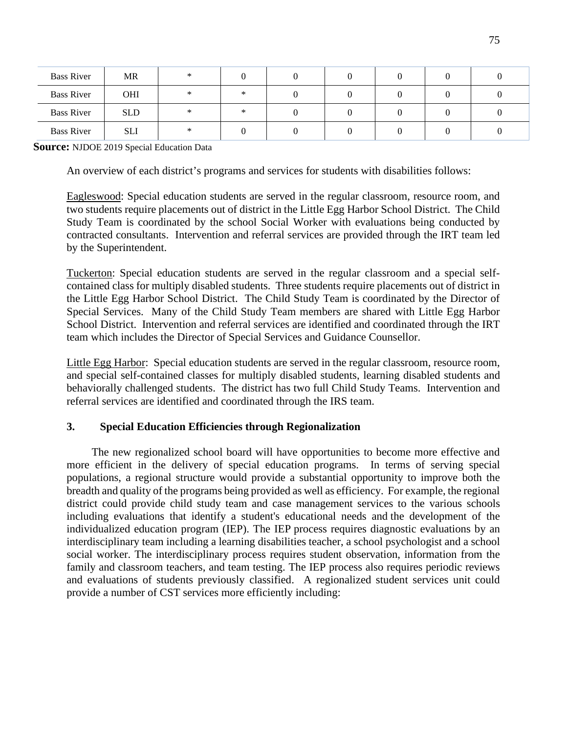| Bass River | MR | * | 0 | 0 | 0 | 0 | 0 | 0 |
|---|---|---|---|---|---|---|---|---|
| Bass River | OHI | * | * | 0 | 0 | 0 | 0 | 0 |
| Bass River | SLD | * | * | 0 | 0 | 0 | 0 | 0 |
| Bass River | SLI | * | 0 | 0 | 0 | 0 | 0 | 0 |

**Source:** NJDOE 2019 Special Education Data

An overview of each district's programs and services for students with disabilities follows:

Eagleswood: Special education students are served in the regular classroom, resource room, and two students require placements out of district in the Little Egg Harbor School District. The Child Study Team is coordinated by the school Social Worker with evaluations being conducted by contracted consultants. Intervention and referral services are provided through the IRT team led by the Superintendent.

Tuckerton: Special education students are served in the regular classroom and a special self-contained class for multiply disabled students. Three students require placements out of district in the Little Egg Harbor School District. The Child Study Team is coordinated by the Director of Special Services. Many of the Child Study Team members are shared with Little Egg Harbor School District. Intervention and referral services are identified and coordinated through the IRT team which includes the Director of Special Services and Guidance Counsellor.

Little Egg Harbor: Special education students are served in the regular classroom, resource room, and special self-contained classes for multiply disabled students, learning disabled students and behaviorally challenged students. The district has two full Child Study Teams. Intervention and referral services are identified and coordinated through the IRS team.

### 3. Special Education Efficiencies through Regionalization

The new regionalized school board will have opportunities to become more effective and more efficient in the delivery of special education programs. In terms of serving special populations, a regional structure would provide a substantial opportunity to improve both the breadth and quality of the programs being provided as well as efficiency. For example, the regional district could provide child study team and case management services to the various schools including evaluations that identify a student's educational needs and the development of the individualized education program (IEP). The IEP process requires diagnostic evaluations by an interdisciplinary team including a learning disabilities teacher, a school psychologist and a school social worker. The interdisciplinary process requires student observation, information from the family and classroom teachers, and team testing. The IEP process also requires periodic reviews and evaluations of students previously classified. A regionalized student services unit could provide a number of CST services more efficiently including: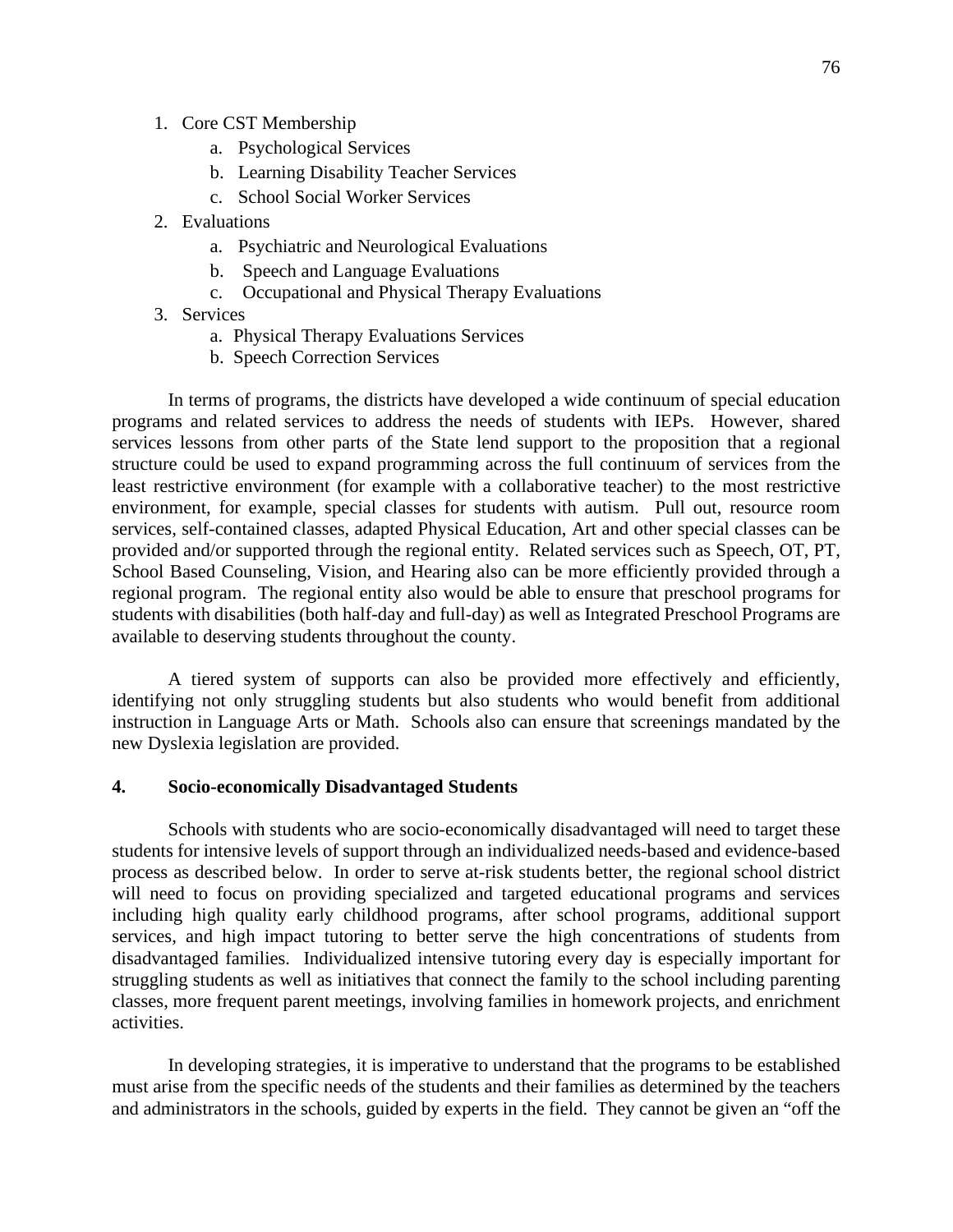1. Core CST Membership
    a. Psychological Services
    b. Learning Disability Teacher Services
    c. School Social Worker Services
2. Evaluations
    a. Psychiatric and Neurological Evaluations
    b. Speech and Language Evaluations
    c. Occupational and Physical Therapy Evaluations
3. Services
    a. Physical Therapy Evaluations Services
    b. Speech Correction Services

In terms of programs, the districts have developed a wide continuum of special education programs and related services to address the needs of students with IEPs. However, shared services lessons from other parts of the State lend support to the proposition that a regional structure could be used to expand programming across the full continuum of services from the least restrictive environment (for example with a collaborative teacher) to the most restrictive environment, for example, special classes for students with autism. Pull out, resource room services, self-contained classes, adapted Physical Education, Art and other special classes can be provided and/or supported through the regional entity. Related services such as Speech, OT, PT, School Based Counseling, Vision, and Hearing also can be more efficiently provided through a regional program. The regional entity also would be able to ensure that preschool programs for students with disabilities (both half-day and full-day) as well as Integrated Preschool Programs are available to deserving students throughout the county.

A tiered system of supports can also be provided more effectively and efficiently, identifying not only struggling students but also students who would benefit from additional instruction in Language Arts or Math. Schools also can ensure that screenings mandated by the new Dyslexia legislation are provided.

**4. Socio-economically Disadvantaged Students**

Schools with students who are socio-economically disadvantaged will need to target these students for intensive levels of support through an individualized needs-based and evidence-based process as described below. In order to serve at-risk students better, the regional school district will need to focus on providing specialized and targeted educational programs and services including high quality early childhood programs, after school programs, additional support services, and high impact tutoring to better serve the high concentrations of students from disadvantaged families. Individualized intensive tutoring every day is especially important for struggling students as well as initiatives that connect the family to the school including parenting classes, more frequent parent meetings, involving families in homework projects, and enrichment activities.

In developing strategies, it is imperative to understand that the programs to be established must arise from the specific needs of the students and their families as determined by the teachers and administrators in the schools, guided by experts in the field. They cannot be given an "off the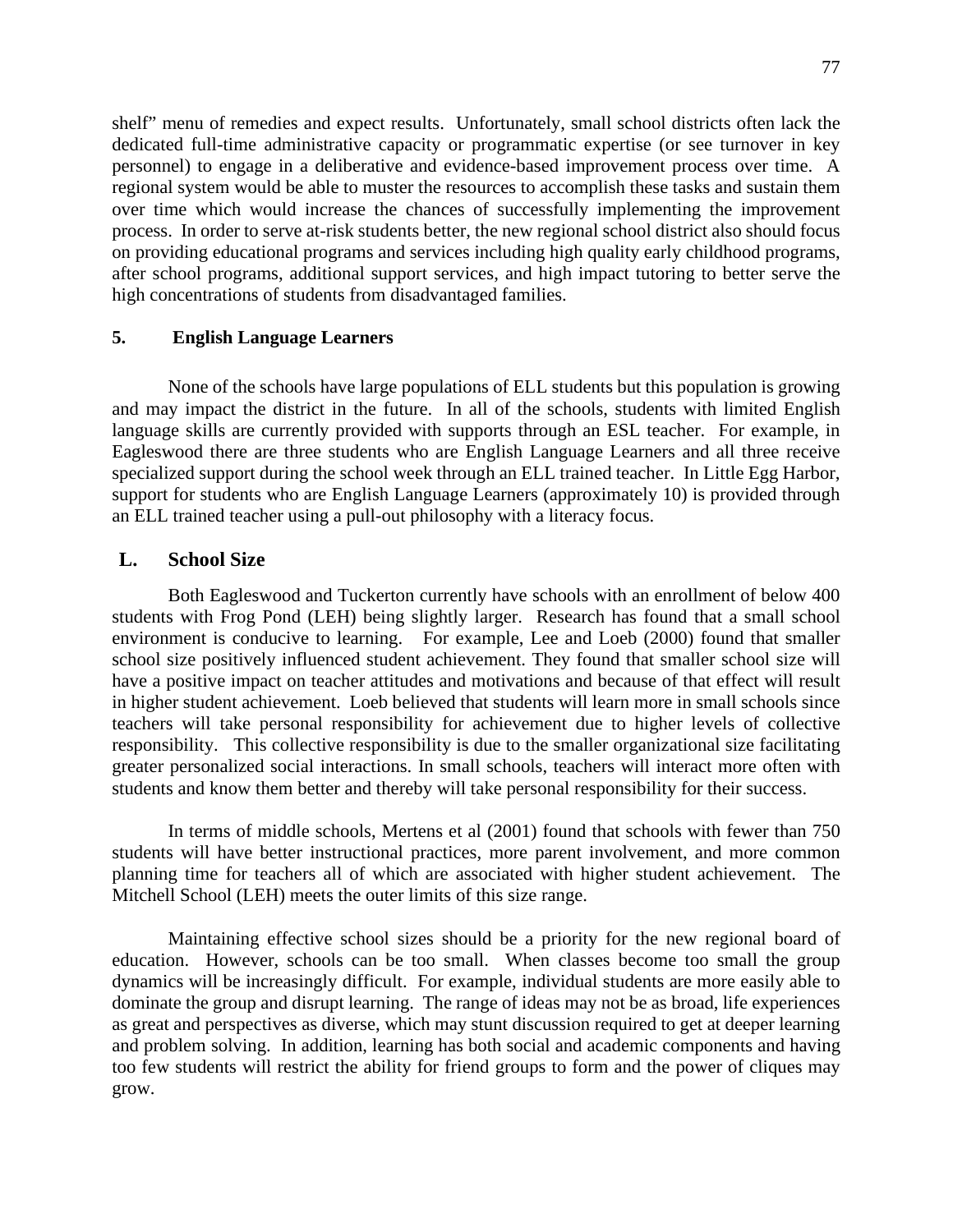shelf" menu of remedies and expect results. Unfortunately, small school districts often lack the dedicated full-time administrative capacity or programmatic expertise (or see turnover in key personnel) to engage in a deliberative and evidence-based improvement process over time. A regional system would be able to muster the resources to accomplish these tasks and sustain them over time which would increase the chances of successfully implementing the improvement process. In order to serve at-risk students better, the new regional school district also should focus on providing educational programs and services including high quality early childhood programs, after school programs, additional support services, and high impact tutoring to better serve the high concentrations of students from disadvantaged families.

**5. English Language Learners**

None of the schools have large populations of ELL students but this population is growing and may impact the district in the future. In all of the schools, students with limited English language skills are currently provided with supports through an ESL teacher. For example, in Eagleswood there are three students who are English Language Learners and all three receive specialized support during the school week through an ELL trained teacher. In Little Egg Harbor, support for students who are English Language Learners (approximately 10) is provided through an ELL trained teacher using a pull-out philosophy with a literacy focus.

## L. School Size

Both Eagleswood and Tuckerton currently have schools with an enrollment of below 400 students with Frog Pond (LEH) being slightly larger. Research has found that a small school environment is conducive to learning. For example, Lee and Loeb (2000) found that smaller school size positively influenced student achievement. They found that smaller school size will have a positive impact on teacher attitudes and motivations and because of that effect will result in higher student achievement. Loeb believed that students will learn more in small schools since teachers will take personal responsibility for achievement due to higher levels of collective responsibility. This collective responsibility is due to the smaller organizational size facilitating greater personalized social interactions. In small schools, teachers will interact more often with students and know them better and thereby will take personal responsibility for their success.

In terms of middle schools, Mertens et al (2001) found that schools with fewer than 750 students will have better instructional practices, more parent involvement, and more common planning time for teachers all of which are associated with higher student achievement. The Mitchell School (LEH) meets the outer limits of this size range.

Maintaining effective school sizes should be a priority for the new regional board of education. However, schools can be too small. When classes become too small the group dynamics will be increasingly difficult. For example, individual students are more easily able to dominate the group and disrupt learning. The range of ideas may not be as broad, life experiences as great and perspectives as diverse, which may stunt discussion required to get at deeper learning and problem solving. In addition, learning has both social and academic components and having too few students will restrict the ability for friend groups to form and the power of cliques may grow.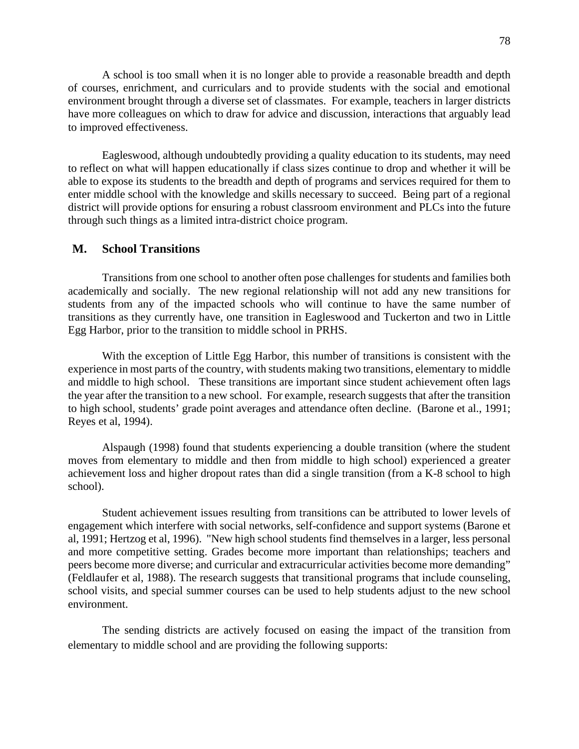A school is too small when it is no longer able to provide a reasonable breadth and depth of courses, enrichment, and curriculars and to provide students with the social and emotional environment brought through a diverse set of classmates. For example, teachers in larger districts have more colleagues on which to draw for advice and discussion, interactions that arguably lead to improved effectiveness.

Eagleswood, although undoubtedly providing a quality education to its students, may need to reflect on what will happen educationally if class sizes continue to drop and whether it will be able to expose its students to the breadth and depth of programs and services required for them to enter middle school with the knowledge and skills necessary to succeed. Being part of a regional district will provide options for ensuring a robust classroom environment and PLCs into the future through such things as a limited intra-district choice program.

## M. School Transitions

Transitions from one school to another often pose challenges for students and families both academically and socially. The new regional relationship will not add any new transitions for students from any of the impacted schools who will continue to have the same number of transitions as they currently have, one transition in Eagleswood and Tuckerton and two in Little Egg Harbor, prior to the transition to middle school in PRHS.

With the exception of Little Egg Harbor, this number of transitions is consistent with the experience in most parts of the country, with students making two transitions, elementary to middle and middle to high school. These transitions are important since student achievement often lags the year after the transition to a new school. For example, research suggests that after the transition to high school, students' grade point averages and attendance often decline. (Barone et al., 1991; Reyes et al, 1994).

Alspaugh (1998) found that students experiencing a double transition (where the student moves from elementary to middle and then from middle to high school) experienced a greater achievement loss and higher dropout rates than did a single transition (from a K-8 school to high school).

Student achievement issues resulting from transitions can be attributed to lower levels of engagement which interfere with social networks, self-confidence and support systems (Barone et al, 1991; Hertzog et al, 1996). "New high school students find themselves in a larger, less personal and more competitive setting. Grades become more important than relationships; teachers and peers become more diverse; and curricular and extracurricular activities become more demanding" (Feldlaufer et al, 1988). The research suggests that transitional programs that include counseling, school visits, and special summer courses can be used to help students adjust to the new school environment.

The sending districts are actively focused on easing the impact of the transition from elementary to middle school and are providing the following supports: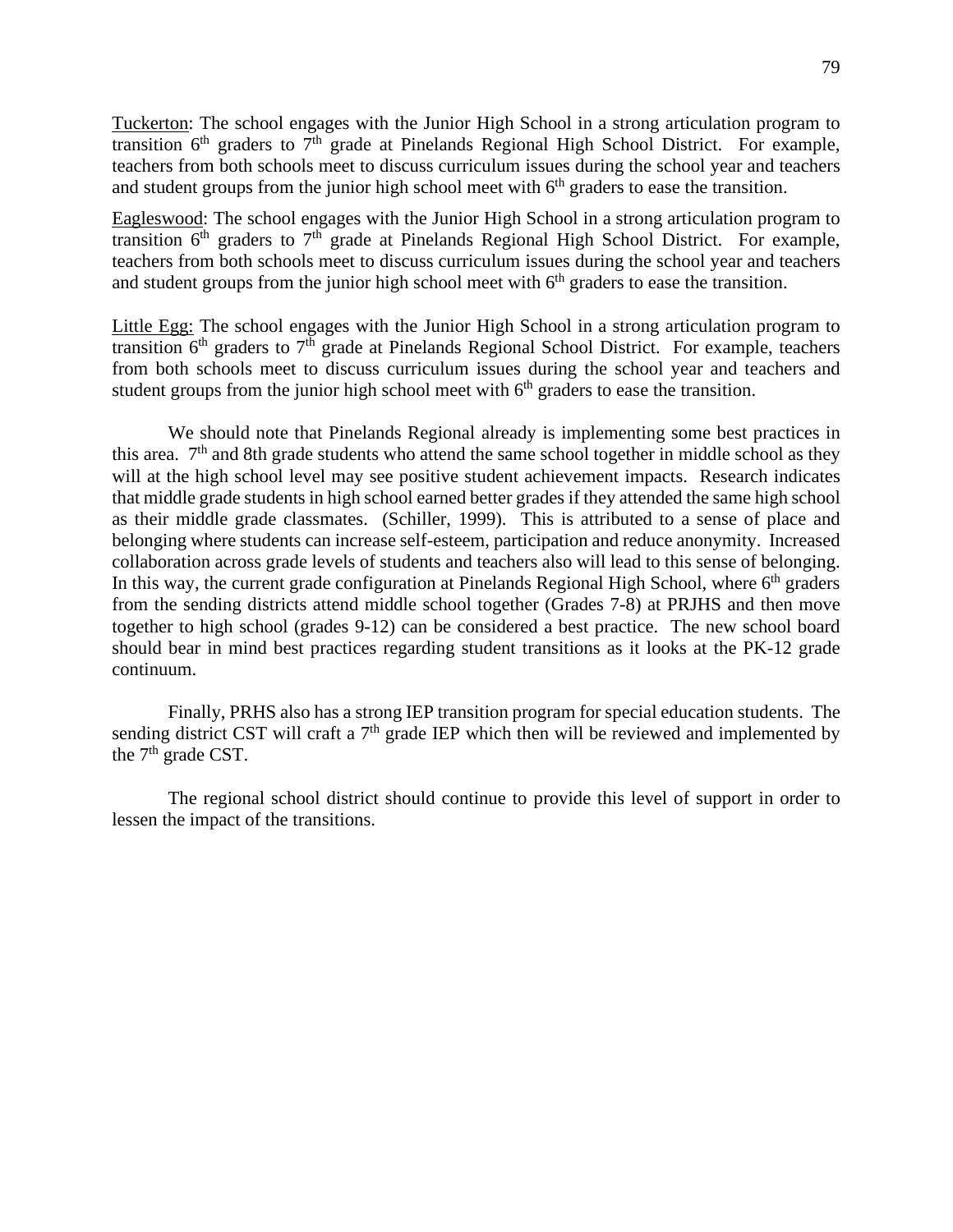Tuckerton: The school engages with the Junior High School in a strong articulation program to transition $6^{th}$ graders to $7^{th}$ grade at Pinelands Regional High School District. For example, teachers from both schools meet to discuss curriculum issues during the school year and teachers and student groups from the junior high school meet with $6^{th}$ graders to ease the transition.

Eagleswood: The school engages with the Junior High School in a strong articulation program to transition $6^{th}$ graders to $7^{th}$ grade at Pinelands Regional High School District. For example, teachers from both schools meet to discuss curriculum issues during the school year and teachers and student groups from the junior high school meet with $6^{th}$ graders to ease the transition.

Little Egg: The school engages with the Junior High School in a strong articulation program to transition $6^{th}$ graders to $7^{th}$ grade at Pinelands Regional School District. For example, teachers from both schools meet to discuss curriculum issues during the school year and teachers and student groups from the junior high school meet with $6^{th}$ graders to ease the transition.

We should note that Pinelands Regional already is implementing some best practices in this area. $7^{th}$ and 8th grade students who attend the same school together in middle school as they will at the high school level may see positive student achievement impacts. Research indicates that middle grade students in high school earned better grades if they attended the same high school as their middle grade classmates. (Schiller, 1999). This is attributed to a sense of place and belonging where students can increase self-esteem, participation and reduce anonymity. Increased collaboration across grade levels of students and teachers also will lead to this sense of belonging. In this way, the current grade configuration at Pinelands Regional High School, where $6^{th}$ graders from the sending districts attend middle school together (Grades 7-8) at PRJHS and then move together to high school (grades 9-12) can be considered a best practice. The new school board should bear in mind best practices regarding student transitions as it looks at the PK-12 grade continuum.

Finally, PRHS also has a strong IEP transition program for special education students. The sending district CST will craft a $7^{th}$ grade IEP which then will be reviewed and implemented by the $7^{th}$ grade CST.

The regional school district should continue to provide this level of support in order to lessen the impact of the transitions.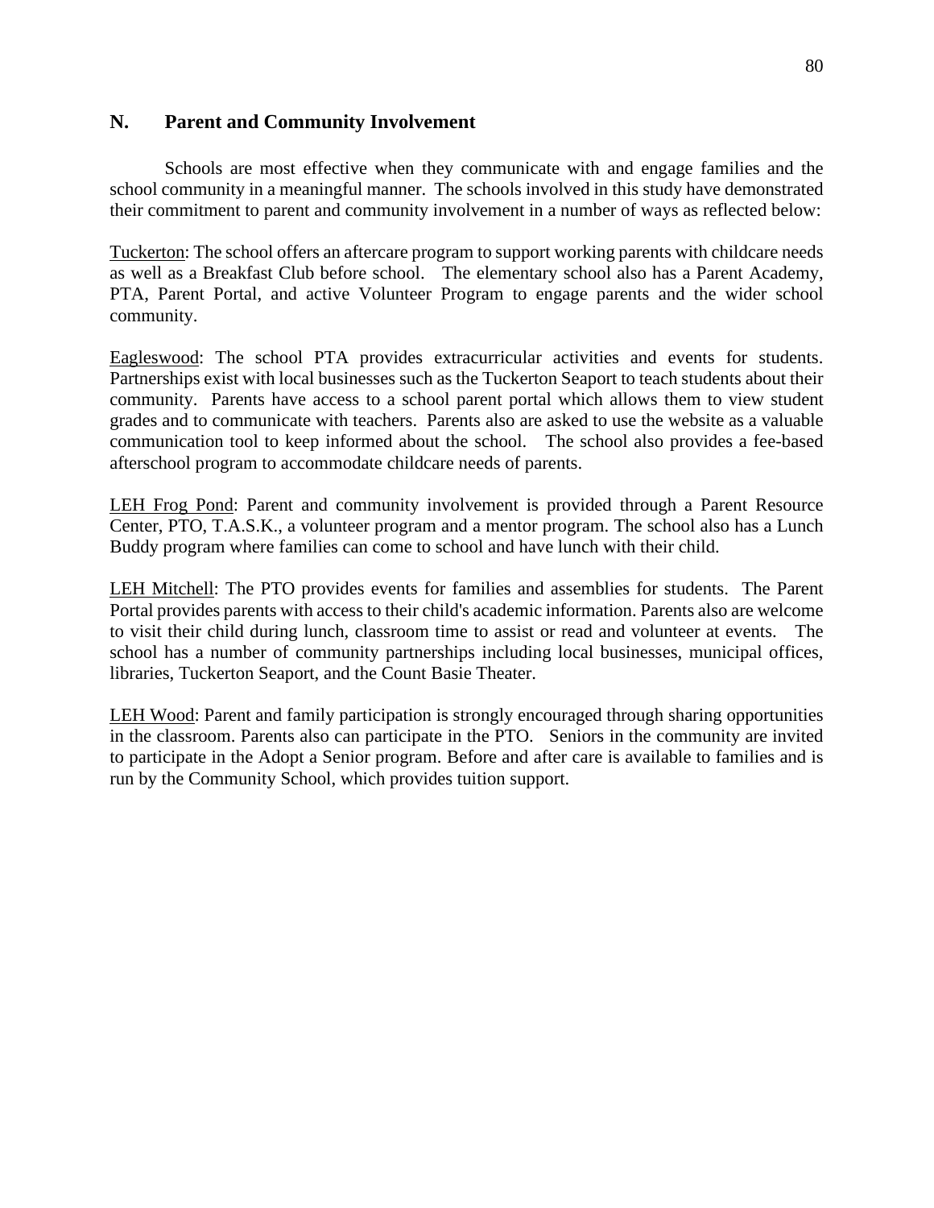## N. Parent and Community Involvement

Schools are most effective when they communicate with and engage families and the school community in a meaningful manner. The schools involved in this study have demonstrated their commitment to parent and community involvement in a number of ways as reflected below:

<u>Tuckerton</u>: The school offers an aftercare program to support working parents with childcare needs as well as a Breakfast Club before school. The elementary school also has a Parent Academy, PTA, Parent Portal, and active Volunteer Program to engage parents and the wider school community.

<u>Eagleswood</u>: The school PTA provides extracurricular activities and events for students. Partnerships exist with local businesses such as the Tuckerton Seaport to teach students about their community. Parents have access to a school parent portal which allows them to view student grades and to communicate with teachers. Parents also are asked to use the website as a valuable communication tool to keep informed about the school. The school also provides a fee-based afterschool program to accommodate childcare needs of parents.

<u>LEH Frog Pond</u>: Parent and community involvement is provided through a Parent Resource Center, PTO, T.A.S.K., a volunteer program and a mentor program. The school also has a Lunch Buddy program where families can come to school and have lunch with their child.

<u>LEH Mitchell</u>: The PTO provides events for families and assemblies for students. The Parent Portal provides parents with access to their child's academic information. Parents also are welcome to visit their child during lunch, classroom time to assist or read and volunteer at events. The school has a number of community partnerships including local businesses, municipal offices, libraries, Tuckerton Seaport, and the Count Basie Theater.

<u>LEH Wood</u>: Parent and family participation is strongly encouraged through sharing opportunities in the classroom. Parents also can participate in the PTO. Seniors in the community are invited to participate in the Adopt a Senior program. Before and after care is available to families and is run by the Community School, which provides tuition support.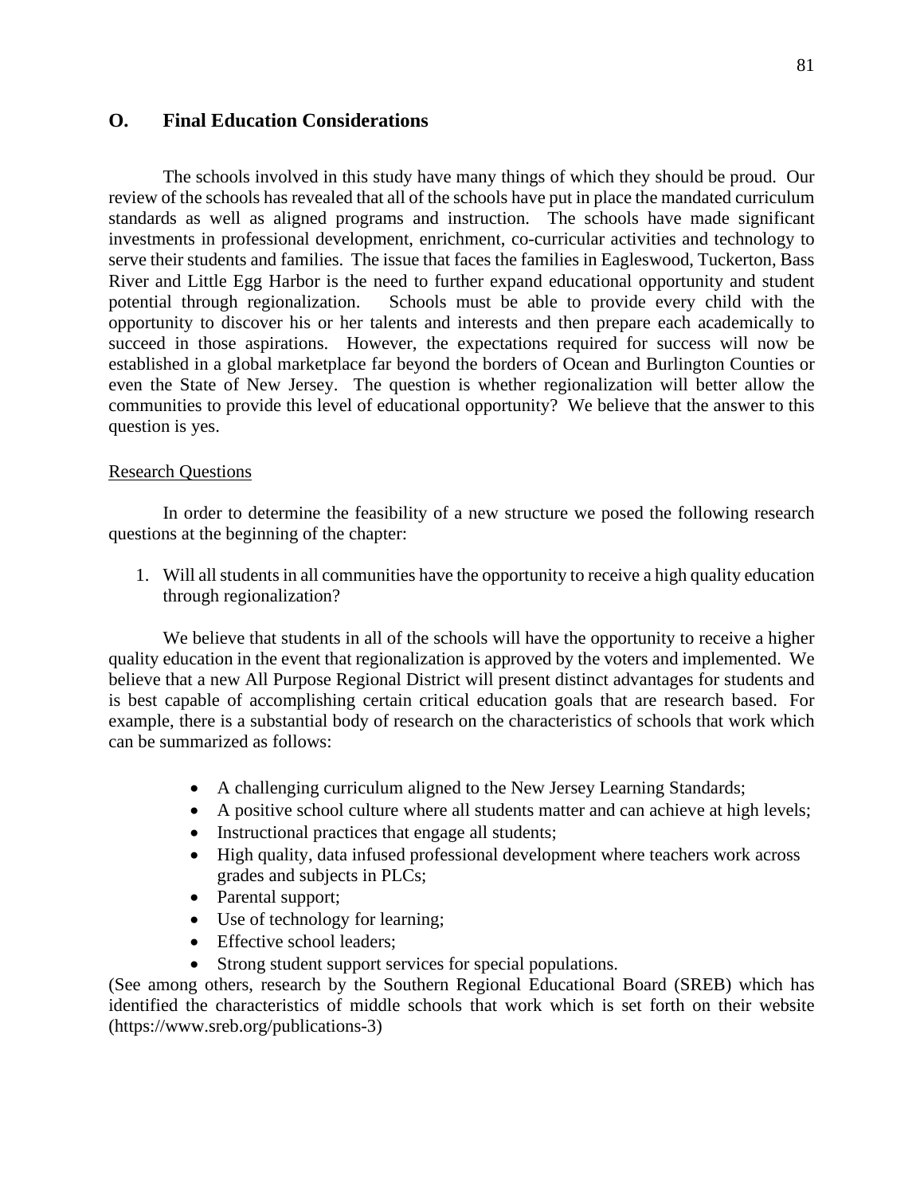## O. Final Education Considerations

The schools involved in this study have many things of which they should be proud. Our review of the schools has revealed that all of the schools have put in place the mandated curriculum standards as well as aligned programs and instruction. The schools have made significant investments in professional development, enrichment, co-curricular activities and technology to serve their students and families. The issue that faces the families in Eagleswood, Tuckerton, Bass River and Little Egg Harbor is the need to further expand educational opportunity and student potential through regionalization. Schools must be able to provide every child with the opportunity to discover his or her talents and interests and then prepare each academically to succeed in those aspirations. However, the expectations required for success will now be established in a global marketplace far beyond the borders of Ocean and Burlington Counties or even the State of New Jersey. The question is whether regionalization will better allow the communities to provide this level of educational opportunity? We believe that the answer to this question is yes.

Research Questions

In order to determine the feasibility of a new structure we posed the following research questions at the beginning of the chapter:

1. Will all students in all communities have the opportunity to receive a high quality education through regionalization?

We believe that students in all of the schools will have the opportunity to receive a higher quality education in the event that regionalization is approved by the voters and implemented. We believe that a new All Purpose Regional District will present distinct advantages for students and is best capable of accomplishing certain critical education goals that are research based. For example, there is a substantial body of research on the characteristics of schools that work which can be summarized as follows:

- A challenging curriculum aligned to the New Jersey Learning Standards;
- A positive school culture where all students matter and can achieve at high levels;
- Instructional practices that engage all students;
- High quality, data infused professional development where teachers work across grades and subjects in PLCs;
- Parental support;
- Use of technology for learning;
- Effective school leaders;
- Strong student support services for special populations.

(See among others, research by the Southern Regional Educational Board (SREB) which has identified the characteristics of middle schools that work which is set forth on their website (https://www.sreb.org/publications-3)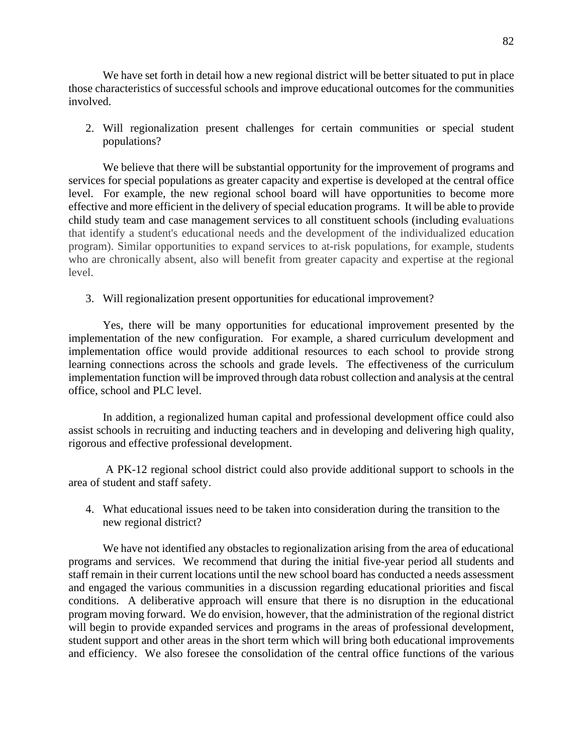We have set forth in detail how a new regional district will be better situated to put in place those characteristics of successful schools and improve educational outcomes for the communities involved.

2. Will regionalization present challenges for certain communities or special student populations?

We believe that there will be substantial opportunity for the improvement of programs and services for special populations as greater capacity and expertise is developed at the central office level. For example, the new regional school board will have opportunities to become more effective and more efficient in the delivery of special education programs. It will be able to provide child study team and case management services to all constituent schools (including evaluations that identify a student's educational needs and the development of the individualized education program). Similar opportunities to expand services to at-risk populations, for example, students who are chronically absent, also will benefit from greater capacity and expertise at the regional level.

3. Will regionalization present opportunities for educational improvement?

Yes, there will be many opportunities for educational improvement presented by the implementation of the new configuration. For example, a shared curriculum development and implementation office would provide additional resources to each school to provide strong learning connections across the schools and grade levels. The effectiveness of the curriculum implementation function will be improved through data robust collection and analysis at the central office, school and PLC level.

In addition, a regionalized human capital and professional development office could also assist schools in recruiting and inducting teachers and in developing and delivering high quality, rigorous and effective professional development.

A PK-12 regional school district could also provide additional support to schools in the area of student and staff safety.

4. What educational issues need to be taken into consideration during the transition to the new regional district?

We have not identified any obstacles to regionalization arising from the area of educational programs and services. We recommend that during the initial five-year period all students and staff remain in their current locations until the new school board has conducted a needs assessment and engaged the various communities in a discussion regarding educational priorities and fiscal conditions. A deliberative approach will ensure that there is no disruption in the educational program moving forward. We do envision, however, that the administration of the regional district will begin to provide expanded services and programs in the areas of professional development, student support and other areas in the short term which will bring both educational improvements and efficiency. We also foresee the consolidation of the central office functions of the various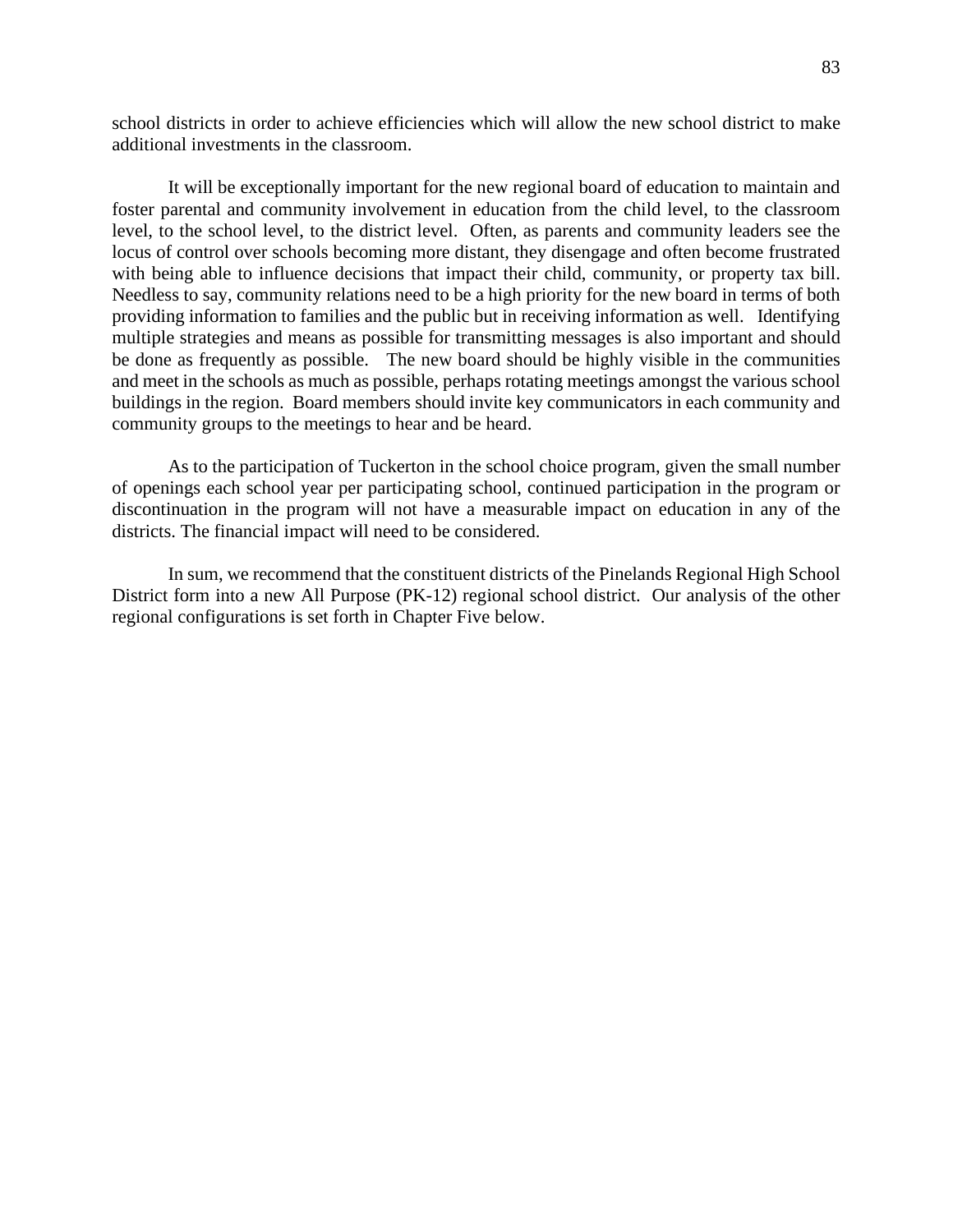school districts in order to achieve efficiencies which will allow the new school district to make additional investments in the classroom.

It will be exceptionally important for the new regional board of education to maintain and foster parental and community involvement in education from the child level, to the classroom level, to the school level, to the district level. Often, as parents and community leaders see the locus of control over schools becoming more distant, they disengage and often become frustrated with being able to influence decisions that impact their child, community, or property tax bill. Needless to say, community relations need to be a high priority for the new board in terms of both providing information to families and the public but in receiving information as well. Identifying multiple strategies and means as possible for transmitting messages is also important and should be done as frequently as possible. The new board should be highly visible in the communities and meet in the schools as much as possible, perhaps rotating meetings amongst the various school buildings in the region. Board members should invite key communicators in each community and community groups to the meetings to hear and be heard.

As to the participation of Tuckerton in the school choice program, given the small number of openings each school year per participating school, continued participation in the program or discontinuation in the program will not have a measurable impact on education in any of the districts. The financial impact will need to be considered.

In sum, we recommend that the constituent districts of the Pinelands Regional High School District form into a new All Purpose (PK-12) regional school district. Our analysis of the other regional configurations is set forth in Chapter Five below.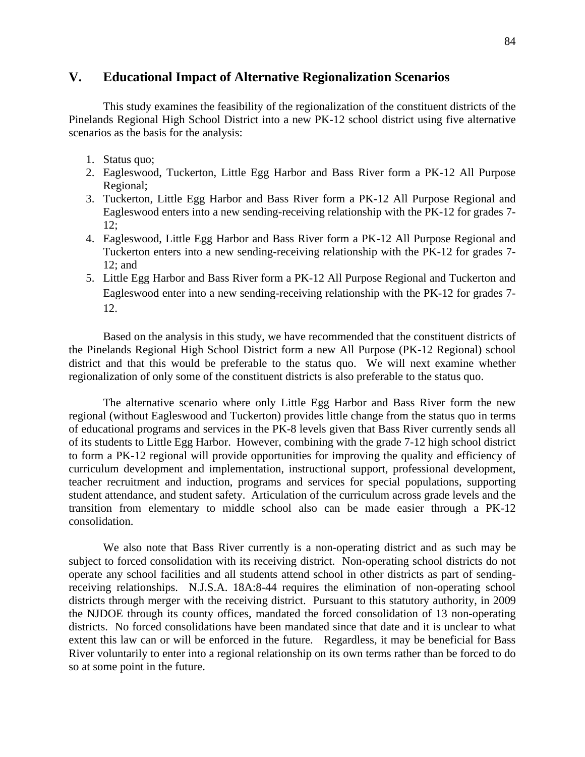## V. Educational Impact of Alternative Regionalization Scenarios

This study examines the feasibility of the regionalization of the constituent districts of the Pinelands Regional High School District into a new PK-12 school district using five alternative scenarios as the basis for the analysis:

1. Status quo;
2. Eagleswood, Tuckerton, Little Egg Harbor and Bass River form a PK-12 All Purpose Regional;
3. Tuckerton, Little Egg Harbor and Bass River form a PK-12 All Purpose Regional and Eagleswood enters into a new sending-receiving relationship with the PK-12 for grades 7-12;
4. Eagleswood, Little Egg Harbor and Bass River form a PK-12 All Purpose Regional and Tuckerton enters into a new sending-receiving relationship with the PK-12 for grades 7-12; and
5. Little Egg Harbor and Bass River form a PK-12 All Purpose Regional and Tuckerton and Eagleswood enter into a new sending-receiving relationship with the PK-12 for grades 7-12.

Based on the analysis in this study, we have recommended that the constituent districts of the Pinelands Regional High School District form a new All Purpose (PK-12 Regional) school district and that this would be preferable to the status quo. We will next examine whether regionalization of only some of the constituent districts is also preferable to the status quo.

The alternative scenario where only Little Egg Harbor and Bass River form the new regional (without Eagleswood and Tuckerton) provides little change from the status quo in terms of educational programs and services in the PK-8 levels given that Bass River currently sends all of its students to Little Egg Harbor. However, combining with the grade 7-12 high school district to form a PK-12 regional will provide opportunities for improving the quality and efficiency of curriculum development and implementation, instructional support, professional development, teacher recruitment and induction, programs and services for special populations, supporting student attendance, and student safety. Articulation of the curriculum across grade levels and the transition from elementary to middle school also can be made easier through a PK-12 consolidation.

We also note that Bass River currently is a non-operating district and as such may be subject to forced consolidation with its receiving district. Non-operating school districts do not operate any school facilities and all students attend school in other districts as part of sending-receiving relationships. N.J.S.A. 18A:8-44 requires the elimination of non-operating school districts through merger with the receiving district. Pursuant to this statutory authority, in 2009 the NJDOE through its county offices, mandated the forced consolidation of 13 non-operating districts. No forced consolidations have been mandated since that date and it is unclear to what extent this law can or will be enforced in the future. Regardless, it may be beneficial for Bass River voluntarily to enter into a regional relationship on its own terms rather than be forced to do so at some point in the future.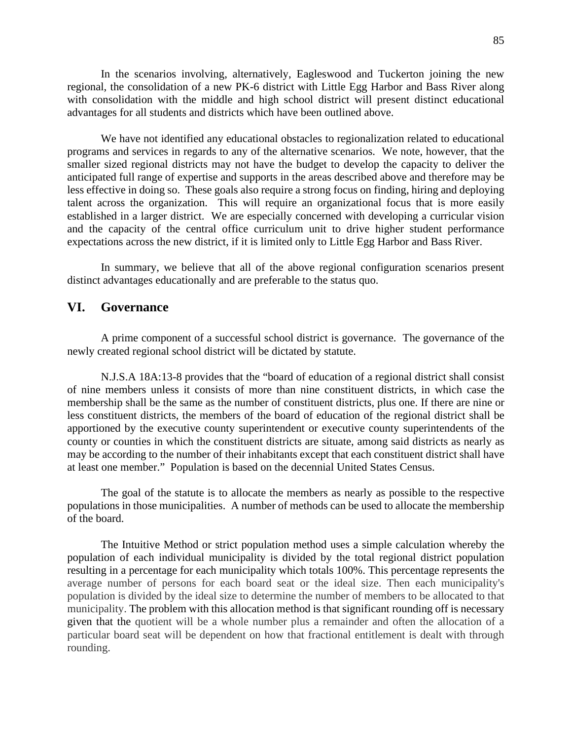In the scenarios involving, alternatively, Eagleswood and Tuckerton joining the new regional, the consolidation of a new PK-6 district with Little Egg Harbor and Bass River along with consolidation with the middle and high school district will present distinct educational advantages for all students and districts which have been outlined above.

We have not identified any educational obstacles to regionalization related to educational programs and services in regards to any of the alternative scenarios. We note, however, that the smaller sized regional districts may not have the budget to develop the capacity to deliver the anticipated full range of expertise and supports in the areas described above and therefore may be less effective in doing so. These goals also require a strong focus on finding, hiring and deploying talent across the organization. This will require an organizational focus that is more easily established in a larger district. We are especially concerned with developing a curricular vision and the capacity of the central office curriculum unit to drive higher student performance expectations across the new district, if it is limited only to Little Egg Harbor and Bass River.

In summary, we believe that all of the above regional configuration scenarios present distinct advantages educationally and are preferable to the status quo.

## VI. Governance

A prime component of a successful school district is governance. The governance of the newly created regional school district will be dictated by statute.

N.J.S.A 18A:13-8 provides that the "board of education of a regional district shall consist of nine members unless it consists of more than nine constituent districts, in which case the membership shall be the same as the number of constituent districts, plus one. If there are nine or less constituent districts, the members of the board of education of the regional district shall be apportioned by the executive county superintendent or executive county superintendents of the county or counties in which the constituent districts are situate, among said districts as nearly as may be according to the number of their inhabitants except that each constituent district shall have at least one member." Population is based on the decennial United States Census.

The goal of the statute is to allocate the members as nearly as possible to the respective populations in those municipalities. A number of methods can be used to allocate the membership of the board.

The Intuitive Method or strict population method uses a simple calculation whereby the population of each individual municipality is divided by the total regional district population resulting in a percentage for each municipality which totals 100%. This percentage represents the average number of persons for each board seat or the ideal size. Then each municipality's population is divided by the ideal size to determine the number of members to be allocated to that municipality. The problem with this allocation method is that significant rounding off is necessary given that the quotient will be a whole number plus a remainder and often the allocation of a particular board seat will be dependent on how that fractional entitlement is dealt with through rounding.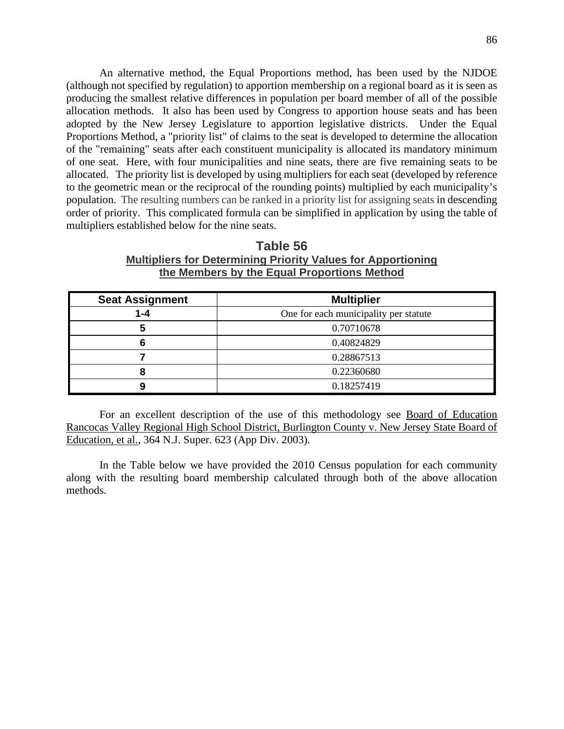An alternative method, the Equal Proportions method, has been used by the NJDOE (although not specified by regulation) to apportion membership on a regional board as it is seen as producing the smallest relative differences in population per board member of all of the possible allocation methods. It also has been used by Congress to apportion house seats and has been adopted by the New Jersey Legislature to apportion legislative districts. Under the Equal Proportions Method, a "priority list" of claims to the seat is developed to determine the allocation of the "remaining" seats after each constituent municipality is allocated its mandatory minimum of one seat. Here, with four municipalities and nine seats, there are five remaining seats to be allocated. The priority list is developed by using multipliers for each seat (developed by reference to the geometric mean or the reciprocal of the rounding points) multiplied by each municipality's population. The resulting numbers can be ranked in a priority list for assigning seats in descending order of priority. This complicated formula can be simplified in application by using the table of multipliers established below for the nine seats.

**Table 56**
**Multipliers for Determining Priority Values for Apportioning the Members by the Equal Proportions Method**

| Seat Assignment | Multiplier |
|---|---|
| 1-4 | One for each municipality per statute |
| 5 | 0.70710678 |
| 6 | 0.40824829 |
| 7 | 0.28867513 |
| 8 | 0.22360680 |
| 9 | 0.18257419 |

For an excellent description of the use of this methodology see Board of Education Rancocas Valley Regional High School District, Burlington County v. New Jersey State Board of Education, et al., 364 N.J. Super. 623 (App Div. 2003).

In the Table below we have provided the 2010 Census population for each community along with the resulting board membership calculated through both of the above allocation methods.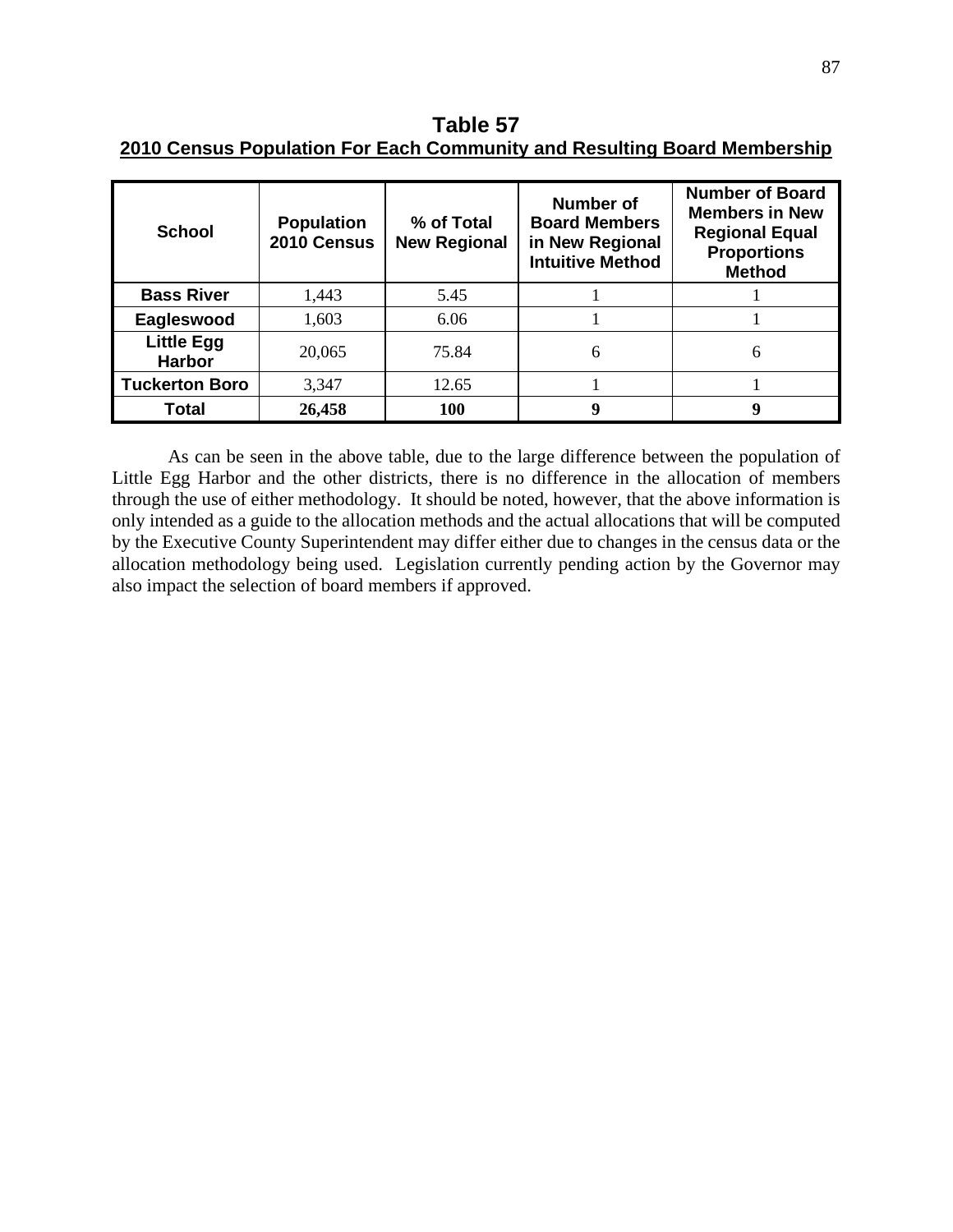**Table 57**

**2010 Census Population For Each Community and Resulting Board Membership**

| School | Population 2010 Census | % of Total New Regional | Number of Board Members in New Regional Intuitive Method | Number of Board Members in New Regional Equal Proportions Method |
|---|---|---|---|---|
| **Bass River** | 1,443 | 5.45 | 1 | 1 |
| **Eagleswood** | 1,603 | 6.06 | 1 | 1 |
| **Little Egg Harbor** | 20,065 | 75.84 | 6 | 6 |
| **Tuckerton Boro** | 3,347 | 12.65 | 1 | 1 |
| **Total** | **26,458** | **100** | **9** | **9** |

As can be seen in the above table, due to the large difference between the population of Little Egg Harbor and the other districts, there is no difference in the allocation of members through the use of either methodology. It should be noted, however, that the above information is only intended as a guide to the allocation methods and the actual allocations that will be computed by the Executive County Superintendent may differ either due to changes in the census data or the allocation methodology being used. Legislation currently pending action by the Governor may also impact the selection of board members if approved.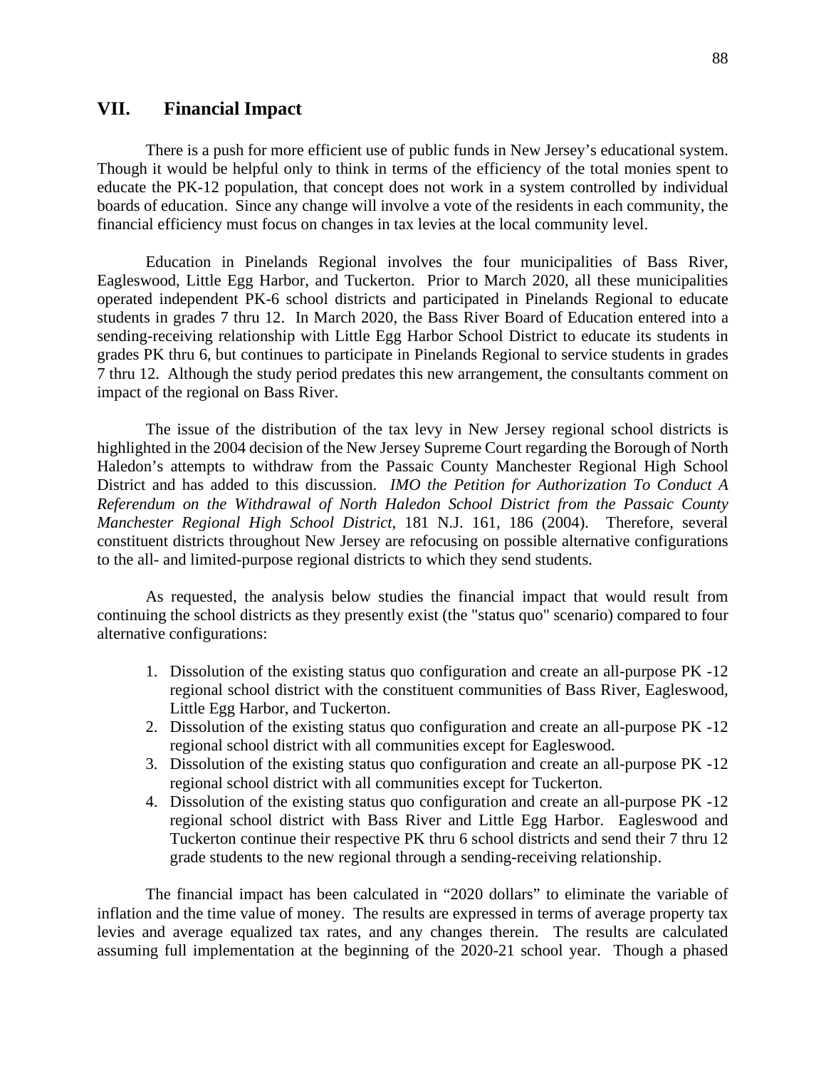## VII. Financial Impact

There is a push for more efficient use of public funds in New Jersey's educational system. Though it would be helpful only to think in terms of the efficiency of the total monies spent to educate the PK-12 population, that concept does not work in a system controlled by individual boards of education. Since any change will involve a vote of the residents in each community, the financial efficiency must focus on changes in tax levies at the local community level.

Education in Pinelands Regional involves the four municipalities of Bass River, Eagleswood, Little Egg Harbor, and Tuckerton. Prior to March 2020, all these municipalities operated independent PK-6 school districts and participated in Pinelands Regional to educate students in grades 7 thru 12. In March 2020, the Bass River Board of Education entered into a sending-receiving relationship with Little Egg Harbor School District to educate its students in grades PK thru 6, but continues to participate in Pinelands Regional to service students in grades 7 thru 12. Although the study period predates this new arrangement, the consultants comment on impact of the regional on Bass River.

The issue of the distribution of the tax levy in New Jersey regional school districts is highlighted in the 2004 decision of the New Jersey Supreme Court regarding the Borough of North Haledon's attempts to withdraw from the Passaic County Manchester Regional High School District and has added to this discussion. *IMO the Petition for Authorization To Conduct A Referendum on the Withdrawal of North Haledon School District from the Passaic County Manchester Regional High School District*, 181 N.J. 161, 186 (2004). Therefore, several constituent districts throughout New Jersey are refocusing on possible alternative configurations to the all- and limited-purpose regional districts to which they send students.

As requested, the analysis below studies the financial impact that would result from continuing the school districts as they presently exist (the "status quo" scenario) compared to four alternative configurations:

1. Dissolution of the existing status quo configuration and create an all-purpose PK -12 regional school district with the constituent communities of Bass River, Eagleswood, Little Egg Harbor, and Tuckerton.
2. Dissolution of the existing status quo configuration and create an all-purpose PK -12 regional school district with all communities except for Eagleswood.
3. Dissolution of the existing status quo configuration and create an all-purpose PK -12 regional school district with all communities except for Tuckerton.
4. Dissolution of the existing status quo configuration and create an all-purpose PK -12 regional school district with Bass River and Little Egg Harbor. Eagleswood and Tuckerton continue their respective PK thru 6 school districts and send their 7 thru 12 grade students to the new regional through a sending-receiving relationship.

The financial impact has been calculated in "2020 dollars" to eliminate the variable of inflation and the time value of money. The results are expressed in terms of average property tax levies and average equalized tax rates, and any changes therein. The results are calculated assuming full implementation at the beginning of the 2020-21 school year. Though a phased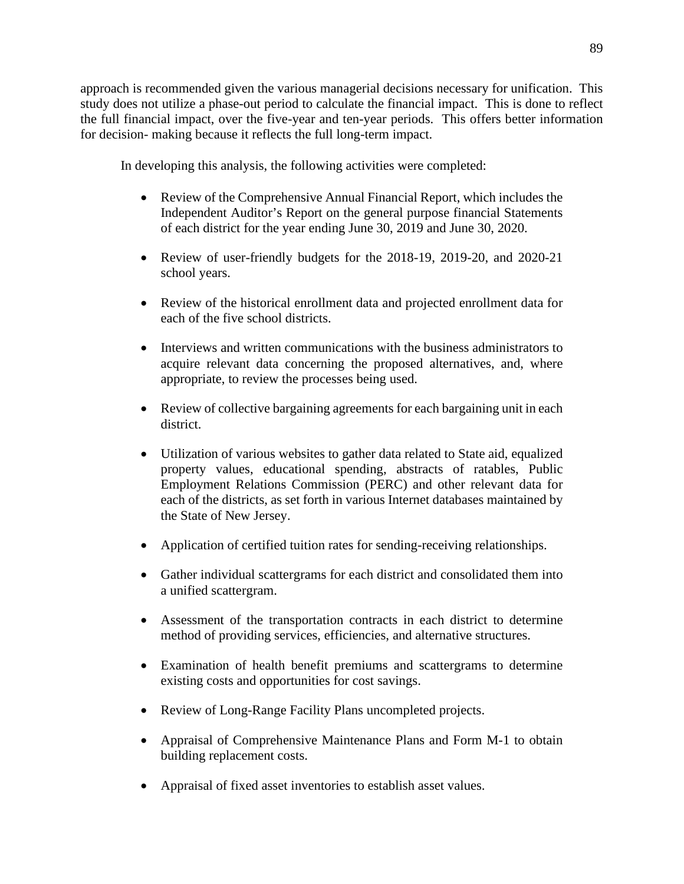approach is recommended given the various managerial decisions necessary for unification. This study does not utilize a phase-out period to calculate the financial impact. This is done to reflect the full financial impact, over the five-year and ten-year periods. This offers better information for decision- making because it reflects the full long-term impact.

In developing this analysis, the following activities were completed:

- Review of the Comprehensive Annual Financial Report, which includes the Independent Auditor's Report on the general purpose financial Statements of each district for the year ending June 30, 2019 and June 30, 2020.

- Review of user-friendly budgets for the 2018-19, 2019-20, and 2020-21 school years.

- Review of the historical enrollment data and projected enrollment data for each of the five school districts.

- Interviews and written communications with the business administrators to acquire relevant data concerning the proposed alternatives, and, where appropriate, to review the processes being used.

- Review of collective bargaining agreements for each bargaining unit in each district.

- Utilization of various websites to gather data related to State aid, equalized property values, educational spending, abstracts of ratables, Public Employment Relations Commission (PERC) and other relevant data for each of the districts, as set forth in various Internet databases maintained by the State of New Jersey.

- Application of certified tuition rates for sending-receiving relationships.

- Gather individual scattergrams for each district and consolidated them into a unified scattergram.

- Assessment of the transportation contracts in each district to determine method of providing services, efficiencies, and alternative structures.

- Examination of health benefit premiums and scattergrams to determine existing costs and opportunities for cost savings.

- Review of Long-Range Facility Plans uncompleted projects.

- Appraisal of Comprehensive Maintenance Plans and Form M-1 to obtain building replacement costs.

- Appraisal of fixed asset inventories to establish asset values.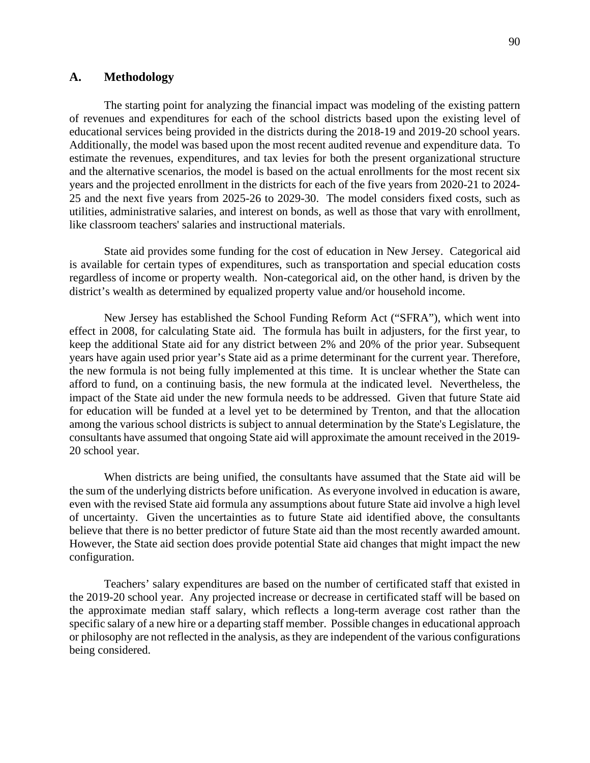## A. Methodology

The starting point for analyzing the financial impact was modeling of the existing pattern of revenues and expenditures for each of the school districts based upon the existing level of educational services being provided in the districts during the 2018-19 and 2019-20 school years. Additionally, the model was based upon the most recent audited revenue and expenditure data. To estimate the revenues, expenditures, and tax levies for both the present organizational structure and the alternative scenarios, the model is based on the actual enrollments for the most recent six years and the projected enrollment in the districts for each of the five years from 2020-21 to 2024-25 and the next five years from 2025-26 to 2029-30. The model considers fixed costs, such as utilities, administrative salaries, and interest on bonds, as well as those that vary with enrollment, like classroom teachers' salaries and instructional materials.

State aid provides some funding for the cost of education in New Jersey. Categorical aid is available for certain types of expenditures, such as transportation and special education costs regardless of income or property wealth. Non-categorical aid, on the other hand, is driven by the district's wealth as determined by equalized property value and/or household income.

New Jersey has established the School Funding Reform Act ("SFRA"), which went into effect in 2008, for calculating State aid. The formula has built in adjusters, for the first year, to keep the additional State aid for any district between 2% and 20% of the prior year. Subsequent years have again used prior year's State aid as a prime determinant for the current year. Therefore, the new formula is not being fully implemented at this time. It is unclear whether the State can afford to fund, on a continuing basis, the new formula at the indicated level. Nevertheless, the impact of the State aid under the new formula needs to be addressed. Given that future State aid for education will be funded at a level yet to be determined by Trenton, and that the allocation among the various school districts is subject to annual determination by the State's Legislature, the consultants have assumed that ongoing State aid will approximate the amount received in the 2019-20 school year.

When districts are being unified, the consultants have assumed that the State aid will be the sum of the underlying districts before unification. As everyone involved in education is aware, even with the revised State aid formula any assumptions about future State aid involve a high level of uncertainty. Given the uncertainties as to future State aid identified above, the consultants believe that there is no better predictor of future State aid than the most recently awarded amount. However, the State aid section does provide potential State aid changes that might impact the new configuration.

Teachers' salary expenditures are based on the number of certificated staff that existed in the 2019-20 school year. Any projected increase or decrease in certificated staff will be based on the approximate median staff salary, which reflects a long-term average cost rather than the specific salary of a new hire or a departing staff member. Possible changes in educational approach or philosophy are not reflected in the analysis, as they are independent of the various configurations being considered.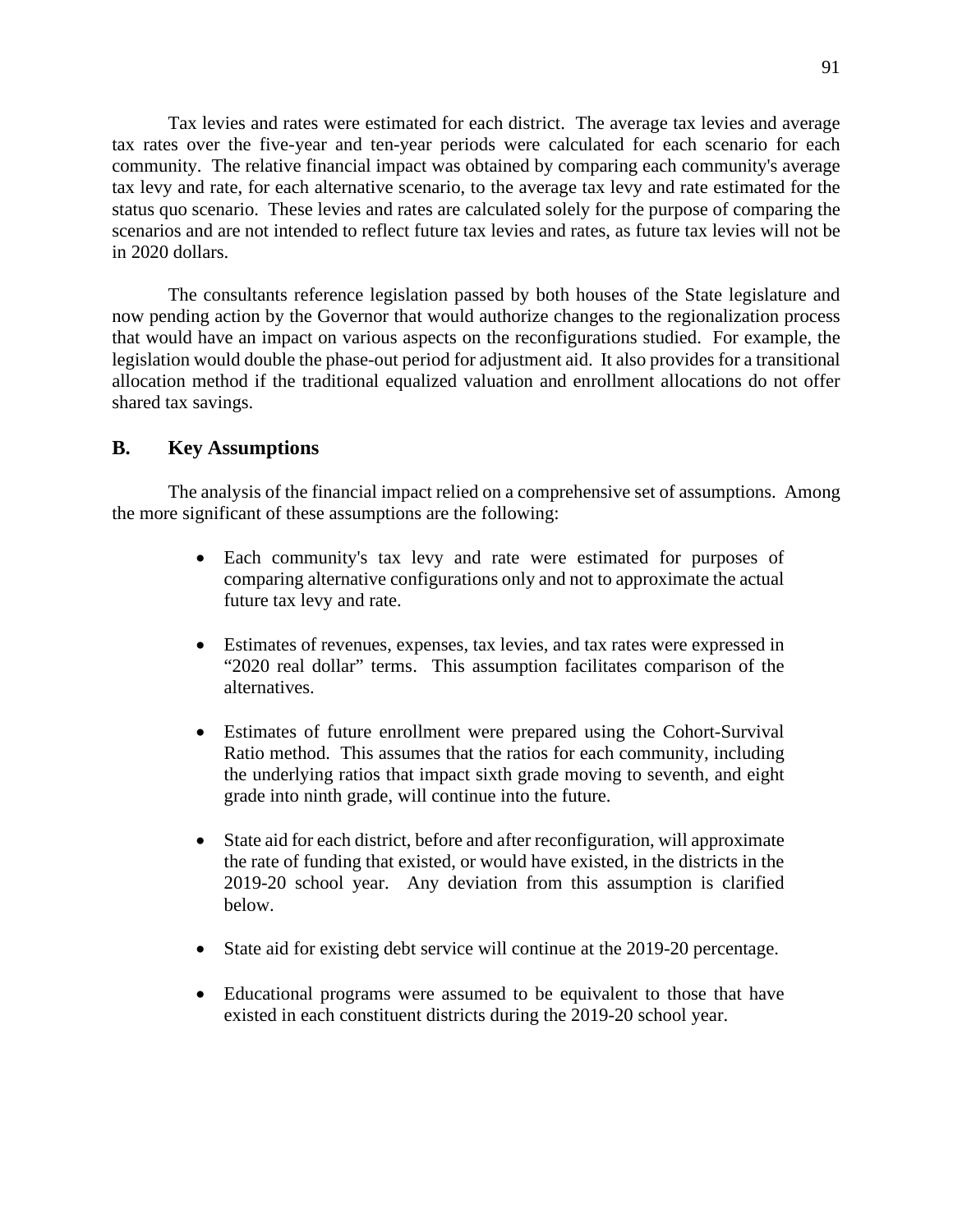Tax levies and rates were estimated for each district. The average tax levies and average tax rates over the five-year and ten-year periods were calculated for each scenario for each community. The relative financial impact was obtained by comparing each community's average tax levy and rate, for each alternative scenario, to the average tax levy and rate estimated for the status quo scenario. These levies and rates are calculated solely for the purpose of comparing the scenarios and are not intended to reflect future tax levies and rates, as future tax levies will not be in 2020 dollars.

The consultants reference legislation passed by both houses of the State legislature and now pending action by the Governor that would authorize changes to the regionalization process that would have an impact on various aspects on the reconfigurations studied. For example, the legislation would double the phase-out period for adjustment aid. It also provides for a transitional allocation method if the traditional equalized valuation and enrollment allocations do not offer shared tax savings.

## B. Key Assumptions

The analysis of the financial impact relied on a comprehensive set of assumptions. Among the more significant of these assumptions are the following:

- Each community's tax levy and rate were estimated for purposes of comparing alternative configurations only and not to approximate the actual future tax levy and rate.
- Estimates of revenues, expenses, tax levies, and tax rates were expressed in "2020 real dollar" terms. This assumption facilitates comparison of the alternatives.
- Estimates of future enrollment were prepared using the Cohort-Survival Ratio method. This assumes that the ratios for each community, including the underlying ratios that impact sixth grade moving to seventh, and eight grade into ninth grade, will continue into the future.
- State aid for each district, before and after reconfiguration, will approximate the rate of funding that existed, or would have existed, in the districts in the 2019-20 school year. Any deviation from this assumption is clarified below.
- State aid for existing debt service will continue at the 2019-20 percentage.
- Educational programs were assumed to be equivalent to those that have existed in each constituent districts during the 2019-20 school year.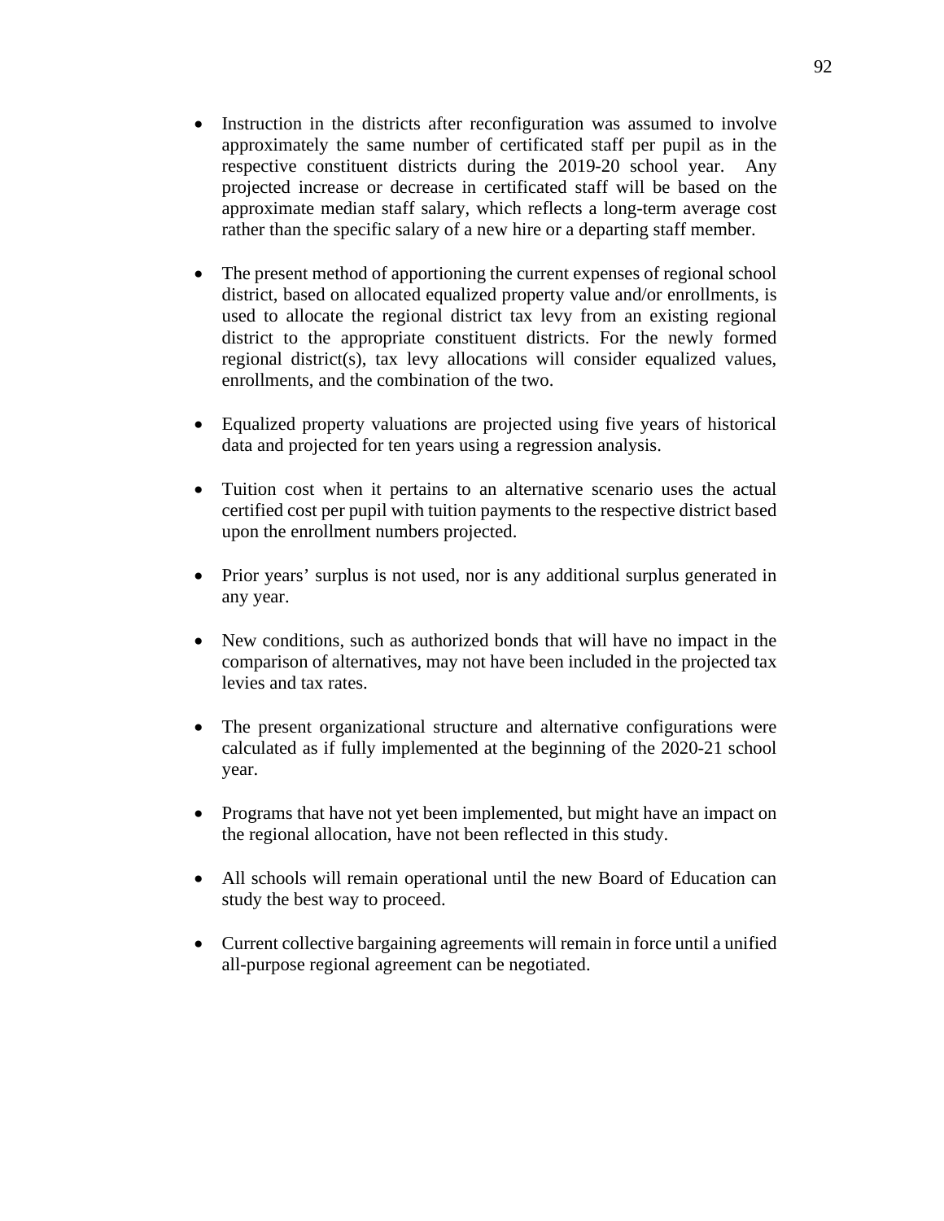- Instruction in the districts after reconfiguration was assumed to involve approximately the same number of certificated staff per pupil as in the respective constituent districts during the 2019-20 school year. Any projected increase or decrease in certificated staff will be based on the approximate median staff salary, which reflects a long-term average cost rather than the specific salary of a new hire or a departing staff member.

- The present method of apportioning the current expenses of regional school district, based on allocated equalized property value and/or enrollments, is used to allocate the regional district tax levy from an existing regional district to the appropriate constituent districts. For the newly formed regional district(s), tax levy allocations will consider equalized values, enrollments, and the combination of the two.

- Equalized property valuations are projected using five years of historical data and projected for ten years using a regression analysis.

- Tuition cost when it pertains to an alternative scenario uses the actual certified cost per pupil with tuition payments to the respective district based upon the enrollment numbers projected.

- Prior years' surplus is not used, nor is any additional surplus generated in any year.

- New conditions, such as authorized bonds that will have no impact in the comparison of alternatives, may not have been included in the projected tax levies and tax rates.

- The present organizational structure and alternative configurations were calculated as if fully implemented at the beginning of the 2020-21 school year.

- Programs that have not yet been implemented, but might have an impact on the regional allocation, have not been reflected in this study.

- All schools will remain operational until the new Board of Education can study the best way to proceed.

- Current collective bargaining agreements will remain in force until a unified all-purpose regional agreement can be negotiated.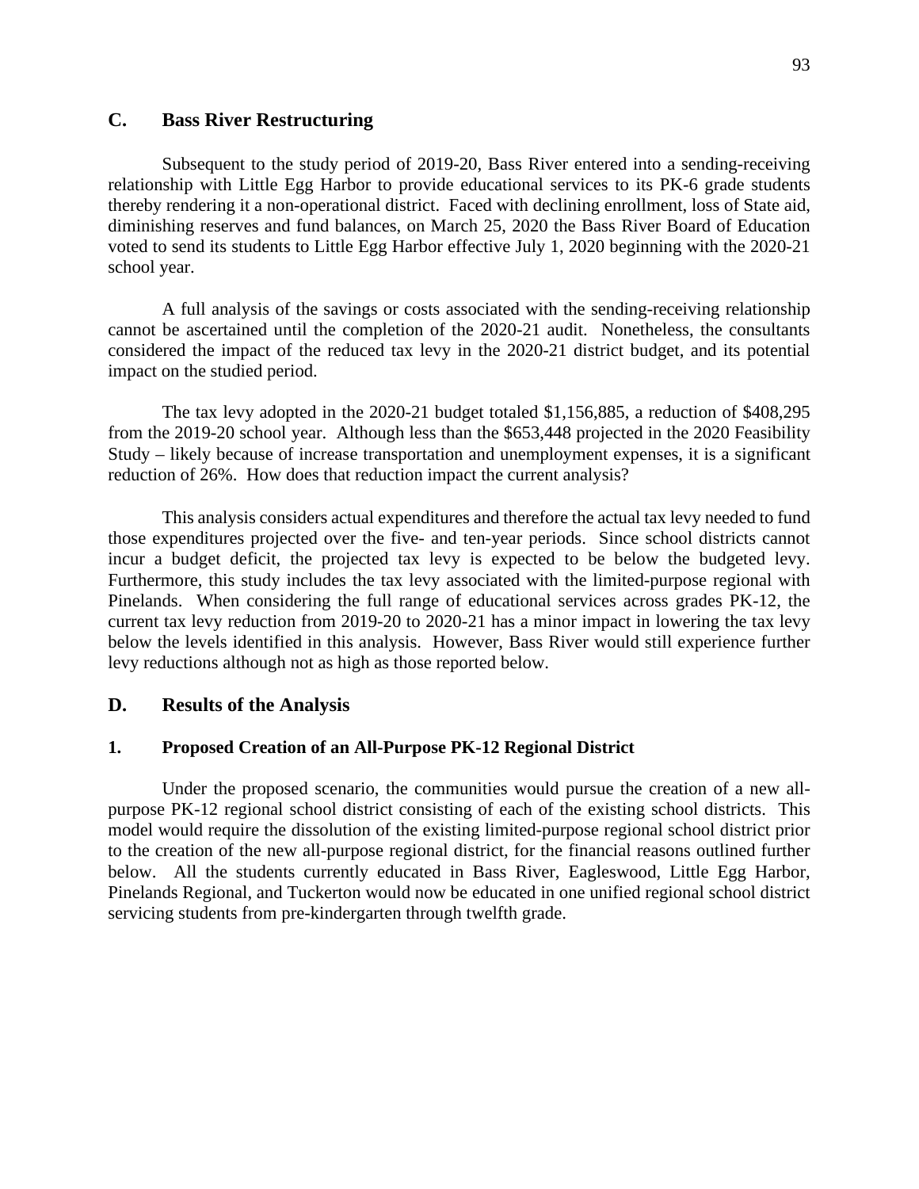## C. Bass River Restructuring

Subsequent to the study period of 2019-20, Bass River entered into a sending-receiving relationship with Little Egg Harbor to provide educational services to its PK-6 grade students thereby rendering it a non-operational district. Faced with declining enrollment, loss of State aid, diminishing reserves and fund balances, on March 25, 2020 the Bass River Board of Education voted to send its students to Little Egg Harbor effective July 1, 2020 beginning with the 2020-21 school year.

A full analysis of the savings or costs associated with the sending-receiving relationship cannot be ascertained until the completion of the 2020-21 audit. Nonetheless, the consultants considered the impact of the reduced tax levy in the 2020-21 district budget, and its potential impact on the studied period.

The tax levy adopted in the 2020-21 budget totaled $1,156,885, a reduction of $408,295 from the 2019-20 school year. Although less than the $653,448 projected in the 2020 Feasibility Study – likely because of increase transportation and unemployment expenses, it is a significant reduction of 26%. How does that reduction impact the current analysis?

This analysis considers actual expenditures and therefore the actual tax levy needed to fund those expenditures projected over the five- and ten-year periods. Since school districts cannot incur a budget deficit, the projected tax levy is expected to be below the budgeted levy. Furthermore, this study includes the tax levy associated with the limited-purpose regional with Pinelands. When considering the full range of educational services across grades PK-12, the current tax levy reduction from 2019-20 to 2020-21 has a minor impact in lowering the tax levy below the levels identified in this analysis. However, Bass River would still experience further levy reductions although not as high as those reported below.

## D. Results of the Analysis

### 1. Proposed Creation of an All-Purpose PK-12 Regional District

Under the proposed scenario, the communities would pursue the creation of a new all-purpose PK-12 regional school district consisting of each of the existing school districts. This model would require the dissolution of the existing limited-purpose regional school district prior to the creation of the new all-purpose regional district, for the financial reasons outlined further below. All the students currently educated in Bass River, Eagleswood, Little Egg Harbor, Pinelands Regional, and Tuckerton would now be educated in one unified regional school district servicing students from pre-kindergarten through twelfth grade.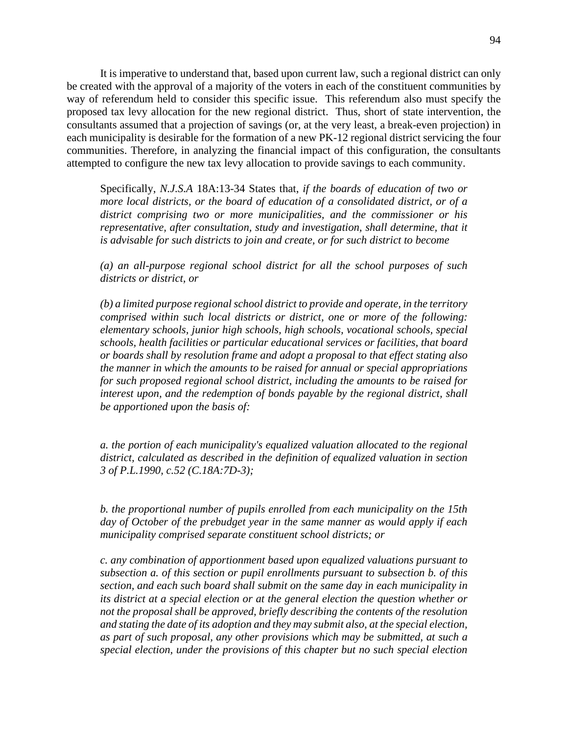It is imperative to understand that, based upon current law, such a regional district can only be created with the approval of a majority of the voters in each of the constituent communities by way of referendum held to consider this specific issue. This referendum also must specify the proposed tax levy allocation for the new regional district. Thus, short of state intervention, the consultants assumed that a projection of savings (or, at the very least, a break-even projection) in each municipality is desirable for the formation of a new PK-12 regional district servicing the four communities. Therefore, in analyzing the financial impact of this configuration, the consultants attempted to configure the new tax levy allocation to provide savings to each community.

> Specifically, *N.J.S.A* 18A:13-34 States that, *if the boards of education of two or more local districts, or the board of education of a consolidated district, or of a district comprising two or more municipalities, and the commissioner or his representative, after consultation, study and investigation, shall determine, that it is advisable for such districts to join and create, or for such district to become*
>
> *(a) an all-purpose regional school district for all the school purposes of such districts or district, or*
>
> *(b) a limited purpose regional school district to provide and operate, in the territory comprised within such local districts or district, one or more of the following: elementary schools, junior high schools, high schools, vocational schools, special schools, health facilities or particular educational services or facilities, that board or boards shall by resolution frame and adopt a proposal to that effect stating also the manner in which the amounts to be raised for annual or special appropriations for such proposed regional school district, including the amounts to be raised for interest upon, and the redemption of bonds payable by the regional district, shall be apportioned upon the basis of:*
>
> *a. the portion of each municipality's equalized valuation allocated to the regional district, calculated as described in the definition of equalized valuation in section 3 of P.L.1990, c.52 (C.18A:7D-3);*
>
> *b. the proportional number of pupils enrolled from each municipality on the 15th day of October of the prebudget year in the same manner as would apply if each municipality comprised separate constituent school districts; or*
>
> *c. any combination of apportionment based upon equalized valuations pursuant to subsection a. of this section or pupil enrollments pursuant to subsection b. of this section, and each such board shall submit on the same day in each municipality in its district at a special election or at the general election the question whether or not the proposal shall be approved, briefly describing the contents of the resolution and stating the date of its adoption and they may submit also, at the special election, as part of such proposal, any other provisions which may be submitted, at such a special election, under the provisions of this chapter but no such special election*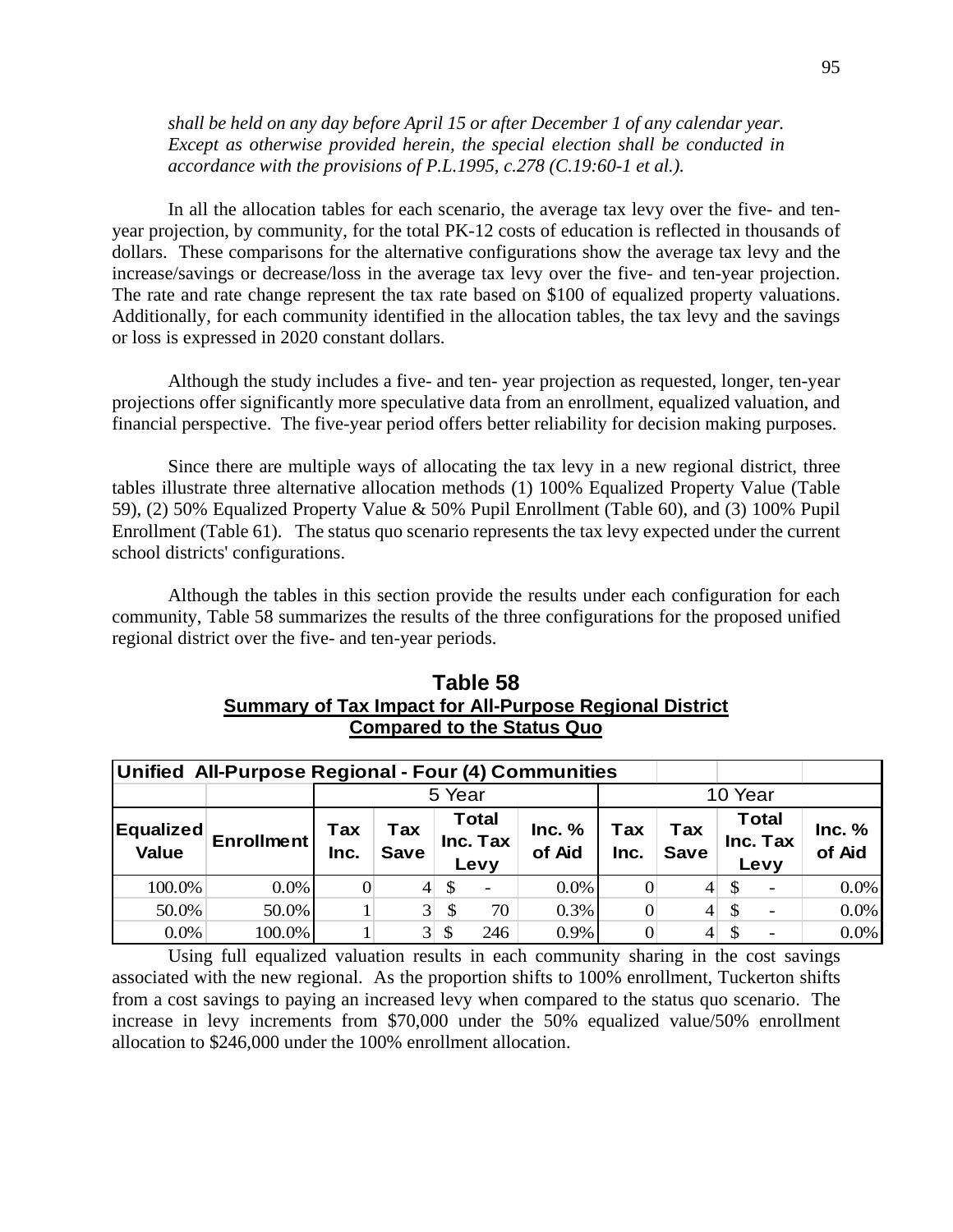*shall be held on any day before April 15 or after December 1 of any calendar year. Except as otherwise provided herein, the special election shall be conducted in accordance with the provisions of P.L.1995, c.278 (C.19:60-1 et al.).*

In all the allocation tables for each scenario, the average tax levy over the five- and ten-year projection, by community, for the total PK-12 costs of education is reflected in thousands of dollars. These comparisons for the alternative configurations show the average tax levy and the increase/savings or decrease/loss in the average tax levy over the five- and ten-year projection. The rate and rate change represent the tax rate based on \$100 of equalized property valuations. Additionally, for each community identified in the allocation tables, the tax levy and the savings or loss is expressed in 2020 constant dollars.

Although the study includes a five- and ten- year projection as requested, longer, ten-year projections offer significantly more speculative data from an enrollment, equalized valuation, and financial perspective. The five-year period offers better reliability for decision making purposes.

Since there are multiple ways of allocating the tax levy in a new regional district, three tables illustrate three alternative allocation methods (1) 100% Equalized Property Value (Table 59), (2) 50% Equalized Property Value & 50% Pupil Enrollment (Table 60), and (3) 100% Pupil Enrollment (Table 61). The status quo scenario represents the tax levy expected under the current school districts' configurations.

Although the tables in this section provide the results under each configuration for each community, Table 58 summarizes the results of the three configurations for the proposed unified regional district over the five- and ten-year periods.

**Table 58**
**Summary of Tax Impact for All-Purpose Regional District Compared to the Status Quo**

| **Unified All-Purpose Regional - Four (4) Communities** | | | | | | | | | |
|---|---|---|---|---|---|---|---|---|---|
| | | 5 Year | | | | 10 Year | | | |
| **Equalized Value** | **Enrollment** | **Tax Inc.** | **Tax Save** | **Total Inc. Tax Levy** | **Inc. % of Aid** | **Tax Inc.** | **Tax Save** | **Total Inc. Tax Levy** | **Inc. % of Aid** |
| 100.0% | 0.0% | 0 | 4 | \$ - | 0.0% | 0 | 4 | \$ - | 0.0% |
| 50.0% | 50.0% | 1 | 3 | \$ 70 | 0.3% | 0 | 4 | \$ - | 0.0% |
| 0.0% | 100.0% | 1 | 3 | \$ 246 | 0.9% | 0 | 4 | \$ - | 0.0% |

Using full equalized valuation results in each community sharing in the cost savings associated with the new regional. As the proportion shifts to 100% enrollment, Tuckerton shifts from a cost savings to paying an increased levy when compared to the status quo scenario. The increase in levy increments from \$70,000 under the 50% equalized value/50% enrollment allocation to \$246,000 under the 100% enrollment allocation.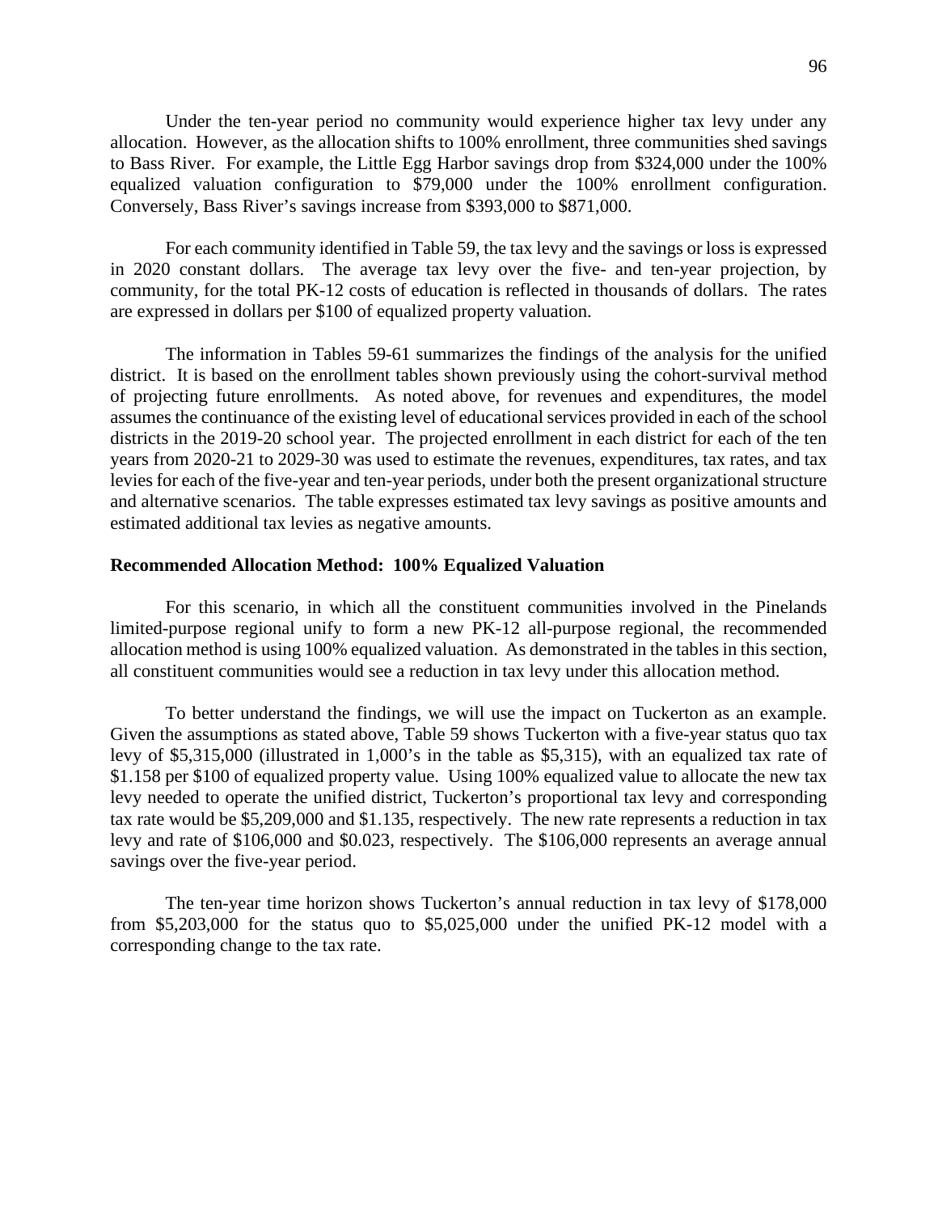Under the ten-year period no community would experience higher tax levy under any allocation. However, as the allocation shifts to 100% enrollment, three communities shed savings to Bass River. For example, the Little Egg Harbor savings drop from $324,000 under the 100% equalized valuation configuration to $79,000 under the 100% enrollment configuration. Conversely, Bass River's savings increase from $393,000 to $871,000.

For each community identified in Table 59, the tax levy and the savings or loss is expressed in 2020 constant dollars. The average tax levy over the five- and ten-year projection, by community, for the total PK-12 costs of education is reflected in thousands of dollars. The rates are expressed in dollars per $100 of equalized property valuation.

The information in Tables 59-61 summarizes the findings of the analysis for the unified district. It is based on the enrollment tables shown previously using the cohort-survival method of projecting future enrollments. As noted above, for revenues and expenditures, the model assumes the continuance of the existing level of educational services provided in each of the school districts in the 2019-20 school year. The projected enrollment in each district for each of the ten years from 2020-21 to 2029-30 was used to estimate the revenues, expenditures, tax rates, and tax levies for each of the five-year and ten-year periods, under both the present organizational structure and alternative scenarios. The table expresses estimated tax levy savings as positive amounts and estimated additional tax levies as negative amounts.

**Recommended Allocation Method: 100% Equalized Valuation**

For this scenario, in which all the constituent communities involved in the Pinelands limited-purpose regional unify to form a new PK-12 all-purpose regional, the recommended allocation method is using 100% equalized valuation. As demonstrated in the tables in this section, all constituent communities would see a reduction in tax levy under this allocation method.

To better understand the findings, we will use the impact on Tuckerton as an example. Given the assumptions as stated above, Table 59 shows Tuckerton with a five-year status quo tax levy of $5,315,000 (illustrated in 1,000's in the table as $5,315), with an equalized tax rate of $1.158 per $100 of equalized property value. Using 100% equalized value to allocate the new tax levy needed to operate the unified district, Tuckerton's proportional tax levy and corresponding tax rate would be $5,209,000 and $1.135, respectively. The new rate represents a reduction in tax levy and rate of $106,000 and $0.023, respectively. The $106,000 represents an average annual savings over the five-year period.

The ten-year time horizon shows Tuckerton's annual reduction in tax levy of $178,000 from $5,203,000 for the status quo to $5,025,000 under the unified PK-12 model with a corresponding change to the tax rate.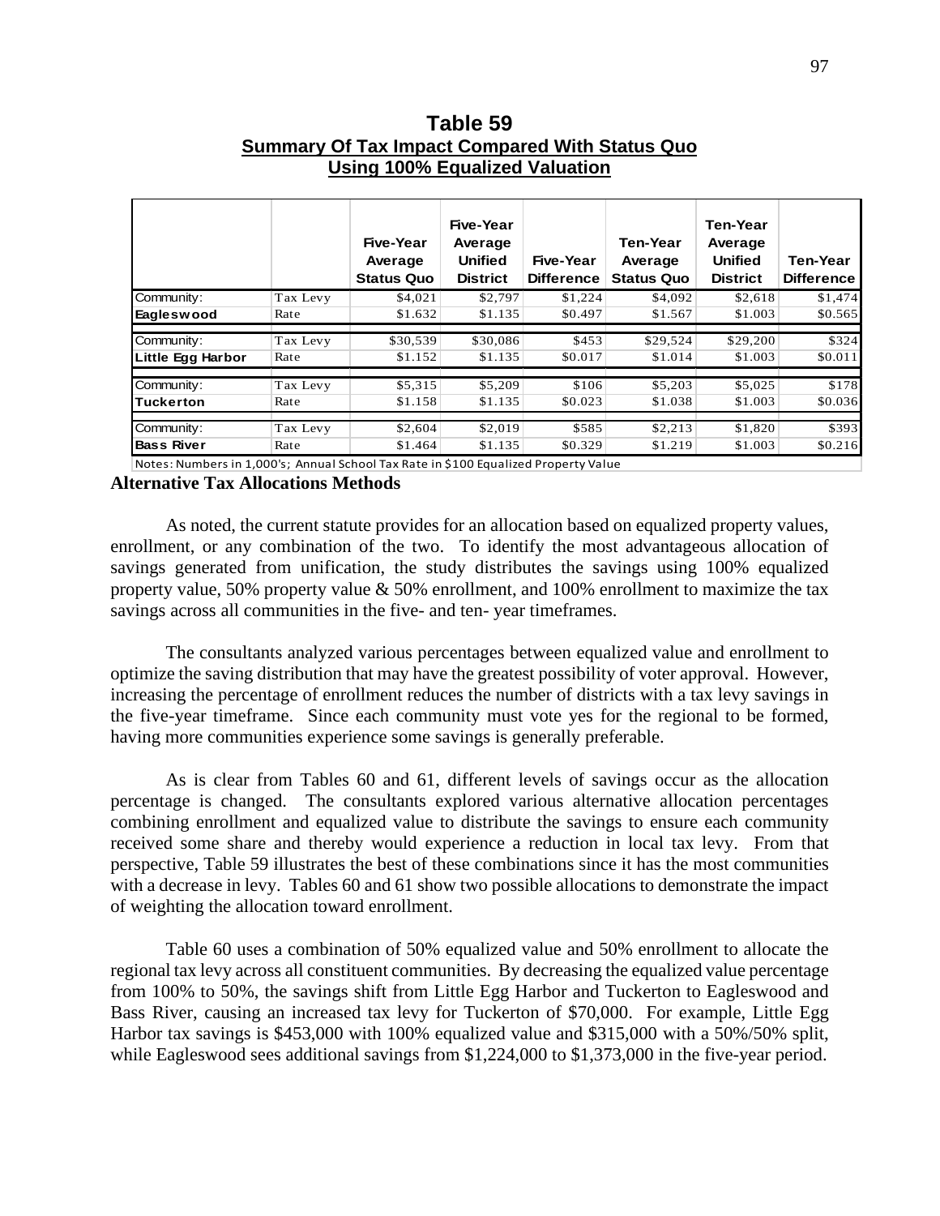**Table 59**
**Summary Of Tax Impact Compared With Status Quo**
**Using 100% Equalized Valuation**

| | | Five-Year Average Status Quo | Five-Year Average Unified District | Five-Year Difference | Ten-Year Average Status Quo | Ten-Year Average Unified District | Ten-Year Difference |
|---|---|---|---|---|---|---|---|
| Community: | Tax Levy | $4,021 | $2,797 | $1,224 | $4,092 | $2,618 | $1,474 |
| **Eagleswood** | Rate | $1.632 | $1.135 | $0.497 | $1.567 | $1.003 | $0.565 |
| Community: | Tax Levy | $30,539 | $30,086 | $453 | $29,524 | $29,200 | $324 |
| **Little Egg Harbor** | Rate | $1.152 | $1.135 | $0.017 | $1.014 | $1.003 | $0.011 |
| Community: | Tax Levy | $5,315 | $5,209 | $106 | $5,203 | $5,025 | $178 |
| **Tuckerton** | Rate | $1.158 | $1.135 | $0.023 | $1.038 | $1.003 | $0.036 |
| Community: | Tax Levy | $2,604 | $2,019 | $585 | $2,213 | $1,820 | $393 |
| **Bass River** | Rate | $1.464 | $1.135 | $0.329 | $1.219 | $1.003 | $0.216 |

Notes: Numbers in 1,000's; Annual School Tax Rate in $100 Equalized Property Value

**Alternative Tax Allocations Methods**

As noted, the current statute provides for an allocation based on equalized property values, enrollment, or any combination of the two. To identify the most advantageous allocation of savings generated from unification, the study distributes the savings using 100% equalized property value, 50% property value & 50% enrollment, and 100% enrollment to maximize the tax savings across all communities in the five- and ten- year timeframes.

The consultants analyzed various percentages between equalized value and enrollment to optimize the saving distribution that may have the greatest possibility of voter approval. However, increasing the percentage of enrollment reduces the number of districts with a tax levy savings in the five-year timeframe. Since each community must vote yes for the regional to be formed, having more communities experience some savings is generally preferable.

As is clear from Tables 60 and 61, different levels of savings occur as the allocation percentage is changed. The consultants explored various alternative allocation percentages combining enrollment and equalized value to distribute the savings to ensure each community received some share and thereby would experience a reduction in local tax levy. From that perspective, Table 59 illustrates the best of these combinations since it has the most communities with a decrease in levy. Tables 60 and 61 show two possible allocations to demonstrate the impact of weighting the allocation toward enrollment.

Table 60 uses a combination of 50% equalized value and 50% enrollment to allocate the regional tax levy across all constituent communities. By decreasing the equalized value percentage from 100% to 50%, the savings shift from Little Egg Harbor and Tuckerton to Eagleswood and Bass River, causing an increased tax levy for Tuckerton of $70,000. For example, Little Egg Harbor tax savings is $453,000 with 100% equalized value and $315,000 with a 50%/50% split, while Eagleswood sees additional savings from $1,224,000 to $1,373,000 in the five-year period.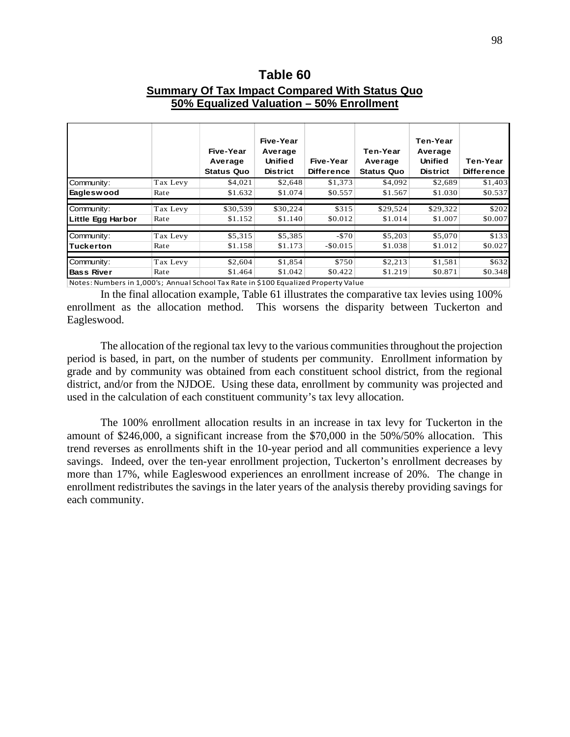## Table 60

**Summary Of Tax Impact Compared With Status Quo**
**50% Equalized Valuation – 50% Enrollment**

| | | Five-Year Average Status Quo | Five-Year Average Unified District | Five-Year Difference | Ten-Year Average Status Quo | Ten-Year Average Unified District | Ten-Year Difference |
|---|---|---|---|---|---|---|---|
| Community: | Tax Levy | $4,021 | $2,648 | $1,373 | $4,092 | $2,689 | $1,403 |
| **Eagleswood** | Rate | $1.632 | $1.074 | $0.557 | $1.567 | $1.030 | $0.537 |
| Community: | Tax Levy | $30,539 | $30,224 | $315 | $29,524 | $29,322 | $202 |
| **Little Egg Harbor** | Rate | $1.152 | $1.140 | $0.012 | $1.014 | $1.007 | $0.007 |
| Community: | Tax Levy | $5,315 | $5,385 | -$70 | $5,203 | $5,070 | $133 |
| **Tuckerton** | Rate | $1.158 | $1.173 | -$0.015 | $1.038 | $1.012 | $0.027 |
| Community: | Tax Levy | $2,604 | $1,854 | $750 | $2,213 | $1,581 | $632 |
| **Bass River** | Rate | $1.464 | $1.042 | $0.422 | $1.219 | $0.871 | $0.348 |

Notes: Numbers in 1,000's; Annual School Tax Rate in $100 Equalized Property Value

In the final allocation example, Table 61 illustrates the comparative tax levies using 100% enrollment as the allocation method. This worsens the disparity between Tuckerton and Eagleswood.

The allocation of the regional tax levy to the various communities throughout the projection period is based, in part, on the number of students per community. Enrollment information by grade and by community was obtained from each constituent school district, from the regional district, and/or from the NJDOE. Using these data, enrollment by community was projected and used in the calculation of each constituent community's tax levy allocation.

The 100% enrollment allocation results in an increase in tax levy for Tuckerton in the amount of $246,000, a significant increase from the $70,000 in the 50%/50% allocation. This trend reverses as enrollments shift in the 10-year period and all communities experience a levy savings. Indeed, over the ten-year enrollment projection, Tuckerton's enrollment decreases by more than 17%, while Eagleswood experiences an enrollment increase of 20%. The change in enrollment redistributes the savings in the later years of the analysis thereby providing savings for each community.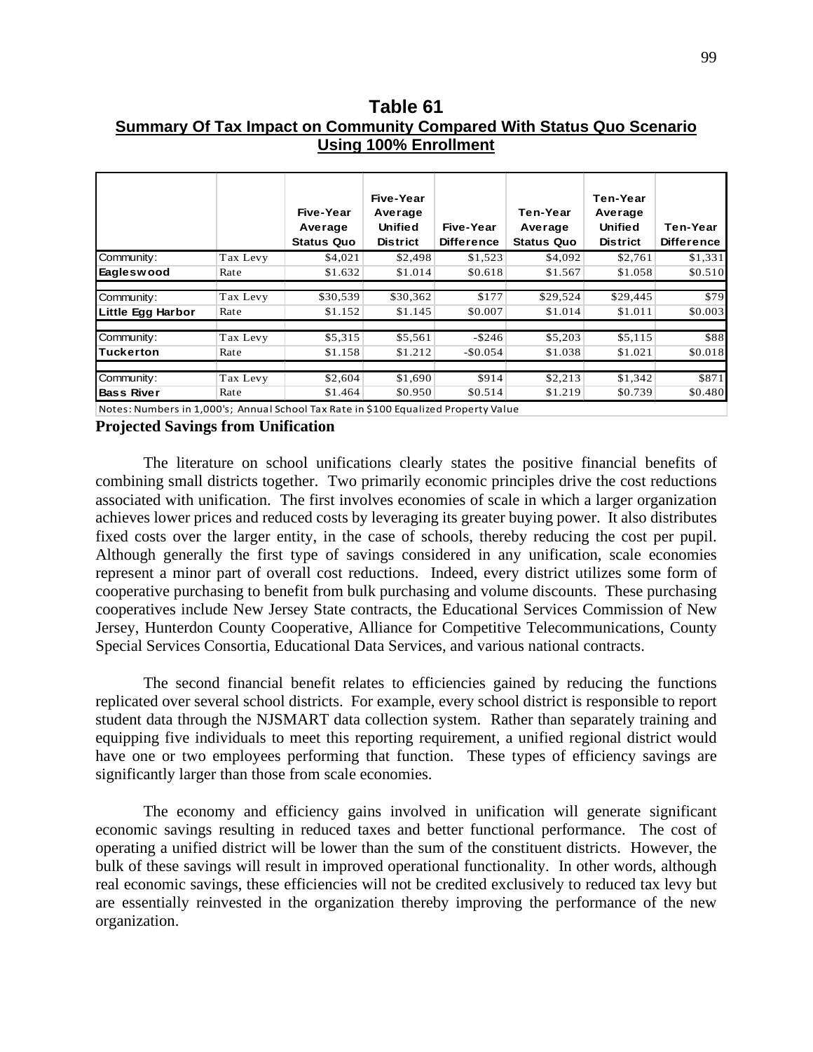## Table 61

**Summary Of Tax Impact on Community Compared With Status Quo Scenario Using 100% Enrollment**

| | | Five-Year Average Status Quo | Five-Year Average Unified District | Five-Year Difference | Ten-Year Average Status Quo | Ten-Year Average Unified District | Ten-Year Difference |
|---|---|---|---|---|---|---|---|
| Community: | Tax Levy | $4,021 | $2,498 | $1,523 | $4,092 | $2,761 | $1,331 |
| **Eagleswood** | Rate | $1.632 | $1.014 | $0.618 | $1.567 | $1.058 | $0.510 |
| Community: | Tax Levy | $30,539 | $30,362 | $177 | $29,524 | $29,445 | $79 |
| **Little Egg Harbor** | Rate | $1.152 | $1.145 | $0.007 | $1.014 | $1.011 | $0.003 |
| Community: | Tax Levy | $5,315 | $5,561 | -$246 | $5,203 | $5,115 | $88 |
| **Tuckerton** | Rate | $1.158 | $1.212 | -$0.054 | $1.038 | $1.021 | $0.018 |
| Community: | Tax Levy | $2,604 | $1,690 | $914 | $2,213 | $1,342 | $871 |
| **Bass River** | Rate | $1.464 | $0.950 | $0.514 | $1.219 | $0.739 | $0.480 |

Notes: Numbers in 1,000's; Annual School Tax Rate in $100 Equalized Property Value

**Projected Savings from Unification**

The literature on school unifications clearly states the positive financial benefits of combining small districts together. Two primarily economic principles drive the cost reductions associated with unification. The first involves economies of scale in which a larger organization achieves lower prices and reduced costs by leveraging its greater buying power. It also distributes fixed costs over the larger entity, in the case of schools, thereby reducing the cost per pupil. Although generally the first type of savings considered in any unification, scale economies represent a minor part of overall cost reductions. Indeed, every district utilizes some form of cooperative purchasing to benefit from bulk purchasing and volume discounts. These purchasing cooperatives include New Jersey State contracts, the Educational Services Commission of New Jersey, Hunterdon County Cooperative, Alliance for Competitive Telecommunications, County Special Services Consortia, Educational Data Services, and various national contracts.

The second financial benefit relates to efficiencies gained by reducing the functions replicated over several school districts. For example, every school district is responsible to report student data through the NJSMART data collection system. Rather than separately training and equipping five individuals to meet this reporting requirement, a unified regional district would have one or two employees performing that function. These types of efficiency savings are significantly larger than those from scale economies.

The economy and efficiency gains involved in unification will generate significant economic savings resulting in reduced taxes and better functional performance. The cost of operating a unified district will be lower than the sum of the constituent districts. However, the bulk of these savings will result in improved operational functionality. In other words, although real economic savings, these efficiencies will not be credited exclusively to reduced tax levy but are essentially reinvested in the organization thereby improving the performance of the new organization.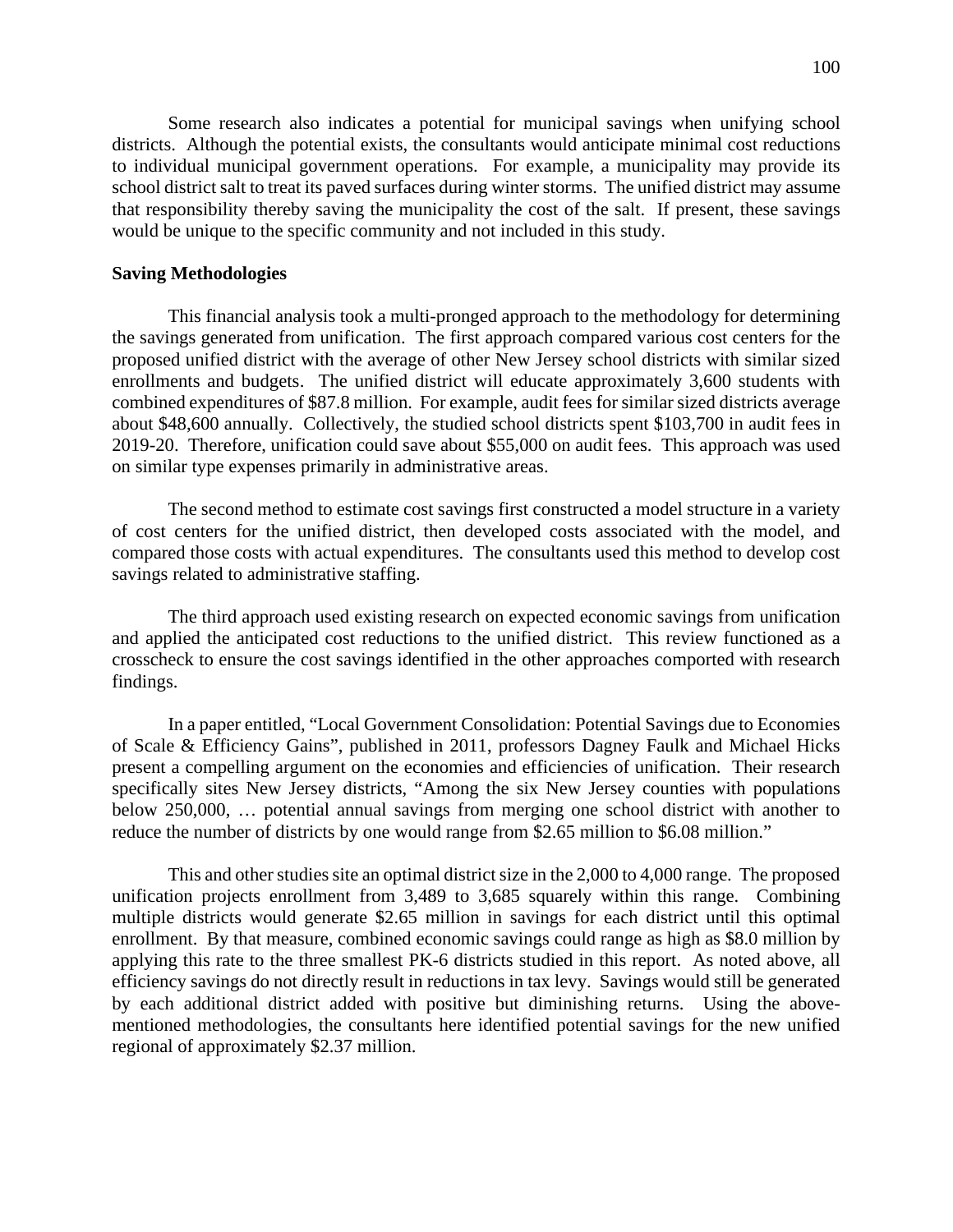Some research also indicates a potential for municipal savings when unifying school districts. Although the potential exists, the consultants would anticipate minimal cost reductions to individual municipal government operations. For example, a municipality may provide its school district salt to treat its paved surfaces during winter storms. The unified district may assume that responsibility thereby saving the municipality the cost of the salt. If present, these savings would be unique to the specific community and not included in this study.

**Saving Methodologies**

This financial analysis took a multi-pronged approach to the methodology for determining the savings generated from unification. The first approach compared various cost centers for the proposed unified district with the average of other New Jersey school districts with similar sized enrollments and budgets. The unified district will educate approximately 3,600 students with combined expenditures of $87.8 million. For example, audit fees for similar sized districts average about $48,600 annually. Collectively, the studied school districts spent $103,700 in audit fees in 2019-20. Therefore, unification could save about $55,000 on audit fees. This approach was used on similar type expenses primarily in administrative areas.

The second method to estimate cost savings first constructed a model structure in a variety of cost centers for the unified district, then developed costs associated with the model, and compared those costs with actual expenditures. The consultants used this method to develop cost savings related to administrative staffing.

The third approach used existing research on expected economic savings from unification and applied the anticipated cost reductions to the unified district. This review functioned as a crosscheck to ensure the cost savings identified in the other approaches comported with research findings.

In a paper entitled, "Local Government Consolidation: Potential Savings due to Economies of Scale & Efficiency Gains", published in 2011, professors Dagney Faulk and Michael Hicks present a compelling argument on the economies and efficiencies of unification. Their research specifically sites New Jersey districts, "Among the six New Jersey counties with populations below 250,000, … potential annual savings from merging one school district with another to reduce the number of districts by one would range from $2.65 million to $6.08 million."

This and other studies site an optimal district size in the 2,000 to 4,000 range. The proposed unification projects enrollment from 3,489 to 3,685 squarely within this range. Combining multiple districts would generate $2.65 million in savings for each district until this optimal enrollment. By that measure, combined economic savings could range as high as $8.0 million by applying this rate to the three smallest PK-6 districts studied in this report. As noted above, all efficiency savings do not directly result in reductions in tax levy. Savings would still be generated by each additional district added with positive but diminishing returns. Using the above-mentioned methodologies, the consultants here identified potential savings for the new unified regional of approximately $2.37 million.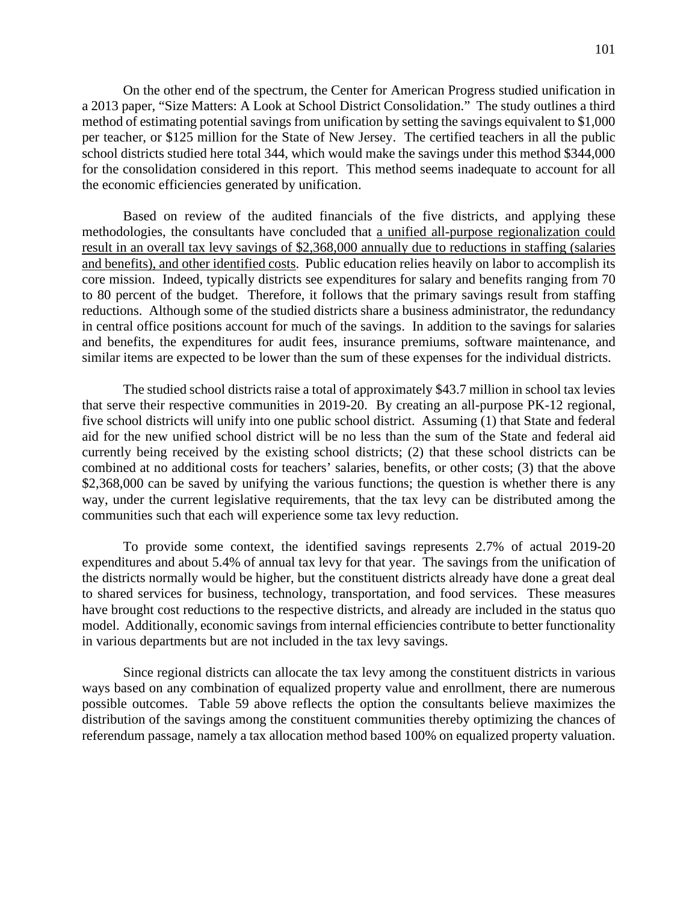On the other end of the spectrum, the Center for American Progress studied unification in a 2013 paper, "Size Matters: A Look at School District Consolidation." The study outlines a third method of estimating potential savings from unification by setting the savings equivalent to $1,000 per teacher, or $125 million for the State of New Jersey. The certified teachers in all the public school districts studied here total 344, which would make the savings under this method $344,000 for the consolidation considered in this report. This method seems inadequate to account for all the economic efficiencies generated by unification.

Based on review of the audited financials of the five districts, and applying these methodologies, the consultants have concluded that <u>a unified all-purpose regionalization could result in an overall tax levy savings of $2,368,000 annually due to reductions in staffing (salaries and benefits), and other identified costs</u>. Public education relies heavily on labor to accomplish its core mission. Indeed, typically districts see expenditures for salary and benefits ranging from 70 to 80 percent of the budget. Therefore, it follows that the primary savings result from staffing reductions. Although some of the studied districts share a business administrator, the redundancy in central office positions account for much of the savings. In addition to the savings for salaries and benefits, the expenditures for audit fees, insurance premiums, software maintenance, and similar items are expected to be lower than the sum of these expenses for the individual districts.

The studied school districts raise a total of approximately $43.7 million in school tax levies that serve their respective communities in 2019-20. By creating an all-purpose PK-12 regional, five school districts will unify into one public school district. Assuming (1) that State and federal aid for the new unified school district will be no less than the sum of the State and federal aid currently being received by the existing school districts; (2) that these school districts can be combined at no additional costs for teachers' salaries, benefits, or other costs; (3) that the above $2,368,000 can be saved by unifying the various functions; the question is whether there is any way, under the current legislative requirements, that the tax levy can be distributed among the communities such that each will experience some tax levy reduction.

To provide some context, the identified savings represents 2.7% of actual 2019-20 expenditures and about 5.4% of annual tax levy for that year. The savings from the unification of the districts normally would be higher, but the constituent districts already have done a great deal to shared services for business, technology, transportation, and food services. These measures have brought cost reductions to the respective districts, and already are included in the status quo model. Additionally, economic savings from internal efficiencies contribute to better functionality in various departments but are not included in the tax levy savings.

Since regional districts can allocate the tax levy among the constituent districts in various ways based on any combination of equalized property value and enrollment, there are numerous possible outcomes. Table 59 above reflects the option the consultants believe maximizes the distribution of the savings among the constituent communities thereby optimizing the chances of referendum passage, namely a tax allocation method based 100% on equalized property valuation.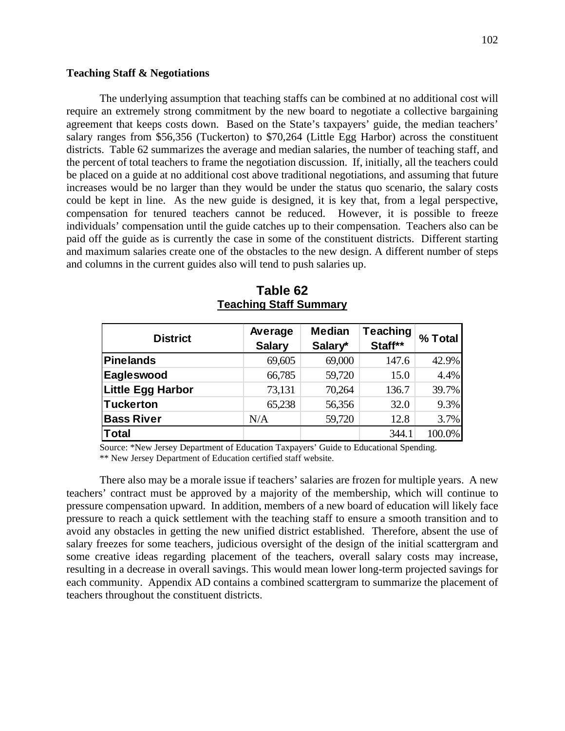**Teaching Staff & Negotiations**

The underlying assumption that teaching staffs can be combined at no additional cost will require an extremely strong commitment by the new board to negotiate a collective bargaining agreement that keeps costs down. Based on the State's taxpayers' guide, the median teachers' salary ranges from $56,356 (Tuckerton) to $70,264 (Little Egg Harbor) across the constituent districts. Table 62 summarizes the average and median salaries, the number of teaching staff, and the percent of total teachers to frame the negotiation discussion. If, initially, all the teachers could be placed on a guide at no additional cost above traditional negotiations, and assuming that future increases would be no larger than they would be under the status quo scenario, the salary costs could be kept in line. As the new guide is designed, it is key that, from a legal perspective, compensation for tenured teachers cannot be reduced. However, it is possible to freeze individuals' compensation until the guide catches up to their compensation. Teachers also can be paid off the guide as is currently the case in some of the constituent districts. Different starting and maximum salaries create one of the obstacles to the new design. A different number of steps and columns in the current guides also will tend to push salaries up.

**Table 62**
**Teaching Staff Summary**

| District | Average Salary | Median Salary* | Teaching Staff** | % Total |
|---|---|---|---|---|
| Pinelands | 69,605 | 69,000 | 147.6 | 42.9% |
| Eagleswood | 66,785 | 59,720 | 15.0 | 4.4% |
| Little Egg Harbor | 73,131 | 70,264 | 136.7 | 39.7% |
| Tuckerton | 65,238 | 56,356 | 32.0 | 9.3% |
| Bass River | N/A | 59,720 | 12.8 | 3.7% |
| Total | | | 344.1 | 100.0% |

Source: *New Jersey Department of Education Taxpayers' Guide to Educational Spending.
** New Jersey Department of Education certified staff website.

There also may be a morale issue if teachers' salaries are frozen for multiple years. A new teachers' contract must be approved by a majority of the membership, which will continue to pressure compensation upward. In addition, members of a new board of education will likely face pressure to reach a quick settlement with the teaching staff to ensure a smooth transition and to avoid any obstacles in getting the new unified district established. Therefore, absent the use of salary freezes for some teachers, judicious oversight of the design of the initial scattergram and some creative ideas regarding placement of the teachers, overall salary costs may increase, resulting in a decrease in overall savings. This would mean lower long-term projected savings for each community. Appendix AD contains a combined scattergram to summarize the placement of teachers throughout the constituent districts.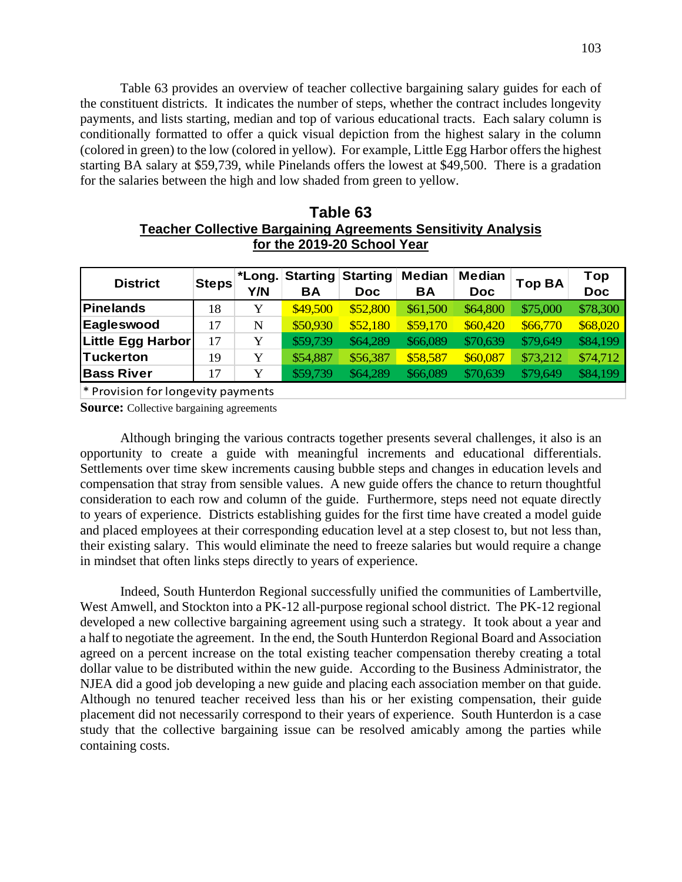Table 63 provides an overview of teacher collective bargaining salary guides for each of the constituent districts. It indicates the number of steps, whether the contract includes longevity payments, and lists starting, median and top of various educational tracts. Each salary column is conditionally formatted to offer a quick visual depiction from the highest salary in the column (colored in green) to the low (colored in yellow). For example, Little Egg Harbor offers the highest starting BA salary at $59,739, while Pinelands offers the lowest at $49,500. There is a gradation for the salaries between the high and low shaded from green to yellow.

**Table 63**
**Teacher Collective Bargaining Agreements Sensitivity Analysis for the 2019-20 School Year**

| District | Steps | *Long. Y/N | Starting BA | Starting Doc | Median BA | Median Doc | Top BA | Top Doc |
|---|---|---|---|---|---|---|---|---|
| Pinelands | 18 | Y | $49,500 | $52,800 | $61,500 | $64,800 | $75,000 | $78,300 |
| Eagleswood | 17 | N | $50,930 | $52,180 | $59,170 | $60,420 | $66,770 | $68,020 |
| Little Egg Harbor | 17 | Y | $59,739 | $64,289 | $66,089 | $70,639 | $79,649 | $84,199 |
| Tuckerton | 19 | Y | $54,887 | $56,387 | $58,587 | $60,087 | $73,212 | $74,712 |
| Bass River | 17 | Y | $59,739 | $64,289 | $66,089 | $70,639 | $79,649 | $84,199 |

* Provision for longevity payments

**Source:** Collective bargaining agreements

Although bringing the various contracts together presents several challenges, it also is an opportunity to create a guide with meaningful increments and educational differentials. Settlements over time skew increments causing bubble steps and changes in education levels and compensation that stray from sensible values. A new guide offers the chance to return thoughtful consideration to each row and column of the guide. Furthermore, steps need not equate directly to years of experience. Districts establishing guides for the first time have created a model guide and placed employees at their corresponding education level at a step closest to, but not less than, their existing salary. This would eliminate the need to freeze salaries but would require a change in mindset that often links steps directly to years of experience.

Indeed, South Hunterdon Regional successfully unified the communities of Lambertville, West Amwell, and Stockton into a PK-12 all-purpose regional school district. The PK-12 regional developed a new collective bargaining agreement using such a strategy. It took about a year and a half to negotiate the agreement. In the end, the South Hunterdon Regional Board and Association agreed on a percent increase on the total existing teacher compensation thereby creating a total dollar value to be distributed within the new guide. According to the Business Administrator, the NJEA did a good job developing a new guide and placing each association member on that guide. Although no tenured teacher received less than his or her existing compensation, their guide placement did not necessarily correspond to their years of experience. South Hunterdon is a case study that the collective bargaining issue can be resolved amicably among the parties while containing costs.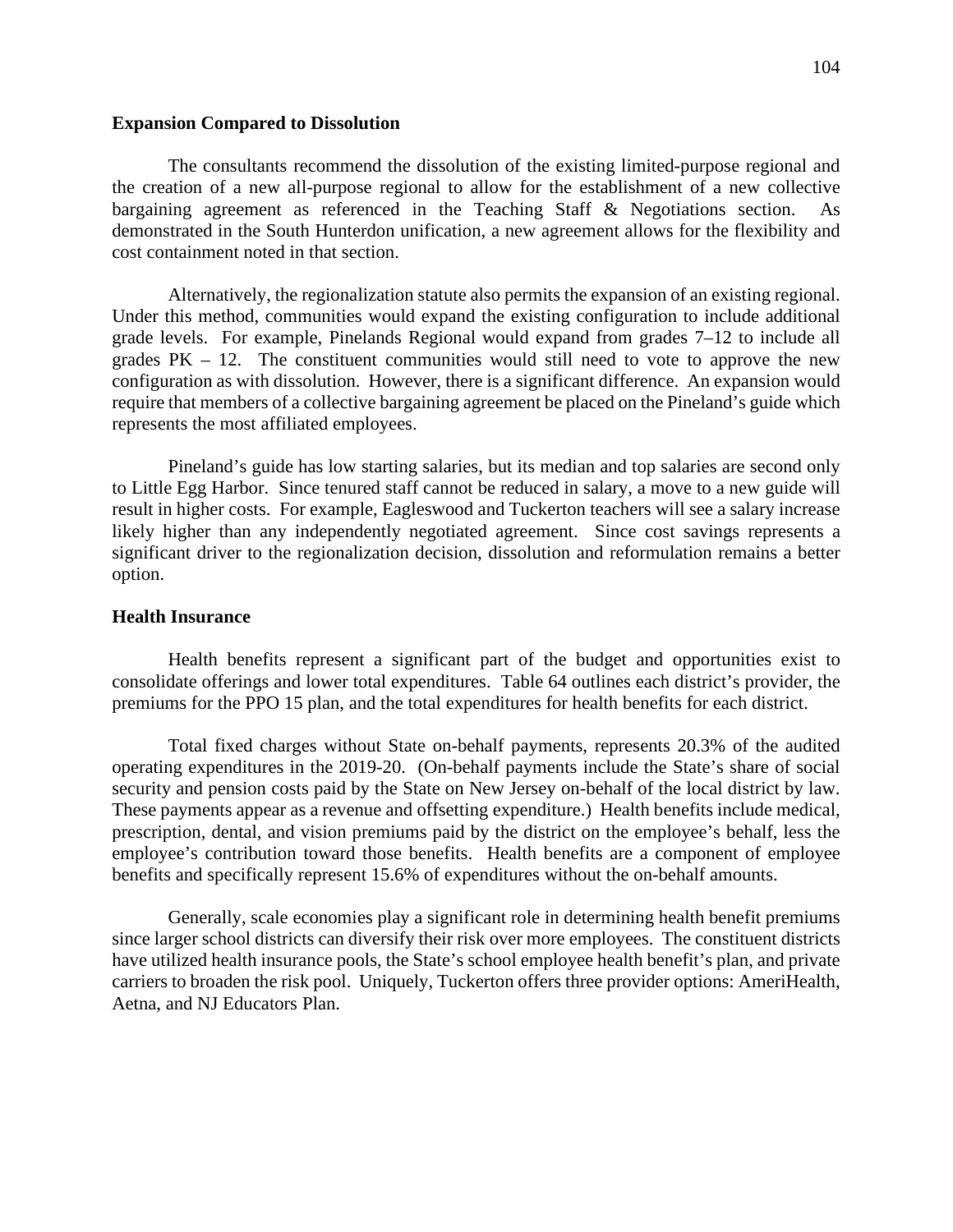**Expansion Compared to Dissolution**

The consultants recommend the dissolution of the existing limited-purpose regional and the creation of a new all-purpose regional to allow for the establishment of a new collective bargaining agreement as referenced in the Teaching Staff & Negotiations section. As demonstrated in the South Hunterdon unification, a new agreement allows for the flexibility and cost containment noted in that section.

Alternatively, the regionalization statute also permits the expansion of an existing regional. Under this method, communities would expand the existing configuration to include additional grade levels. For example, Pinelands Regional would expand from grades 7–12 to include all grades PK – 12. The constituent communities would still need to vote to approve the new configuration as with dissolution. However, there is a significant difference. An expansion would require that members of a collective bargaining agreement be placed on the Pineland's guide which represents the most affiliated employees.

Pineland's guide has low starting salaries, but its median and top salaries are second only to Little Egg Harbor. Since tenured staff cannot be reduced in salary, a move to a new guide will result in higher costs. For example, Eagleswood and Tuckerton teachers will see a salary increase likely higher than any independently negotiated agreement. Since cost savings represents a significant driver to the regionalization decision, dissolution and reformulation remains a better option.

**Health Insurance**

Health benefits represent a significant part of the budget and opportunities exist to consolidate offerings and lower total expenditures. Table 64 outlines each district's provider, the premiums for the PPO 15 plan, and the total expenditures for health benefits for each district.

Total fixed charges without State on-behalf payments, represents 20.3% of the audited operating expenditures in the 2019-20. (On-behalf payments include the State's share of social security and pension costs paid by the State on New Jersey on-behalf of the local district by law. These payments appear as a revenue and offsetting expenditure.) Health benefits include medical, prescription, dental, and vision premiums paid by the district on the employee's behalf, less the employee's contribution toward those benefits. Health benefits are a component of employee benefits and specifically represent 15.6% of expenditures without the on-behalf amounts.

Generally, scale economies play a significant role in determining health benefit premiums since larger school districts can diversify their risk over more employees. The constituent districts have utilized health insurance pools, the State's school employee health benefit's plan, and private carriers to broaden the risk pool. Uniquely, Tuckerton offers three provider options: AmeriHealth, Aetna, and NJ Educators Plan.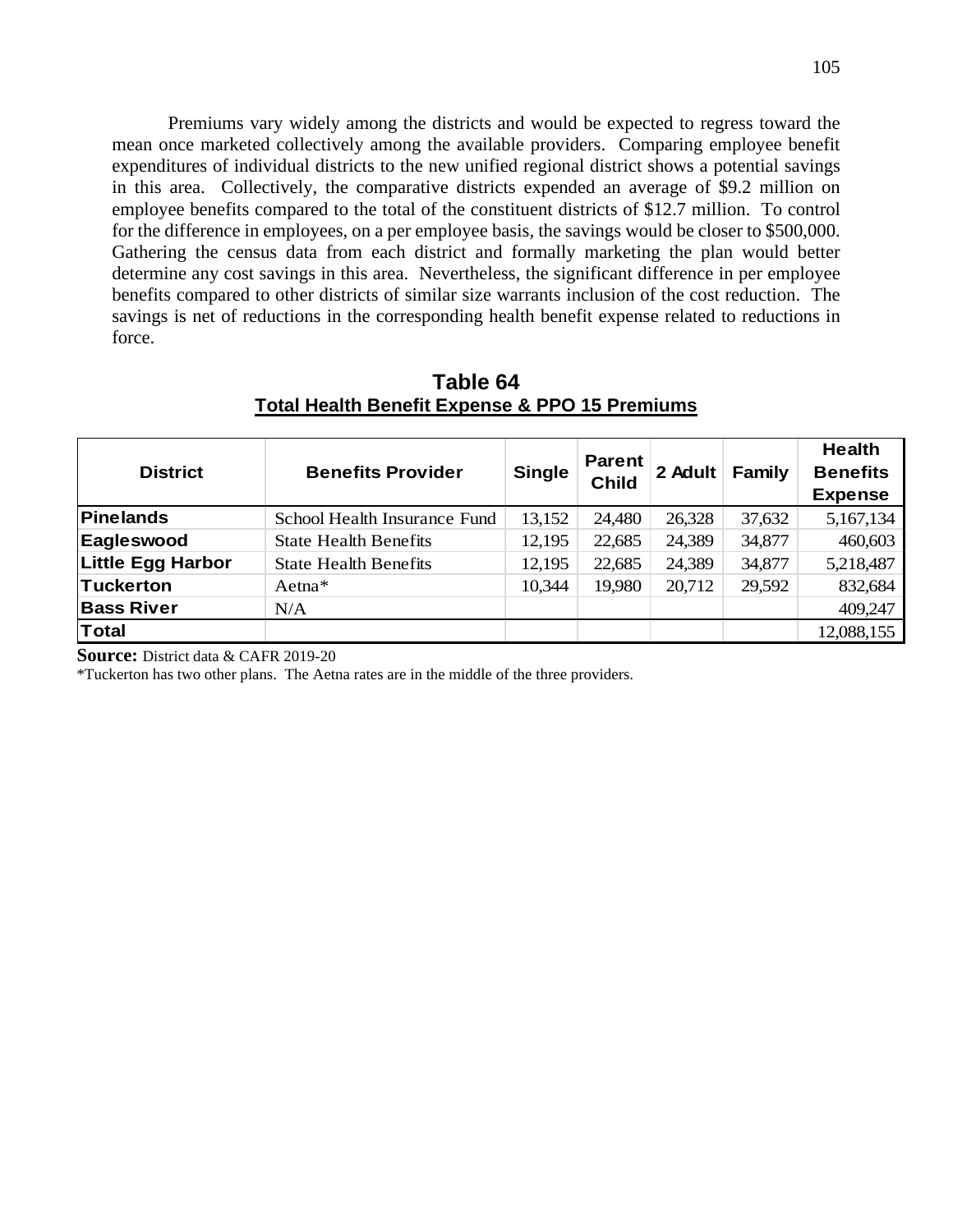Premiums vary widely among the districts and would be expected to regress toward the mean once marketed collectively among the available providers. Comparing employee benefit expenditures of individual districts to the new unified regional district shows a potential savings in this area. Collectively, the comparative districts expended an average of $9.2 million on employee benefits compared to the total of the constituent districts of $12.7 million. To control for the difference in employees, on a per employee basis, the savings would be closer to $500,000. Gathering the census data from each district and formally marketing the plan would better determine any cost savings in this area. Nevertheless, the significant difference in per employee benefits compared to other districts of similar size warrants inclusion of the cost reduction. The savings is net of reductions in the corresponding health benefit expense related to reductions in force.

**Table 64**
**Total Health Benefit Expense & PPO 15 Premiums**

| District | Benefits Provider | Single | Parent Child | 2 Adult | Family | Health Benefits Expense |
|---|---|---|---|---|---|---|
| **Pinelands** | School Health Insurance Fund | 13,152 | 24,480 | 26,328 | 37,632 | 5,167,134 |
| **Eagleswood** | State Health Benefits | 12,195 | 22,685 | 24,389 | 34,877 | 460,603 |
| **Little Egg Harbor** | State Health Benefits | 12,195 | 22,685 | 24,389 | 34,877 | 5,218,487 |
| **Tuckerton** | Aetna* | 10,344 | 19,980 | 20,712 | 29,592 | 832,684 |
| **Bass River** | N/A | | | | | 409,247 |
| **Total** | | | | | | 12,088,155 |

**Source:** District data & CAFR 2019-20

*Tuckerton has two other plans. The Aetna rates are in the middle of the three providers.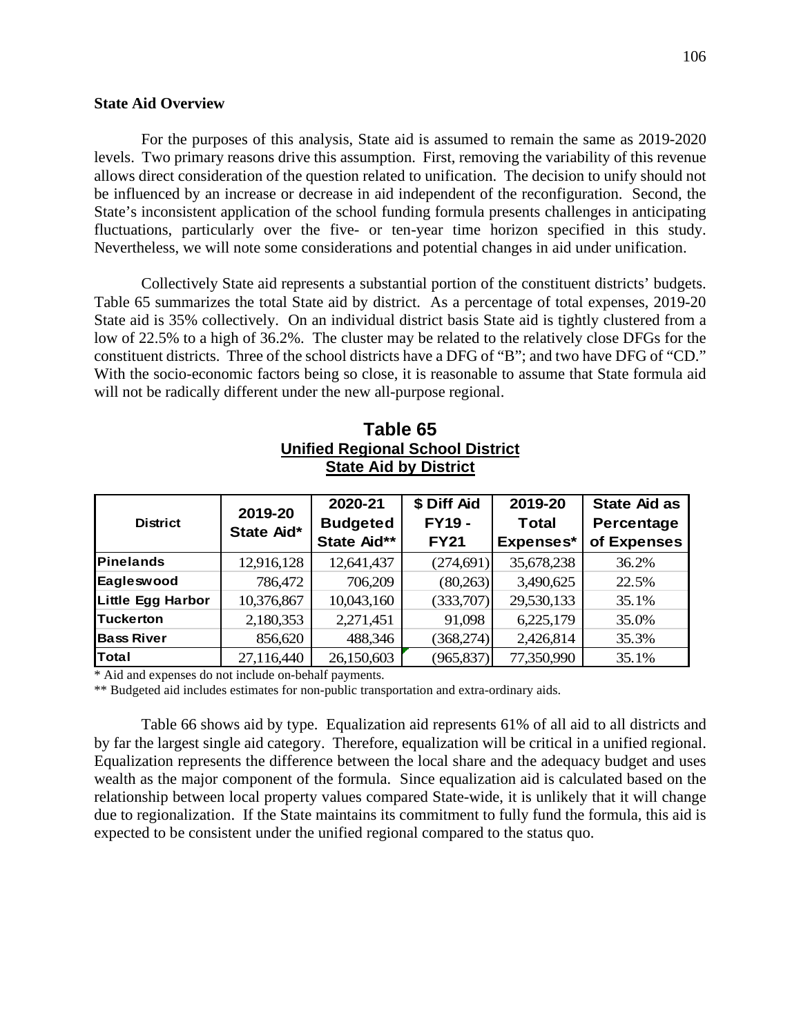**State Aid Overview**

For the purposes of this analysis, State aid is assumed to remain the same as 2019-2020 levels. Two primary reasons drive this assumption. First, removing the variability of this revenue allows direct consideration of the question related to unification. The decision to unify should not be influenced by an increase or decrease in aid independent of the reconfiguration. Second, the State's inconsistent application of the school funding formula presents challenges in anticipating fluctuations, particularly over the five- or ten-year time horizon specified in this study. Nevertheless, we will note some considerations and potential changes in aid under unification.

Collectively State aid represents a substantial portion of the constituent districts' budgets. Table 65 summarizes the total State aid by district. As a percentage of total expenses, 2019-20 State aid is 35% collectively. On an individual district basis State aid is tightly clustered from a low of 22.5% to a high of 36.2%. The cluster may be related to the relatively close DFGs for the constituent districts. Three of the school districts have a DFG of "B"; and two have DFG of "CD." With the socio-economic factors being so close, it is reasonable to assume that State formula aid will not be radically different under the new all-purpose regional.

**Table 65**
**Unified Regional School District**
**State Aid by District**

| District | 2019-20 State Aid* | 2020-21 Budgeted State Aid** | $ Diff Aid FY19 - FY21 | 2019-20 Total Expenses* | State Aid as Percentage of Expenses |
|---|---|---|---|---|---|
| Pinelands | 12,916,128 | 12,641,437 | (274,691) | 35,678,238 | 36.2% |
| Eagleswood | 786,472 | 706,209 | (80,263) | 3,490,625 | 22.5% |
| Little Egg Harbor | 10,376,867 | 10,043,160 | (333,707) | 29,530,133 | 35.1% |
| Tuckerton | 2,180,353 | 2,271,451 | 91,098 | 6,225,179 | 35.0% |
| Bass River | 856,620 | 488,346 | (368,274) | 2,426,814 | 35.3% |
| Total | 27,116,440 | 26,150,603 | (965,837) | 77,350,990 | 35.1% |

\* Aid and expenses do not include on-behalf payments.

\*\* Budgeted aid includes estimates for non-public transportation and extra-ordinary aids.

Table 66 shows aid by type. Equalization aid represents 61% of all aid to all districts and by far the largest single aid category. Therefore, equalization will be critical in a unified regional. Equalization represents the difference between the local share and the adequacy budget and uses wealth as the major component of the formula. Since equalization aid is calculated based on the relationship between local property values compared State-wide, it is unlikely that it will change due to regionalization. If the State maintains its commitment to fully fund the formula, this aid is expected to be consistent under the unified regional compared to the status quo.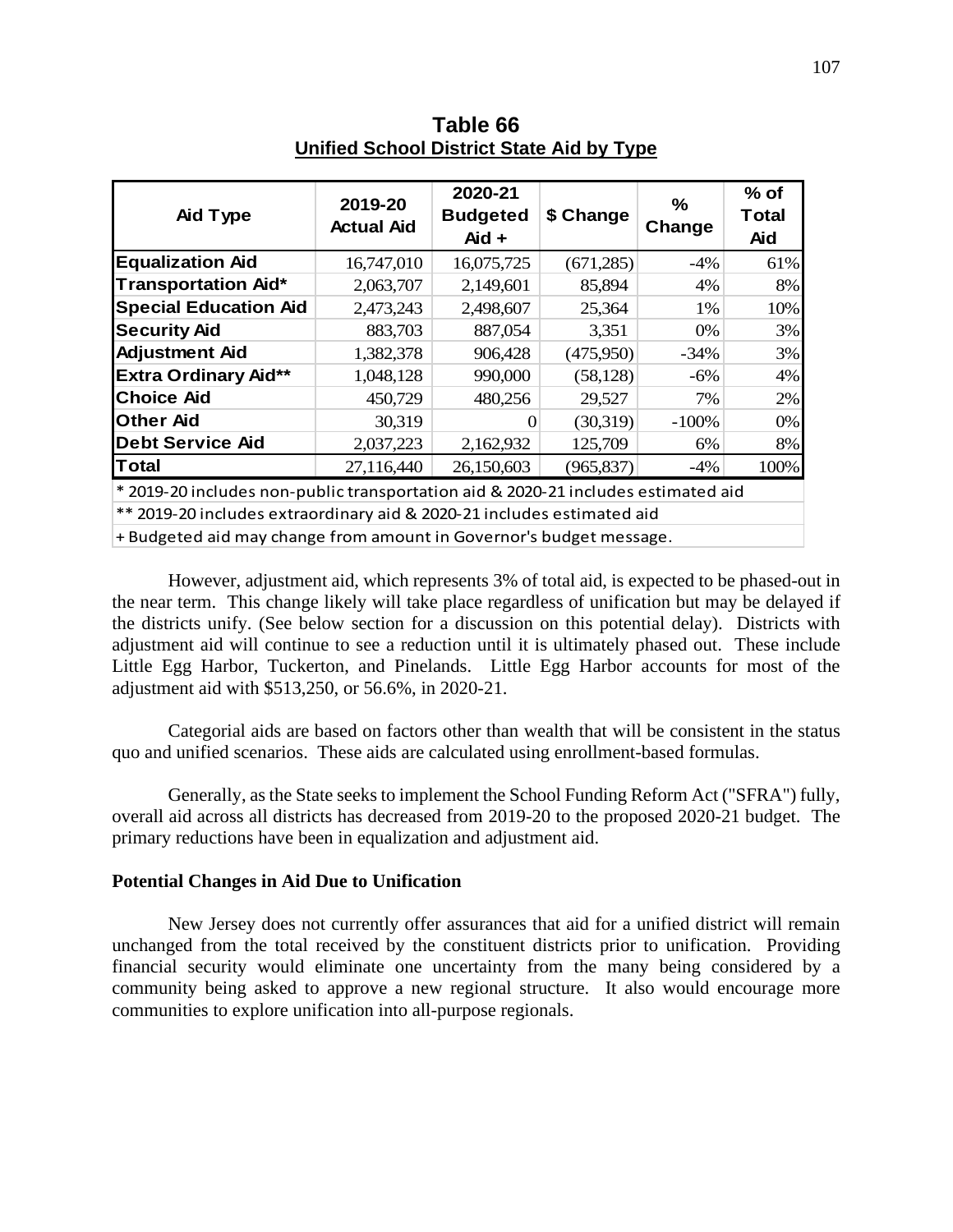**Table 66**
**Unified School District State Aid by Type**

| Aid Type | 2019-20 Actual Aid | 2020-21 Budgeted Aid + | $ Change | % Change | % of Total Aid |
|---|---|---|---|---|---|
| Equalization Aid | 16,747,010 | 16,075,725 | (671,285) | -4% | 61% |
| Transportation Aid* | 2,063,707 | 2,149,601 | 85,894 | 4% | 8% |
| Special Education Aid | 2,473,243 | 2,498,607 | 25,364 | 1% | 10% |
| Security Aid | 883,703 | 887,054 | 3,351 | 0% | 3% |
| Adjustment Aid | 1,382,378 | 906,428 | (475,950) | -34% | 3% |
| Extra Ordinary Aid** | 1,048,128 | 990,000 | (58,128) | -6% | 4% |
| Choice Aid | 450,729 | 480,256 | 29,527 | 7% | 2% |
| Other Aid | 30,319 | 0 | (30,319) | -100% | 0% |
| Debt Service Aid | 2,037,223 | 2,162,932 | 125,709 | 6% | 8% |
| Total | 27,116,440 | 26,150,603 | (965,837) | -4% | 100% |

* 2019-20 includes non-public transportation aid & 2020-21 includes estimated aid

** 2019-20 includes extraordinary aid & 2020-21 includes estimated aid

+ Budgeted aid may change from amount in Governor's budget message.

However, adjustment aid, which represents 3% of total aid, is expected to be phased-out in the near term. This change likely will take place regardless of unification but may be delayed if the districts unify. (See below section for a discussion on this potential delay). Districts with adjustment aid will continue to see a reduction until it is ultimately phased out. These include Little Egg Harbor, Tuckerton, and Pinelands. Little Egg Harbor accounts for most of the adjustment aid with $513,250, or 56.6%, in 2020-21.

Categorial aids are based on factors other than wealth that will be consistent in the status quo and unified scenarios. These aids are calculated using enrollment-based formulas.

Generally, as the State seeks to implement the School Funding Reform Act ("SFRA") fully, overall aid across all districts has decreased from 2019-20 to the proposed 2020-21 budget. The primary reductions have been in equalization and adjustment aid.

**Potential Changes in Aid Due to Unification**

New Jersey does not currently offer assurances that aid for a unified district will remain unchanged from the total received by the constituent districts prior to unification. Providing financial security would eliminate one uncertainty from the many being considered by a community being asked to approve a new regional structure. It also would encourage more communities to explore unification into all-purpose regionals.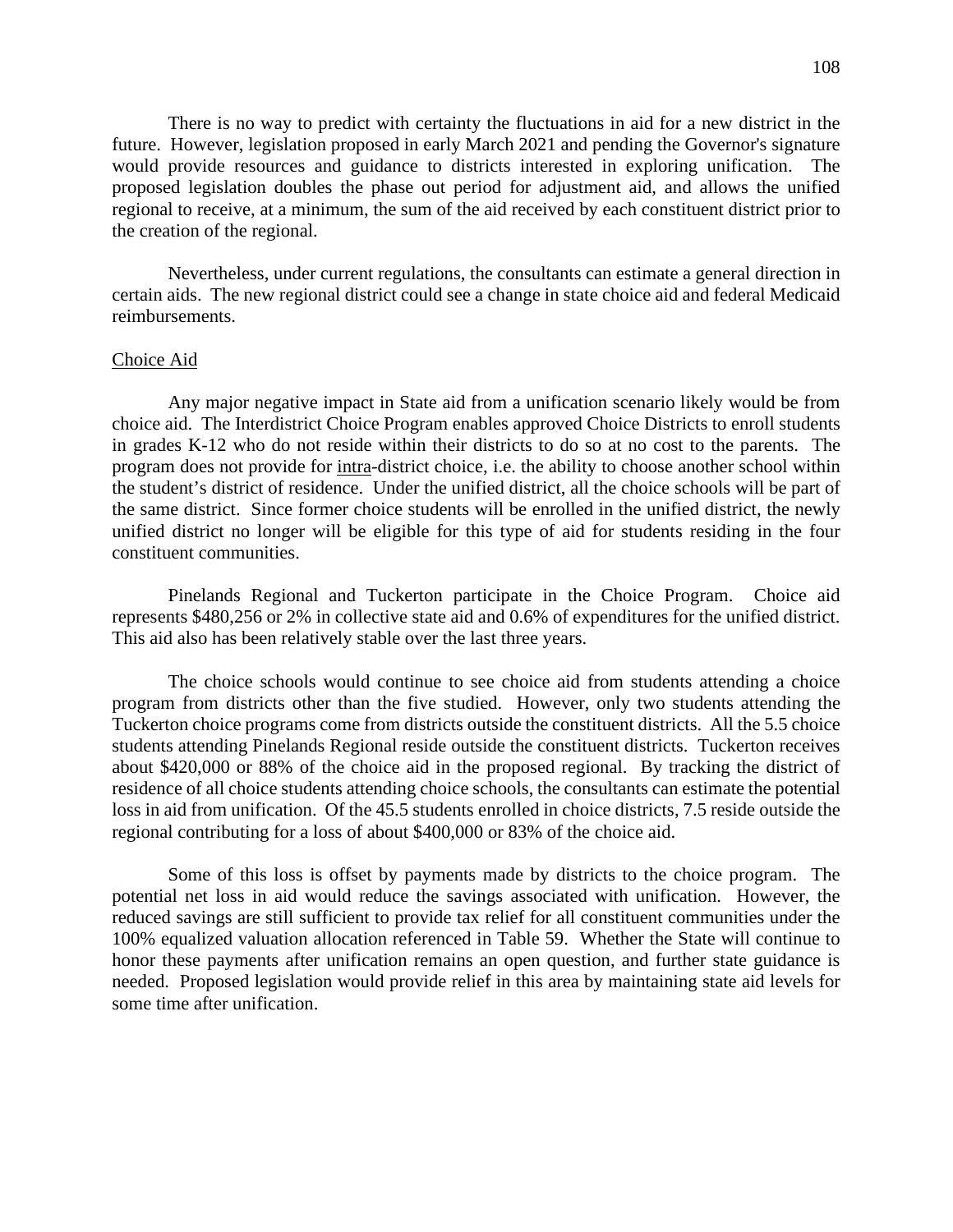There is no way to predict with certainty the fluctuations in aid for a new district in the future. However, legislation proposed in early March 2021 and pending the Governor's signature would provide resources and guidance to districts interested in exploring unification. The proposed legislation doubles the phase out period for adjustment aid, and allows the unified regional to receive, at a minimum, the sum of the aid received by each constituent district prior to the creation of the regional.

Nevertheless, under current regulations, the consultants can estimate a general direction in certain aids. The new regional district could see a change in state choice aid and federal Medicaid reimbursements.

## Choice Aid

Any major negative impact in State aid from a unification scenario likely would be from choice aid. The Interdistrict Choice Program enables approved Choice Districts to enroll students in grades K-12 who do not reside within their districts to do so at no cost to the parents. The program does not provide for intra-district choice, i.e. the ability to choose another school within the student's district of residence. Under the unified district, all the choice schools will be part of the same district. Since former choice students will be enrolled in the unified district, the newly unified district no longer will be eligible for this type of aid for students residing in the four constituent communities.

Pinelands Regional and Tuckerton participate in the Choice Program. Choice aid represents $480,256 or 2% in collective state aid and 0.6% of expenditures for the unified district. This aid also has been relatively stable over the last three years.

The choice schools would continue to see choice aid from students attending a choice program from districts other than the five studied. However, only two students attending the Tuckerton choice programs come from districts outside the constituent districts. All the 5.5 choice students attending Pinelands Regional reside outside the constituent districts. Tuckerton receives about $420,000 or 88% of the choice aid in the proposed regional. By tracking the district of residence of all choice students attending choice schools, the consultants can estimate the potential loss in aid from unification. Of the 45.5 students enrolled in choice districts, 7.5 reside outside the regional contributing for a loss of about $400,000 or 83% of the choice aid.

Some of this loss is offset by payments made by districts to the choice program. The potential net loss in aid would reduce the savings associated with unification. However, the reduced savings are still sufficient to provide tax relief for all constituent communities under the 100% equalized valuation allocation referenced in Table 59. Whether the State will continue to honor these payments after unification remains an open question, and further state guidance is needed. Proposed legislation would provide relief in this area by maintaining state aid levels for some time after unification.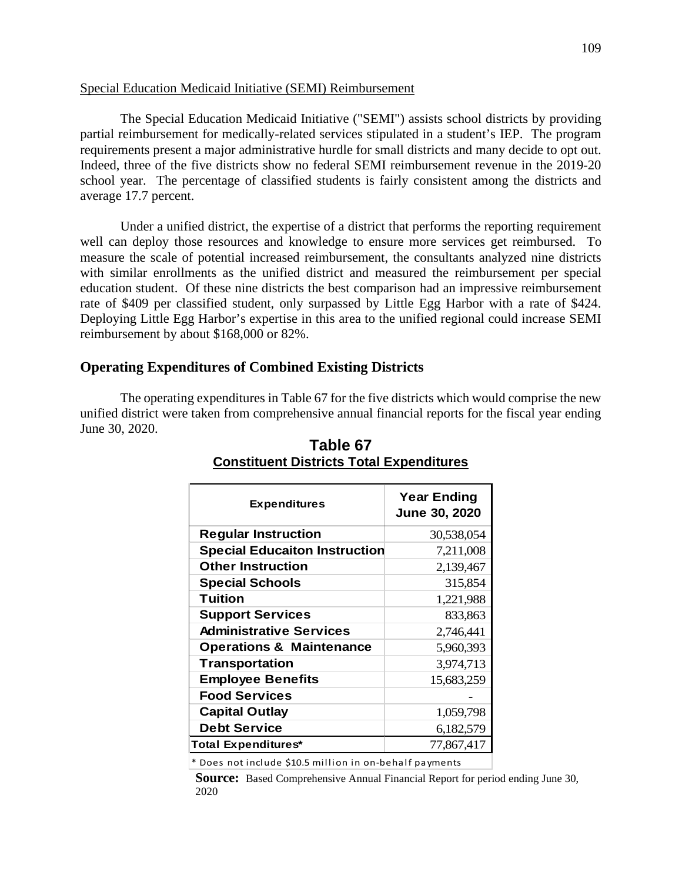Special Education Medicaid Initiative (SEMI) Reimbursement

The Special Education Medicaid Initiative ("SEMI") assists school districts by providing partial reimbursement for medically-related services stipulated in a student's IEP. The program requirements present a major administrative hurdle for small districts and many decide to opt out. Indeed, three of the five districts show no federal SEMI reimbursement revenue in the 2019-20 school year. The percentage of classified students is fairly consistent among the districts and average 17.7 percent.

Under a unified district, the expertise of a district that performs the reporting requirement well can deploy those resources and knowledge to ensure more services get reimbursed. To measure the scale of potential increased reimbursement, the consultants analyzed nine districts with similar enrollments as the unified district and measured the reimbursement per special education student. Of these nine districts the best comparison had an impressive reimbursement rate of $409 per classified student, only surpassed by Little Egg Harbor with a rate of $424. Deploying Little Egg Harbor's expertise in this area to the unified regional could increase SEMI reimbursement by about $168,000 or 82%.

## Operating Expenditures of Combined Existing Districts

The operating expenditures in Table 67 for the five districts which would comprise the new unified district were taken from comprehensive annual financial reports for the fiscal year ending June 30, 2020.

**Table 67**
**Constituent Districts Total Expenditures**

| Expenditures | Year Ending June 30, 2020 |
|---|---|
| Regular Instruction | 30,538,054 |
| Special Educaiton Instruction | 7,211,008 |
| Other Instruction | 2,139,467 |
| Special Schools | 315,854 |
| Tuition | 1,221,988 |
| Support Services | 833,863 |
| Administrative Services | 2,746,441 |
| Operations & Maintenance | 5,960,393 |
| Transportation | 3,974,713 |
| Employee Benefits | 15,683,259 |
| Food Services | - |
| Capital Outlay | 1,059,798 |
| Debt Service | 6,182,579 |
| Total Expenditures* | 77,867,417 |

\* Does not include $10.5 million in on-behalf payments

**Source:** Based Comprehensive Annual Financial Report for period ending June 30, 2020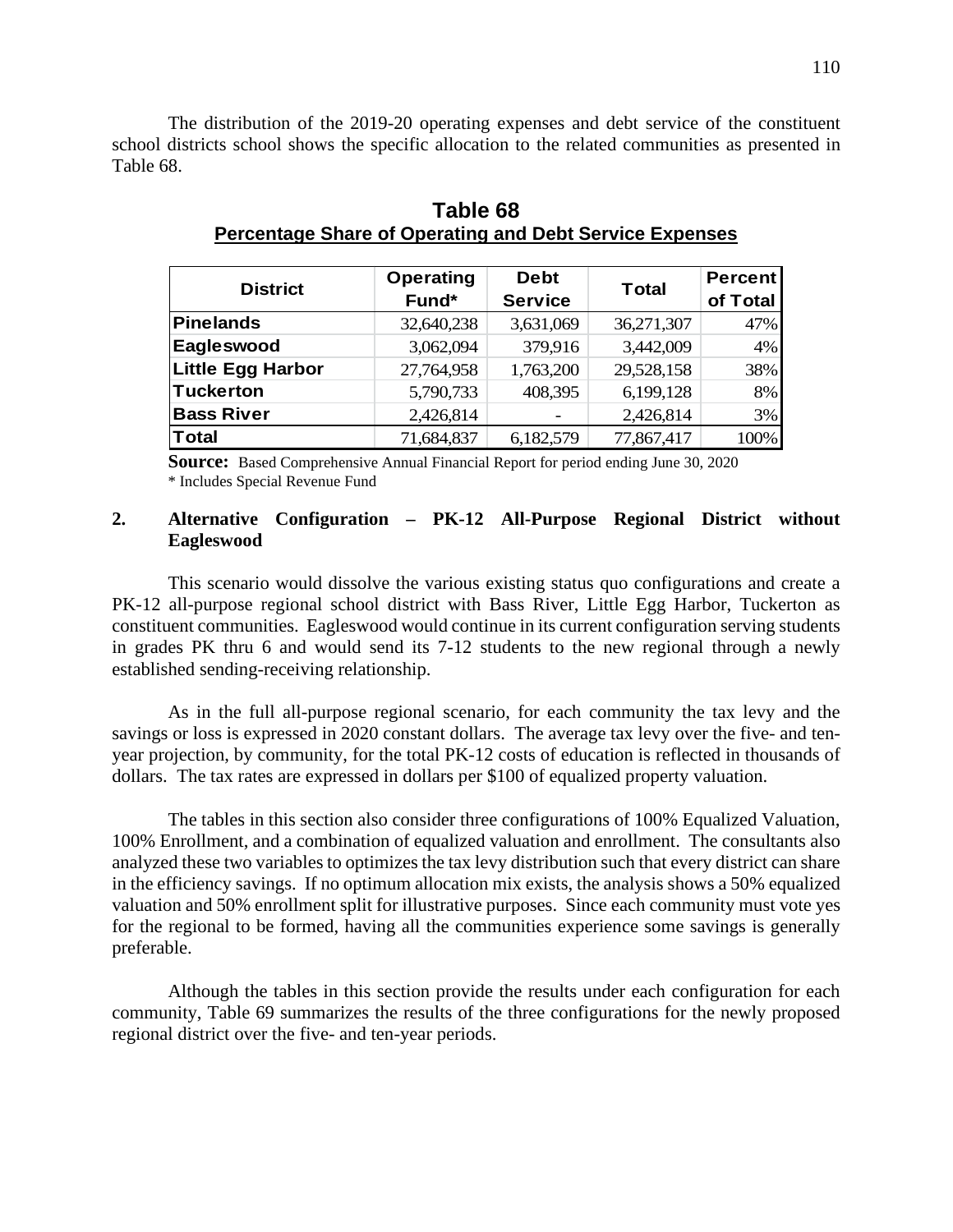The distribution of the 2019-20 operating expenses and debt service of the constituent school districts school shows the specific allocation to the related communities as presented in Table 68.

## Table 68
**Percentage Share of Operating and Debt Service Expenses**

| District | Operating Fund* | Debt Service | Total | Percent of Total |
|---|---|---|---|---|
| **Pinelands** | 32,640,238 | 3,631,069 | 36,271,307 | 47% |
| **Eagleswood** | 3,062,094 | 379,916 | 3,442,009 | 4% |
| **Little Egg Harbor** | 27,764,958 | 1,763,200 | 29,528,158 | 38% |
| **Tuckerton** | 5,790,733 | 408,395 | 6,199,128 | 8% |
| **Bass River** | 2,426,814 | - | 2,426,814 | 3% |
| **Total** | 71,684,837 | 6,182,579 | 77,867,417 | 100% |

**Source:** Based Comprehensive Annual Financial Report for period ending June 30, 2020
* Includes Special Revenue Fund

### 2. Alternative Configuration – PK-12 All-Purpose Regional District without Eagleswood

This scenario would dissolve the various existing status quo configurations and create a PK-12 all-purpose regional school district with Bass River, Little Egg Harbor, Tuckerton as constituent communities. Eagleswood would continue in its current configuration serving students in grades PK thru 6 and would send its 7-12 students to the new regional through a newly established sending-receiving relationship.

As in the full all-purpose regional scenario, for each community the tax levy and the savings or loss is expressed in 2020 constant dollars. The average tax levy over the five- and ten-year projection, by community, for the total PK-12 costs of education is reflected in thousands of dollars. The tax rates are expressed in dollars per $100 of equalized property valuation.

The tables in this section also consider three configurations of 100% Equalized Valuation, 100% Enrollment, and a combination of equalized valuation and enrollment. The consultants also analyzed these two variables to optimizes the tax levy distribution such that every district can share in the efficiency savings. If no optimum allocation mix exists, the analysis shows a 50% equalized valuation and 50% enrollment split for illustrative purposes. Since each community must vote yes for the regional to be formed, having all the communities experience some savings is generally preferable.

Although the tables in this section provide the results under each configuration for each community, Table 69 summarizes the results of the three configurations for the newly proposed regional district over the five- and ten-year periods.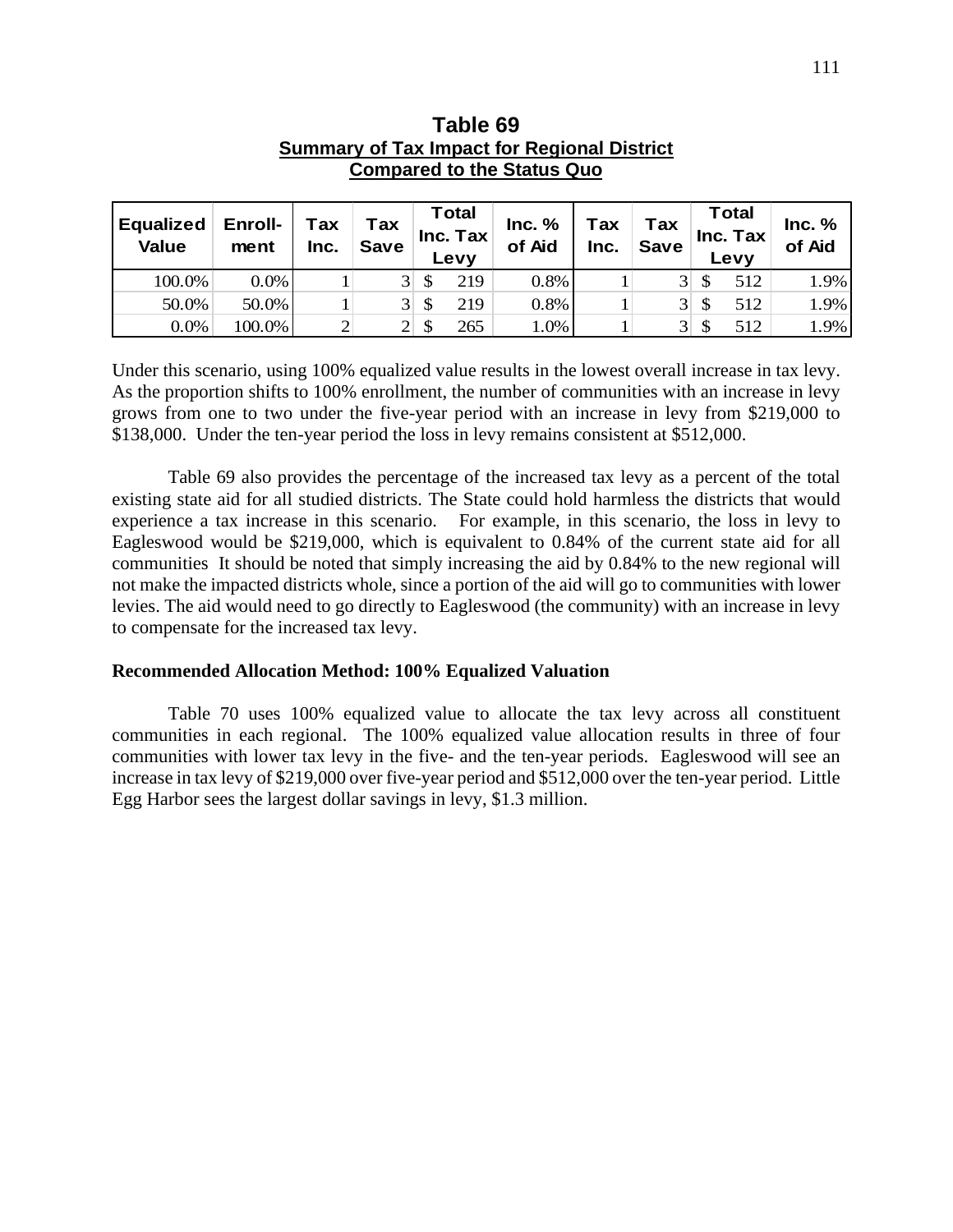**Table 69**
**Summary of Tax Impact for Regional District Compared to the Status Quo**

| Equalized Value | Enroll-ment | Tax Inc. | Tax Save | Total Inc. Tax Levy | Inc. % of Aid | Tax Inc. | Tax Save | Total Inc. Tax Levy | Inc. % of Aid |
|---|---|---|---|---|---|---|---|---|---|
| 100.0% | 0.0% | 1 | 3 | $ 219 | 0.8% | 1 | 3 | $ 512 | 1.9% |
| 50.0% | 50.0% | 1 | 3 | $ 219 | 0.8% | 1 | 3 | $ 512 | 1.9% |
| 0.0% | 100.0% | 2 | 2 | $ 265 | 1.0% | 1 | 3 | $ 512 | 1.9% |

Under this scenario, using 100% equalized value results in the lowest overall increase in tax levy. As the proportion shifts to 100% enrollment, the number of communities with an increase in levy grows from one to two under the five-year period with an increase in levy from $219,000 to $138,000. Under the ten-year period the loss in levy remains consistent at $512,000.

Table 69 also provides the percentage of the increased tax levy as a percent of the total existing state aid for all studied districts. The State could hold harmless the districts that would experience a tax increase in this scenario. For example, in this scenario, the loss in levy to Eagleswood would be $219,000, which is equivalent to 0.84% of the current state aid for all communities It should be noted that simply increasing the aid by 0.84% to the new regional will not make the impacted districts whole, since a portion of the aid will go to communities with lower levies. The aid would need to go directly to Eagleswood (the community) with an increase in levy to compensate for the increased tax levy.

**Recommended Allocation Method: 100% Equalized Valuation**

Table 70 uses 100% equalized value to allocate the tax levy across all constituent communities in each regional. The 100% equalized value allocation results in three of four communities with lower tax levy in the five- and the ten-year periods. Eagleswood will see an increase in tax levy of $219,000 over five-year period and $512,000 over the ten-year period. Little Egg Harbor sees the largest dollar savings in levy, $1.3 million.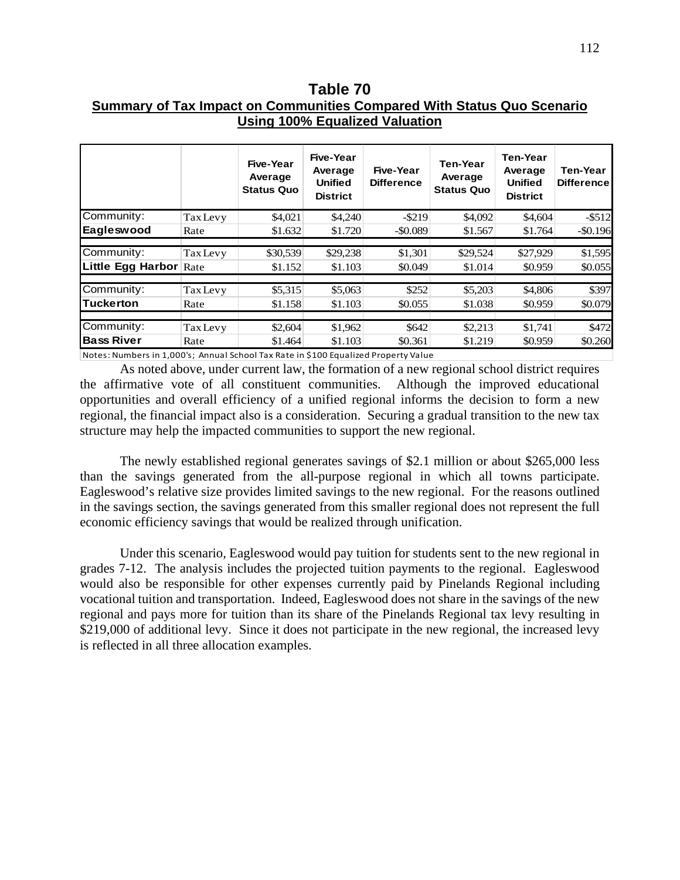**Table 70**
**Summary of Tax Impact on Communities Compared With Status Quo Scenario Using 100% Equalized Valuation**

| | | Five-Year Average Status Quo | Five-Year Average Unified District | Five-Year Difference | Ten-Year Average Status Quo | Ten-Year Average Unified District | Ten-Year Difference |
|---|---|---|---|---|---|---|---|
| Community: | Tax Levy | $4,021 | $4,240 | -$219 | $4,092 | $4,604 | -$512 |
| **Eagleswood** | Rate | $1.632 | $1.720 | -$0.089 | $1.567 | $1.764 | -$0.196 |
| Community: | Tax Levy | $30,539 | $29,238 | $1,301 | $29,524 | $27,929 | $1,595 |
| **Little Egg Harbor** | Rate | $1.152 | $1.103 | $0.049 | $1.014 | $0.959 | $0.055 |
| Community: | Tax Levy | $5,315 | $5,063 | $252 | $5,203 | $4,806 | $397 |
| **Tuckerton** | Rate | $1.158 | $1.103 | $0.055 | $1.038 | $0.959 | $0.079 |
| Community: | Tax Levy | $2,604 | $1,962 | $642 | $2,213 | $1,741 | $472 |
| **Bass River** | Rate | $1.464 | $1.103 | $0.361 | $1.219 | $0.959 | $0.260 |

Notes: Numbers in 1,000's; Annual School Tax Rate in $100 Equalized Property Value

As noted above, under current law, the formation of a new regional school district requires the affirmative vote of all constituent communities. Although the improved educational opportunities and overall efficiency of a unified regional informs the decision to form a new regional, the financial impact also is a consideration. Securing a gradual transition to the new tax structure may help the impacted communities to support the new regional.

The newly established regional generates savings of $2.1 million or about $265,000 less than the savings generated from the all-purpose regional in which all towns participate. Eagleswood's relative size provides limited savings to the new regional. For the reasons outlined in the savings section, the savings generated from this smaller regional does not represent the full economic efficiency savings that would be realized through unification.

Under this scenario, Eagleswood would pay tuition for students sent to the new regional in grades 7-12. The analysis includes the projected tuition payments to the regional. Eagleswood would also be responsible for other expenses currently paid by Pinelands Regional including vocational tuition and transportation. Indeed, Eagleswood does not share in the savings of the new regional and pays more for tuition than its share of the Pinelands Regional tax levy resulting in $219,000 of additional levy. Since it does not participate in the new regional, the increased levy is reflected in all three allocation examples.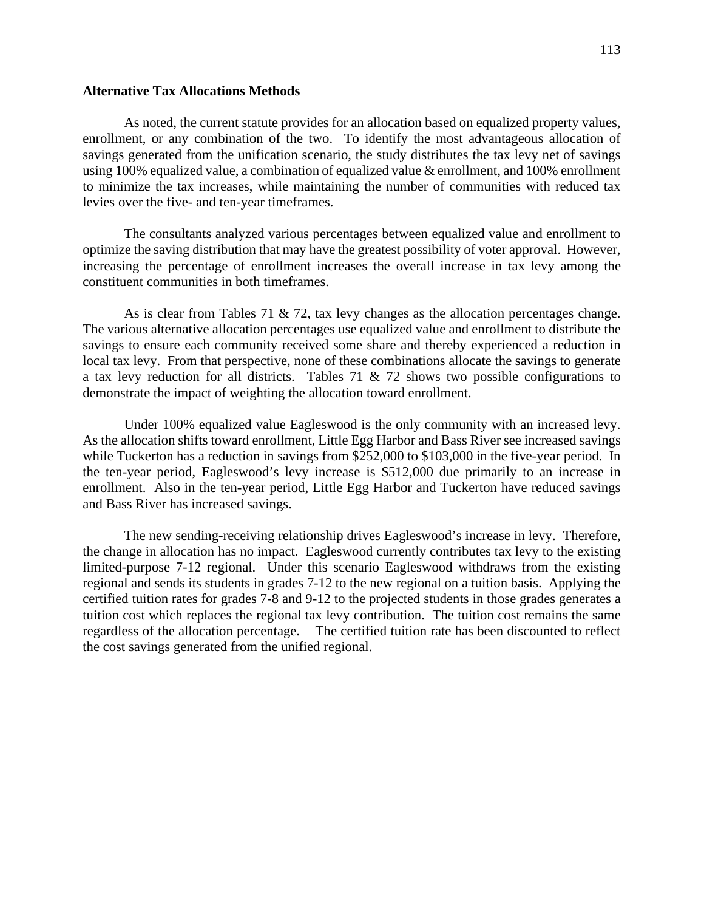**Alternative Tax Allocations Methods**

As noted, the current statute provides for an allocation based on equalized property values, enrollment, or any combination of the two. To identify the most advantageous allocation of savings generated from the unification scenario, the study distributes the tax levy net of savings using 100% equalized value, a combination of equalized value & enrollment, and 100% enrollment to minimize the tax increases, while maintaining the number of communities with reduced tax levies over the five- and ten-year timeframes.

The consultants analyzed various percentages between equalized value and enrollment to optimize the saving distribution that may have the greatest possibility of voter approval. However, increasing the percentage of enrollment increases the overall increase in tax levy among the constituent communities in both timeframes.

As is clear from Tables 71 & 72, tax levy changes as the allocation percentages change. The various alternative allocation percentages use equalized value and enrollment to distribute the savings to ensure each community received some share and thereby experienced a reduction in local tax levy. From that perspective, none of these combinations allocate the savings to generate a tax levy reduction for all districts. Tables 71 & 72 shows two possible configurations to demonstrate the impact of weighting the allocation toward enrollment.

Under 100% equalized value Eagleswood is the only community with an increased levy. As the allocation shifts toward enrollment, Little Egg Harbor and Bass River see increased savings while Tuckerton has a reduction in savings from $252,000 to $103,000 in the five-year period. In the ten-year period, Eagleswood's levy increase is $512,000 due primarily to an increase in enrollment. Also in the ten-year period, Little Egg Harbor and Tuckerton have reduced savings and Bass River has increased savings.

The new sending-receiving relationship drives Eagleswood's increase in levy. Therefore, the change in allocation has no impact. Eagleswood currently contributes tax levy to the existing limited-purpose 7-12 regional. Under this scenario Eagleswood withdraws from the existing regional and sends its students in grades 7-12 to the new regional on a tuition basis. Applying the certified tuition rates for grades 7-8 and 9-12 to the projected students in those grades generates a tuition cost which replaces the regional tax levy contribution. The tuition cost remains the same regardless of the allocation percentage. The certified tuition rate has been discounted to reflect the cost savings generated from the unified regional.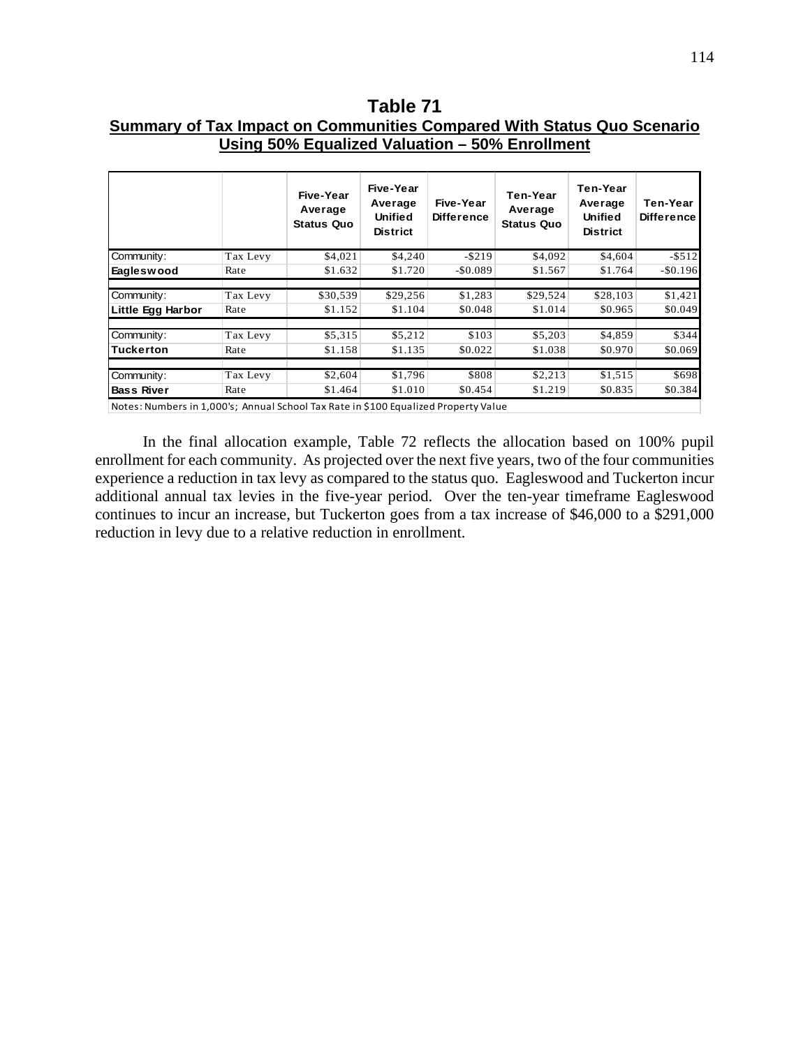**Table 71**

**Summary of Tax Impact on Communities Compared With Status Quo Scenario Using 50% Equalized Valuation – 50% Enrollment**

| | | Five-Year Average Status Quo | Five-Year Average Unified District | Five-Year Difference | Ten-Year Average Status Quo | Ten-Year Average Unified District | Ten-Year Difference |
|---|---|---|---|---|---|---|---|
| Community: | Tax Levy | $4,021 | $4,240 | -$219 | $4,092 | $4,604 | -$512 |
| **Eagleswood** | Rate | $1.632 | $1.720 | -$0.089 | $1.567 | $1.764 | -$0.196 |
| Community: | Tax Levy | $30,539 | $29,256 | $1,283 | $29,524 | $28,103 | $1,421 |
| **Little Egg Harbor** | Rate | $1.152 | $1.104 | $0.048 | $1.014 | $0.965 | $0.049 |
| Community: | Tax Levy | $5,315 | $5,212 | $103 | $5,203 | $4,859 | $344 |
| **Tuckerton** | Rate | $1.158 | $1.135 | $0.022 | $1.038 | $0.970 | $0.069 |
| Community: | Tax Levy | $2,604 | $1,796 | $808 | $2,213 | $1,515 | $698 |
| **Bass River** | Rate | $1.464 | $1.010 | $0.454 | $1.219 | $0.835 | $0.384 |

Notes: Numbers in 1,000's; Annual School Tax Rate in $100 Equalized Property Value

In the final allocation example, Table 72 reflects the allocation based on 100% pupil enrollment for each community. As projected over the next five years, two of the four communities experience a reduction in tax levy as compared to the status quo. Eagleswood and Tuckerton incur additional annual tax levies in the five-year period. Over the ten-year timeframe Eagleswood continues to incur an increase, but Tuckerton goes from a tax increase of $46,000 to a $291,000 reduction in levy due to a relative reduction in enrollment.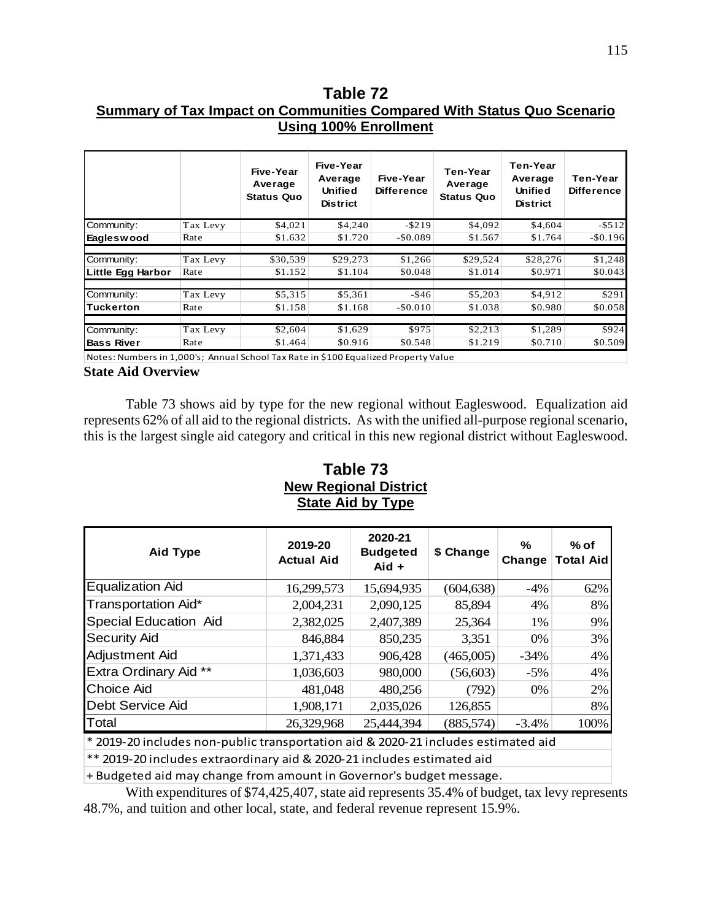## Table 72
**Summary of Tax Impact on Communities Compared With Status Quo Scenario Using 100% Enrollment**

| | | Five-Year Average Status Quo | Five-Year Average Unified District | Five-Year Difference | Ten-Year Average Status Quo | Ten-Year Average Unified District | Ten-Year Difference |
|---|---|---|---|---|---|---|---|
| Community: | Tax Levy | $4,021 | $4,240 | -$219 | $4,092 | $4,604 | -$512 |
| **Eagleswood** | Rate | $1.632 | $1.720 | -$0.089 | $1.567 | $1.764 | -$0.196 |
| Community: | Tax Levy | $30,539 | $29,273 | $1,266 | $29,524 | $28,276 | $1,248 |
| **Little Egg Harbor** | Rate | $1.152 | $1.104 | $0.048 | $1.014 | $0.971 | $0.043 |
| Community: | Tax Levy | $5,315 | $5,361 | -$46 | $5,203 | $4,912 | $291 |
| **Tuckerton** | Rate | $1.158 | $1.168 | -$0.010 | $1.038 | $0.980 | $0.058 |
| Community: | Tax Levy | $2,604 | $1,629 | $975 | $2,213 | $1,289 | $924 |
| **Bass River** | Rate | $1.464 | $0.916 | $0.548 | $1.219 | $0.710 | $0.509 |

Notes: Numbers in 1,000's; Annual School Tax Rate in $100 Equalized Property Value

**State Aid Overview**

Table 73 shows aid by type for the new regional without Eagleswood. Equalization aid represents 62% of all aid to the regional districts. As with the unified all-purpose regional scenario, this is the largest single aid category and critical in this new regional district without Eagleswood.

## Table 73
**New Regional District**
**State Aid by Type**

| Aid Type | 2019-20 Actual Aid | 2020-21 Budgeted Aid + | $ Change | % Change | % of Total Aid |
|---|---|---|---|---|---|
| Equalization Aid | 16,299,573 | 15,694,935 | (604,638) | -4% | 62% |
| Transportation Aid* | 2,004,231 | 2,090,125 | 85,894 | 4% | 8% |
| Special Education Aid | 2,382,025 | 2,407,389 | 25,364 | 1% | 9% |
| Security Aid | 846,884 | 850,235 | 3,351 | 0% | 3% |
| Adjustment Aid | 1,371,433 | 906,428 | (465,005) | -34% | 4% |
| Extra Ordinary Aid ** | 1,036,603 | 980,000 | (56,603) | -5% | 4% |
| Choice Aid | 481,048 | 480,256 | (792) | 0% | 2% |
| Debt Service Aid | 1,908,171 | 2,035,026 | 126,855 | | 8% |
| Total | 26,329,968 | 25,444,394 | (885,574) | -3.4% | 100% |

* 2019-20 includes non-public transportation aid & 2020-21 includes estimated aid

** 2019-20 includes extraordinary aid & 2020-21 includes estimated aid

+ Budgeted aid may change from amount in Governor's budget message.

With expenditures of $74,425,407, state aid represents 35.4% of budget, tax levy represents 48.7%, and tuition and other local, state, and federal revenue represent 15.9%.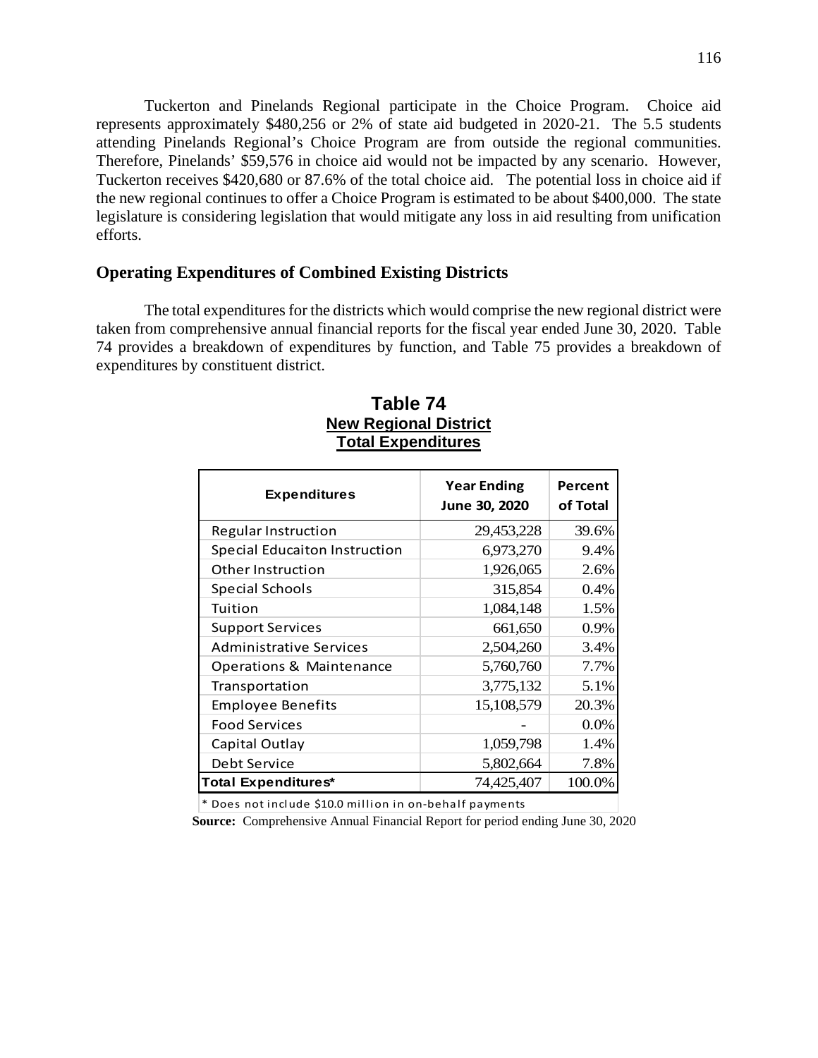Tuckerton and Pinelands Regional participate in the Choice Program. Choice aid represents approximately $480,256 or 2% of state aid budgeted in 2020-21. The 5.5 students attending Pinelands Regional's Choice Program are from outside the regional communities. Therefore, Pinelands' $59,576 in choice aid would not be impacted by any scenario. However, Tuckerton receives $420,680 or 87.6% of the total choice aid. The potential loss in choice aid if the new regional continues to offer a Choice Program is estimated to be about $400,000. The state legislature is considering legislation that would mitigate any loss in aid resulting from unification efforts.

## Operating Expenditures of Combined Existing Districts

The total expenditures for the districts which would comprise the new regional district were taken from comprehensive annual financial reports for the fiscal year ended June 30, 2020. Table 74 provides a breakdown of expenditures by function, and Table 75 provides a breakdown of expenditures by constituent district.

**Table 74**
**New Regional District**
**Total Expenditures**

| Expenditures | Year Ending June 30, 2020 | Percent of Total |
|---|---|---|
| Regular Instruction | 29,453,228 | 39.6% |
| Special Educaiton Instruction | 6,973,270 | 9.4% |
| Other Instruction | 1,926,065 | 2.6% |
| Special Schools | 315,854 | 0.4% |
| Tuition | 1,084,148 | 1.5% |
| Support Services | 661,650 | 0.9% |
| Administrative Services | 2,504,260 | 3.4% |
| Operations & Maintenance | 5,760,760 | 7.7% |
| Transportation | 3,775,132 | 5.1% |
| Employee Benefits | 15,108,579 | 20.3% |
| Food Services | - | 0.0% |
| Capital Outlay | 1,059,798 | 1.4% |
| Debt Service | 5,802,664 | 7.8% |
| **Total Expenditures*** | 74,425,407 | 100.0% |

* Does not include $10.0 million in on-behalf payments

**Source:** Comprehensive Annual Financial Report for period ending June 30, 2020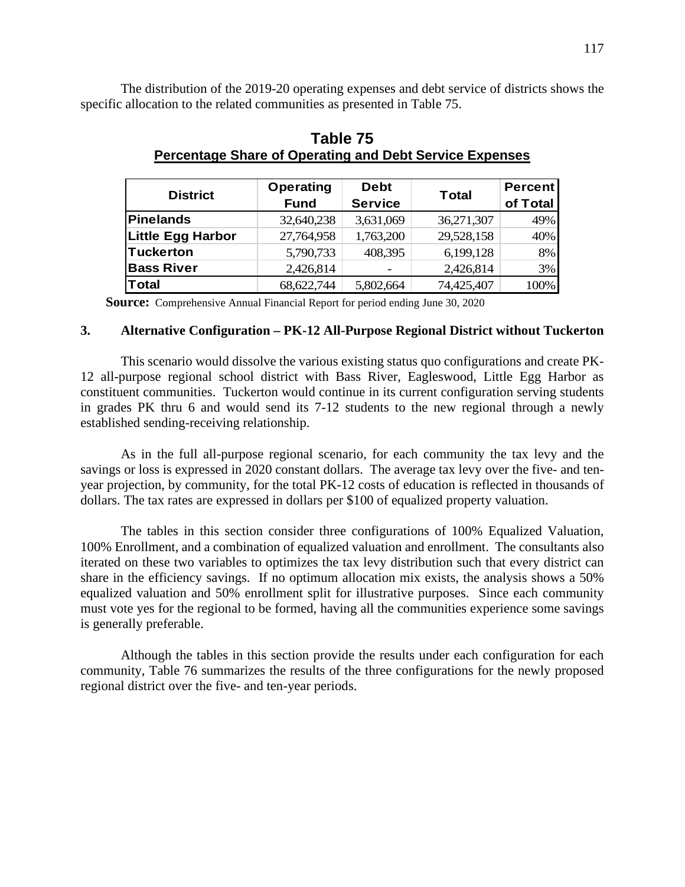The distribution of the 2019-20 operating expenses and debt service of districts shows the specific allocation to the related communities as presented in Table 75.

**Table 75**
**Percentage Share of Operating and Debt Service Expenses**

| District | Operating Fund | Debt Service | Total | Percent of Total |
|---|---|---|---|---|
| Pinelands | 32,640,238 | 3,631,069 | 36,271,307 | 49% |
| Little Egg Harbor | 27,764,958 | 1,763,200 | 29,528,158 | 40% |
| Tuckerton | 5,790,733 | 408,395 | 6,199,128 | 8% |
| Bass River | 2,426,814 | - | 2,426,814 | 3% |
| Total | 68,622,744 | 5,802,664 | 74,425,407 | 100% |

**Source:** Comprehensive Annual Financial Report for period ending June 30, 2020

### 3. Alternative Configuration – PK-12 All-Purpose Regional District without Tuckerton

This scenario would dissolve the various existing status quo configurations and create PK-12 all-purpose regional school district with Bass River, Eagleswood, Little Egg Harbor as constituent communities. Tuckerton would continue in its current configuration serving students in grades PK thru 6 and would send its 7-12 students to the new regional through a newly established sending-receiving relationship.

As in the full all-purpose regional scenario, for each community the tax levy and the savings or loss is expressed in 2020 constant dollars. The average tax levy over the five- and ten-year projection, by community, for the total PK-12 costs of education is reflected in thousands of dollars. The tax rates are expressed in dollars per $100 of equalized property valuation.

The tables in this section consider three configurations of 100% Equalized Valuation, 100% Enrollment, and a combination of equalized valuation and enrollment. The consultants also iterated on these two variables to optimizes the tax levy distribution such that every district can share in the efficiency savings. If no optimum allocation mix exists, the analysis shows a 50% equalized valuation and 50% enrollment split for illustrative purposes. Since each community must vote yes for the regional to be formed, having all the communities experience some savings is generally preferable.

Although the tables in this section provide the results under each configuration for each community, Table 76 summarizes the results of the three configurations for the newly proposed regional district over the five- and ten-year periods.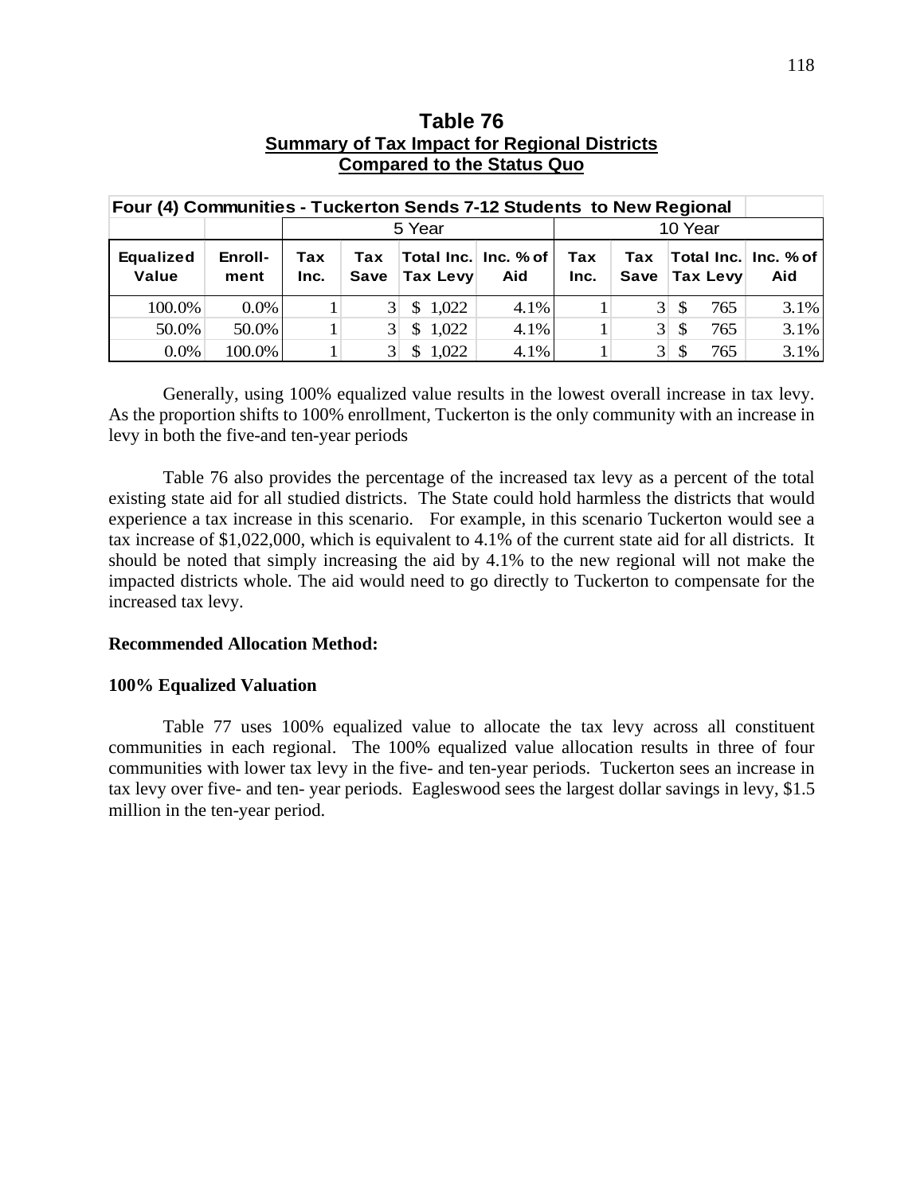# Table 76

**Summary of Tax Impact for Regional Districts Compared to the Status Quo**

| Four (4) Communities - Tuckerton Sends 7-12 Students to New Regional | | | | | | | | | |
|---|---|---|---|---|---|---|---|---|---|
| | | 5 Year | | | | 10 Year | | | |
| Equalized Value | Enroll-ment | Tax Inc. | Tax Save | Total Inc. Tax Levy | Inc. % of Aid | Tax Inc. | Tax Save | Total Inc. Tax Levy | Inc. % of Aid |
| 100.0% | 0.0% | 1 | 3 | $ 1,022 | 4.1% | 1 | 3 | $ 765 | 3.1% |
| 50.0% | 50.0% | 1 | 3 | $ 1,022 | 4.1% | 1 | 3 | $ 765 | 3.1% |
| 0.0% | 100.0% | 1 | 3 | $ 1,022 | 4.1% | 1 | 3 | $ 765 | 3.1% |

Generally, using 100% equalized value results in the lowest overall increase in tax levy. As the proportion shifts to 100% enrollment, Tuckerton is the only community with an increase in levy in both the five-and ten-year periods

Table 76 also provides the percentage of the increased tax levy as a percent of the total existing state aid for all studied districts. The State could hold harmless the districts that would experience a tax increase in this scenario. For example, in this scenario Tuckerton would see a tax increase of $1,022,000, which is equivalent to 4.1% of the current state aid for all districts. It should be noted that simply increasing the aid by 4.1% to the new regional will not make the impacted districts whole. The aid would need to go directly to Tuckerton to compensate for the increased tax levy.

**Recommended Allocation Method:**

**100% Equalized Valuation**

Table 77 uses 100% equalized value to allocate the tax levy across all constituent communities in each regional. The 100% equalized value allocation results in three of four communities with lower tax levy in the five- and ten-year periods. Tuckerton sees an increase in tax levy over five- and ten- year periods. Eagleswood sees the largest dollar savings in levy, $1.5 million in the ten-year period.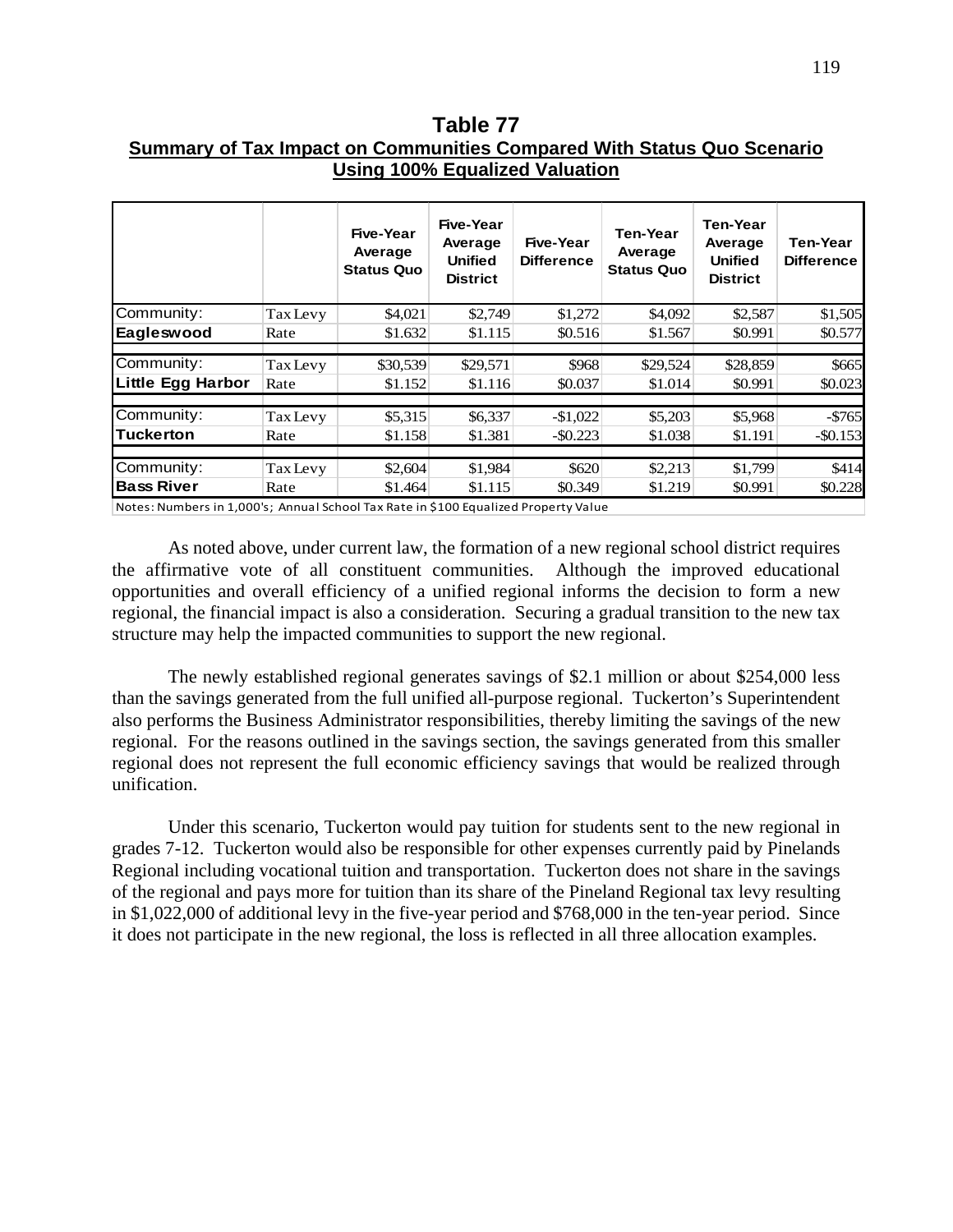**Table 77**
**Summary of Tax Impact on Communities Compared With Status Quo Scenario Using 100% Equalized Valuation**

| | | Five-Year Average Status Quo | Five-Year Average Unified District | Five-Year Difference | Ten-Year Average Status Quo | Ten-Year Average Unified District | Ten-Year Difference |
|---|---|---|---|---|---|---|---|
| Community: | Tax Levy | $4,021 | $2,749 | $1,272 | $4,092 | $2,587 | $1,505 |
| **Eagleswood** | Rate | $1.632 | $1.115 | $0.516 | $1.567 | $0.991 | $0.577 |
| Community: | Tax Levy | $30,539 | $29,571 | $968 | $29,524 | $28,859 | $665 |
| **Little Egg Harbor** | Rate | $1.152 | $1.116 | $0.037 | $1.014 | $0.991 | $0.023 |
| Community: | Tax Levy | $5,315 | $6,337 | -$1,022 | $5,203 | $5,968 | -$765 |
| **Tuckerton** | Rate | $1.158 | $1.381 | -$0.223 | $1.038 | $1.191 | -$0.153 |
| Community: | Tax Levy | $2,604 | $1,984 | $620 | $2,213 | $1,799 | $414 |
| **Bass River** | Rate | $1.464 | $1.115 | $0.349 | $1.219 | $0.991 | $0.228 |

Notes: Numbers in 1,000's; Annual School Tax Rate in $100 Equalized Property Value

As noted above, under current law, the formation of a new regional school district requires the affirmative vote of all constituent communities. Although the improved educational opportunities and overall efficiency of a unified regional informs the decision to form a new regional, the financial impact is also a consideration. Securing a gradual transition to the new tax structure may help the impacted communities to support the new regional.

The newly established regional generates savings of $2.1 million or about $254,000 less than the savings generated from the full unified all-purpose regional. Tuckerton's Superintendent also performs the Business Administrator responsibilities, thereby limiting the savings of the new regional. For the reasons outlined in the savings section, the savings generated from this smaller regional does not represent the full economic efficiency savings that would be realized through unification.

Under this scenario, Tuckerton would pay tuition for students sent to the new regional in grades 7-12. Tuckerton would also be responsible for other expenses currently paid by Pinelands Regional including vocational tuition and transportation. Tuckerton does not share in the savings of the regional and pays more for tuition than its share of the Pineland Regional tax levy resulting in $1,022,000 of additional levy in the five-year period and $768,000 in the ten-year period. Since it does not participate in the new regional, the loss is reflected in all three allocation examples.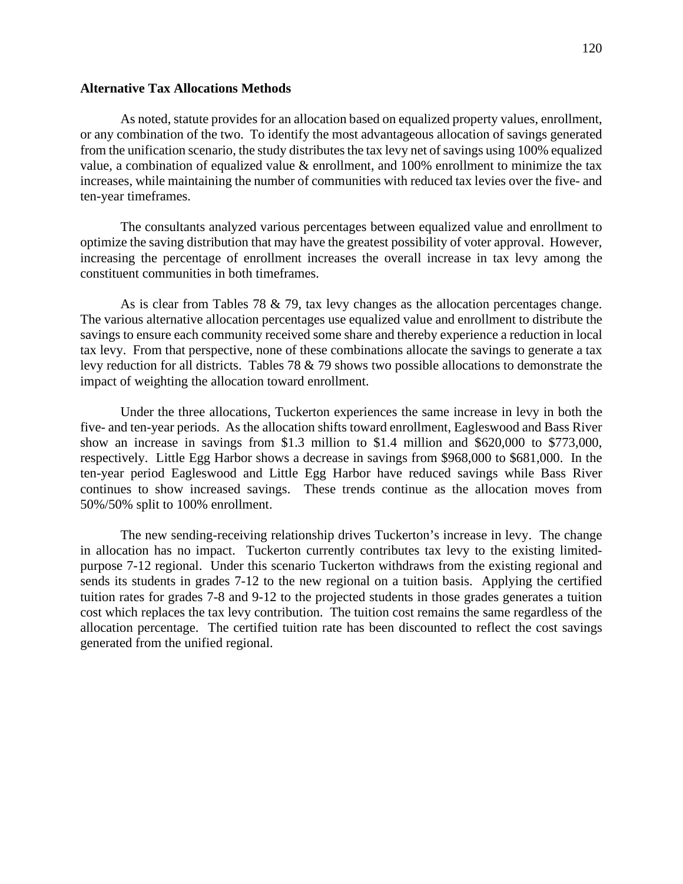**Alternative Tax Allocations Methods**

As noted, statute provides for an allocation based on equalized property values, enrollment, or any combination of the two. To identify the most advantageous allocation of savings generated from the unification scenario, the study distributes the tax levy net of savings using 100% equalized value, a combination of equalized value & enrollment, and 100% enrollment to minimize the tax increases, while maintaining the number of communities with reduced tax levies over the five- and ten-year timeframes.

The consultants analyzed various percentages between equalized value and enrollment to optimize the saving distribution that may have the greatest possibility of voter approval. However, increasing the percentage of enrollment increases the overall increase in tax levy among the constituent communities in both timeframes.

As is clear from Tables 78 & 79, tax levy changes as the allocation percentages change. The various alternative allocation percentages use equalized value and enrollment to distribute the savings to ensure each community received some share and thereby experience a reduction in local tax levy. From that perspective, none of these combinations allocate the savings to generate a tax levy reduction for all districts. Tables 78 & 79 shows two possible allocations to demonstrate the impact of weighting the allocation toward enrollment.

Under the three allocations, Tuckerton experiences the same increase in levy in both the five- and ten-year periods. As the allocation shifts toward enrollment, Eagleswood and Bass River show an increase in savings from $1.3 million to $1.4 million and $620,000 to $773,000, respectively. Little Egg Harbor shows a decrease in savings from $968,000 to $681,000. In the ten-year period Eagleswood and Little Egg Harbor have reduced savings while Bass River continues to show increased savings. These trends continue as the allocation moves from 50%/50% split to 100% enrollment.

The new sending-receiving relationship drives Tuckerton's increase in levy. The change in allocation has no impact. Tuckerton currently contributes tax levy to the existing limited-purpose 7-12 regional. Under this scenario Tuckerton withdraws from the existing regional and sends its students in grades 7-12 to the new regional on a tuition basis. Applying the certified tuition rates for grades 7-8 and 9-12 to the projected students in those grades generates a tuition cost which replaces the tax levy contribution. The tuition cost remains the same regardless of the allocation percentage. The certified tuition rate has been discounted to reflect the cost savings generated from the unified regional.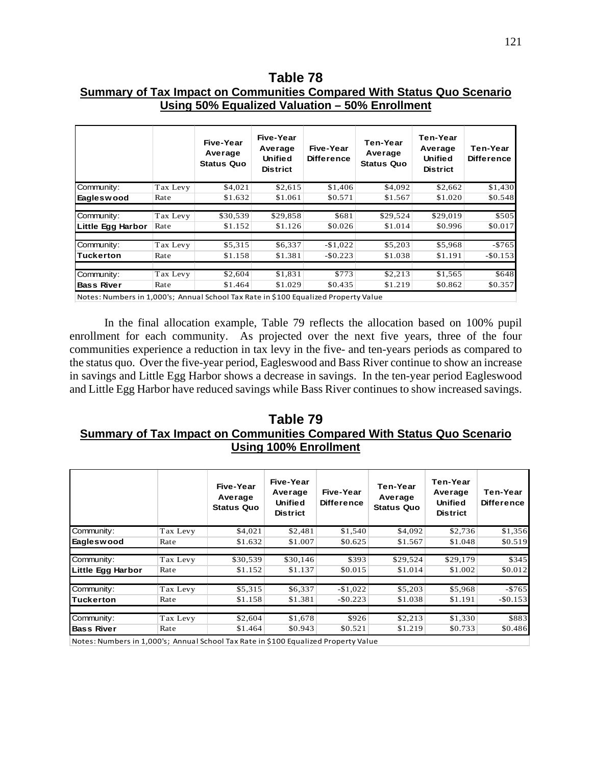## Table 78

**Summary of Tax Impact on Communities Compared With Status Quo Scenario Using 50% Equalized Valuation – 50% Enrollment**

| | | Five-Year Average Status Quo | Five-Year Average Unified District | Five-Year Difference | Ten-Year Average Status Quo | Ten-Year Average Unified District | Ten-Year Difference |
|---|---|---|---|---|---|---|---|
| Community: | Tax Levy | $4,021 | $2,615 | $1,406 | $4,092 | $2,662 | $1,430 |
| **Eagleswood** | Rate | $1.632 | $1.061 | $0.571 | $1.567 | $1.020 | $0.548 |
| Community: | Tax Levy | $30,539 | $29,858 | $681 | $29,524 | $29,019 | $505 |
| **Little Egg Harbor** | Rate | $1.152 | $1.126 | $0.026 | $1.014 | $0.996 | $0.017 |
| Community: | Tax Levy | $5,315 | $6,337 | -$1,022 | $5,203 | $5,968 | -$765 |
| **Tuckerton** | Rate | $1.158 | $1.381 | -$0.223 | $1.038 | $1.191 | -$0.153 |
| Community: | Tax Levy | $2,604 | $1,831 | $773 | $2,213 | $1,565 | $648 |
| **Bass River** | Rate | $1.464 | $1.029 | $0.435 | $1.219 | $0.862 | $0.357 |

Notes: Numbers in 1,000's; Annual School Tax Rate in $100 Equalized Property Value

In the final allocation example, Table 79 reflects the allocation based on 100% pupil enrollment for each community. As projected over the next five years, three of the four communities experience a reduction in tax levy in the five- and ten-years periods as compared to the status quo. Over the five-year period, Eagleswood and Bass River continue to show an increase in savings and Little Egg Harbor shows a decrease in savings. In the ten-year period Eagleswood and Little Egg Harbor have reduced savings while Bass River continues to show increased savings.

## Table 79

**Summary of Tax Impact on Communities Compared With Status Quo Scenario Using 100% Enrollment**

| | | Five-Year Average Status Quo | Five-Year Average Unified District | Five-Year Difference | Ten-Year Average Status Quo | Ten-Year Average Unified District | Ten-Year Difference |
|---|---|---|---|---|---|---|---|
| Community: | Tax Levy | $4,021 | $2,481 | $1,540 | $4,092 | $2,736 | $1,356 |
| **Eagleswood** | Rate | $1.632 | $1.007 | $0.625 | $1.567 | $1.048 | $0.519 |
| Community: | Tax Levy | $30,539 | $30,146 | $393 | $29,524 | $29,179 | $345 |
| **Little Egg Harbor** | Rate | $1.152 | $1.137 | $0.015 | $1.014 | $1.002 | $0.012 |
| Community: | Tax Levy | $5,315 | $6,337 | -$1,022 | $5,203 | $5,968 | -$765 |
| **Tuckerton** | Rate | $1.158 | $1.381 | -$0.223 | $1.038 | $1.191 | -$0.153 |
| Community: | Tax Levy | $2,604 | $1,678 | $926 | $2,213 | $1,330 | $883 |
| **Bass River** | Rate | $1.464 | $0.943 | $0.521 | $1.219 | $0.733 | $0.486 |

Notes: Numbers in 1,000's; Annual School Tax Rate in $100 Equalized Property Value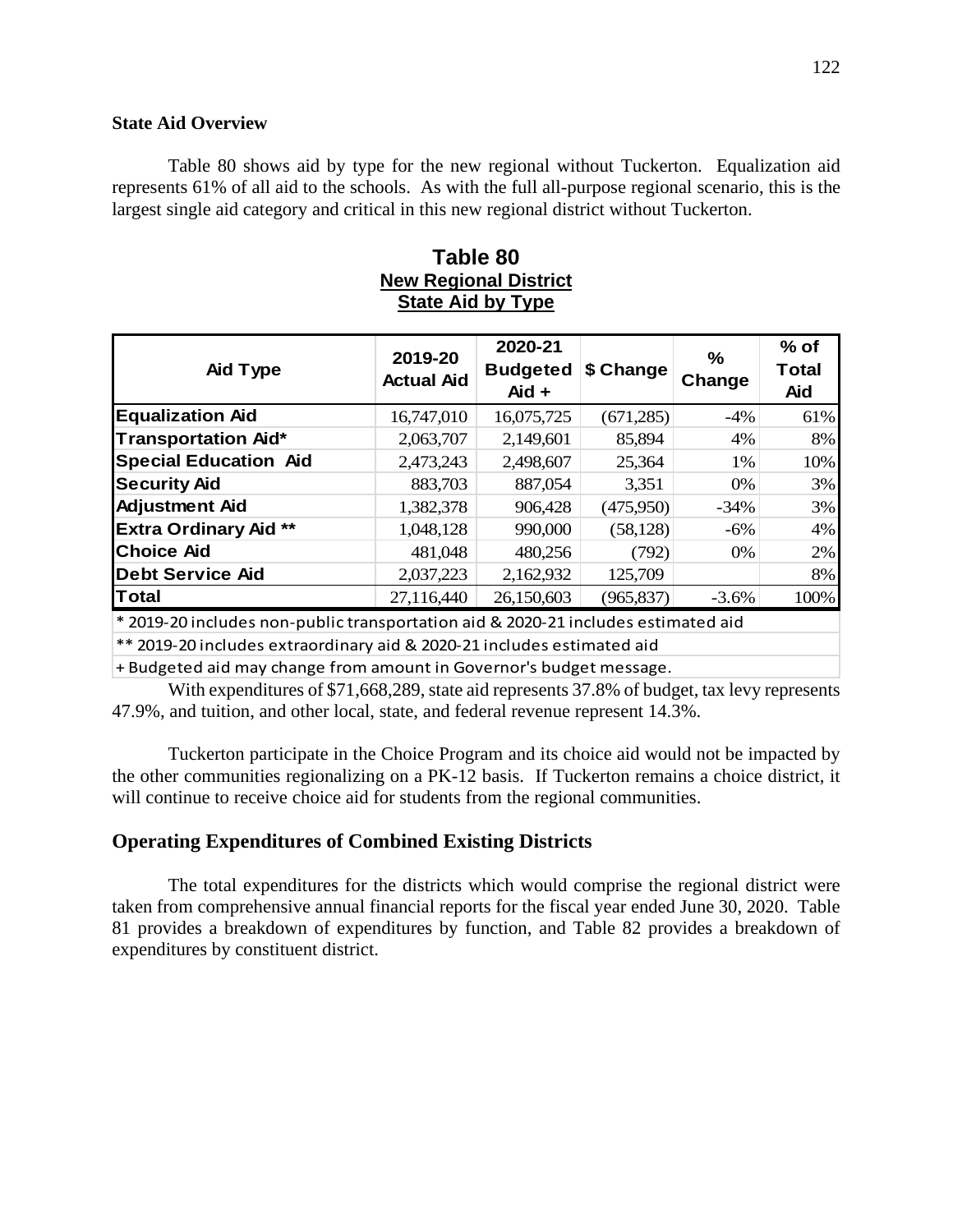### State Aid Overview

Table 80 shows aid by type for the new regional without Tuckerton. Equalization aid represents 61% of all aid to the schools. As with the full all-purpose regional scenario, this is the largest single aid category and critical in this new regional district without Tuckerton.

**Table 80**
**New Regional District**
**State Aid by Type**

| Aid Type | 2019-20 Actual Aid | 2020-21 Budgeted Aid + | $ Change | % Change | % of Total Aid |
|---|---|---|---|---|---|
| **Equalization Aid** | 16,747,010 | 16,075,725 | (671,285) | -4% | 61% |
| **Transportation Aid*** | 2,063,707 | 2,149,601 | 85,894 | 4% | 8% |
| **Special Education Aid** | 2,473,243 | 2,498,607 | 25,364 | 1% | 10% |
| **Security Aid** | 883,703 | 887,054 | 3,351 | 0% | 3% |
| **Adjustment Aid** | 1,382,378 | 906,428 | (475,950) | -34% | 3% |
| **Extra Ordinary Aid **** | 1,048,128 | 990,000 | (58,128) | -6% | 4% |
| **Choice Aid** | 481,048 | 480,256 | (792) | 0% | 2% |
| **Debt Service Aid** | 2,037,223 | 2,162,932 | 125,709 | | 8% |
| **Total** | 27,116,440 | 26,150,603 | (965,837) | -3.6% | 100% |

* 2019-20 includes non-public transportation aid & 2020-21 includes estimated aid

** 2019-20 includes extraordinary aid & 2020-21 includes estimated aid

+ Budgeted aid may change from amount in Governor's budget message.

With expenditures of $71,668,289, state aid represents 37.8% of budget, tax levy represents 47.9%, and tuition, and other local, state, and federal revenue represent 14.3%.

Tuckerton participate in the Choice Program and its choice aid would not be impacted by the other communities regionalizing on a PK-12 basis. If Tuckerton remains a choice district, it will continue to receive choice aid for students from the regional communities.

## Operating Expenditures of Combined Existing Districts

The total expenditures for the districts which would comprise the regional district were taken from comprehensive annual financial reports for the fiscal year ended June 30, 2020. Table 81 provides a breakdown of expenditures by function, and Table 82 provides a breakdown of expenditures by constituent district.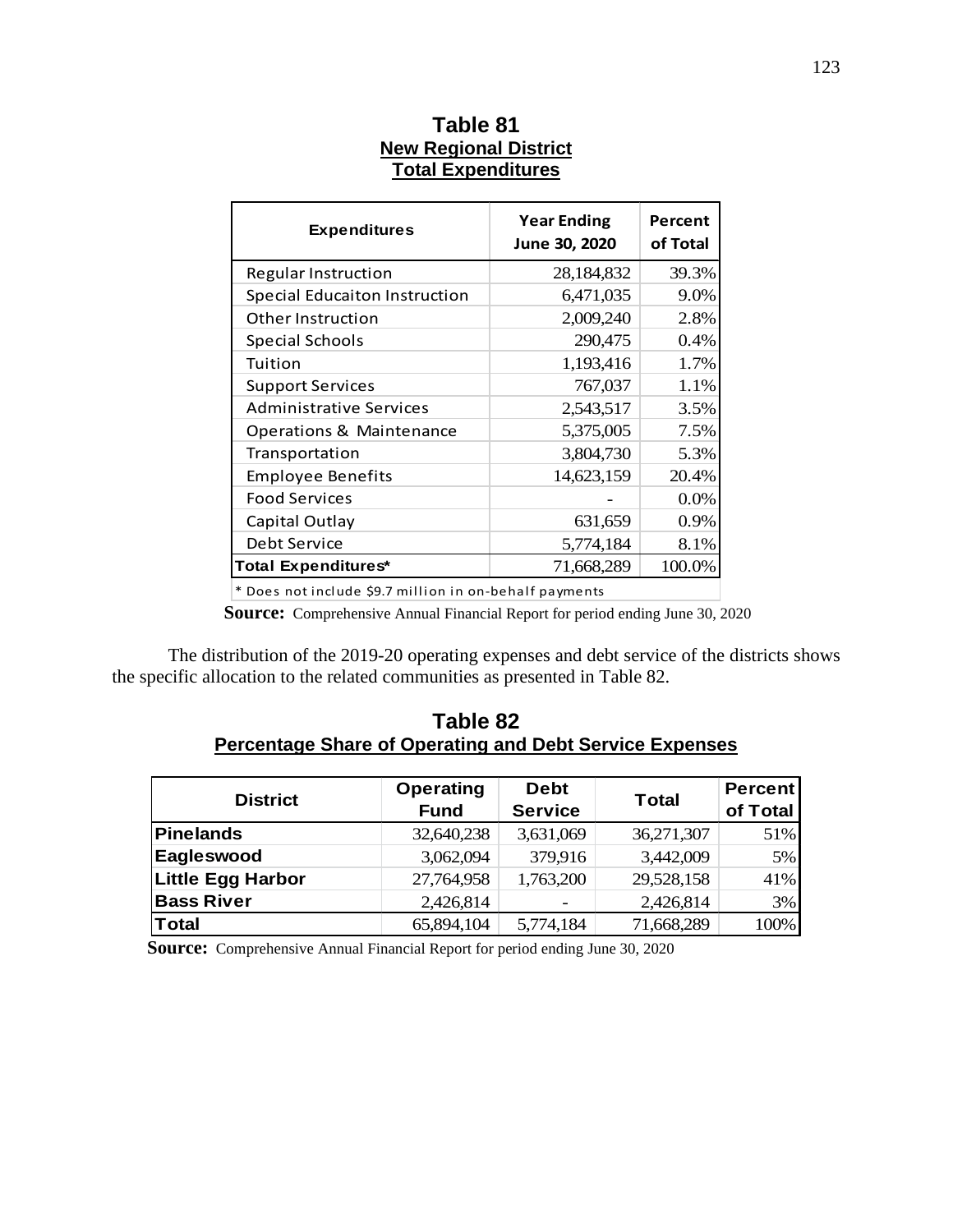## Table 81
**New Regional District**
**Total Expenditures**

| Expenditures | Year Ending June 30, 2020 | Percent of Total |
|---|---|---|
| Regular Instruction | 28,184,832 | 39.3% |
| Special Educaiton Instruction | 6,471,035 | 9.0% |
| Other Instruction | 2,009,240 | 2.8% |
| Special Schools | 290,475 | 0.4% |
| Tuition | 1,193,416 | 1.7% |
| Support Services | 767,037 | 1.1% |
| Administrative Services | 2,543,517 | 3.5% |
| Operations & Maintenance | 5,375,005 | 7.5% |
| Transportation | 3,804,730 | 5.3% |
| Employee Benefits | 14,623,159 | 20.4% |
| Food Services | - | 0.0% |
| Capital Outlay | 631,659 | 0.9% |
| Debt Service | 5,774,184 | 8.1% |
| **Total Expenditures*** | 71,668,289 | 100.0% |

* Does not include $9.7 million in on-behalf payments

**Source:** Comprehensive Annual Financial Report for period ending June 30, 2020

The distribution of the 2019-20 operating expenses and debt service of the districts shows the specific allocation to the related communities as presented in Table 82.

## Table 82
**Percentage Share of Operating and Debt Service Expenses**

| District | Operating Fund | Debt Service | Total | Percent of Total |
|---|---|---|---|---|
| **Pinelands** | 32,640,238 | 3,631,069 | 36,271,307 | 51% |
| **Eagleswood** | 3,062,094 | 379,916 | 3,442,009 | 5% |
| **Little Egg Harbor** | 27,764,958 | 1,763,200 | 29,528,158 | 41% |
| **Bass River** | 2,426,814 | - | 2,426,814 | 3% |
| **Total** | 65,894,104 | 5,774,184 | 71,668,289 | 100% |

**Source:** Comprehensive Annual Financial Report for period ending June 30, 2020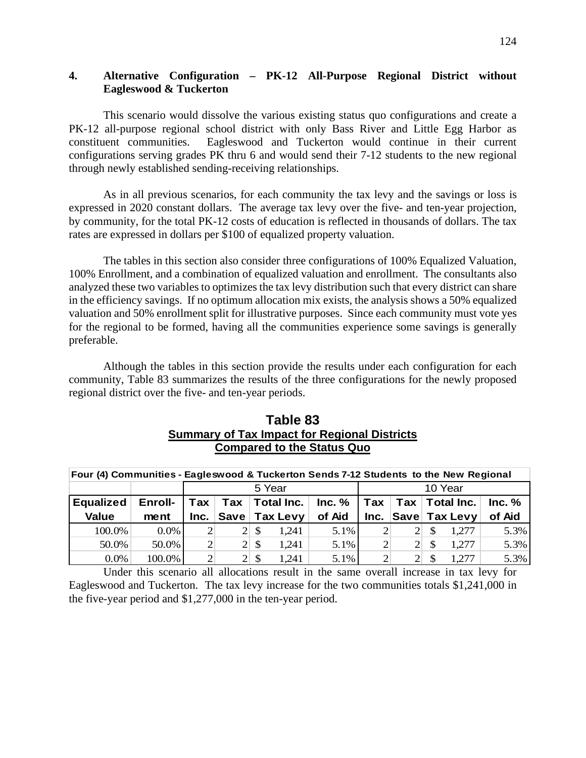### 4. Alternative Configuration – PK-12 All-Purpose Regional District without Eagleswood & Tuckerton

This scenario would dissolve the various existing status quo configurations and create a PK-12 all-purpose regional school district with only Bass River and Little Egg Harbor as constituent communities. Eagleswood and Tuckerton would continue in their current configurations serving grades PK thru 6 and would send their 7-12 students to the new regional through newly established sending-receiving relationships.

As in all previous scenarios, for each community the tax levy and the savings or loss is expressed in 2020 constant dollars. The average tax levy over the five- and ten-year projection, by community, for the total PK-12 costs of education is reflected in thousands of dollars. The tax rates are expressed in dollars per $100 of equalized property valuation.

The tables in this section also consider three configurations of 100% Equalized Valuation, 100% Enrollment, and a combination of equalized valuation and enrollment. The consultants also analyzed these two variables to optimizes the tax levy distribution such that every district can share in the efficiency savings. If no optimum allocation mix exists, the analysis shows a 50% equalized valuation and 50% enrollment split for illustrative purposes. Since each community must vote yes for the regional to be formed, having all the communities experience some savings is generally preferable.

Although the tables in this section provide the results under each configuration for each community, Table 83 summarizes the results of the three configurations for the newly proposed regional district over the five- and ten-year periods.

**Table 83**
**Summary of Tax Impact for Regional Districts Compared to the Status Quo**

| Four (4) Communities - Eagleswood & Tuckerton Sends 7-12 Students to the New Regional | | | | | | | | | |
|---|---|---|---|---|---|---|---|---|---|
| | | 5 Year | | | | 10 Year | | | |
| Equalized Value | Enroll-ment | Tax Inc. | Tax Save | Total Inc. Tax Levy | Inc. % of Aid | Tax Inc. | Tax Save | Total Inc. Tax Levy | Inc. % of Aid |
| 100.0% | 0.0% | 2 | 2 | $ 1,241 | 5.1% | 2 | 2 | $ 1,277 | 5.3% |
| 50.0% | 50.0% | 2 | 2 | $ 1,241 | 5.1% | 2 | 2 | $ 1,277 | 5.3% |
| 0.0% | 100.0% | 2 | 2 | $ 1,241 | 5.1% | 2 | 2 | $ 1,277 | 5.3% |

Under this scenario all allocations result in the same overall increase in tax levy for Eagleswood and Tuckerton. The tax levy increase for the two communities totals $1,241,000 in the five-year period and $1,277,000 in the ten-year period.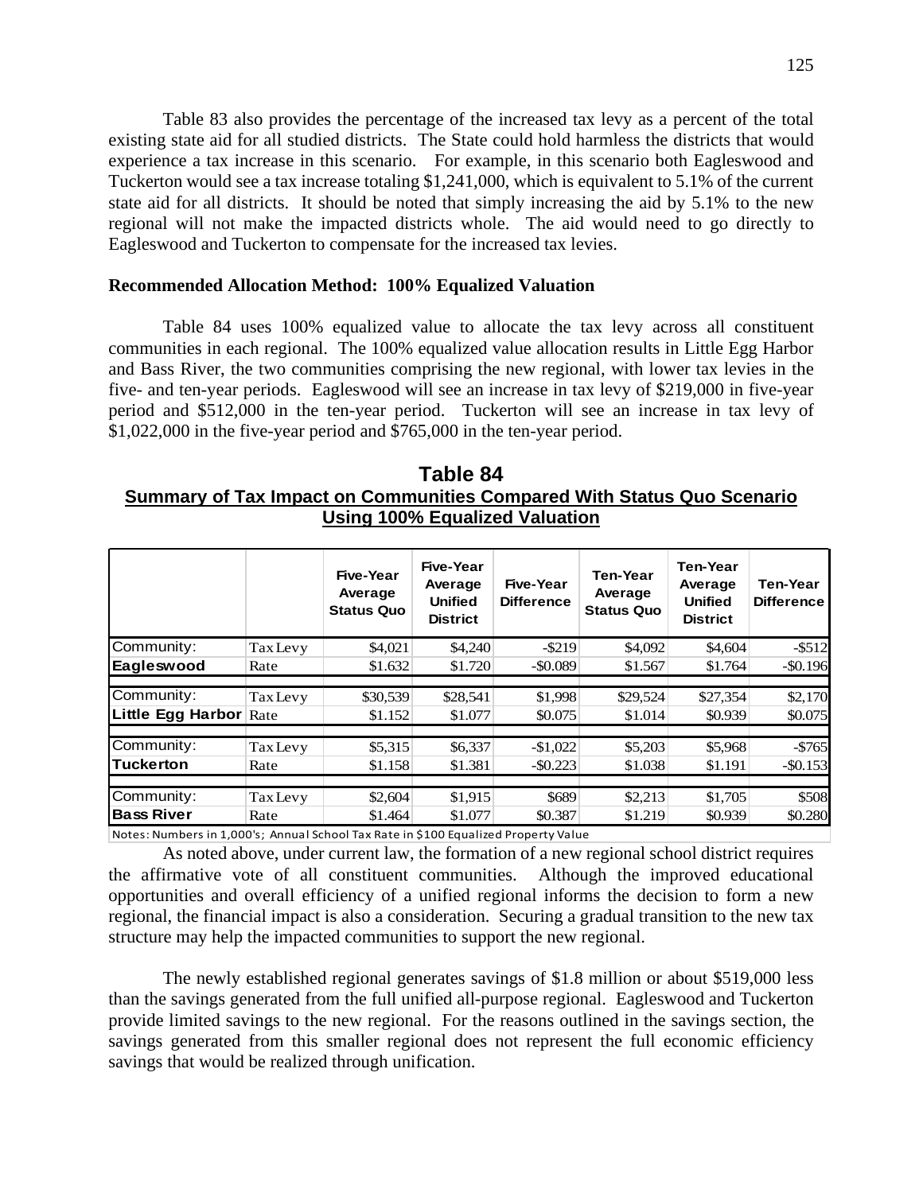Table 83 also provides the percentage of the increased tax levy as a percent of the total existing state aid for all studied districts. The State could hold harmless the districts that would experience a tax increase in this scenario. For example, in this scenario both Eagleswood and Tuckerton would see a tax increase totaling $1,241,000, which is equivalent to 5.1% of the current state aid for all districts. It should be noted that simply increasing the aid by 5.1% to the new regional will not make the impacted districts whole. The aid would need to go directly to Eagleswood and Tuckerton to compensate for the increased tax levies.

**Recommended Allocation Method: 100% Equalized Valuation**

Table 84 uses 100% equalized value to allocate the tax levy across all constituent communities in each regional. The 100% equalized value allocation results in Little Egg Harbor and Bass River, the two communities comprising the new regional, with lower tax levies in the five- and ten-year periods. Eagleswood will see an increase in tax levy of $219,000 in five-year period and $512,000 in the ten-year period. Tuckerton will see an increase in tax levy of $1,022,000 in the five-year period and $765,000 in the ten-year period.

## Table 84
**Summary of Tax Impact on Communities Compared With Status Quo Scenario Using 100% Equalized Valuation**

| | | Five-Year Average Status Quo | Five-Year Average Unified District | Five-Year Difference | Ten-Year Average Status Quo | Ten-Year Average Unified District | Ten-Year Difference |
|---|---|---|---|---|---|---|---|
| Community: | Tax Levy | $4,021 | $4,240 | -$219 | $4,092 | $4,604 | -$512 |
| **Eagleswood** | Rate | $1.632 | $1.720 | -$0.089 | $1.567 | $1.764 | -$0.196 |
| Community: | Tax Levy | $30,539 | $28,541 | $1,998 | $29,524 | $27,354 | $2,170 |
| **Little Egg Harbor** | Rate | $1.152 | $1.077 | $0.075 | $1.014 | $0.939 | $0.075 |
| Community: | Tax Levy | $5,315 | $6,337 | -$1,022 | $5,203 | $5,968 | -$765 |
| **Tuckerton** | Rate | $1.158 | $1.381 | -$0.223 | $1.038 | $1.191 | -$0.153 |
| Community: | Tax Levy | $2,604 | $1,915 | $689 | $2,213 | $1,705 | $508 |
| **Bass River** | Rate | $1.464 | $1.077 | $0.387 | $1.219 | $0.939 | $0.280 |

Notes: Numbers in 1,000's; Annual School Tax Rate in $100 Equalized Property Value

As noted above, under current law, the formation of a new regional school district requires the affirmative vote of all constituent communities. Although the improved educational opportunities and overall efficiency of a unified regional informs the decision to form a new regional, the financial impact is also a consideration. Securing a gradual transition to the new tax structure may help the impacted communities to support the new regional.

The newly established regional generates savings of $1.8 million or about $519,000 less than the savings generated from the full unified all-purpose regional. Eagleswood and Tuckerton provide limited savings to the new regional. For the reasons outlined in the savings section, the savings generated from this smaller regional does not represent the full economic efficiency savings that would be realized through unification.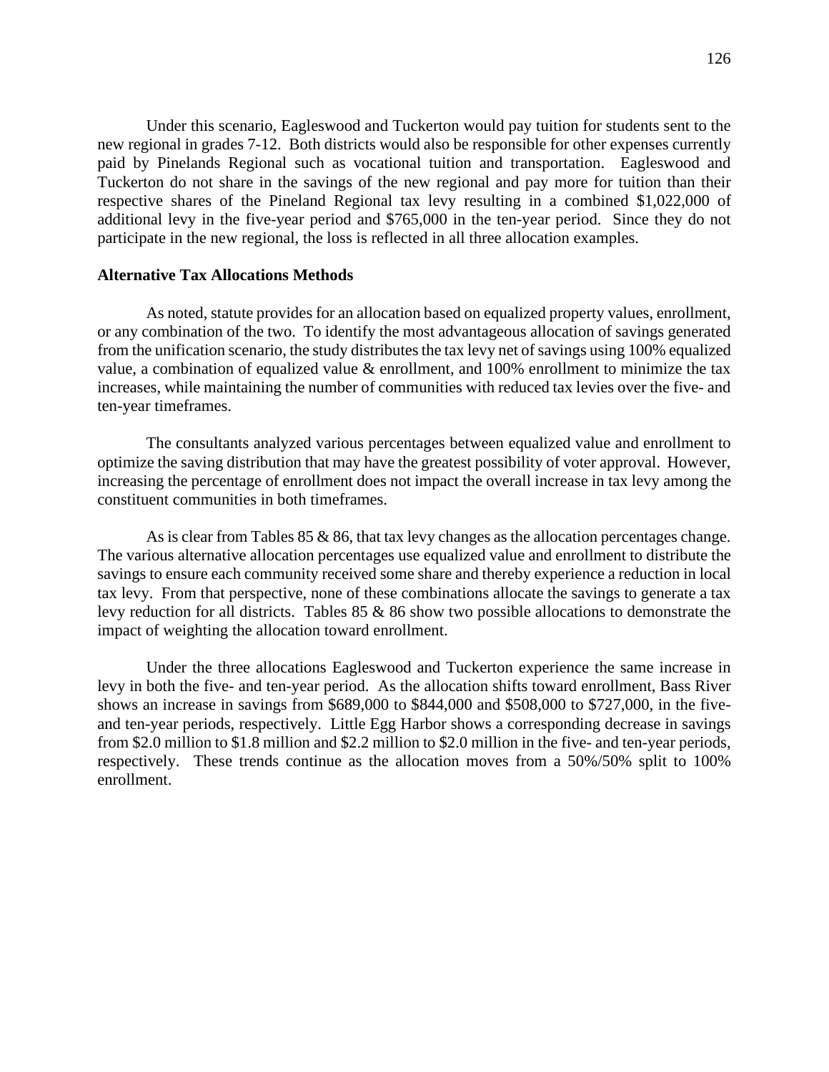Under this scenario, Eagleswood and Tuckerton would pay tuition for students sent to the new regional in grades 7-12. Both districts would also be responsible for other expenses currently paid by Pinelands Regional such as vocational tuition and transportation. Eagleswood and Tuckerton do not share in the savings of the new regional and pay more for tuition than their respective shares of the Pineland Regional tax levy resulting in a combined $1,022,000 of additional levy in the five-year period and $765,000 in the ten-year period. Since they do not participate in the new regional, the loss is reflected in all three allocation examples.

**Alternative Tax Allocations Methods**

As noted, statute provides for an allocation based on equalized property values, enrollment, or any combination of the two. To identify the most advantageous allocation of savings generated from the unification scenario, the study distributes the tax levy net of savings using 100% equalized value, a combination of equalized value & enrollment, and 100% enrollment to minimize the tax increases, while maintaining the number of communities with reduced tax levies over the five- and ten-year timeframes.

The consultants analyzed various percentages between equalized value and enrollment to optimize the saving distribution that may have the greatest possibility of voter approval. However, increasing the percentage of enrollment does not impact the overall increase in tax levy among the constituent communities in both timeframes.

As is clear from Tables 85 & 86, that tax levy changes as the allocation percentages change. The various alternative allocation percentages use equalized value and enrollment to distribute the savings to ensure each community received some share and thereby experience a reduction in local tax levy. From that perspective, none of these combinations allocate the savings to generate a tax levy reduction for all districts. Tables 85 & 86 show two possible allocations to demonstrate the impact of weighting the allocation toward enrollment.

Under the three allocations Eagleswood and Tuckerton experience the same increase in levy in both the five- and ten-year period. As the allocation shifts toward enrollment, Bass River shows an increase in savings from $689,000 to $844,000 and $508,000 to $727,000, in the five- and ten-year periods, respectively. Little Egg Harbor shows a corresponding decrease in savings from $2.0 million to $1.8 million and $2.2 million to $2.0 million in the five- and ten-year periods, respectively. These trends continue as the allocation moves from a 50%/50% split to 100% enrollment.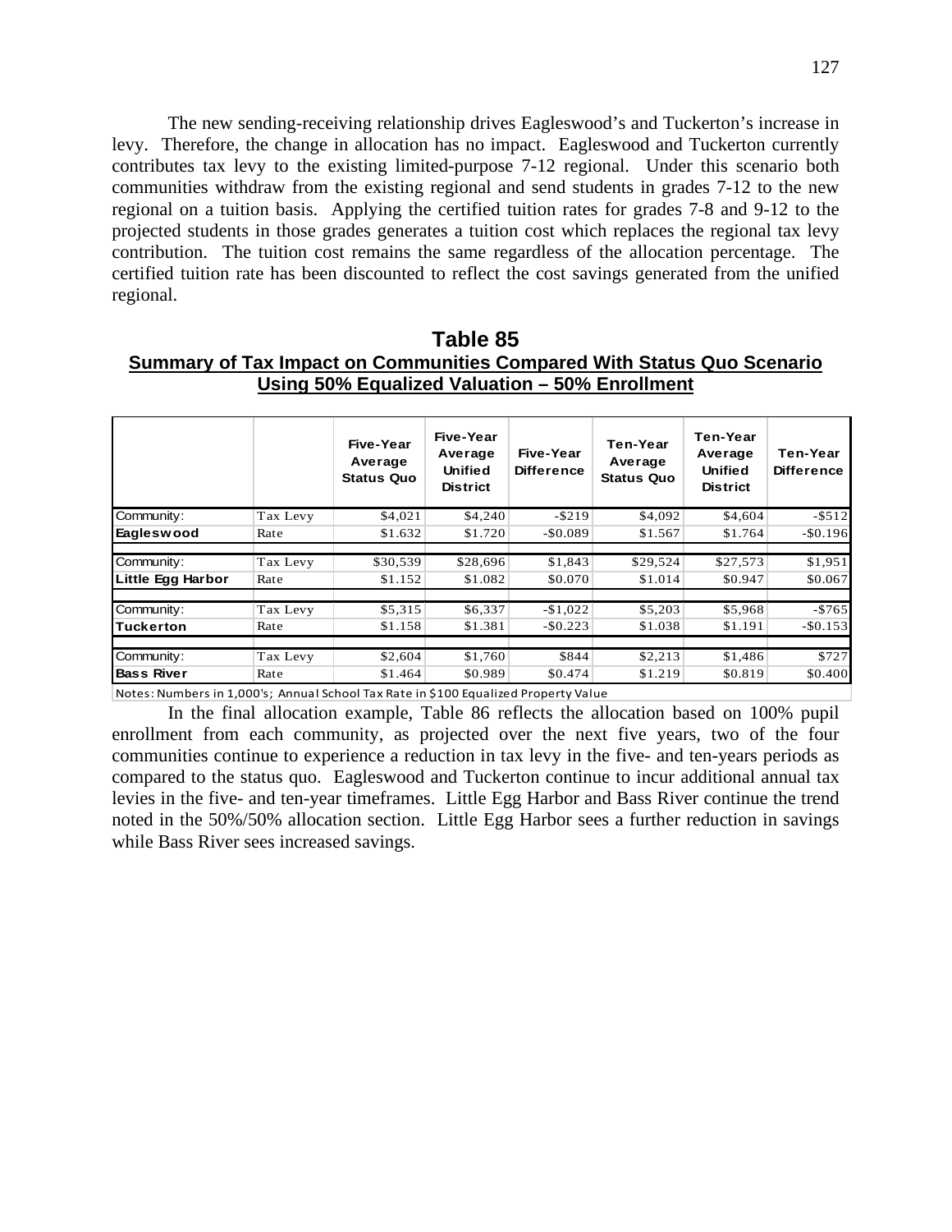The new sending-receiving relationship drives Eagleswood's and Tuckerton's increase in levy. Therefore, the change in allocation has no impact. Eagleswood and Tuckerton currently contributes tax levy to the existing limited-purpose 7-12 regional. Under this scenario both communities withdraw from the existing regional and send students in grades 7-12 to the new regional on a tuition basis. Applying the certified tuition rates for grades 7-8 and 9-12 to the projected students in those grades generates a tuition cost which replaces the regional tax levy contribution. The tuition cost remains the same regardless of the allocation percentage. The certified tuition rate has been discounted to reflect the cost savings generated from the unified regional.

**Table 85**
**Summary of Tax Impact on Communities Compared With Status Quo Scenario Using 50% Equalized Valuation – 50% Enrollment**

| | | Five-Year Average Status Quo | Five-Year Average Unified District | Five-Year Difference | Ten-Year Average Status Quo | Ten-Year Average Unified District | Ten-Year Difference |
|---|---|---|---|---|---|---|---|
| Community: | Tax Levy | $4,021 | $4,240 | -$219 | $4,092 | $4,604 | -$512 |
| **Eagleswood** | Rate | $1.632 | $1.720 | -$0.089 | $1.567 | $1.764 | -$0.196 |
| Community: | Tax Levy | $30,539 | $28,696 | $1,843 | $29,524 | $27,573 | $1,951 |
| **Little Egg Harbor** | Rate | $1.152 | $1.082 | $0.070 | $1.014 | $0.947 | $0.067 |
| Community: | Tax Levy | $5,315 | $6,337 | -$1,022 | $5,203 | $5,968 | -$765 |
| **Tuckerton** | Rate | $1.158 | $1.381 | -$0.223 | $1.038 | $1.191 | -$0.153 |
| Community: | Tax Levy | $2,604 | $1,760 | $844 | $2,213 | $1,486 | $727 |
| **Bass River** | Rate | $1.464 | $0.989 | $0.474 | $1.219 | $0.819 | $0.400 |

Notes: Numbers in 1,000's; Annual School Tax Rate in $100 Equalized Property Value

In the final allocation example, Table 86 reflects the allocation based on 100% pupil enrollment from each community, as projected over the next five years, two of the four communities continue to experience a reduction in tax levy in the five- and ten-years periods as compared to the status quo. Eagleswood and Tuckerton continue to incur additional annual tax levies in the five- and ten-year timeframes. Little Egg Harbor and Bass River continue the trend noted in the 50%/50% allocation section. Little Egg Harbor sees a further reduction in savings while Bass River sees increased savings.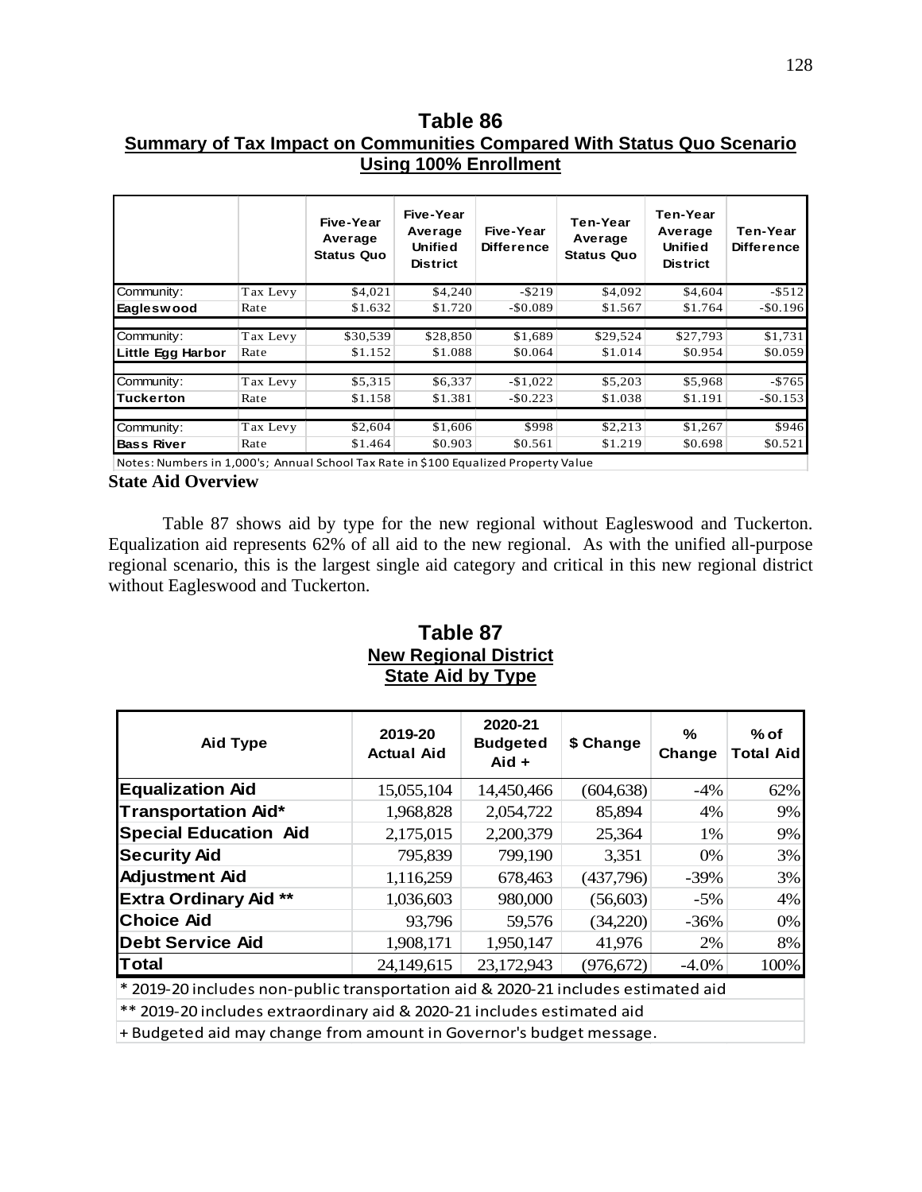## Table 86

**Summary of Tax Impact on Communities Compared With Status Quo Scenario Using 100% Enrollment**

| | | Five-Year Average Status Quo | Five-Year Average Unified District | Five-Year Difference | Ten-Year Average Status Quo | Ten-Year Average Unified District | Ten-Year Difference |
|---|---|---|---|---|---|---|---|
| Community: | Tax Levy | $4,021 | $4,240 | -$219 | $4,092 | $4,604 | -$512 |
| **Eagleswood** | Rate | $1.632 | $1.720 | -$0.089 | $1.567 | $1.764 | -$0.196 |
| Community: | Tax Levy | $30,539 | $28,850 | $1,689 | $29,524 | $27,793 | $1,731 |
| **Little Egg Harbor** | Rate | $1.152 | $1.088 | $0.064 | $1.014 | $0.954 | $0.059 |
| Community: | Tax Levy | $5,315 | $6,337 | -$1,022 | $5,203 | $5,968 | -$765 |
| **Tuckerton** | Rate | $1.158 | $1.381 | -$0.223 | $1.038 | $1.191 | -$0.153 |
| Community: | Tax Levy | $2,604 | $1,606 | $998 | $2,213 | $1,267 | $946 |
| **Bass River** | Rate | $1.464 | $0.903 | $0.561 | $1.219 | $0.698 | $0.521 |

Notes: Numbers in 1,000's; Annual School Tax Rate in $100 Equalized Property Value

**State Aid Overview**

Table 87 shows aid by type for the new regional without Eagleswood and Tuckerton. Equalization aid represents 62% of all aid to the new regional. As with the unified all-purpose regional scenario, this is the largest single aid category and critical in this new regional district without Eagleswood and Tuckerton.

## Table 87

**New Regional District**

**State Aid by Type**

| Aid Type | 2019-20 Actual Aid | 2020-21 Budgeted Aid + | $ Change | % Change | % of Total Aid |
|---|---|---|---|---|---|
| **Equalization Aid** | 15,055,104 | 14,450,466 | (604,638) | -4% | 62% |
| **Transportation Aid*** | 1,968,828 | 2,054,722 | 85,894 | 4% | 9% |
| **Special Education Aid** | 2,175,015 | 2,200,379 | 25,364 | 1% | 9% |
| **Security Aid** | 795,839 | 799,190 | 3,351 | 0% | 3% |
| **Adjustment Aid** | 1,116,259 | 678,463 | (437,796) | -39% | 3% |
| **Extra Ordinary Aid **** | 1,036,603 | 980,000 | (56,603) | -5% | 4% |
| **Choice Aid** | 93,796 | 59,576 | (34,220) | -36% | 0% |
| **Debt Service Aid** | 1,908,171 | 1,950,147 | 41,976 | 2% | 8% |
| **Total** | 24,149,615 | 23,172,943 | (976,672) | -4.0% | 100% |

* 2019-20 includes non-public transportation aid & 2020-21 includes estimated aid

** 2019-20 includes extraordinary aid & 2020-21 includes estimated aid

+ Budgeted aid may change from amount in Governor's budget message.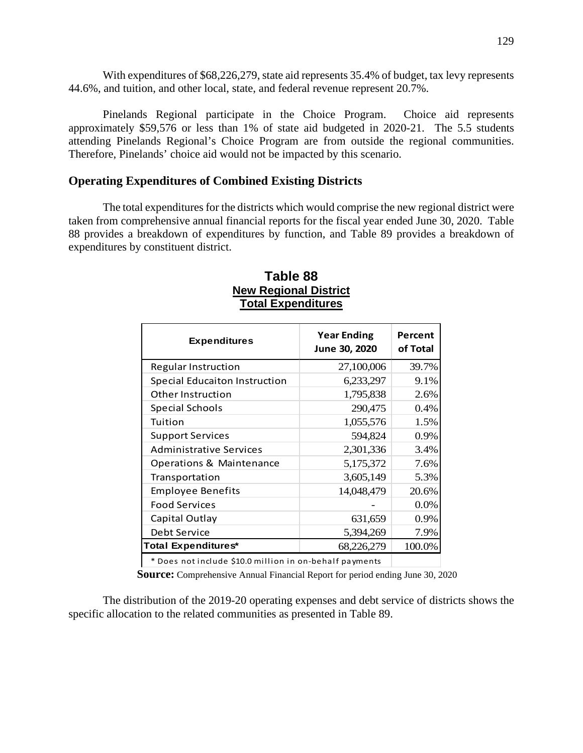With expenditures of $68,226,279, state aid represents 35.4% of budget, tax levy represents 44.6%, and tuition, and other local, state, and federal revenue represent 20.7%.

Pinelands Regional participate in the Choice Program. Choice aid represents approximately $59,576 or less than 1% of state aid budgeted in 2020-21. The 5.5 students attending Pinelands Regional's Choice Program are from outside the regional communities. Therefore, Pinelands' choice aid would not be impacted by this scenario.

## Operating Expenditures of Combined Existing Districts

The total expenditures for the districts which would comprise the new regional district were taken from comprehensive annual financial reports for the fiscal year ended June 30, 2020. Table 88 provides a breakdown of expenditures by function, and Table 89 provides a breakdown of expenditures by constituent district.

**Table 88**
**New Regional District**
**Total Expenditures**

| Expenditures | Year Ending June 30, 2020 | Percent of Total |
|---|---|---|
| Regular Instruction | 27,100,006 | 39.7% |
| Special Educaiton Instruction | 6,233,297 | 9.1% |
| Other Instruction | 1,795,838 | 2.6% |
| Special Schools | 290,475 | 0.4% |
| Tuition | 1,055,576 | 1.5% |
| Support Services | 594,824 | 0.9% |
| Administrative Services | 2,301,336 | 3.4% |
| Operations & Maintenance | 5,175,372 | 7.6% |
| Transportation | 3,605,149 | 5.3% |
| Employee Benefits | 14,048,479 | 20.6% |
| Food Services | - | 0.0% |
| Capital Outlay | 631,659 | 0.9% |
| Debt Service | 5,394,269 | 7.9% |
| **Total Expenditures*** | 68,226,279 | 100.0% |

* Does not include $10.0 million in on-behalf payments

**Source:** Comprehensive Annual Financial Report for period ending June 30, 2020

The distribution of the 2019-20 operating expenses and debt service of districts shows the specific allocation to the related communities as presented in Table 89.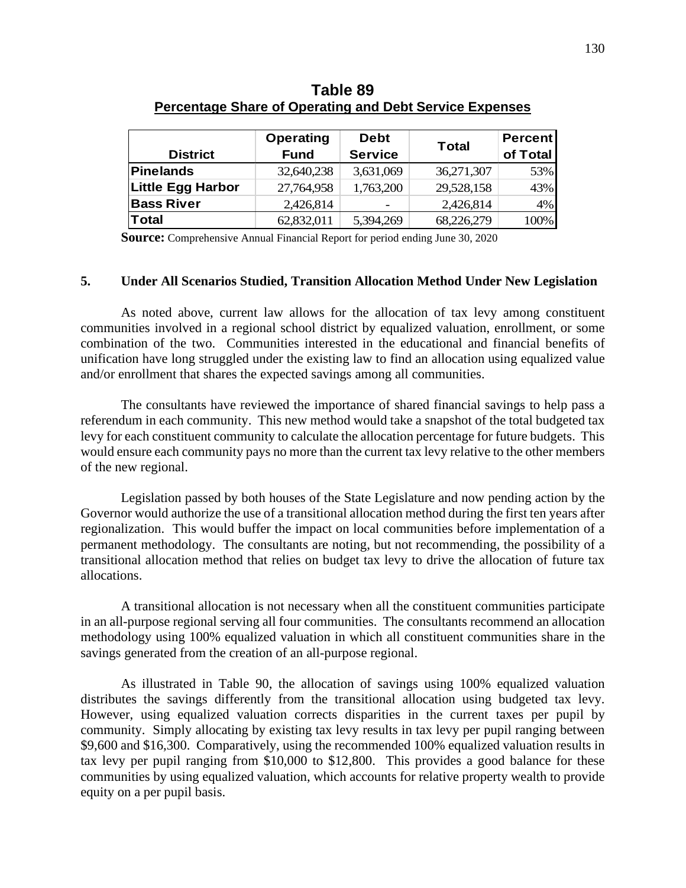**Table 89**
**Percentage Share of Operating and Debt Service Expenses**

| District | Operating Fund | Debt Service | Total | Percent of Total |
|---|---|---|---|---|
| **Pinelands** | 32,640,238 | 3,631,069 | 36,271,307 | 53% |
| **Little Egg Harbor** | 27,764,958 | 1,763,200 | 29,528,158 | 43% |
| **Bass River** | 2,426,814 | - | 2,426,814 | 4% |
| **Total** | 62,832,011 | 5,394,269 | 68,226,279 | 100% |

**Source:** Comprehensive Annual Financial Report for period ending June 30, 2020

### 5. Under All Scenarios Studied, Transition Allocation Method Under New Legislation

As noted above, current law allows for the allocation of tax levy among constituent communities involved in a regional school district by equalized valuation, enrollment, or some combination of the two. Communities interested in the educational and financial benefits of unification have long struggled under the existing law to find an allocation using equalized value and/or enrollment that shares the expected savings among all communities.

The consultants have reviewed the importance of shared financial savings to help pass a referendum in each community. This new method would take a snapshot of the total budgeted tax levy for each constituent community to calculate the allocation percentage for future budgets. This would ensure each community pays no more than the current tax levy relative to the other members of the new regional.

Legislation passed by both houses of the State Legislature and now pending action by the Governor would authorize the use of a transitional allocation method during the first ten years after regionalization. This would buffer the impact on local communities before implementation of a permanent methodology. The consultants are noting, but not recommending, the possibility of a transitional allocation method that relies on budget tax levy to drive the allocation of future tax allocations.

A transitional allocation is not necessary when all the constituent communities participate in an all-purpose regional serving all four communities. The consultants recommend an allocation methodology using 100% equalized valuation in which all constituent communities share in the savings generated from the creation of an all-purpose regional.

As illustrated in Table 90, the allocation of savings using 100% equalized valuation distributes the savings differently from the transitional allocation using budgeted tax levy. However, using equalized valuation corrects disparities in the current taxes per pupil by community. Simply allocating by existing tax levy results in tax levy per pupil ranging between $9,600 and $16,300. Comparatively, using the recommended 100% equalized valuation results in tax levy per pupil ranging from $10,000 to $12,800. This provides a good balance for these communities by using equalized valuation, which accounts for relative property wealth to provide equity on a per pupil basis.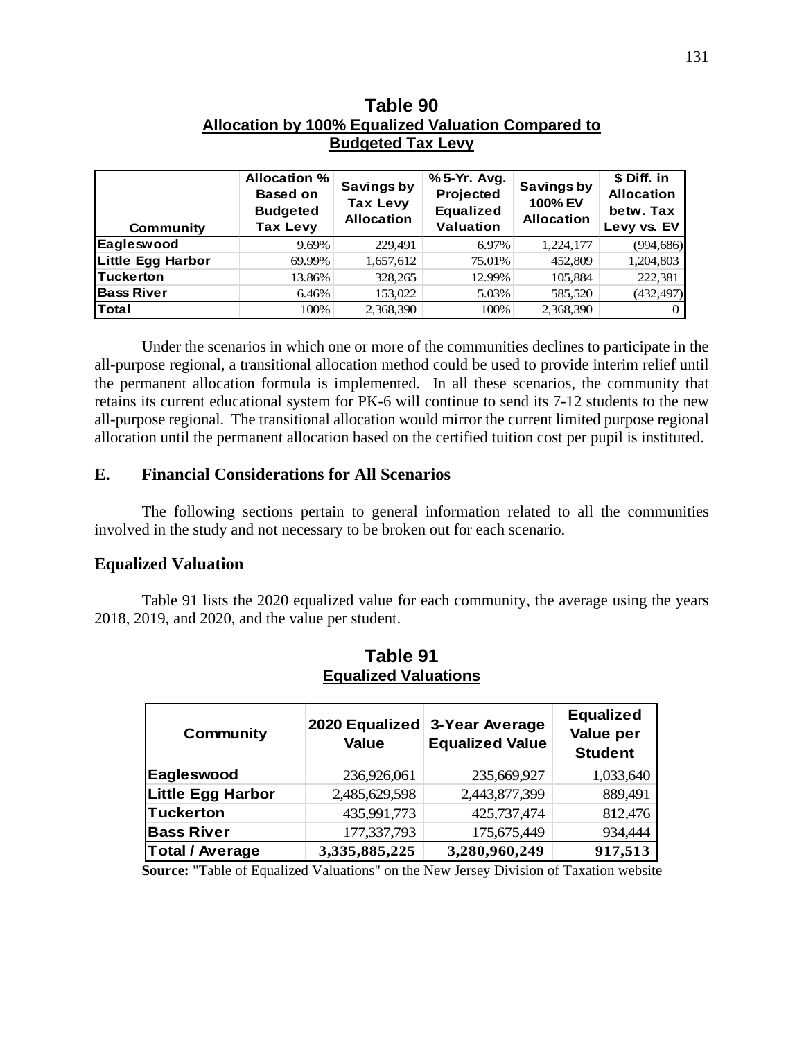**Table 90**
**Allocation by 100% Equalized Valuation Compared to Budgeted Tax Levy**

| Community | Allocation % Based on Budgeted Tax Levy | Savings by Tax Levy Allocation | % 5-Yr. Avg. Projected Equalized Valuation | Savings by 100% EV Allocation | $ Diff. in Allocation betw. Tax Levy vs. EV |
|---|---|---|---|---|---|
| Eagleswood | 9.69% | 229,491 | 6.97% | 1,224,177 | (994,686) |
| Little Egg Harbor | 69.99% | 1,657,612 | 75.01% | 452,809 | 1,204,803 |
| Tuckerton | 13.86% | 328,265 | 12.99% | 105,884 | 222,381 |
| Bass River | 6.46% | 153,022 | 5.03% | 585,520 | (432,497) |
| Total | 100% | 2,368,390 | 100% | 2,368,390 | 0 |

Under the scenarios in which one or more of the communities declines to participate in the all-purpose regional, a transitional allocation method could be used to provide interim relief until the permanent allocation formula is implemented. In all these scenarios, the community that retains its current educational system for PK-6 will continue to send its 7-12 students to the new all-purpose regional. The transitional allocation would mirror the current limited purpose regional allocation until the permanent allocation based on the certified tuition cost per pupil is instituted.

## E. Financial Considerations for All Scenarios

The following sections pertain to general information related to all the communities involved in the study and not necessary to be broken out for each scenario.

### Equalized Valuation

Table 91 lists the 2020 equalized value for each community, the average using the years 2018, 2019, and 2020, and the value per student.

**Table 91**
**Equalized Valuations**

| Community | 2020 Equalized Value | 3-Year Average Equalized Value | Equalized Value per Student |
|---|---|---|---|
| Eagleswood | 236,926,061 | 235,669,927 | 1,033,640 |
| Little Egg Harbor | 2,485,629,598 | 2,443,877,399 | 889,491 |
| Tuckerton | 435,991,773 | 425,737,474 | 812,476 |
| Bass River | 177,337,793 | 175,675,449 | 934,444 |
| **Total / Average** | **3,335,885,225** | **3,280,960,249** | **917,513** |

**Source:** "Table of Equalized Valuations" on the New Jersey Division of Taxation website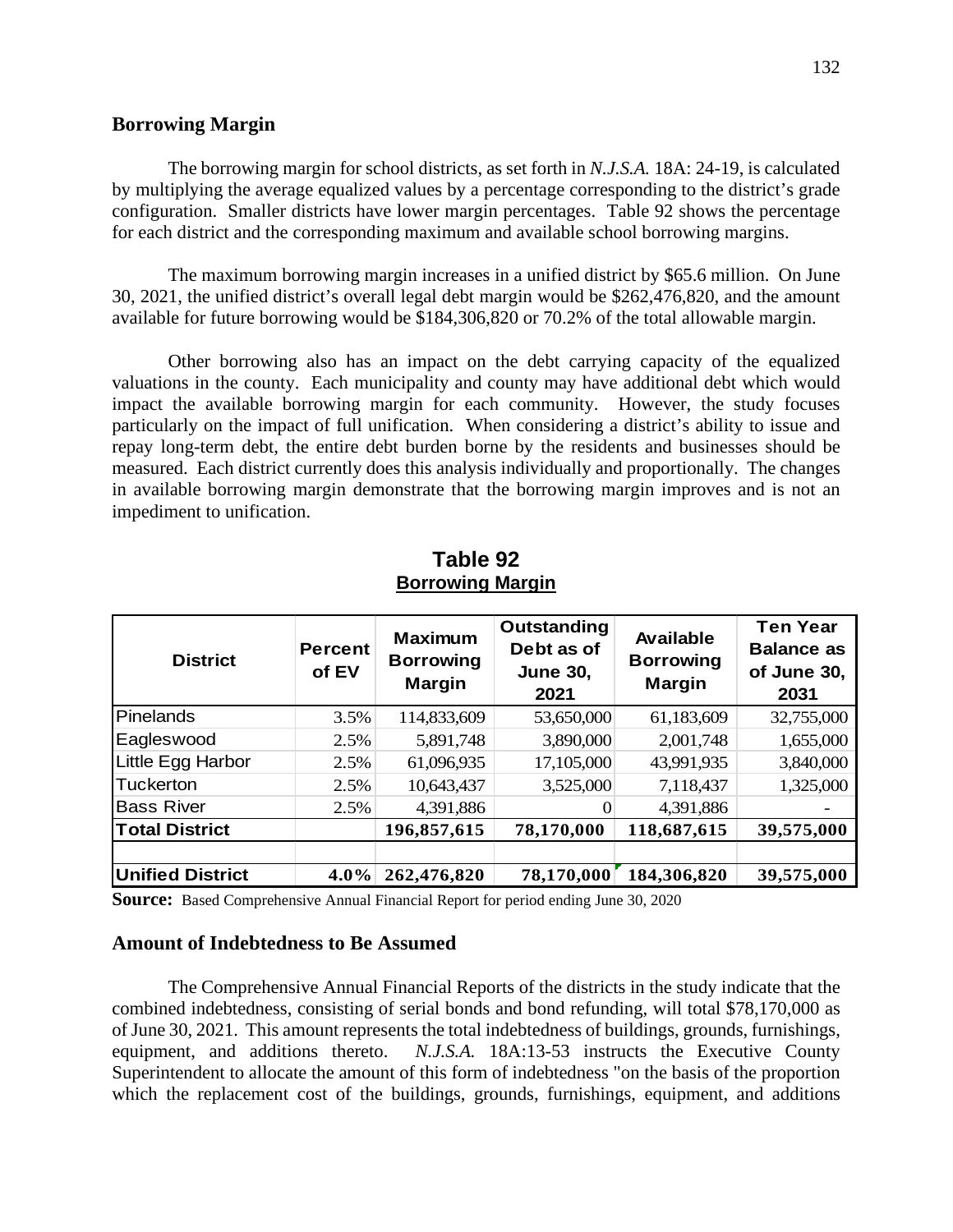## Borrowing Margin

The borrowing margin for school districts, as set forth in *N.J.S.A.* 18A: 24-19, is calculated by multiplying the average equalized values by a percentage corresponding to the district's grade configuration. Smaller districts have lower margin percentages. Table 92 shows the percentage for each district and the corresponding maximum and available school borrowing margins.

The maximum borrowing margin increases in a unified district by $65.6 million. On June 30, 2021, the unified district's overall legal debt margin would be $262,476,820, and the amount available for future borrowing would be $184,306,820 or 70.2% of the total allowable margin.

Other borrowing also has an impact on the debt carrying capacity of the equalized valuations in the county. Each municipality and county may have additional debt which would impact the available borrowing margin for each community. However, the study focuses particularly on the impact of full unification. When considering a district's ability to issue and repay long-term debt, the entire debt burden borne by the residents and businesses should be measured. Each district currently does this analysis individually and proportionally. The changes in available borrowing margin demonstrate that the borrowing margin improves and is not an impediment to unification.

**Table 92**
**Borrowing Margin**

| District | Percent of EV | Maximum Borrowing Margin | Outstanding Debt as of June 30, 2021 | Available Borrowing Margin | Ten Year Balance as of June 30, 2031 |
|---|---|---|---|---|---|
| Pinelands | 3.5% | 114,833,609 | 53,650,000 | 61,183,609 | 32,755,000 |
| Eagleswood | 2.5% | 5,891,748 | 3,890,000 | 2,001,748 | 1,655,000 |
| Little Egg Harbor | 2.5% | 61,096,935 | 17,105,000 | 43,991,935 | 3,840,000 |
| Tuckerton | 2.5% | 10,643,437 | 3,525,000 | 7,118,437 | 1,325,000 |
| Bass River | 2.5% | 4,391,886 | 0 | 4,391,886 | - |
| **Total District** | | **196,857,615** | **78,170,000** | **118,687,615** | **39,575,000** |
| | | | | | |
| **Unified District** | **4.0%** | **262,476,820** | **78,170,000** | **184,306,820** | **39,575,000** |

**Source:** Based Comprehensive Annual Financial Report for period ending June 30, 2020

## Amount of Indebtedness to Be Assumed

The Comprehensive Annual Financial Reports of the districts in the study indicate that the combined indebtedness, consisting of serial bonds and bond refunding, will total $78,170,000 as of June 30, 2021. This amount represents the total indebtedness of buildings, grounds, furnishings, equipment, and additions thereto. *N.J.S.A.* 18A:13-53 instructs the Executive County Superintendent to allocate the amount of this form of indebtedness "on the basis of the proportion which the replacement cost of the buildings, grounds, furnishings, equipment, and additions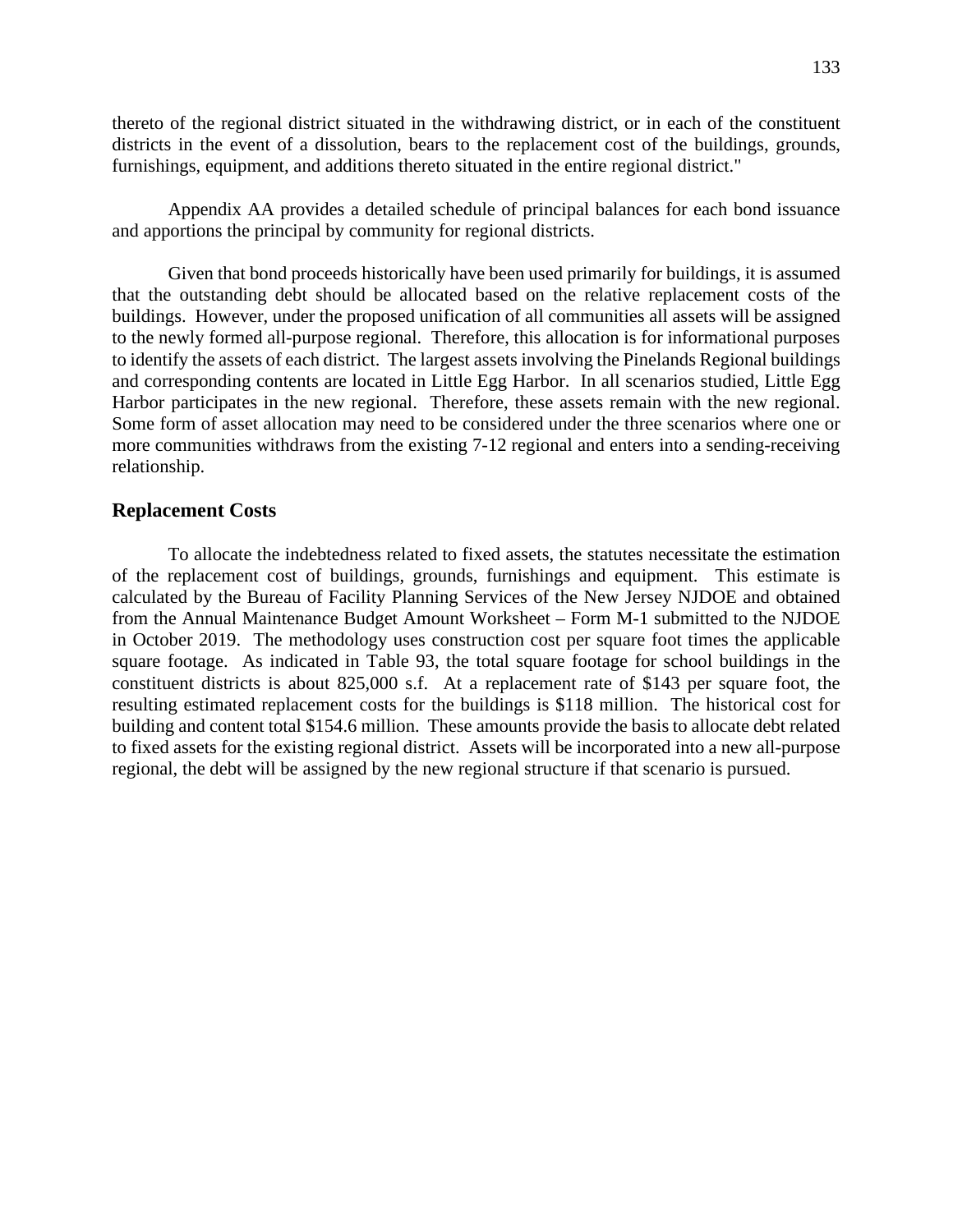thereto of the regional district situated in the withdrawing district, or in each of the constituent districts in the event of a dissolution, bears to the replacement cost of the buildings, grounds, furnishings, equipment, and additions thereto situated in the entire regional district."

Appendix AA provides a detailed schedule of principal balances for each bond issuance and apportions the principal by community for regional districts.

Given that bond proceeds historically have been used primarily for buildings, it is assumed that the outstanding debt should be allocated based on the relative replacement costs of the buildings. However, under the proposed unification of all communities all assets will be assigned to the newly formed all-purpose regional. Therefore, this allocation is for informational purposes to identify the assets of each district. The largest assets involving the Pinelands Regional buildings and corresponding contents are located in Little Egg Harbor. In all scenarios studied, Little Egg Harbor participates in the new regional. Therefore, these assets remain with the new regional. Some form of asset allocation may need to be considered under the three scenarios where one or more communities withdraws from the existing 7-12 regional and enters into a sending-receiving relationship.

## Replacement Costs

To allocate the indebtedness related to fixed assets, the statutes necessitate the estimation of the replacement cost of buildings, grounds, furnishings and equipment. This estimate is calculated by the Bureau of Facility Planning Services of the New Jersey NJDOE and obtained from the Annual Maintenance Budget Amount Worksheet – Form M-1 submitted to the NJDOE in October 2019. The methodology uses construction cost per square foot times the applicable square footage. As indicated in Table 93, the total square footage for school buildings in the constituent districts is about 825,000 s.f. At a replacement rate of $143 per square foot, the resulting estimated replacement costs for the buildings is $118 million. The historical cost for building and content total $154.6 million. These amounts provide the basis to allocate debt related to fixed assets for the existing regional district. Assets will be incorporated into a new all-purpose regional, the debt will be assigned by the new regional structure if that scenario is pursued.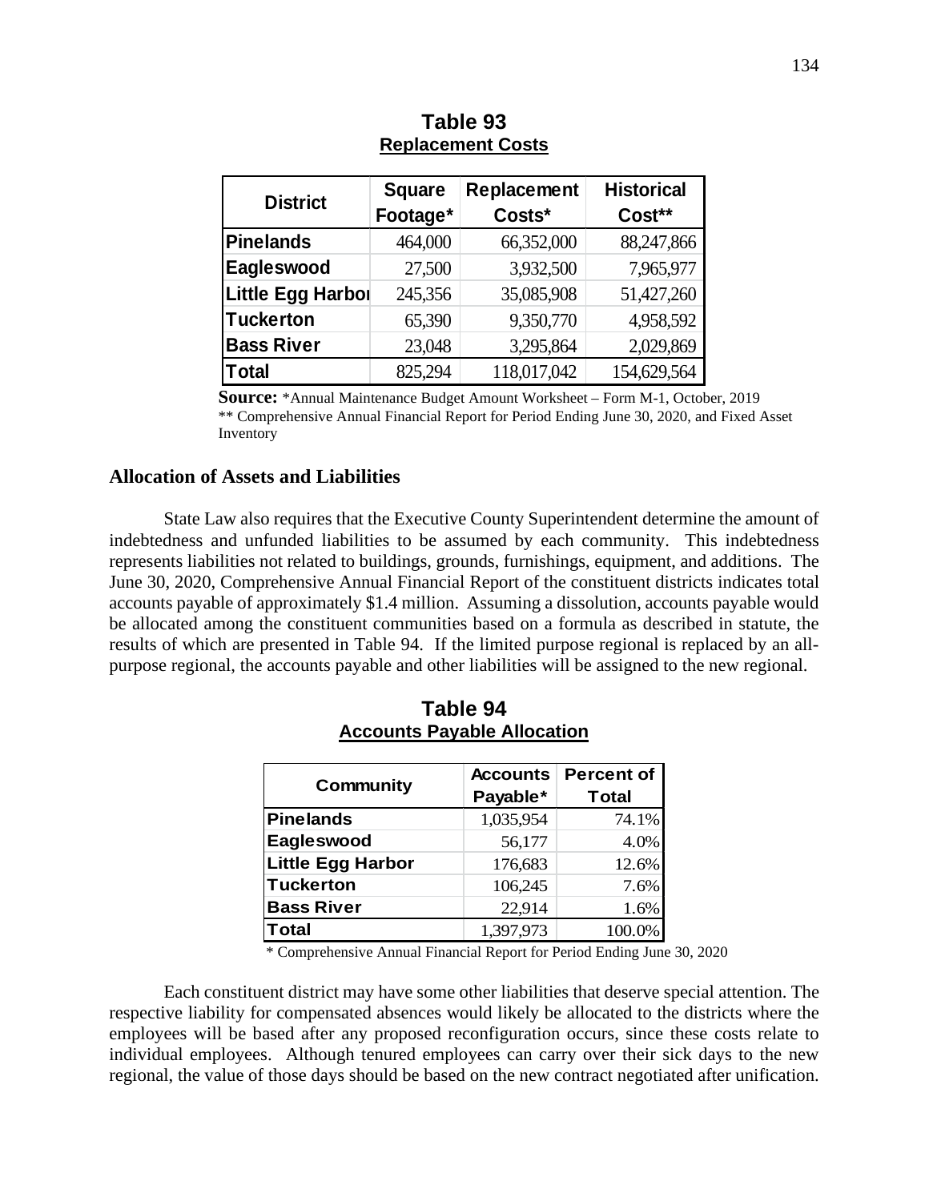**Table 93**
**Replacement Costs**

| District | Square Footage* | Replacement Costs* | Historical Cost** |
|---|---|---|---|
| Pinelands | 464,000 | 66,352,000 | 88,247,866 |
| Eagleswood | 27,500 | 3,932,500 | 7,965,977 |
| Little Egg Harbor | 245,356 | 35,085,908 | 51,427,260 |
| Tuckerton | 65,390 | 9,350,770 | 4,958,592 |
| Bass River | 23,048 | 3,295,864 | 2,029,869 |
| Total | 825,294 | 118,017,042 | 154,629,564 |

**Source:** *Annual Maintenance Budget Amount Worksheet – Form M-1, October, 2019
** Comprehensive Annual Financial Report for Period Ending June 30, 2020, and Fixed Asset Inventory

## Allocation of Assets and Liabilities

State Law also requires that the Executive County Superintendent determine the amount of indebtedness and unfunded liabilities to be assumed by each community. This indebtedness represents liabilities not related to buildings, grounds, furnishings, equipment, and additions. The June 30, 2020, Comprehensive Annual Financial Report of the constituent districts indicates total accounts payable of approximately $1.4 million. Assuming a dissolution, accounts payable would be allocated among the constituent communities based on a formula as described in statute, the results of which are presented in Table 94. If the limited purpose regional is replaced by an all-purpose regional, the accounts payable and other liabilities will be assigned to the new regional.

**Table 94**
**Accounts Payable Allocation**

| Community | Accounts Payable* | Percent of Total |
|---|---|---|
| Pinelands | 1,035,954 | 74.1% |
| Eagleswood | 56,177 | 4.0% |
| Little Egg Harbor | 176,683 | 12.6% |
| Tuckerton | 106,245 | 7.6% |
| Bass River | 22,914 | 1.6% |
| Total | 1,397,973 | 100.0% |

* Comprehensive Annual Financial Report for Period Ending June 30, 2020

Each constituent district may have some other liabilities that deserve special attention. The respective liability for compensated absences would likely be allocated to the districts where the employees will be based after any proposed reconfiguration occurs, since these costs relate to individual employees. Although tenured employees can carry over their sick days to the new regional, the value of those days should be based on the new contract negotiated after unification.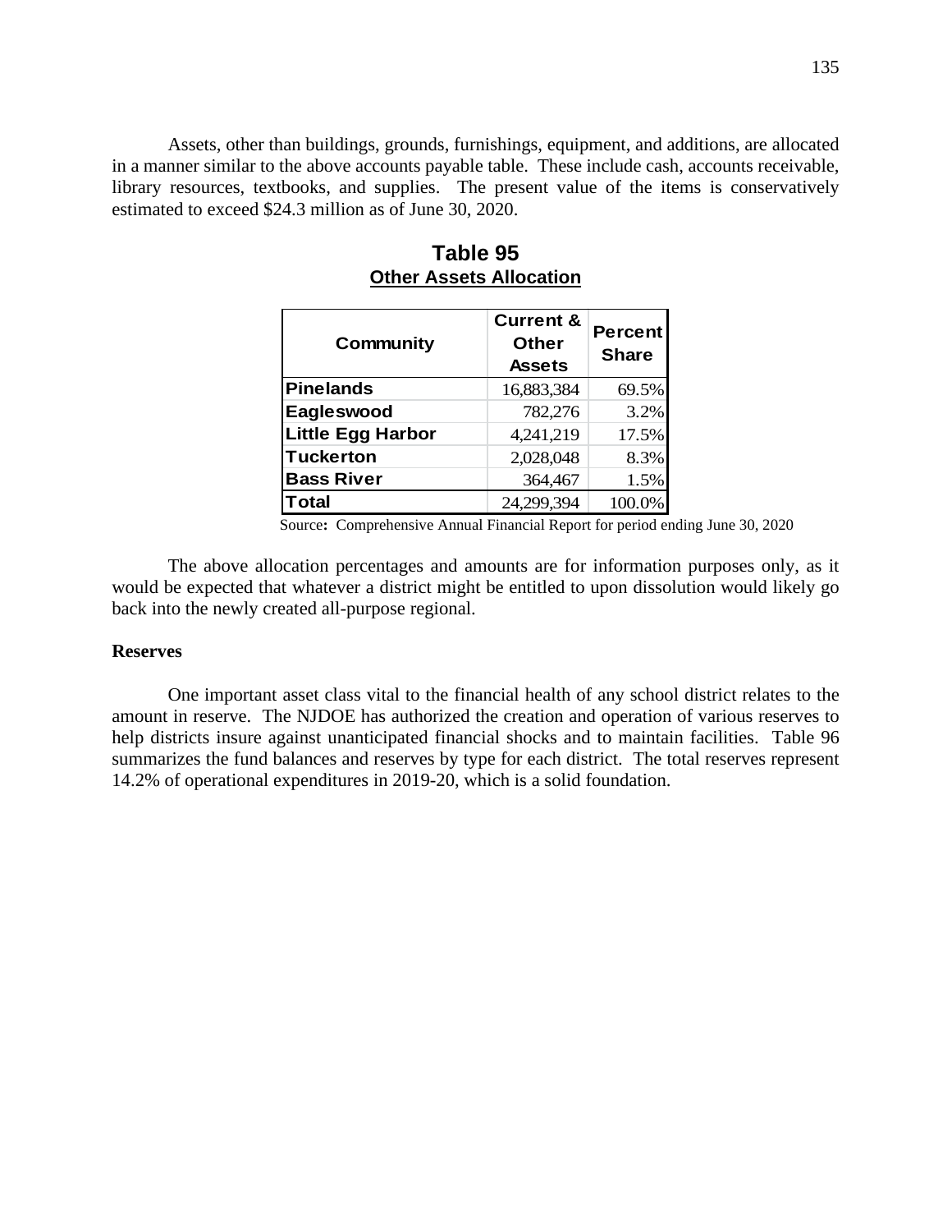Assets, other than buildings, grounds, furnishings, equipment, and additions, are allocated in a manner similar to the above accounts payable table. These include cash, accounts receivable, library resources, textbooks, and supplies. The present value of the items is conservatively estimated to exceed $24.3 million as of June 30, 2020.

**Table 95**
**Other Assets Allocation**

| Community | Current & Other Assets | Percent Share |
|---|---|---|
| **Pinelands** | 16,883,384 | 69.5% |
| **Eagleswood** | 782,276 | 3.2% |
| **Little Egg Harbor** | 4,241,219 | 17.5% |
| **Tuckerton** | 2,028,048 | 8.3% |
| **Bass River** | 364,467 | 1.5% |
| **Total** | 24,299,394 | 100.0% |

Source**:** Comprehensive Annual Financial Report for period ending June 30, 2020

The above allocation percentages and amounts are for information purposes only, as it would be expected that whatever a district might be entitled to upon dissolution would likely go back into the newly created all-purpose regional.

**Reserves**

One important asset class vital to the financial health of any school district relates to the amount in reserve. The NJDOE has authorized the creation and operation of various reserves to help districts insure against unanticipated financial shocks and to maintain facilities. Table 96 summarizes the fund balances and reserves by type for each district. The total reserves represent 14.2% of operational expenditures in 2019-20, which is a solid foundation.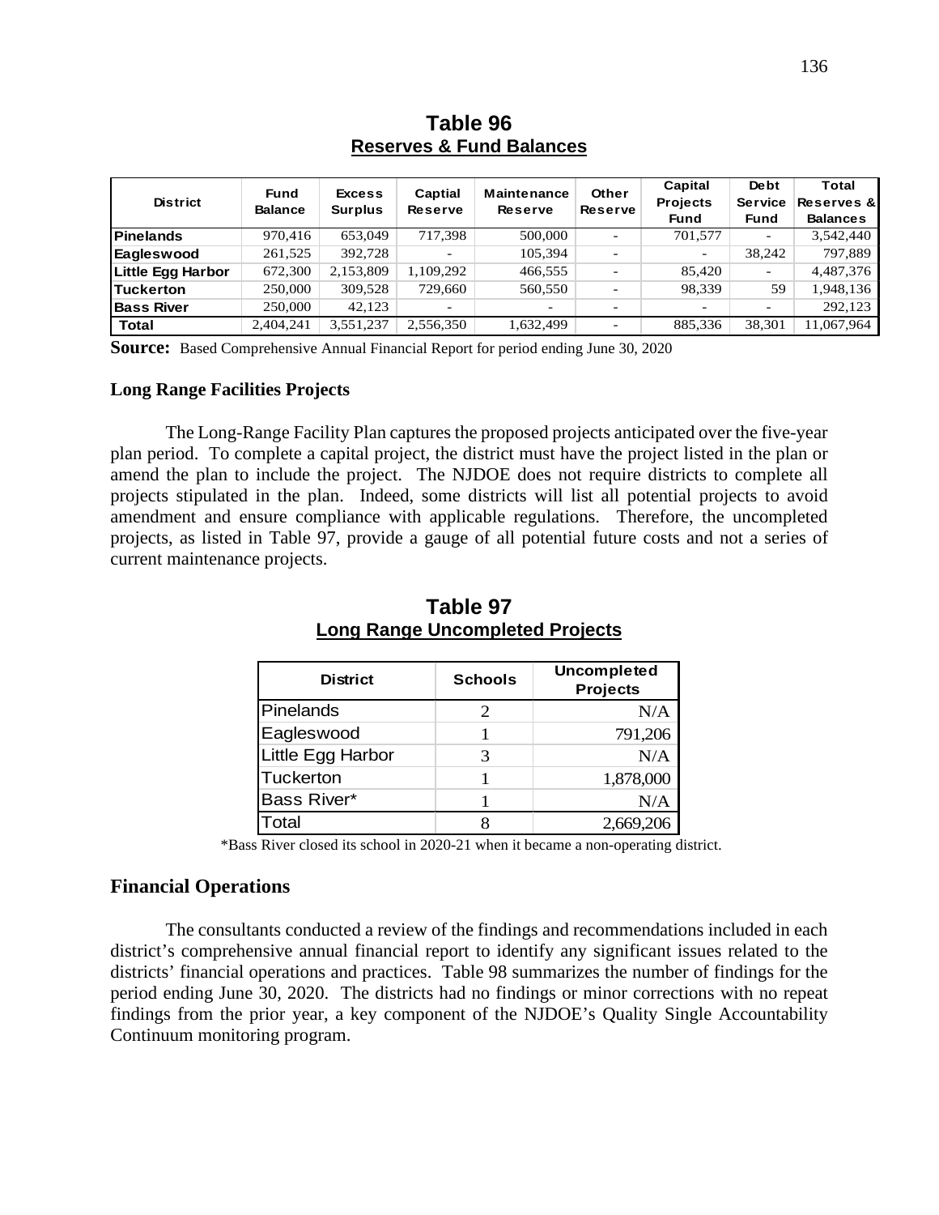**Table 96**
**Reserves & Fund Balances**

| District | Fund Balance | Excess Surplus | Captial Reserve | Maintenance Reserve | Other Reserve | Capital Projects Fund | Debt Service Fund | Total Reserves & Balances |
|---|---|---|---|---|---|---|---|---|
| **Pinelands** | 970,416 | 653,049 | 717,398 | 500,000 | - | 701,577 | - | 3,542,440 |
| **Eagleswood** | 261,525 | 392,728 | - | 105,394 | - | - | 38,242 | 797,889 |
| **Little Egg Harbor** | 672,300 | 2,153,809 | 1,109,292 | 466,555 | - | 85,420 | - | 4,487,376 |
| **Tuckerton** | 250,000 | 309,528 | 729,660 | 560,550 | - | 98,339 | 59 | 1,948,136 |
| **Bass River** | 250,000 | 42,123 | - | - | - | - | - | 292,123 |
| **Total** | 2,404,241 | 3,551,237 | 2,556,350 | 1,632,499 | - | 885,336 | 38,301 | 11,067,964 |

**Source:** Based Comprehensive Annual Financial Report for period ending June 30, 2020

### Long Range Facilities Projects

The Long-Range Facility Plan captures the proposed projects anticipated over the five-year plan period. To complete a capital project, the district must have the project listed in the plan or amend the plan to include the project. The NJDOE does not require districts to complete all projects stipulated in the plan. Indeed, some districts will list all potential projects to avoid amendment and ensure compliance with applicable regulations. Therefore, the uncompleted projects, as listed in Table 97, provide a gauge of all potential future costs and not a series of current maintenance projects.

**Table 97**
**Long Range Uncompleted Projects**

| District | Schools | Uncompleted Projects |
|---|---|---|
| Pinelands | 2 | N/A |
| Eagleswood | 1 | 791,206 |
| Little Egg Harbor | 3 | N/A |
| Tuckerton | 1 | 1,878,000 |
| Bass River* | 1 | N/A |
| Total | 8 | 2,669,206 |

*Bass River closed its school in 2020-21 when it became a non-operating district.

## Financial Operations

The consultants conducted a review of the findings and recommendations included in each district's comprehensive annual financial report to identify any significant issues related to the districts' financial operations and practices. Table 98 summarizes the number of findings for the period ending June 30, 2020. The districts had no findings or minor corrections with no repeat findings from the prior year, a key component of the NJDOE's Quality Single Accountability Continuum monitoring program.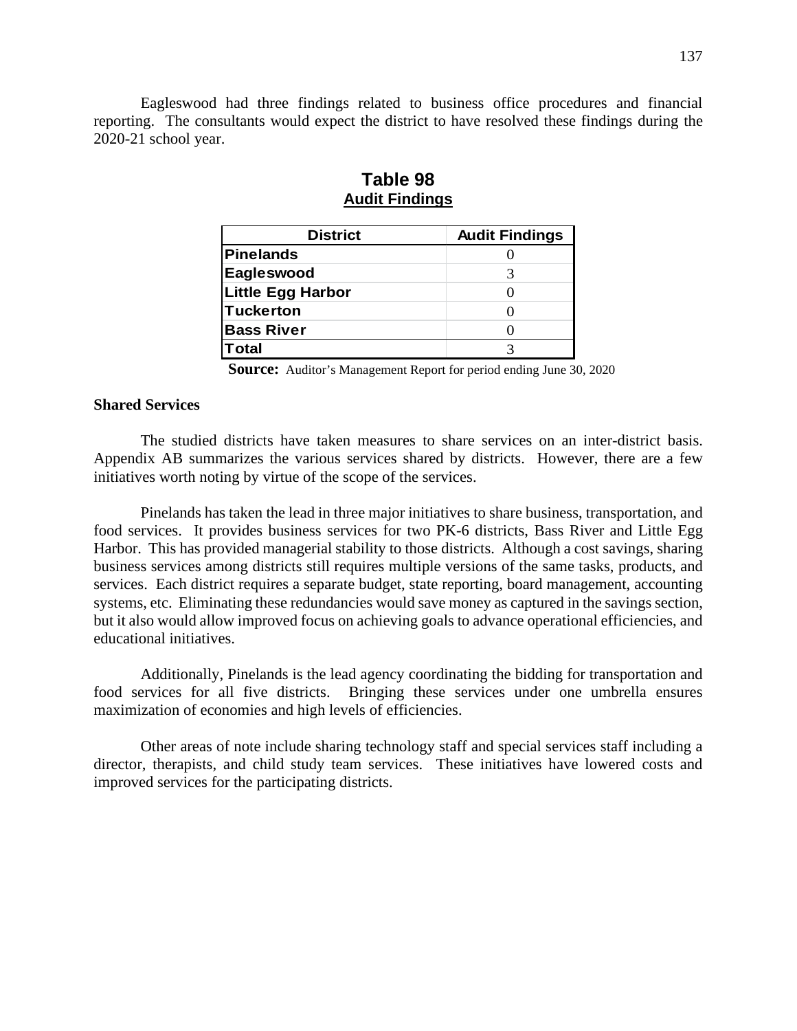Eagleswood had three findings related to business office procedures and financial reporting. The consultants would expect the district to have resolved these findings during the 2020-21 school year.

**Table 98**
**Audit Findings**

| District | Audit Findings |
|---|---|
| Pinelands | 0 |
| Eagleswood | 3 |
| Little Egg Harbor | 0 |
| Tuckerton | 0 |
| Bass River | 0 |
| Total | 3 |

**Source:** Auditor's Management Report for period ending June 30, 2020

**Shared Services**

The studied districts have taken measures to share services on an inter-district basis. Appendix AB summarizes the various services shared by districts. However, there are a few initiatives worth noting by virtue of the scope of the services.

Pinelands has taken the lead in three major initiatives to share business, transportation, and food services. It provides business services for two PK-6 districts, Bass River and Little Egg Harbor. This has provided managerial stability to those districts. Although a cost savings, sharing business services among districts still requires multiple versions of the same tasks, products, and services. Each district requires a separate budget, state reporting, board management, accounting systems, etc. Eliminating these redundancies would save money as captured in the savings section, but it also would allow improved focus on achieving goals to advance operational efficiencies, and educational initiatives.

Additionally, Pinelands is the lead agency coordinating the bidding for transportation and food services for all five districts. Bringing these services under one umbrella ensures maximization of economies and high levels of efficiencies.

Other areas of note include sharing technology staff and special services staff including a director, therapists, and child study team services. These initiatives have lowered costs and improved services for the participating districts.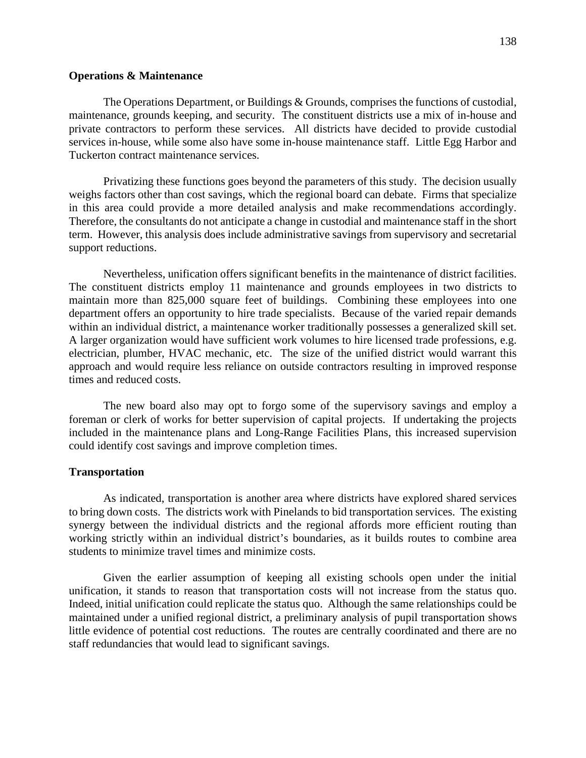**Operations & Maintenance**

The Operations Department, or Buildings & Grounds, comprises the functions of custodial, maintenance, grounds keeping, and security. The constituent districts use a mix of in-house and private contractors to perform these services. All districts have decided to provide custodial services in-house, while some also have some in-house maintenance staff. Little Egg Harbor and Tuckerton contract maintenance services.

Privatizing these functions goes beyond the parameters of this study. The decision usually weighs factors other than cost savings, which the regional board can debate. Firms that specialize in this area could provide a more detailed analysis and make recommendations accordingly. Therefore, the consultants do not anticipate a change in custodial and maintenance staff in the short term. However, this analysis does include administrative savings from supervisory and secretarial support reductions.

Nevertheless, unification offers significant benefits in the maintenance of district facilities. The constituent districts employ 11 maintenance and grounds employees in two districts to maintain more than 825,000 square feet of buildings. Combining these employees into one department offers an opportunity to hire trade specialists. Because of the varied repair demands within an individual district, a maintenance worker traditionally possesses a generalized skill set. A larger organization would have sufficient work volumes to hire licensed trade professions, e.g. electrician, plumber, HVAC mechanic, etc. The size of the unified district would warrant this approach and would require less reliance on outside contractors resulting in improved response times and reduced costs.

The new board also may opt to forgo some of the supervisory savings and employ a foreman or clerk of works for better supervision of capital projects. If undertaking the projects included in the maintenance plans and Long-Range Facilities Plans, this increased supervision could identify cost savings and improve completion times.

**Transportation**

As indicated, transportation is another area where districts have explored shared services to bring down costs. The districts work with Pinelands to bid transportation services. The existing synergy between the individual districts and the regional affords more efficient routing than working strictly within an individual district's boundaries, as it builds routes to combine area students to minimize travel times and minimize costs.

Given the earlier assumption of keeping all existing schools open under the initial unification, it stands to reason that transportation costs will not increase from the status quo. Indeed, initial unification could replicate the status quo. Although the same relationships could be maintained under a unified regional district, a preliminary analysis of pupil transportation shows little evidence of potential cost reductions. The routes are centrally coordinated and there are no staff redundancies that would lead to significant savings.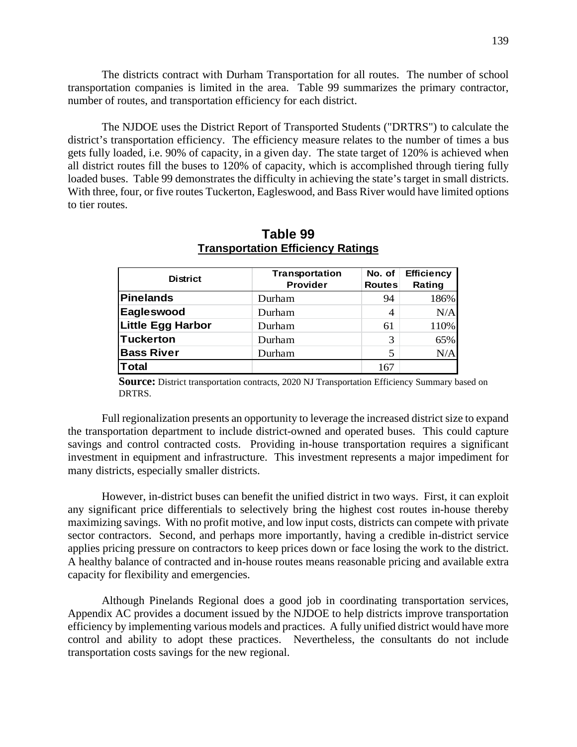The districts contract with Durham Transportation for all routes. The number of school transportation companies is limited in the area. Table 99 summarizes the primary contractor, number of routes, and transportation efficiency for each district.

The NJDOE uses the District Report of Transported Students ("DRTRS") to calculate the district's transportation efficiency. The efficiency measure relates to the number of times a bus gets fully loaded, i.e. 90% of capacity, in a given day. The state target of 120% is achieved when all district routes fill the buses to 120% of capacity, which is accomplished through tiering fully loaded buses. Table 99 demonstrates the difficulty in achieving the state's target in small districts. With three, four, or five routes Tuckerton, Eagleswood, and Bass River would have limited options to tier routes.

## Table 99
**Transportation Efficiency Ratings**

| District | Transportation Provider | No. of Routes | Efficiency Rating |
|---|---|---|---|
| **Pinelands** | Durham | 94 | 186% |
| **Eagleswood** | Durham | 4 | N/A |
| **Little Egg Harbor** | Durham | 61 | 110% |
| **Tuckerton** | Durham | 3 | 65% |
| **Bass River** | Durham | 5 | N/A |
| **Total** | | 167 | |

**Source:** District transportation contracts, 2020 NJ Transportation Efficiency Summary based on DRTRS.

Full regionalization presents an opportunity to leverage the increased district size to expand the transportation department to include district-owned and operated buses. This could capture savings and control contracted costs. Providing in-house transportation requires a significant investment in equipment and infrastructure. This investment represents a major impediment for many districts, especially smaller districts.

However, in-district buses can benefit the unified district in two ways. First, it can exploit any significant price differentials to selectively bring the highest cost routes in-house thereby maximizing savings. With no profit motive, and low input costs, districts can compete with private sector contractors. Second, and perhaps more importantly, having a credible in-district service applies pricing pressure on contractors to keep prices down or face losing the work to the district. A healthy balance of contracted and in-house routes means reasonable pricing and available extra capacity for flexibility and emergencies.

Although Pinelands Regional does a good job in coordinating transportation services, Appendix AC provides a document issued by the NJDOE to help districts improve transportation efficiency by implementing various models and practices. A fully unified district would have more control and ability to adopt these practices. Nevertheless, the consultants do not include transportation costs savings for the new regional.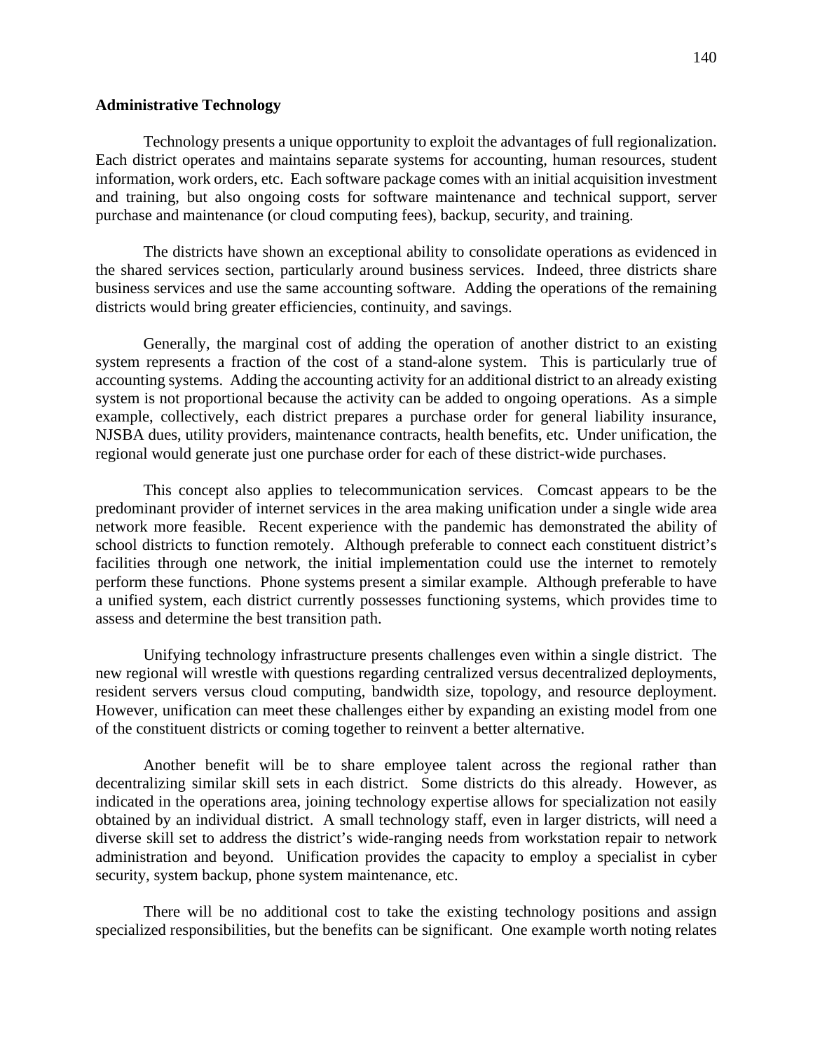**Administrative Technology**

Technology presents a unique opportunity to exploit the advantages of full regionalization. Each district operates and maintains separate systems for accounting, human resources, student information, work orders, etc. Each software package comes with an initial acquisition investment and training, but also ongoing costs for software maintenance and technical support, server purchase and maintenance (or cloud computing fees), backup, security, and training.

The districts have shown an exceptional ability to consolidate operations as evidenced in the shared services section, particularly around business services. Indeed, three districts share business services and use the same accounting software. Adding the operations of the remaining districts would bring greater efficiencies, continuity, and savings.

Generally, the marginal cost of adding the operation of another district to an existing system represents a fraction of the cost of a stand-alone system. This is particularly true of accounting systems. Adding the accounting activity for an additional district to an already existing system is not proportional because the activity can be added to ongoing operations. As a simple example, collectively, each district prepares a purchase order for general liability insurance, NJSBA dues, utility providers, maintenance contracts, health benefits, etc. Under unification, the regional would generate just one purchase order for each of these district-wide purchases.

This concept also applies to telecommunication services. Comcast appears to be the predominant provider of internet services in the area making unification under a single wide area network more feasible. Recent experience with the pandemic has demonstrated the ability of school districts to function remotely. Although preferable to connect each constituent district's facilities through one network, the initial implementation could use the internet to remotely perform these functions. Phone systems present a similar example. Although preferable to have a unified system, each district currently possesses functioning systems, which provides time to assess and determine the best transition path.

Unifying technology infrastructure presents challenges even within a single district. The new regional will wrestle with questions regarding centralized versus decentralized deployments, resident servers versus cloud computing, bandwidth size, topology, and resource deployment. However, unification can meet these challenges either by expanding an existing model from one of the constituent districts or coming together to reinvent a better alternative.

Another benefit will be to share employee talent across the regional rather than decentralizing similar skill sets in each district. Some districts do this already. However, as indicated in the operations area, joining technology expertise allows for specialization not easily obtained by an individual district. A small technology staff, even in larger districts, will need a diverse skill set to address the district's wide-ranging needs from workstation repair to network administration and beyond. Unification provides the capacity to employ a specialist in cyber security, system backup, phone system maintenance, etc.

There will be no additional cost to take the existing technology positions and assign specialized responsibilities, but the benefits can be significant. One example worth noting relates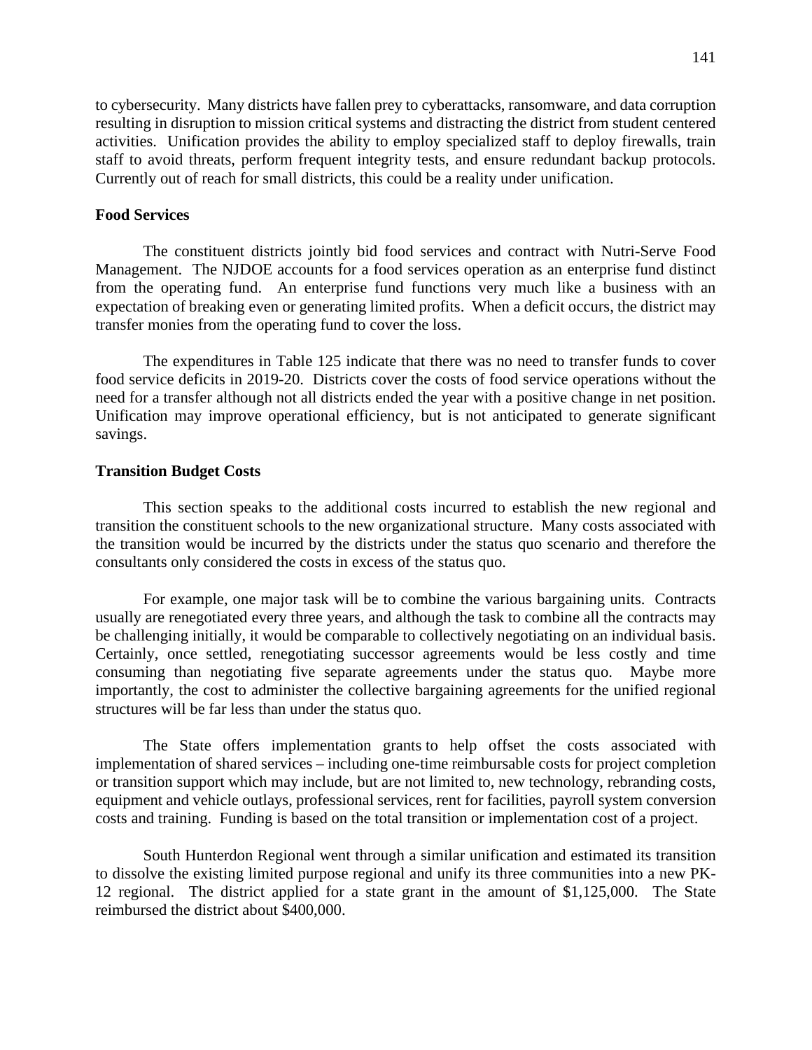to cybersecurity. Many districts have fallen prey to cyberattacks, ransomware, and data corruption resulting in disruption to mission critical systems and distracting the district from student centered activities. Unification provides the ability to employ specialized staff to deploy firewalls, train staff to avoid threats, perform frequent integrity tests, and ensure redundant backup protocols. Currently out of reach for small districts, this could be a reality under unification.

**Food Services**

The constituent districts jointly bid food services and contract with Nutri-Serve Food Management. The NJDOE accounts for a food services operation as an enterprise fund distinct from the operating fund. An enterprise fund functions very much like a business with an expectation of breaking even or generating limited profits. When a deficit occurs, the district may transfer monies from the operating fund to cover the loss.

The expenditures in Table 125 indicate that there was no need to transfer funds to cover food service deficits in 2019-20. Districts cover the costs of food service operations without the need for a transfer although not all districts ended the year with a positive change in net position. Unification may improve operational efficiency, but is not anticipated to generate significant savings.

**Transition Budget Costs**

This section speaks to the additional costs incurred to establish the new regional and transition the constituent schools to the new organizational structure. Many costs associated with the transition would be incurred by the districts under the status quo scenario and therefore the consultants only considered the costs in excess of the status quo.

For example, one major task will be to combine the various bargaining units. Contracts usually are renegotiated every three years, and although the task to combine all the contracts may be challenging initially, it would be comparable to collectively negotiating on an individual basis. Certainly, once settled, renegotiating successor agreements would be less costly and time consuming than negotiating five separate agreements under the status quo. Maybe more importantly, the cost to administer the collective bargaining agreements for the unified regional structures will be far less than under the status quo.

The State offers implementation grants to help offset the costs associated with implementation of shared services – including one-time reimbursable costs for project completion or transition support which may include, but are not limited to, new technology, rebranding costs, equipment and vehicle outlays, professional services, rent for facilities, payroll system conversion costs and training. Funding is based on the total transition or implementation cost of a project.

South Hunterdon Regional went through a similar unification and estimated its transition to dissolve the existing limited purpose regional and unify its three communities into a new PK-12 regional. The district applied for a state grant in the amount of $1,125,000. The State reimbursed the district about $400,000.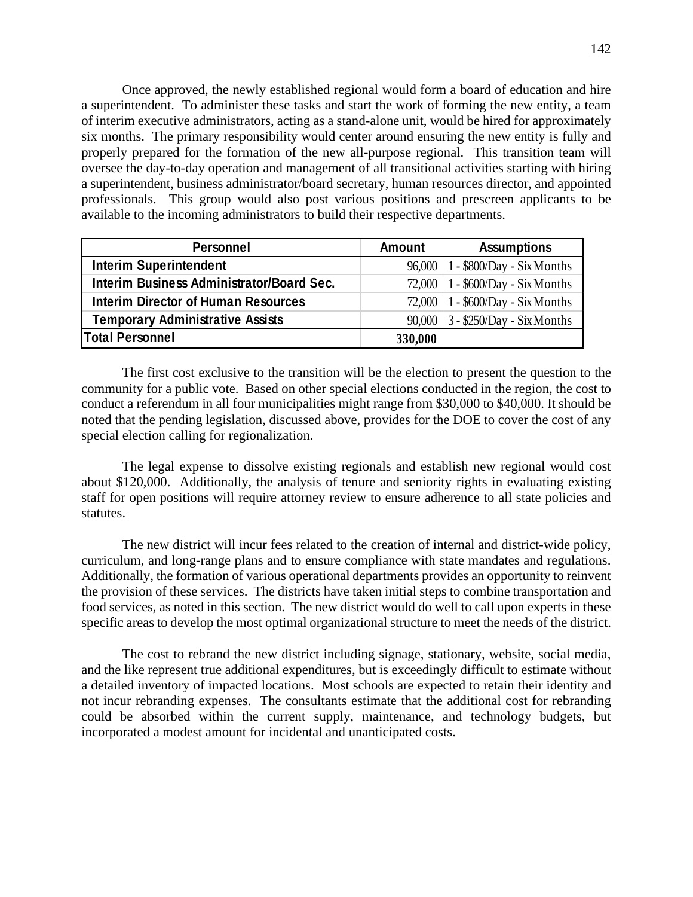Once approved, the newly established regional would form a board of education and hire a superintendent. To administer these tasks and start the work of forming the new entity, a team of interim executive administrators, acting as a stand-alone unit, would be hired for approximately six months. The primary responsibility would center around ensuring the new entity is fully and properly prepared for the formation of the new all-purpose regional. This transition team will oversee the day-to-day operation and management of all transitional activities starting with hiring a superintendent, business administrator/board secretary, human resources director, and appointed professionals. This group would also post various positions and prescreen applicants to be available to the incoming administrators to build their respective departments.

| Personnel | Amount | Assumptions |
|---|---|---|
| Interim Superintendent | 96,000 | 1 - $800/Day - Six Months |
| Interim Business Administrator/Board Sec. | 72,000 | 1 - $600/Day - Six Months |
| Interim Director of Human Resources | 72,000 | 1 - $600/Day - Six Months |
| Temporary Administrative Assists | 90,000 | 3 - $250/Day - Six Months |
| **Total Personnel** | **330,000** | |

The first cost exclusive to the transition will be the election to present the question to the community for a public vote. Based on other special elections conducted in the region, the cost to conduct a referendum in all four municipalities might range from $30,000 to $40,000. It should be noted that the pending legislation, discussed above, provides for the DOE to cover the cost of any special election calling for regionalization.

The legal expense to dissolve existing regionals and establish new regional would cost about $120,000. Additionally, the analysis of tenure and seniority rights in evaluating existing staff for open positions will require attorney review to ensure adherence to all state policies and statutes.

The new district will incur fees related to the creation of internal and district-wide policy, curriculum, and long-range plans and to ensure compliance with state mandates and regulations. Additionally, the formation of various operational departments provides an opportunity to reinvent the provision of these services. The districts have taken initial steps to combine transportation and food services, as noted in this section. The new district would do well to call upon experts in these specific areas to develop the most optimal organizational structure to meet the needs of the district.

The cost to rebrand the new district including signage, stationary, website, social media, and the like represent true additional expenditures, but is exceedingly difficult to estimate without a detailed inventory of impacted locations. Most schools are expected to retain their identity and not incur rebranding expenses. The consultants estimate that the additional cost for rebranding could be absorbed within the current supply, maintenance, and technology budgets, but incorporated a modest amount for incidental and unanticipated costs.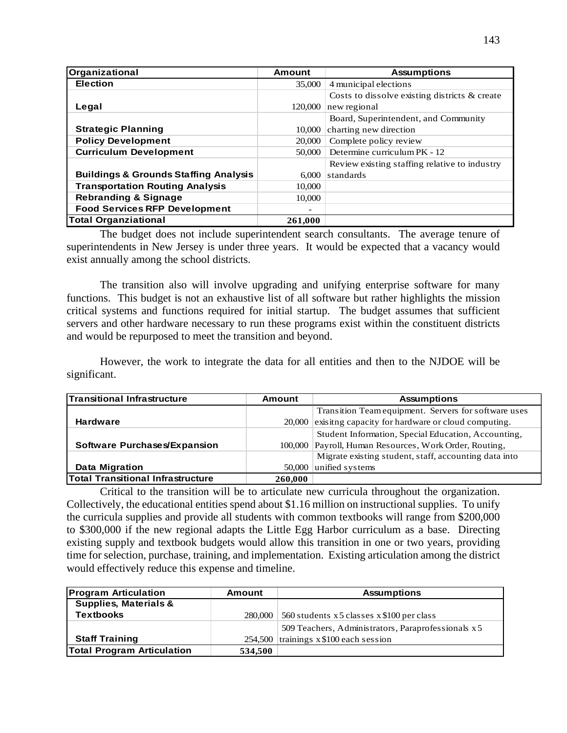| Organizational | Amount | Assumptions |
|---|---|---|
| Election | 35,000 | 4 municipal elections |
| Legal | 120,000 | Costs to dissolve existing districts & create new regional |
| Strategic Planning | 10,000 | Board, Superintendent, and Community charting new direction |
| Policy Development | 20,000 | Complete policy review |
| Curriculum Development | 50,000 | Determine curriculum PK - 12 |
| Buildings & Grounds Staffing Analysis | 6,000 | Review existing staffing relative to industry standards |
| Transportation Routing Analysis | 10,000 | |
| Rebranding & Signage | 10,000 | |
| Food Services RFP Development | - | |
| **Total Organziational** | **261,000** | |

The budget does not include superintendent search consultants. The average tenure of superintendents in New Jersey is under three years. It would be expected that a vacancy would exist annually among the school districts.

The transition also will involve upgrading and unifying enterprise software for many functions. This budget is not an exhaustive list of all software but rather highlights the mission critical systems and functions required for initial startup. The budget assumes that sufficient servers and other hardware necessary to run these programs exist within the constituent districts and would be repurposed to meet the transition and beyond.

However, the work to integrate the data for all entities and then to the NJDOE will be significant.

| Transitional Infrastructure | Amount | Assumptions |
|---|---|---|
| Hardware | 20,000 | Transition Team equipment. Servers for software uses exisitng capacity for hardware or cloud computing. |
| Software Purchases/Expansion | 100,000 | Student Information, Special Education, Accounting, Payroll, Human Resources, Work Order, Routing, |
| Data Migration | 50,000 | Migrate existing student, staff, accounting data into unified systems |
| **Total Transitional Infrastructure** | **260,000** | |

Critical to the transition will be to articulate new curricula throughout the organization. Collectively, the educational entities spend about $1.16 million on instructional supplies. To unify the curricula supplies and provide all students with common textbooks will range from $200,000 to $300,000 if the new regional adapts the Little Egg Harbor curriculum as a base. Directing existing supply and textbook budgets would allow this transition in one or two years, providing time for selection, purchase, training, and implementation. Existing articulation among the district would effectively reduce this expense and timeline.

| Program Articulation | Amount | Assumptions |
|---|---|---|
| Supplies, Materials & Textbooks | 280,000 | 560 students x 5 classes x $100 per class |
| Staff Training | 254,500 | 509 Teachers, Administrators, Paraprofessionals x 5 trainings x $100 each session |
| **Total Program Articulation** | **534,500** | |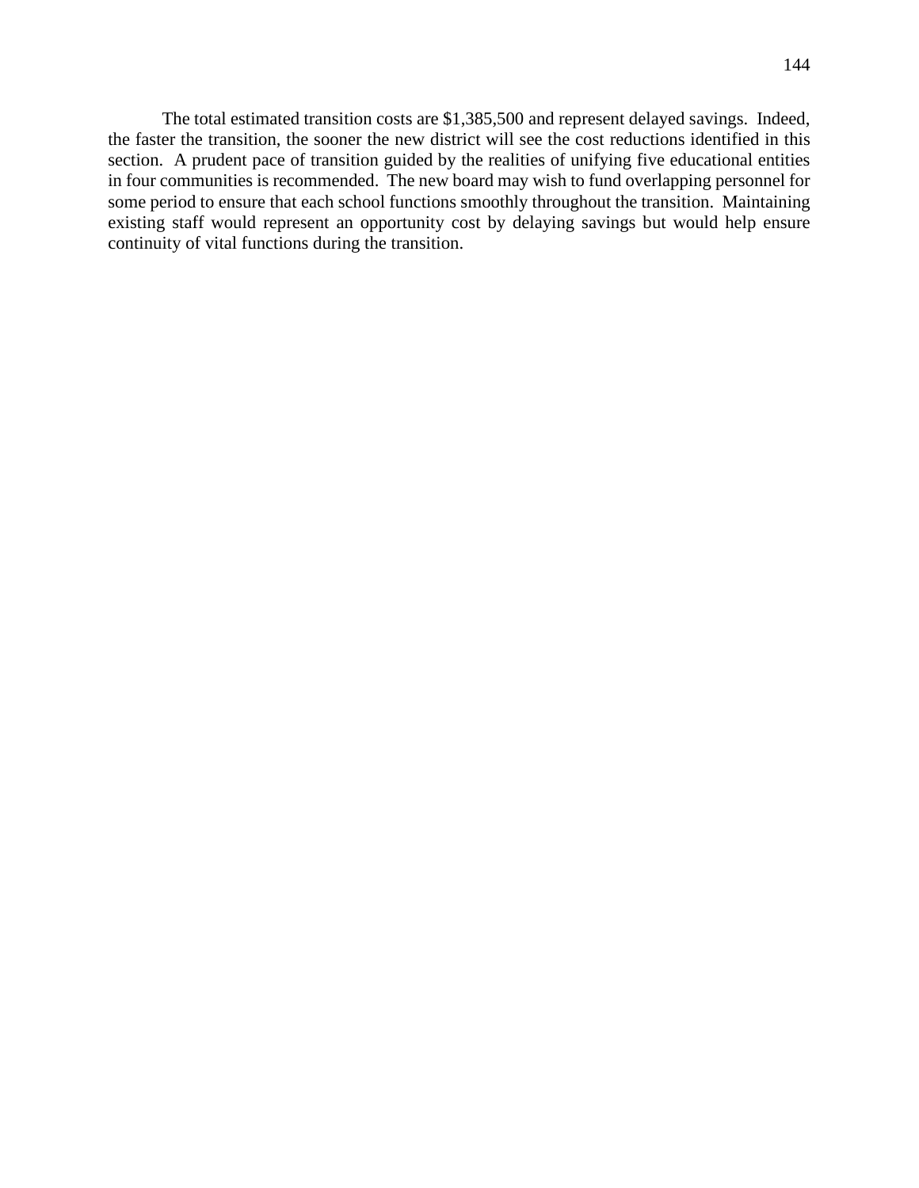The total estimated transition costs are $1,385,500 and represent delayed savings. Indeed, the faster the transition, the sooner the new district will see the cost reductions identified in this section. A prudent pace of transition guided by the realities of unifying five educational entities in four communities is recommended. The new board may wish to fund overlapping personnel for some period to ensure that each school functions smoothly throughout the transition. Maintaining existing staff would represent an opportunity cost by delaying savings but would help ensure continuity of vital functions during the transition.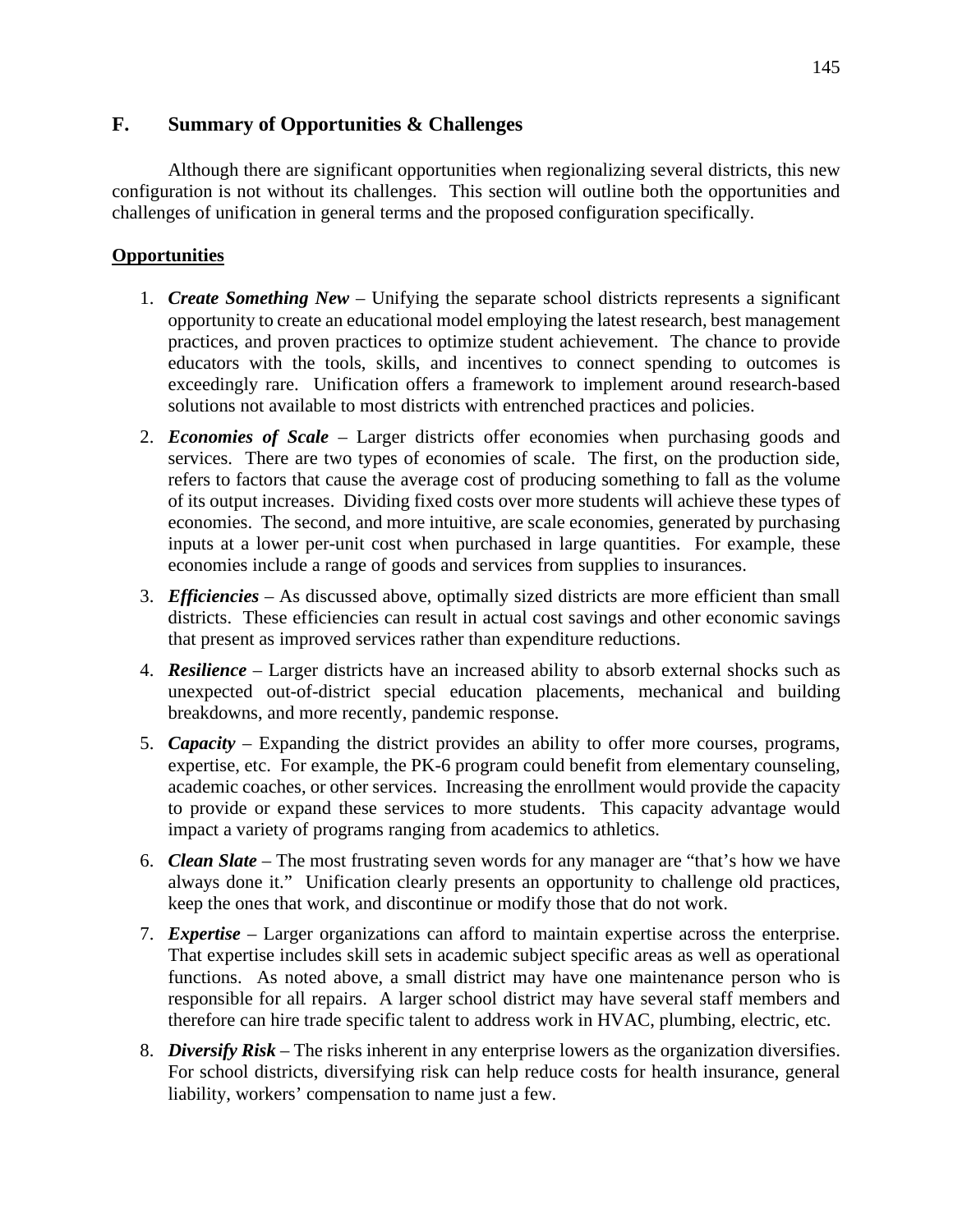## F. Summary of Opportunities & Challenges

Although there are significant opportunities when regionalizing several districts, this new configuration is not without its challenges. This section will outline both the opportunities and challenges of unification in general terms and the proposed configuration specifically.

**<u>Opportunities</u>**

1. ***Create Something New*** – Unifying the separate school districts represents a significant opportunity to create an educational model employing the latest research, best management practices, and proven practices to optimize student achievement. The chance to provide educators with the tools, skills, and incentives to connect spending to outcomes is exceedingly rare. Unification offers a framework to implement around research-based solutions not available to most districts with entrenched practices and policies.

2. ***Economies of Scale*** – Larger districts offer economies when purchasing goods and services. There are two types of economies of scale. The first, on the production side, refers to factors that cause the average cost of producing something to fall as the volume of its output increases. Dividing fixed costs over more students will achieve these types of economies. The second, and more intuitive, are scale economies, generated by purchasing inputs at a lower per-unit cost when purchased in large quantities. For example, these economies include a range of goods and services from supplies to insurances.

3. ***Efficiencies*** – As discussed above, optimally sized districts are more efficient than small districts. These efficiencies can result in actual cost savings and other economic savings that present as improved services rather than expenditure reductions.

4. ***Resilience*** – Larger districts have an increased ability to absorb external shocks such as unexpected out-of-district special education placements, mechanical and building breakdowns, and more recently, pandemic response.

5. ***Capacity*** – Expanding the district provides an ability to offer more courses, programs, expertise, etc. For example, the PK-6 program could benefit from elementary counseling, academic coaches, or other services. Increasing the enrollment would provide the capacity to provide or expand these services to more students. This capacity advantage would impact a variety of programs ranging from academics to athletics.

6. ***Clean Slate*** – The most frustrating seven words for any manager are "that's how we have always done it." Unification clearly presents an opportunity to challenge old practices, keep the ones that work, and discontinue or modify those that do not work.

7. ***Expertise*** – Larger organizations can afford to maintain expertise across the enterprise. That expertise includes skill sets in academic subject specific areas as well as operational functions. As noted above, a small district may have one maintenance person who is responsible for all repairs. A larger school district may have several staff members and therefore can hire trade specific talent to address work in HVAC, plumbing, electric, etc.

8. ***Diversify Risk*** – The risks inherent in any enterprise lowers as the organization diversifies. For school districts, diversifying risk can help reduce costs for health insurance, general liability, workers' compensation to name just a few.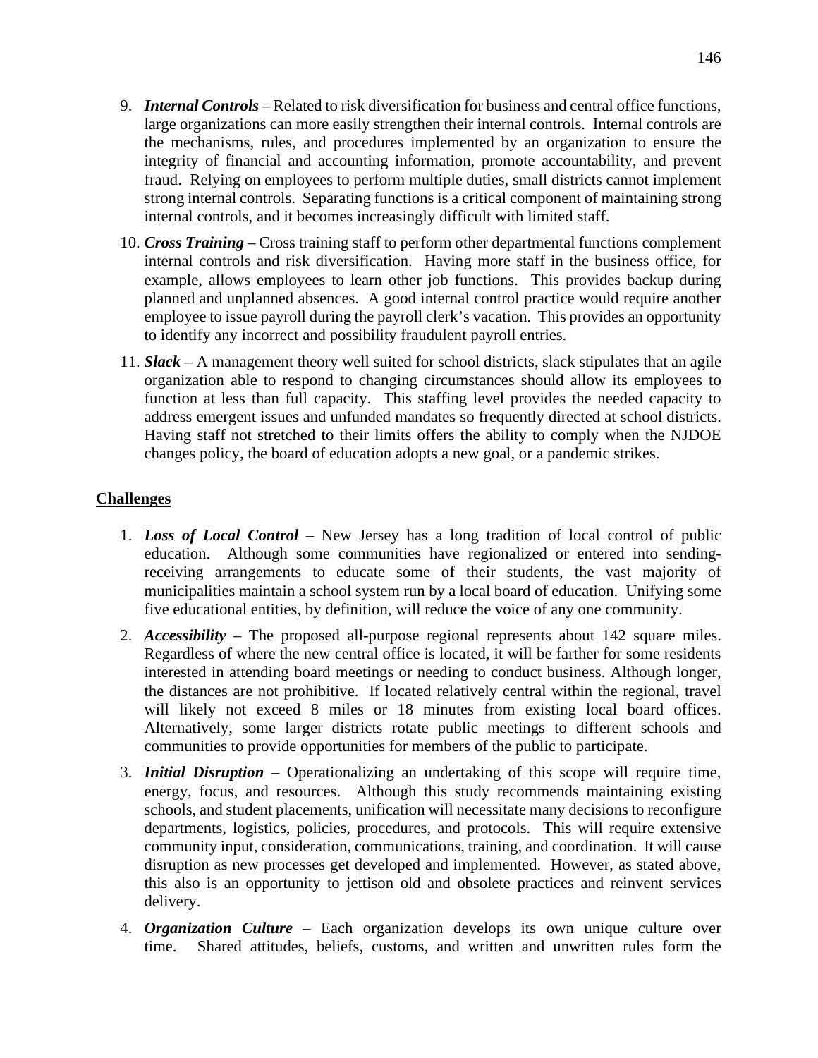9. ***Internal Controls*** – Related to risk diversification for business and central office functions, large organizations can more easily strengthen their internal controls. Internal controls are the mechanisms, rules, and procedures implemented by an organization to ensure the integrity of financial and accounting information, promote accountability, and prevent fraud. Relying on employees to perform multiple duties, small districts cannot implement strong internal controls. Separating functions is a critical component of maintaining strong internal controls, and it becomes increasingly difficult with limited staff.

10. ***Cross Training*** – Cross training staff to perform other departmental functions complement internal controls and risk diversification. Having more staff in the business office, for example, allows employees to learn other job functions. This provides backup during planned and unplanned absences. A good internal control practice would require another employee to issue payroll during the payroll clerk's vacation. This provides an opportunity to identify any incorrect and possibility fraudulent payroll entries.

11. ***Slack*** – A management theory well suited for school districts, slack stipulates that an agile organization able to respond to changing circumstances should allow its employees to function at less than full capacity. This staffing level provides the needed capacity to address emergent issues and unfunded mandates so frequently directed at school districts. Having staff not stretched to their limits offers the ability to comply when the NJDOE changes policy, the board of education adopts a new goal, or a pandemic strikes.

## Challenges

1. ***Loss of Local Control*** – New Jersey has a long tradition of local control of public education. Although some communities have regionalized or entered into sending-receiving arrangements to educate some of their students, the vast majority of municipalities maintain a school system run by a local board of education. Unifying some five educational entities, by definition, will reduce the voice of any one community.

2. ***Accessibility*** – The proposed all-purpose regional represents about 142 square miles. Regardless of where the new central office is located, it will be farther for some residents interested in attending board meetings or needing to conduct business. Although longer, the distances are not prohibitive. If located relatively central within the regional, travel will likely not exceed 8 miles or 18 minutes from existing local board offices. Alternatively, some larger districts rotate public meetings to different schools and communities to provide opportunities for members of the public to participate.

3. ***Initial Disruption*** – Operationalizing an undertaking of this scope will require time, energy, focus, and resources. Although this study recommends maintaining existing schools, and student placements, unification will necessitate many decisions to reconfigure departments, logistics, policies, procedures, and protocols. This will require extensive community input, consideration, communications, training, and coordination. It will cause disruption as new processes get developed and implemented. However, as stated above, this also is an opportunity to jettison old and obsolete practices and reinvent services delivery.

4. ***Organization Culture*** – Each organization develops its own unique culture over time. Shared attitudes, beliefs, customs, and written and unwritten rules form the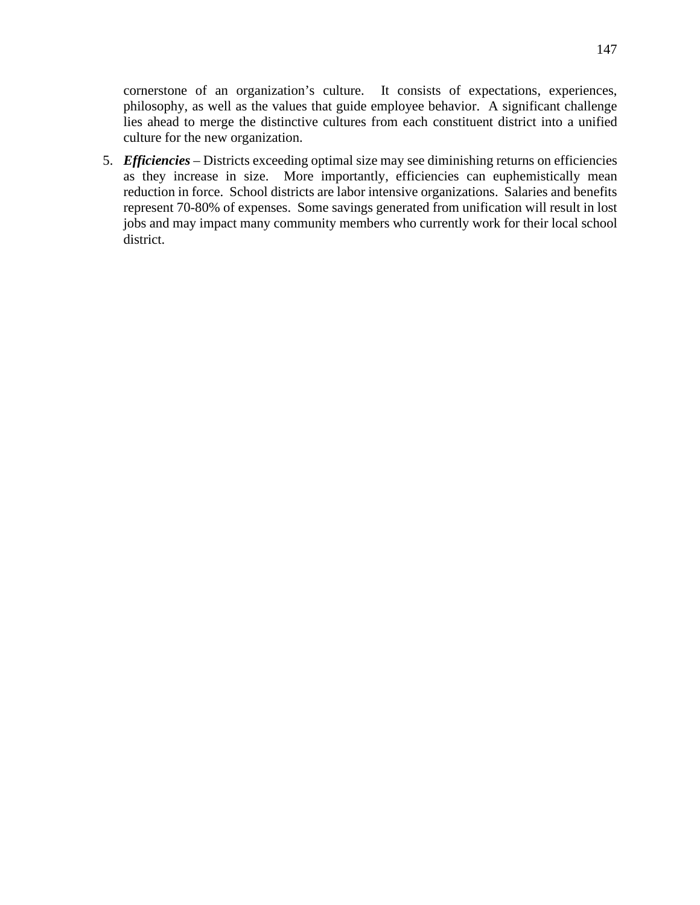cornerstone of an organization's culture. It consists of expectations, experiences, philosophy, as well as the values that guide employee behavior. A significant challenge lies ahead to merge the distinctive cultures from each constituent district into a unified culture for the new organization.

5. ***Efficiencies*** – Districts exceeding optimal size may see diminishing returns on efficiencies as they increase in size. More importantly, efficiencies can euphemistically mean reduction in force. School districts are labor intensive organizations. Salaries and benefits represent 70-80% of expenses. Some savings generated from unification will result in lost jobs and may impact many community members who currently work for their local school district.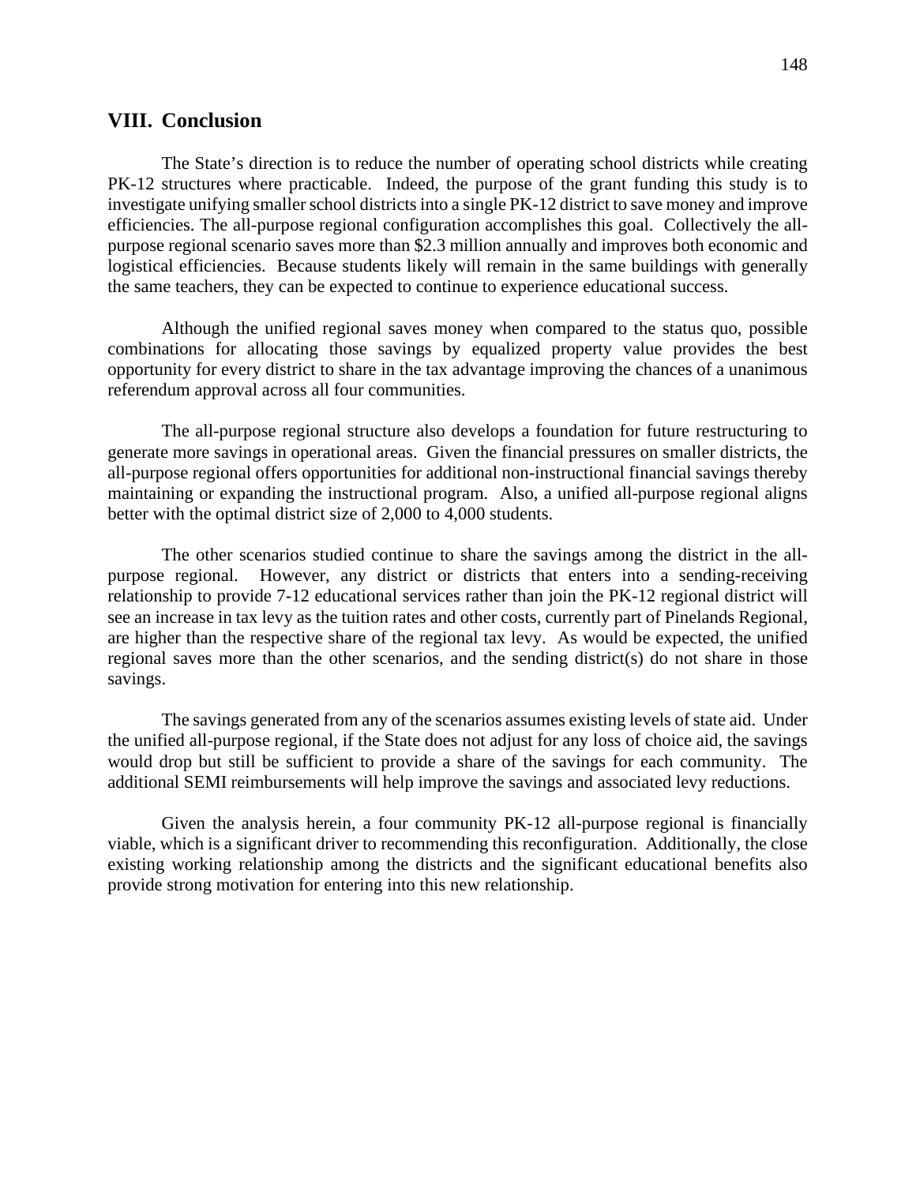## VIII. Conclusion

The State's direction is to reduce the number of operating school districts while creating PK-12 structures where practicable. Indeed, the purpose of the grant funding this study is to investigate unifying smaller school districts into a single PK-12 district to save money and improve efficiencies. The all-purpose regional configuration accomplishes this goal. Collectively the all-purpose regional scenario saves more than $2.3 million annually and improves both economic and logistical efficiencies. Because students likely will remain in the same buildings with generally the same teachers, they can be expected to continue to experience educational success.

Although the unified regional saves money when compared to the status quo, possible combinations for allocating those savings by equalized property value provides the best opportunity for every district to share in the tax advantage improving the chances of a unanimous referendum approval across all four communities.

The all-purpose regional structure also develops a foundation for future restructuring to generate more savings in operational areas. Given the financial pressures on smaller districts, the all-purpose regional offers opportunities for additional non-instructional financial savings thereby maintaining or expanding the instructional program. Also, a unified all-purpose regional aligns better with the optimal district size of 2,000 to 4,000 students.

The other scenarios studied continue to share the savings among the district in the all-purpose regional. However, any district or districts that enters into a sending-receiving relationship to provide 7-12 educational services rather than join the PK-12 regional district will see an increase in tax levy as the tuition rates and other costs, currently part of Pinelands Regional, are higher than the respective share of the regional tax levy. As would be expected, the unified regional saves more than the other scenarios, and the sending district(s) do not share in those savings.

The savings generated from any of the scenarios assumes existing levels of state aid. Under the unified all-purpose regional, if the State does not adjust for any loss of choice aid, the savings would drop but still be sufficient to provide a share of the savings for each community. The additional SEMI reimbursements will help improve the savings and associated levy reductions.

Given the analysis herein, a four community PK-12 all-purpose regional is financially viable, which is a significant driver to recommending this reconfiguration. Additionally, the close existing working relationship among the districts and the significant educational benefits also provide strong motivation for entering into this new relationship.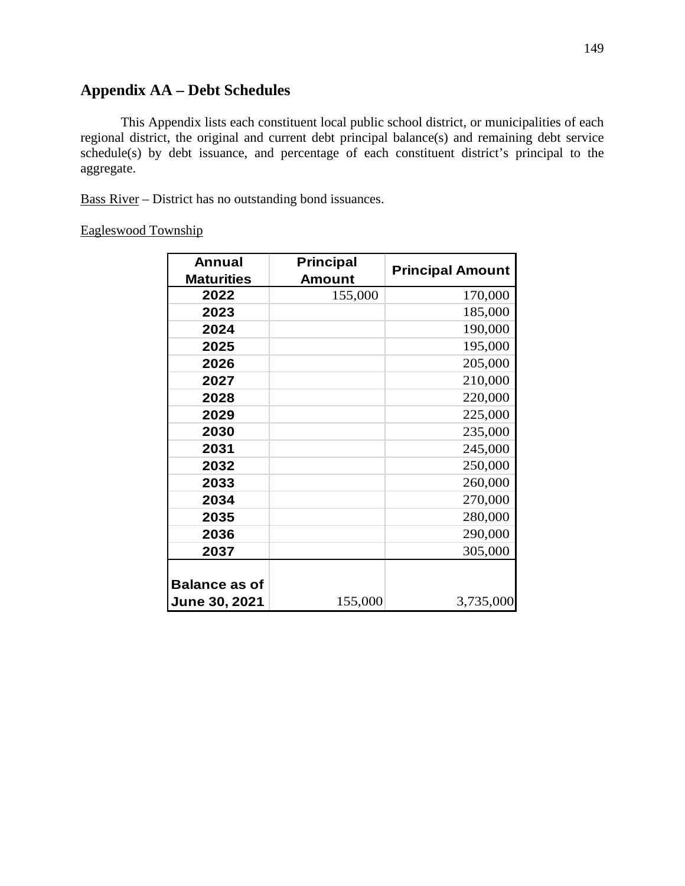## Appendix AA – Debt Schedules

This Appendix lists each constituent local public school district, or municipalities of each regional district, the original and current debt principal balance(s) and remaining debt service schedule(s) by debt issuance, and percentage of each constituent district's principal to the aggregate.

Bass River – District has no outstanding bond issuances.

Eagleswood Township

| Annual Maturities | Principal Amount | Principal Amount |
|---|---|---|
| 2022 | 155,000 | 170,000 |
| 2023 | | 185,000 |
| 2024 | | 190,000 |
| 2025 | | 195,000 |
| 2026 | | 205,000 |
| 2027 | | 210,000 |
| 2028 | | 220,000 |
| 2029 | | 225,000 |
| 2030 | | 235,000 |
| 2031 | | 245,000 |
| 2032 | | 250,000 |
| 2033 | | 260,000 |
| 2034 | | 270,000 |
| 2035 | | 280,000 |
| 2036 | | 290,000 |
| 2037 | | 305,000 |
| Balance as of June 30, 2021 | 155,000 | 3,735,000 |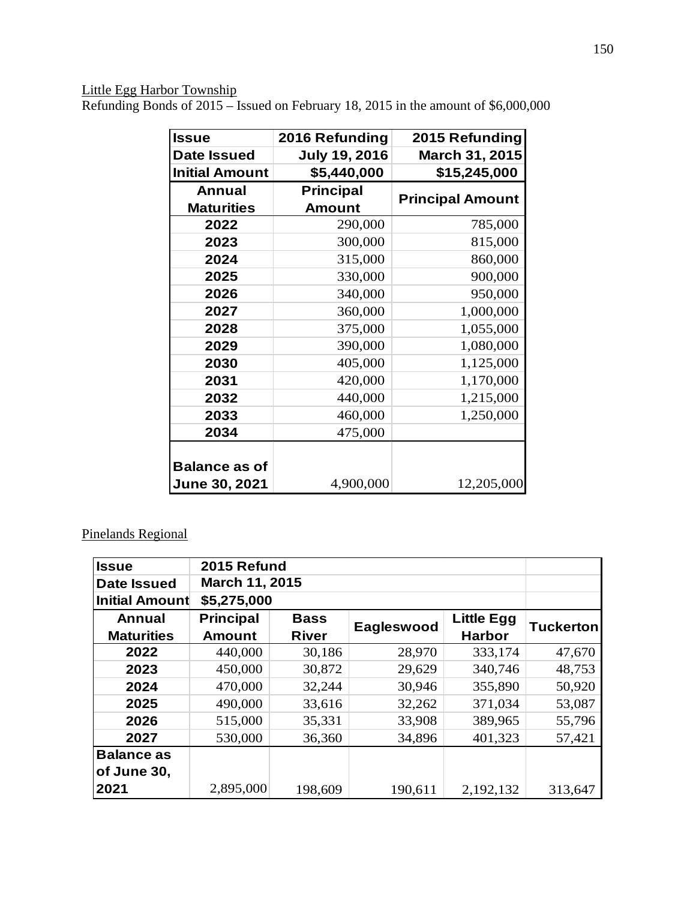Little Egg Harbor Township

Refunding Bonds of 2015 – Issued on February 18, 2015 in the amount of $6,000,000

| Issue | 2016 Refunding | 2015 Refunding |
|---|---|---|
| Date Issued | July 19, 2016 | March 31, 2015 |
| Initial Amount | $5,440,000 | $15,245,000 |
| Annual Maturities | Principal Amount | Principal Amount |
| 2022 | 290,000 | 785,000 |
| 2023 | 300,000 | 815,000 |
| 2024 | 315,000 | 860,000 |
| 2025 | 330,000 | 900,000 |
| 2026 | 340,000 | 950,000 |
| 2027 | 360,000 | 1,000,000 |
| 2028 | 375,000 | 1,055,000 |
| 2029 | 390,000 | 1,080,000 |
| 2030 | 405,000 | 1,125,000 |
| 2031 | 420,000 | 1,170,000 |
| 2032 | 440,000 | 1,215,000 |
| 2033 | 460,000 | 1,250,000 |
| 2034 | 475,000 | |
| Balance as of June 30, 2021 | 4,900,000 | 12,205,000 |

Pinelands Regional

| Issue | 2015 Refund | | | | |
|---|---|---|---|---|---|
| Date Issued | March 11, 2015 | | | | |
| Initial Amount | $5,275,000 | | | | |
| Annual Maturities | Principal Amount | Bass River | Eagleswood | Little Egg Harbor | Tuckerton |
| 2022 | 440,000 | 30,186 | 28,970 | 333,174 | 47,670 |
| 2023 | 450,000 | 30,872 | 29,629 | 340,746 | 48,753 |
| 2024 | 470,000 | 32,244 | 30,946 | 355,890 | 50,920 |
| 2025 | 490,000 | 33,616 | 32,262 | 371,034 | 53,087 |
| 2026 | 515,000 | 35,331 | 33,908 | 389,965 | 55,796 |
| 2027 | 530,000 | 36,360 | 34,896 | 401,323 | 57,421 |
| Balance as of June 30, 2021 | 2,895,000 | 198,609 | 190,611 | 2,192,132 | 313,647 |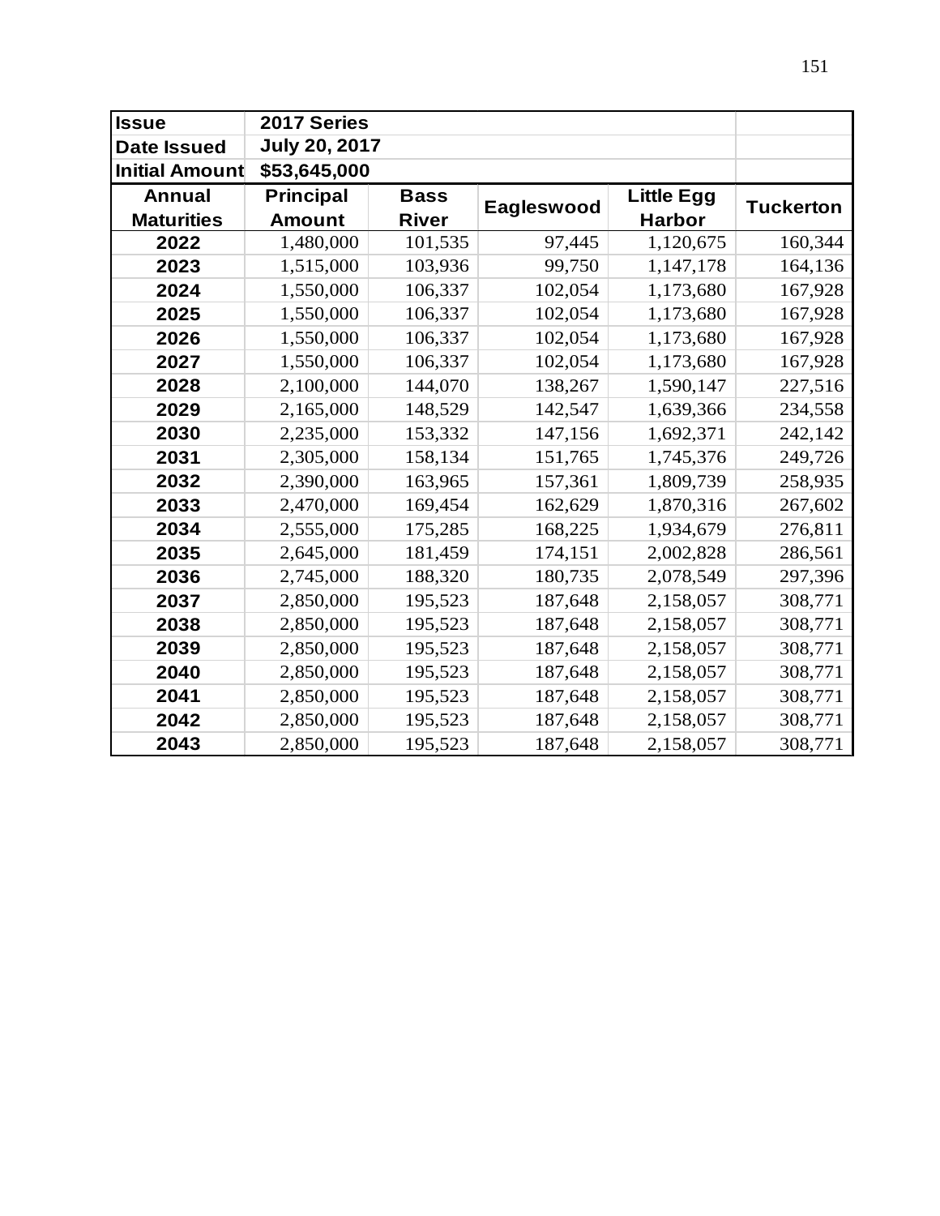| Issue | 2017 Series | | | | |
|---|---|---|---|---|---|
| Date Issued | July 20, 2017 | | | | |
| Initial Amount | $53,645,000 | | | | |
| Annual Maturities | Principal Amount | Bass River | Eagleswood | Little Egg Harbor | Tuckerton |
| 2022 | 1,480,000 | 101,535 | 97,445 | 1,120,675 | 160,344 |
| 2023 | 1,515,000 | 103,936 | 99,750 | 1,147,178 | 164,136 |
| 2024 | 1,550,000 | 106,337 | 102,054 | 1,173,680 | 167,928 |
| 2025 | 1,550,000 | 106,337 | 102,054 | 1,173,680 | 167,928 |
| 2026 | 1,550,000 | 106,337 | 102,054 | 1,173,680 | 167,928 |
| 2027 | 1,550,000 | 106,337 | 102,054 | 1,173,680 | 167,928 |
| 2028 | 2,100,000 | 144,070 | 138,267 | 1,590,147 | 227,516 |
| 2029 | 2,165,000 | 148,529 | 142,547 | 1,639,366 | 234,558 |
| 2030 | 2,235,000 | 153,332 | 147,156 | 1,692,371 | 242,142 |
| 2031 | 2,305,000 | 158,134 | 151,765 | 1,745,376 | 249,726 |
| 2032 | 2,390,000 | 163,965 | 157,361 | 1,809,739 | 258,935 |
| 2033 | 2,470,000 | 169,454 | 162,629 | 1,870,316 | 267,602 |
| 2034 | 2,555,000 | 175,285 | 168,225 | 1,934,679 | 276,811 |
| 2035 | 2,645,000 | 181,459 | 174,151 | 2,002,828 | 286,561 |
| 2036 | 2,745,000 | 188,320 | 180,735 | 2,078,549 | 297,396 |
| 2037 | 2,850,000 | 195,523 | 187,648 | 2,158,057 | 308,771 |
| 2038 | 2,850,000 | 195,523 | 187,648 | 2,158,057 | 308,771 |
| 2039 | 2,850,000 | 195,523 | 187,648 | 2,158,057 | 308,771 |
| 2040 | 2,850,000 | 195,523 | 187,648 | 2,158,057 | 308,771 |
| 2041 | 2,850,000 | 195,523 | 187,648 | 2,158,057 | 308,771 |
| 2042 | 2,850,000 | 195,523 | 187,648 | 2,158,057 | 308,771 |
| 2043 | 2,850,000 | 195,523 | 187,648 | 2,158,057 | 308,771 |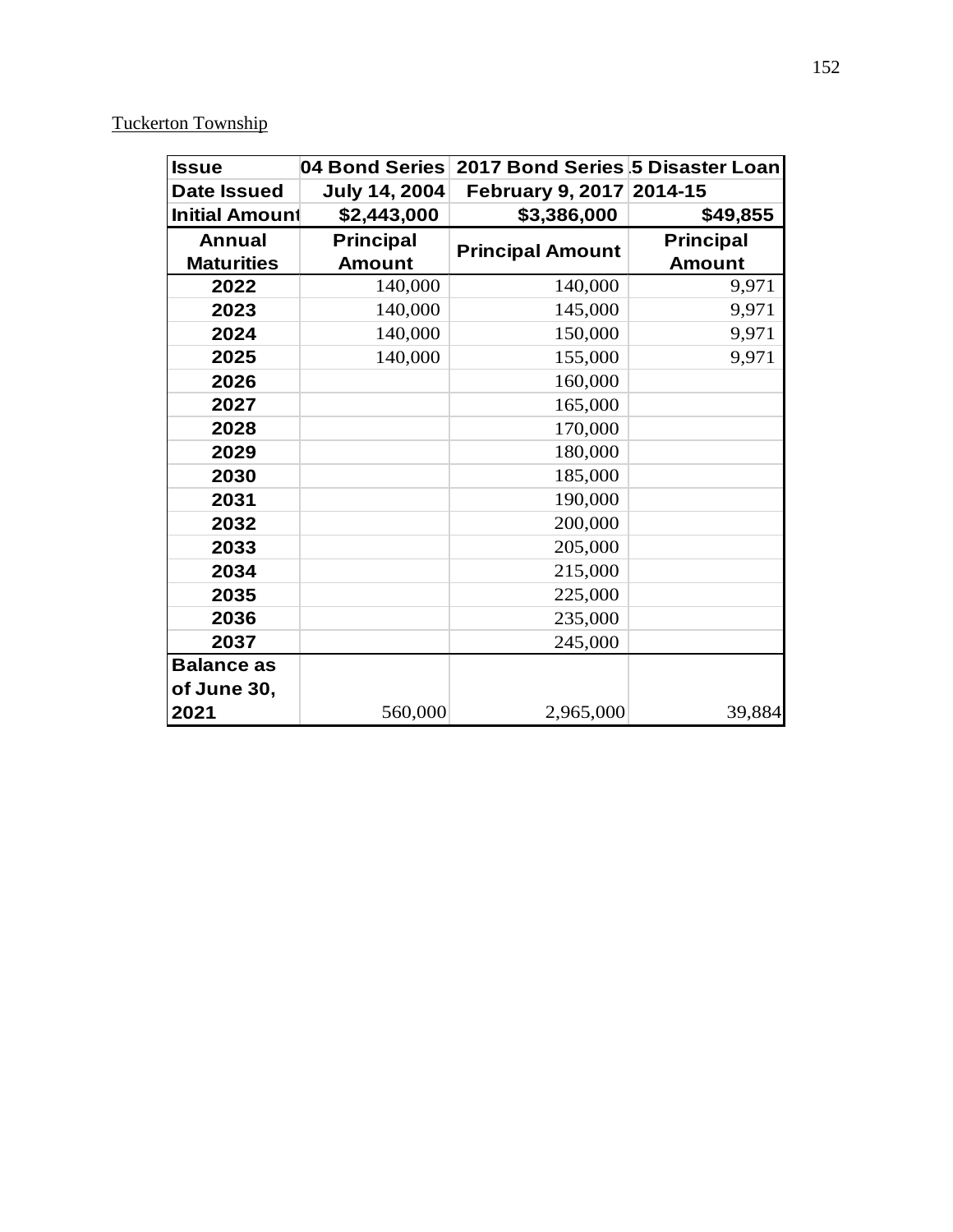Tuckerton Township

| Issue | 04 Bond Series | 2017 Bond Series | .5 Disaster Loan |
|---|---|---|---|
| Date Issued | July 14, 2004 | February 9, 2017 | 2014-15 |
| Initial Amount | $2,443,000 | $3,386,000 | $49,855 |
| Annual Maturities | Principal Amount | Principal Amount | Principal Amount |
| 2022 | 140,000 | 140,000 | 9,971 |
| 2023 | 140,000 | 145,000 | 9,971 |
| 2024 | 140,000 | 150,000 | 9,971 |
| 2025 | 140,000 | 155,000 | 9,971 |
| 2026 | | 160,000 | |
| 2027 | | 165,000 | |
| 2028 | | 170,000 | |
| 2029 | | 180,000 | |
| 2030 | | 185,000 | |
| 2031 | | 190,000 | |
| 2032 | | 200,000 | |
| 2033 | | 205,000 | |
| 2034 | | 215,000 | |
| 2035 | | 225,000 | |
| 2036 | | 235,000 | |
| 2037 | | 245,000 | |
| Balance as of June 30, 2021 | 560,000 | 2,965,000 | 39,884 |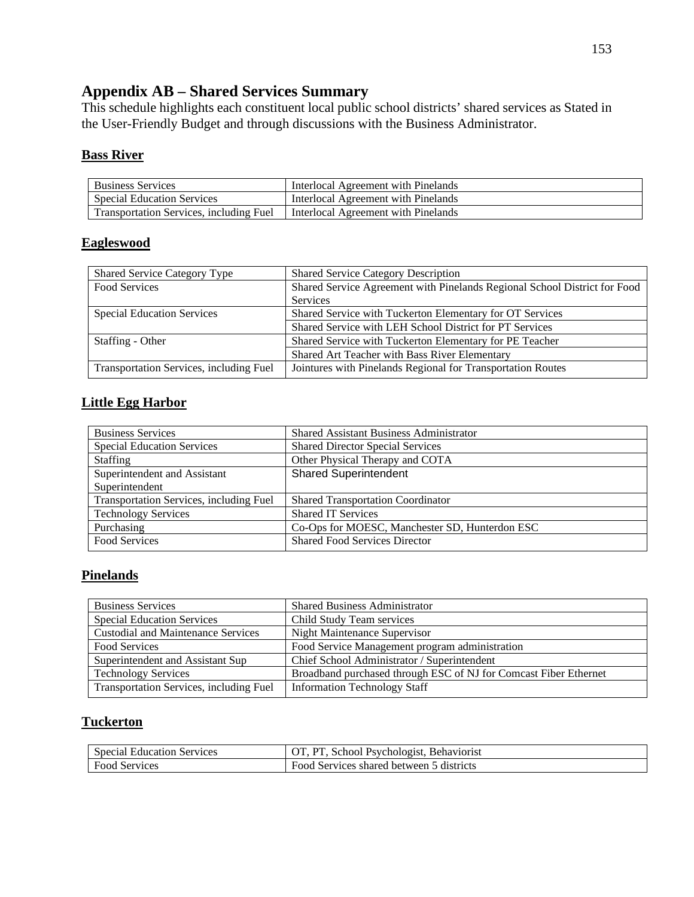# Appendix AB – Shared Services Summary

This schedule highlights each constituent local public school districts' shared services as Stated in the User-Friendly Budget and through discussions with the Business Administrator.

## Bass River

| | |
|---|---|
| Business Services | Interlocal Agreement with Pinelands |
| Special Education Services | Interlocal Agreement with Pinelands |
| Transportation Services, including Fuel | Interlocal Agreement with Pinelands |

## Eagleswood

| Shared Service Category Type | Shared Service Category Description |
|---|---|
| Food Services | Shared Service Agreement with Pinelands Regional School District for Food Services |
| Special Education Services | Shared Service with Tuckerton Elementary for OT Services |
| | Shared Service with LEH School District for PT Services |
| Staffing - Other | Shared Service with Tuckerton Elementary for PE Teacher |
| | Shared Art Teacher with Bass River Elementary |
| Transportation Services, including Fuel | Jointures with Pinelands Regional for Transportation Routes |

## Little Egg Harbor

| | |
|---|---|
| Business Services | Shared Assistant Business Administrator |
| Special Education Services | Shared Director Special Services |
| Staffing | Other Physical Therapy and COTA |
| Superintendent and Assistant Superintendent | Shared Superintendent |
| Transportation Services, including Fuel | Shared Transportation Coordinator |
| Technology Services | Shared IT Services |
| Purchasing | Co-Ops for MOESC, Manchester SD, Hunterdon ESC |
| Food Services | Shared Food Services Director |

## Pinelands

| | |
|---|---|
| Business Services | Shared Business Administrator |
| Special Education Services | Child Study Team services |
| Custodial and Maintenance Services | Night Maintenance Supervisor |
| Food Services | Food Service Management program administration |
| Superintendent and Assistant Sup | Chief School Administrator / Superintendent |
| Technology Services | Broadband purchased through ESC of NJ for Comcast Fiber Ethernet |
| Transportation Services, including Fuel | Information Technology Staff |

## Tuckerton

| | |
|---|---|
| Special Education Services | OT, PT, School Psychologist, Behaviorist |
| Food Services | Food Services shared between 5 districts |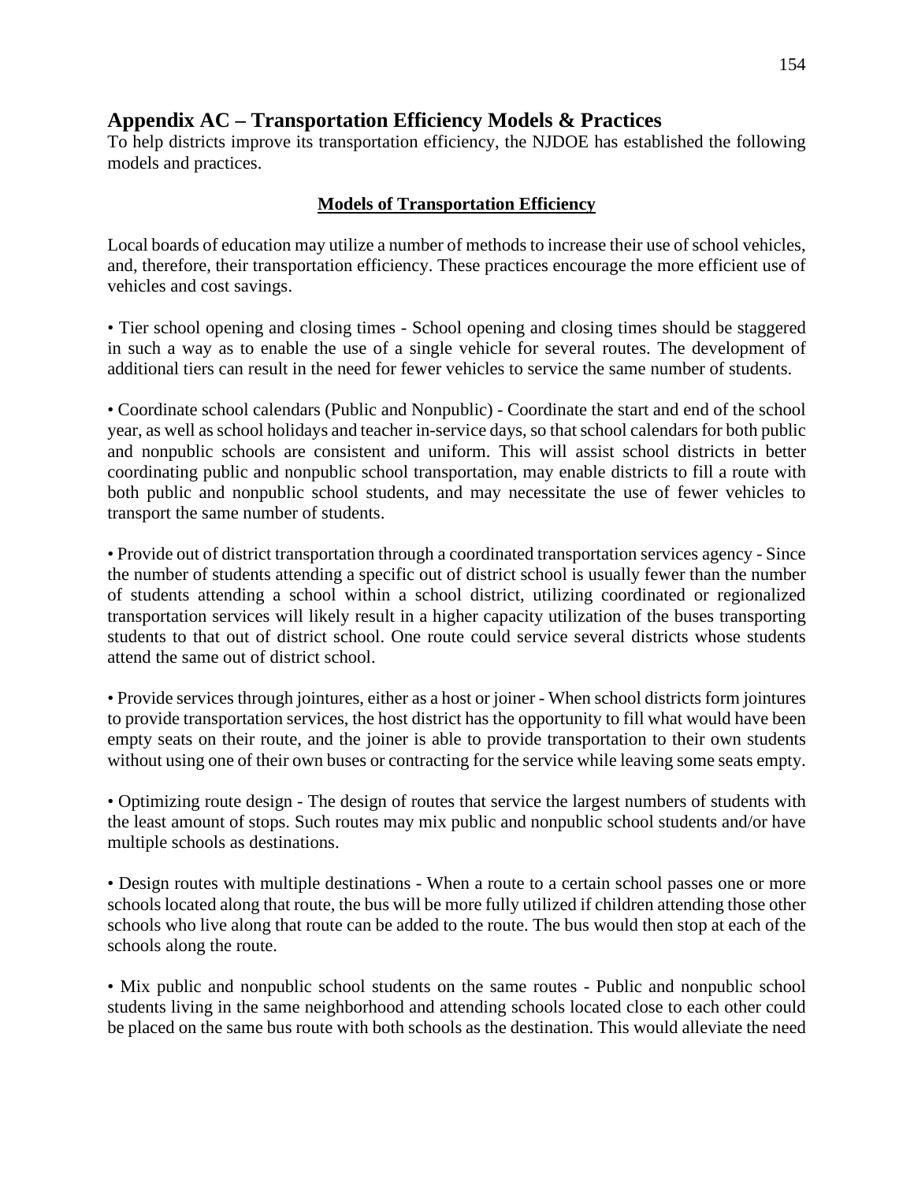## Appendix AC – Transportation Efficiency Models & Practices

To help districts improve its transportation efficiency, the NJDOE has established the following models and practices.

### Models of Transportation Efficiency

Local boards of education may utilize a number of methods to increase their use of school vehicles, and, therefore, their transportation efficiency. These practices encourage the more efficient use of vehicles and cost savings.

• Tier school opening and closing times - School opening and closing times should be staggered in such a way as to enable the use of a single vehicle for several routes. The development of additional tiers can result in the need for fewer vehicles to service the same number of students.

• Coordinate school calendars (Public and Nonpublic) - Coordinate the start and end of the school year, as well as school holidays and teacher in-service days, so that school calendars for both public and nonpublic schools are consistent and uniform. This will assist school districts in better coordinating public and nonpublic school transportation, may enable districts to fill a route with both public and nonpublic school students, and may necessitate the use of fewer vehicles to transport the same number of students.

• Provide out of district transportation through a coordinated transportation services agency - Since the number of students attending a specific out of district school is usually fewer than the number of students attending a school within a school district, utilizing coordinated or regionalized transportation services will likely result in a higher capacity utilization of the buses transporting students to that out of district school. One route could service several districts whose students attend the same out of district school.

• Provide services through jointures, either as a host or joiner - When school districts form jointures to provide transportation services, the host district has the opportunity to fill what would have been empty seats on their route, and the joiner is able to provide transportation to their own students without using one of their own buses or contracting for the service while leaving some seats empty.

• Optimizing route design - The design of routes that service the largest numbers of students with the least amount of stops. Such routes may mix public and nonpublic school students and/or have multiple schools as destinations.

• Design routes with multiple destinations - When a route to a certain school passes one or more schools located along that route, the bus will be more fully utilized if children attending those other schools who live along that route can be added to the route. The bus would then stop at each of the schools along the route.

• Mix public and nonpublic school students on the same routes - Public and nonpublic school students living in the same neighborhood and attending schools located close to each other could be placed on the same bus route with both schools as the destination. This would alleviate the need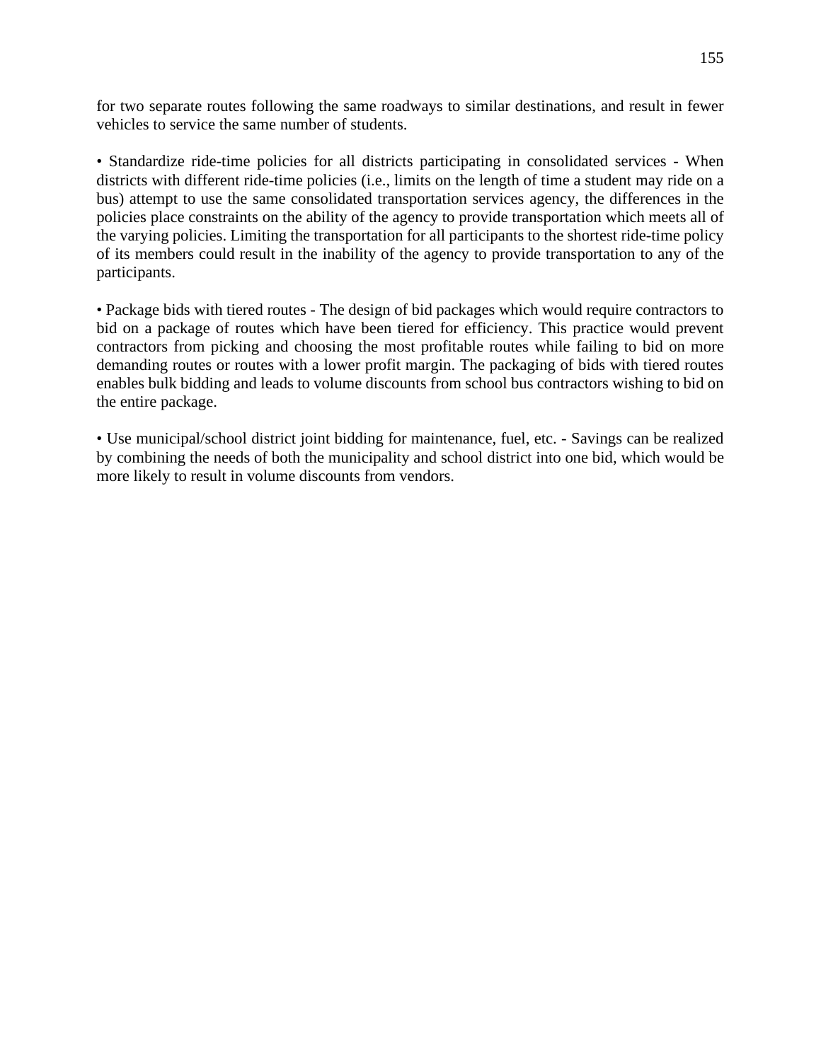for two separate routes following the same roadways to similar destinations, and result in fewer vehicles to service the same number of students.

• Standardize ride-time policies for all districts participating in consolidated services - When districts with different ride-time policies (i.e., limits on the length of time a student may ride on a bus) attempt to use the same consolidated transportation services agency, the differences in the policies place constraints on the ability of the agency to provide transportation which meets all of the varying policies. Limiting the transportation for all participants to the shortest ride-time policy of its members could result in the inability of the agency to provide transportation to any of the participants.

• Package bids with tiered routes - The design of bid packages which would require contractors to bid on a package of routes which have been tiered for efficiency. This practice would prevent contractors from picking and choosing the most profitable routes while failing to bid on more demanding routes or routes with a lower profit margin. The packaging of bids with tiered routes enables bulk bidding and leads to volume discounts from school bus contractors wishing to bid on the entire package.

• Use municipal/school district joint bidding for maintenance, fuel, etc. - Savings can be realized by combining the needs of both the municipality and school district into one bid, which would be more likely to result in volume discounts from vendors.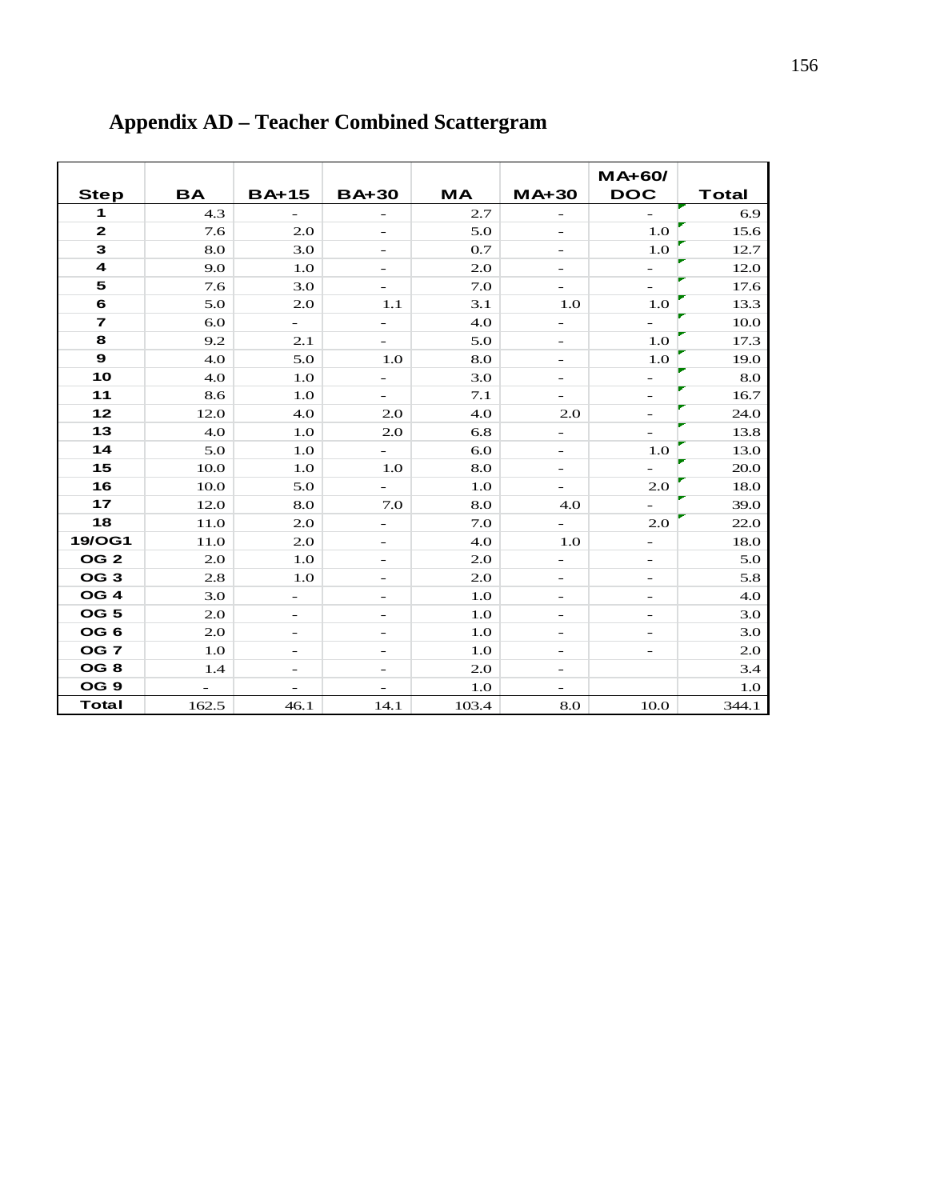## Appendix AD – Teacher Combined Scattergram

| Step | BA | BA+15 | BA+30 | MA | MA+30 | MA+60/ DOC | Total |
|---|---|---|---|---|---|---|---|
| 1 | 4.3 | - | - | 2.7 | - | - | 6.9 |
| 2 | 7.6 | 2.0 | - | 5.0 | - | 1.0 | 15.6 |
| 3 | 8.0 | 3.0 | - | 0.7 | - | 1.0 | 12.7 |
| 4 | 9.0 | 1.0 | - | 2.0 | - | - | 12.0 |
| 5 | 7.6 | 3.0 | - | 7.0 | - | - | 17.6 |
| 6 | 5.0 | 2.0 | 1.1 | 3.1 | 1.0 | 1.0 | 13.3 |
| 7 | 6.0 | - | - | 4.0 | - | - | 10.0 |
| 8 | 9.2 | 2.1 | - | 5.0 | - | 1.0 | 17.3 |
| 9 | 4.0 | 5.0 | 1.0 | 8.0 | - | 1.0 | 19.0 |
| 10 | 4.0 | 1.0 | - | 3.0 | - | - | 8.0 |
| 11 | 8.6 | 1.0 | - | 7.1 | - | - | 16.7 |
| 12 | 12.0 | 4.0 | 2.0 | 4.0 | 2.0 | - | 24.0 |
| 13 | 4.0 | 1.0 | 2.0 | 6.8 | - | - | 13.8 |
| 14 | 5.0 | 1.0 | - | 6.0 | - | 1.0 | 13.0 |
| 15 | 10.0 | 1.0 | 1.0 | 8.0 | - | - | 20.0 |
| 16 | 10.0 | 5.0 | - | 1.0 | - | 2.0 | 18.0 |
| 17 | 12.0 | 8.0 | 7.0 | 8.0 | 4.0 | - | 39.0 |
| 18 | 11.0 | 2.0 | - | 7.0 | - | 2.0 | 22.0 |
| 19/OG1 | 11.0 | 2.0 | - | 4.0 | 1.0 | - | 18.0 |
| OG 2 | 2.0 | 1.0 | - | 2.0 | - | - | 5.0 |
| OG 3 | 2.8 | 1.0 | - | 2.0 | - | - | 5.8 |
| OG 4 | 3.0 | - | - | 1.0 | - | - | 4.0 |
| OG 5 | 2.0 | - | - | 1.0 | - | - | 3.0 |
| OG 6 | 2.0 | - | - | 1.0 | - | - | 3.0 |
| OG 7 | 1.0 | - | - | 1.0 | - | - | 2.0 |
| OG 8 | 1.4 | - | - | 2.0 | - | | 3.4 |
| OG 9 | - | - | - | 1.0 | - | | 1.0 |
| Total | 162.5 | 46.1 | 14.1 | 103.4 | 8.0 | 10.0 | 344.1 |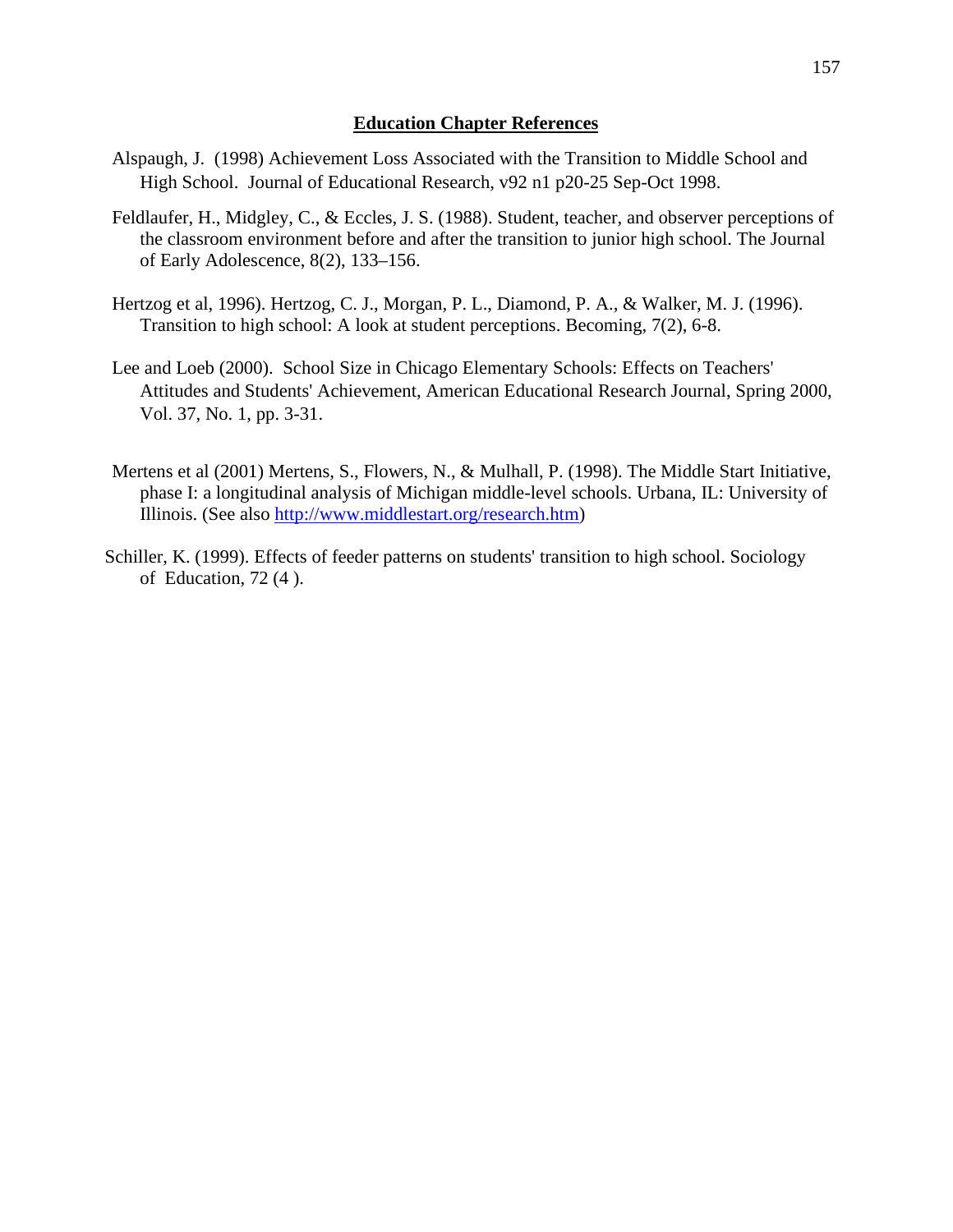## Education Chapter References

Alspaugh, J. (1998) Achievement Loss Associated with the Transition to Middle School and High School. Journal of Educational Research, v92 n1 p20-25 Sep-Oct 1998.

Feldlaufer, H., Midgley, C., & Eccles, J. S. (1988). Student, teacher, and observer perceptions of the classroom environment before and after the transition to junior high school. The Journal of Early Adolescence, 8(2), 133–156.

Hertzog et al, 1996). Hertzog, C. J., Morgan, P. L., Diamond, P. A., & Walker, M. J. (1996). Transition to high school: A look at student perceptions. Becoming, 7(2), 6-8.

Lee and Loeb (2000). School Size in Chicago Elementary Schools: Effects on Teachers' Attitudes and Students' Achievement, American Educational Research Journal, Spring 2000, Vol. 37, No. 1, pp. 3-31.

Mertens et al (2001) Mertens, S., Flowers, N., & Mulhall, P. (1998). The Middle Start Initiative, phase I: a longitudinal analysis of Michigan middle-level schools. Urbana, IL: University of Illinois. (See also http://www.middlestart.org/research.htm)

Schiller, K. (1999). Effects of feeder patterns on students' transition to high school. Sociology of Education, 72 (4 ).